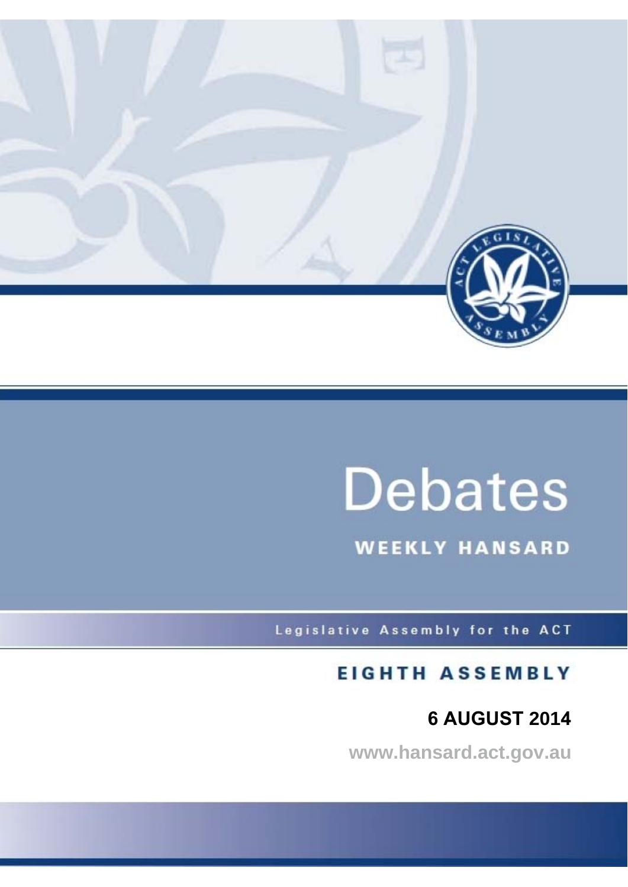# Debates

## WEEKLY HANSARD

Legislative Assembly for the ACT

## EIGHTH ASSEMBLY

**6 AUGUST 2014**

www.hansard.act.gov.au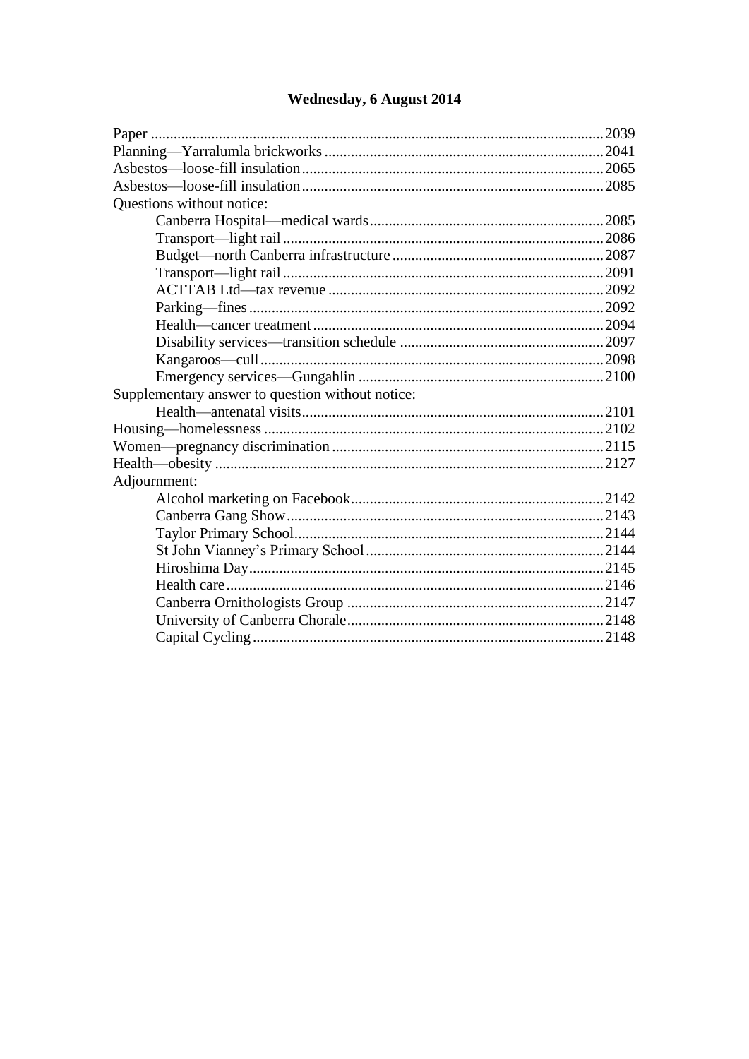# Wednesday, 6 August 2014

| | |
|---|---|
| Paper | 2039 |
| Planning—Yarralumla brickworks | 2041 |
| Asbestos—loose-fill insulation | 2065 |
| Asbestos—loose-fill insulation | 2085 |
| Questions without notice: | |
| Canberra Hospital—medical wards | 2085 |
| Transport—light rail | 2086 |
| Budget—north Canberra infrastructure | 2087 |
| Transport—light rail | 2091 |
| ACTTAB Ltd—tax revenue | 2092 |
| Parking—fines | 2092 |
| Health—cancer treatment | 2094 |
| Disability services—transition schedule | 2097 |
| Kangaroos—cull | 2098 |
| Emergency services—Gungahlin | 2100 |
| Supplementary answer to question without notice: | |
| Health—antenatal visits | 2101 |
| Housing—homelessness | 2102 |
| Women—pregnancy discrimination | 2115 |
| Health—obesity | 2127 |
| Adjournment: | |
| Alcohol marketing on Facebook | 2142 |
| Canberra Gang Show | 2143 |
| Taylor Primary School | 2144 |
| St John Vianney's Primary School | 2144 |
| Hiroshima Day | 2145 |
| Health care | 2146 |
| Canberra Ornithologists Group | 2147 |
| University of Canberra Chorale | 2148 |
| Capital Cycling | 2148 |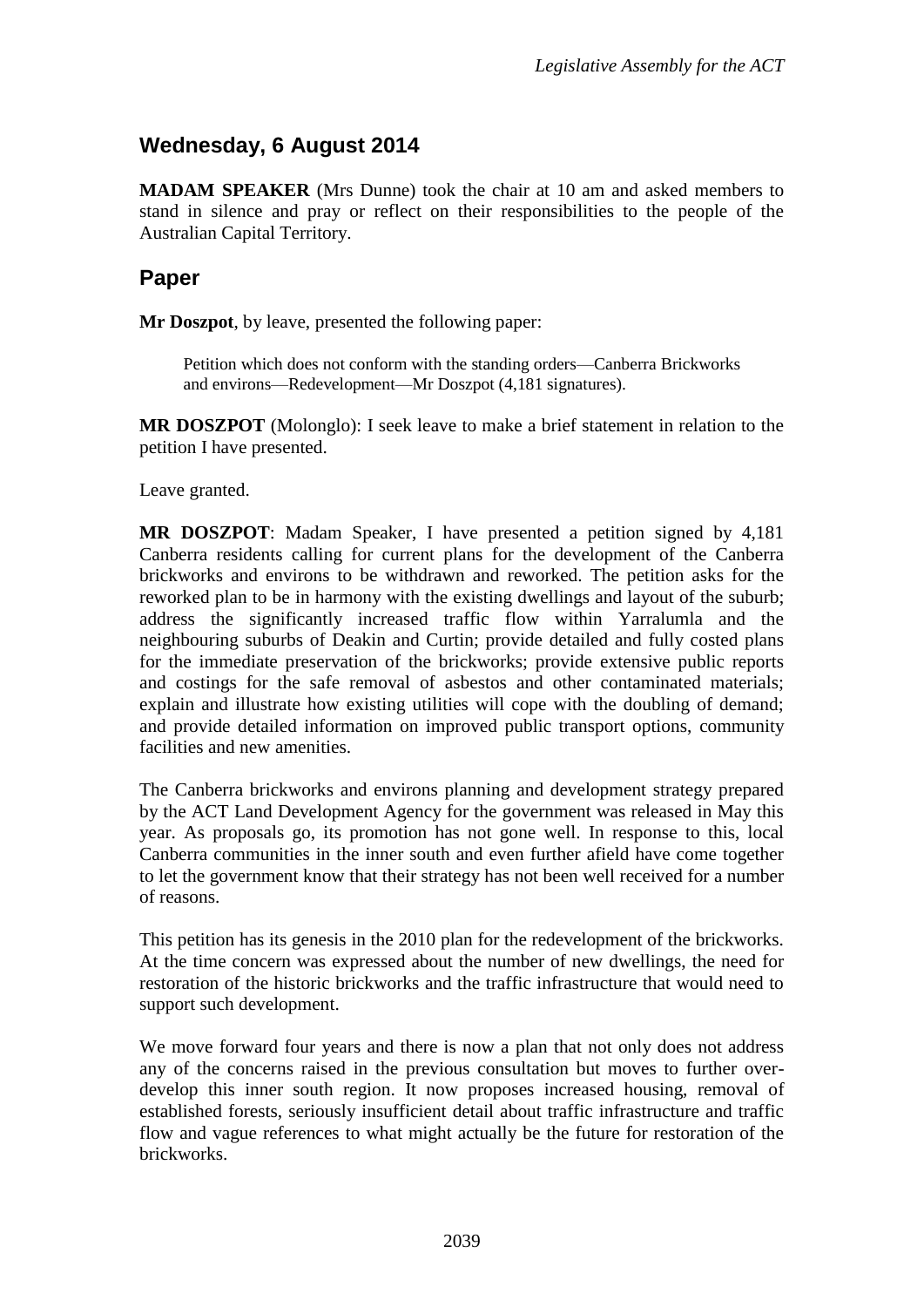## Wednesday, 6 August 2014

**MADAM SPEAKER** (Mrs Dunne) took the chair at 10 am and asked members to stand in silence and pray or reflect on their responsibilities to the people of the Australian Capital Territory.

## Paper

**Mr Doszpot**, by leave, presented the following paper:

> Petition which does not conform with the standing orders—Canberra Brickworks and environs—Redevelopment—Mr Doszpot (4,181 signatures).

**MR DOSZPOT** (Molonglo): I seek leave to make a brief statement in relation to the petition I have presented.

Leave granted.

**MR DOSZPOT**: Madam Speaker, I have presented a petition signed by 4,181 Canberra residents calling for current plans for the development of the Canberra brickworks and environs to be withdrawn and reworked. The petition asks for the reworked plan to be in harmony with the existing dwellings and layout of the suburb; address the significantly increased traffic flow within Yarralumla and the neighbouring suburbs of Deakin and Curtin; provide detailed and fully costed plans for the immediate preservation of the brickworks; provide extensive public reports and costings for the safe removal of asbestos and other contaminated materials; explain and illustrate how existing utilities will cope with the doubling of demand; and provide detailed information on improved public transport options, community facilities and new amenities.

The Canberra brickworks and environs planning and development strategy prepared by the ACT Land Development Agency for the government was released in May this year. As proposals go, its promotion has not gone well. In response to this, local Canberra communities in the inner south and even further afield have come together to let the government know that their strategy has not been well received for a number of reasons.

This petition has its genesis in the 2010 plan for the redevelopment of the brickworks. At the time concern was expressed about the number of new dwellings, the need for restoration of the historic brickworks and the traffic infrastructure that would need to support such development.

We move forward four years and there is now a plan that not only does not address any of the concerns raised in the previous consultation but moves to further over-develop this inner south region. It now proposes increased housing, removal of established forests, seriously insufficient detail about traffic infrastructure and traffic flow and vague references to what might actually be the future for restoration of the brickworks.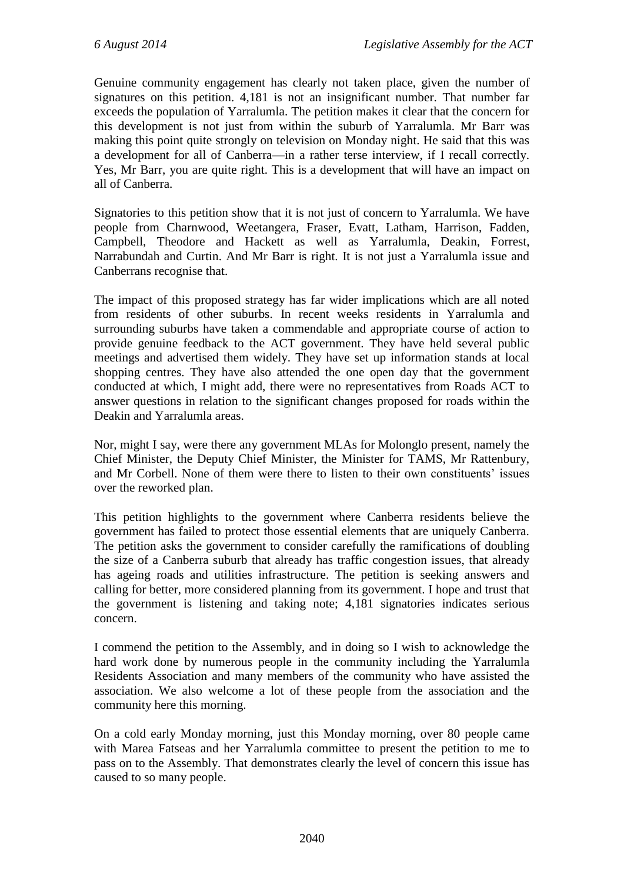Genuine community engagement has clearly not taken place, given the number of signatures on this petition. 4,181 is not an insignificant number. That number far exceeds the population of Yarralumla. The petition makes it clear that the concern for this development is not just from within the suburb of Yarralumla. Mr Barr was making this point quite strongly on television on Monday night. He said that this was a development for all of Canberra—in a rather terse interview, if I recall correctly. Yes, Mr Barr, you are quite right. This is a development that will have an impact on all of Canberra.

Signatories to this petition show that it is not just of concern to Yarralumla. We have people from Charnwood, Weetangera, Fraser, Evatt, Latham, Harrison, Fadden, Campbell, Theodore and Hackett as well as Yarralumla, Deakin, Forrest, Narrabundah and Curtin. And Mr Barr is right. It is not just a Yarralumla issue and Canberrans recognise that.

The impact of this proposed strategy has far wider implications which are all noted from residents of other suburbs. In recent weeks residents in Yarralumla and surrounding suburbs have taken a commendable and appropriate course of action to provide genuine feedback to the ACT government. They have held several public meetings and advertised them widely. They have set up information stands at local shopping centres. They have also attended the one open day that the government conducted at which, I might add, there were no representatives from Roads ACT to answer questions in relation to the significant changes proposed for roads within the Deakin and Yarralumla areas.

Nor, might I say, were there any government MLAs for Molonglo present, namely the Chief Minister, the Deputy Chief Minister, the Minister for TAMS, Mr Rattenbury, and Mr Corbell. None of them were there to listen to their own constituents' issues over the reworked plan.

This petition highlights to the government where Canberra residents believe the government has failed to protect those essential elements that are uniquely Canberra. The petition asks the government to consider carefully the ramifications of doubling the size of a Canberra suburb that already has traffic congestion issues, that already has ageing roads and utilities infrastructure. The petition is seeking answers and calling for better, more considered planning from its government. I hope and trust that the government is listening and taking note; 4,181 signatories indicates serious concern.

I commend the petition to the Assembly, and in doing so I wish to acknowledge the hard work done by numerous people in the community including the Yarralumla Residents Association and many members of the community who have assisted the association. We also welcome a lot of these people from the association and the community here this morning.

On a cold early Monday morning, just this Monday morning, over 80 people came with Marea Fatseas and her Yarralumla committee to present the petition to me to pass on to the Assembly. That demonstrates clearly the level of concern this issue has caused to so many people.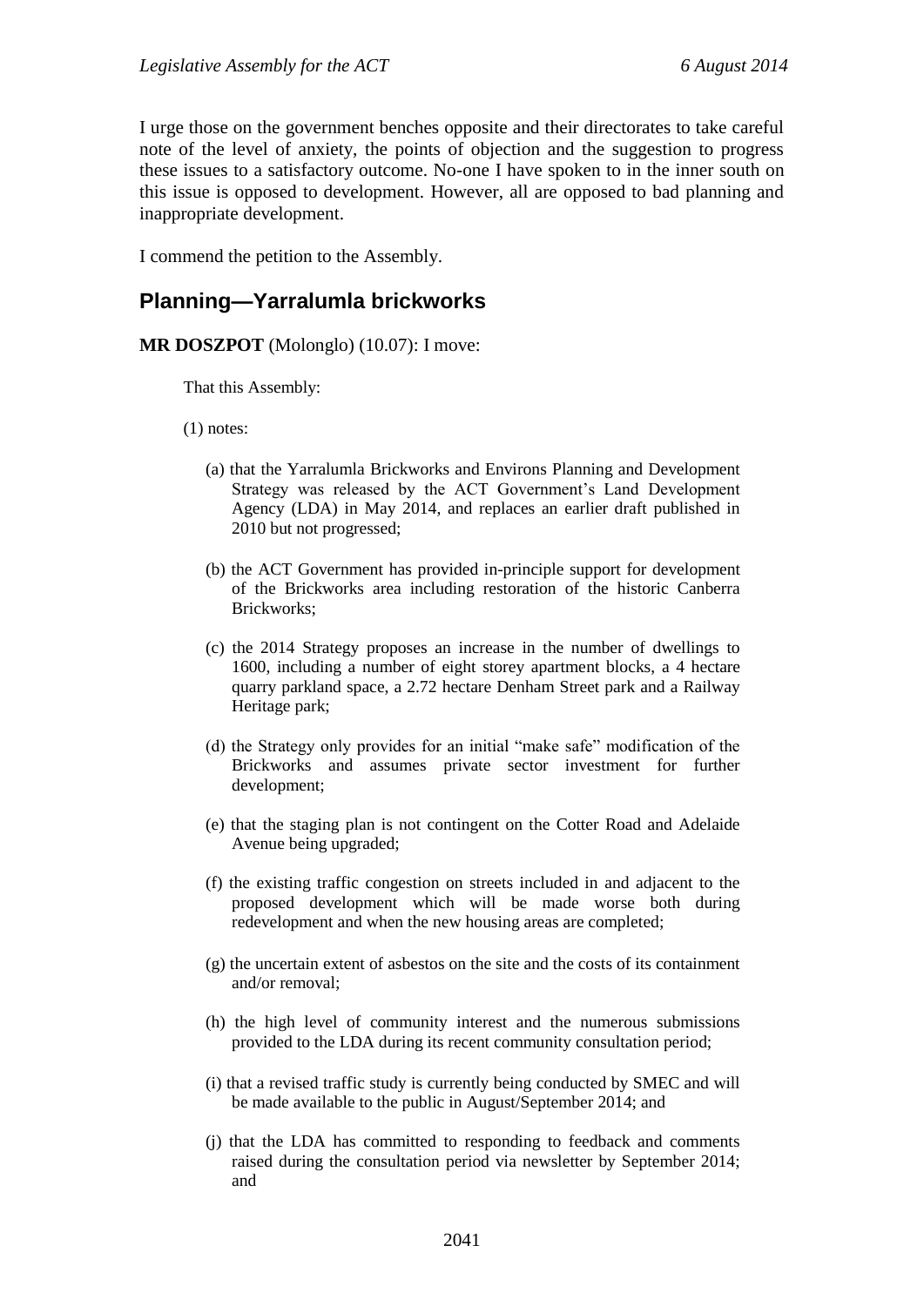I urge those on the government benches opposite and their directorates to take careful note of the level of anxiety, the points of objection and the suggestion to progress these issues to a satisfactory outcome. No-one I have spoken to in the inner south on this issue is opposed to development. However, all are opposed to bad planning and inappropriate development.

I commend the petition to the Assembly.

## Planning—Yarralumla brickworks

**MR DOSZPOT** (Molonglo) (10.07): I move:

That this Assembly:

(1) notes:

(a) that the Yarralumla Brickworks and Environs Planning and Development Strategy was released by the ACT Government's Land Development Agency (LDA) in May 2014, and replaces an earlier draft published in 2010 but not progressed;

(b) the ACT Government has provided in-principle support for development of the Brickworks area including restoration of the historic Canberra Brickworks;

(c) the 2014 Strategy proposes an increase in the number of dwellings to 1600, including a number of eight storey apartment blocks, a 4 hectare quarry parkland space, a 2.72 hectare Denham Street park and a Railway Heritage park;

(d) the Strategy only provides for an initial "make safe" modification of the Brickworks and assumes private sector investment for further development;

(e) that the staging plan is not contingent on the Cotter Road and Adelaide Avenue being upgraded;

(f) the existing traffic congestion on streets included in and adjacent to the proposed development which will be made worse both during redevelopment and when the new housing areas are completed;

(g) the uncertain extent of asbestos on the site and the costs of its containment and/or removal;

(h) the high level of community interest and the numerous submissions provided to the LDA during its recent community consultation period;

(i) that a revised traffic study is currently being conducted by SMEC and will be made available to the public in August/September 2014; and

(j) that the LDA has committed to responding to feedback and comments raised during the consultation period via newsletter by September 2014; and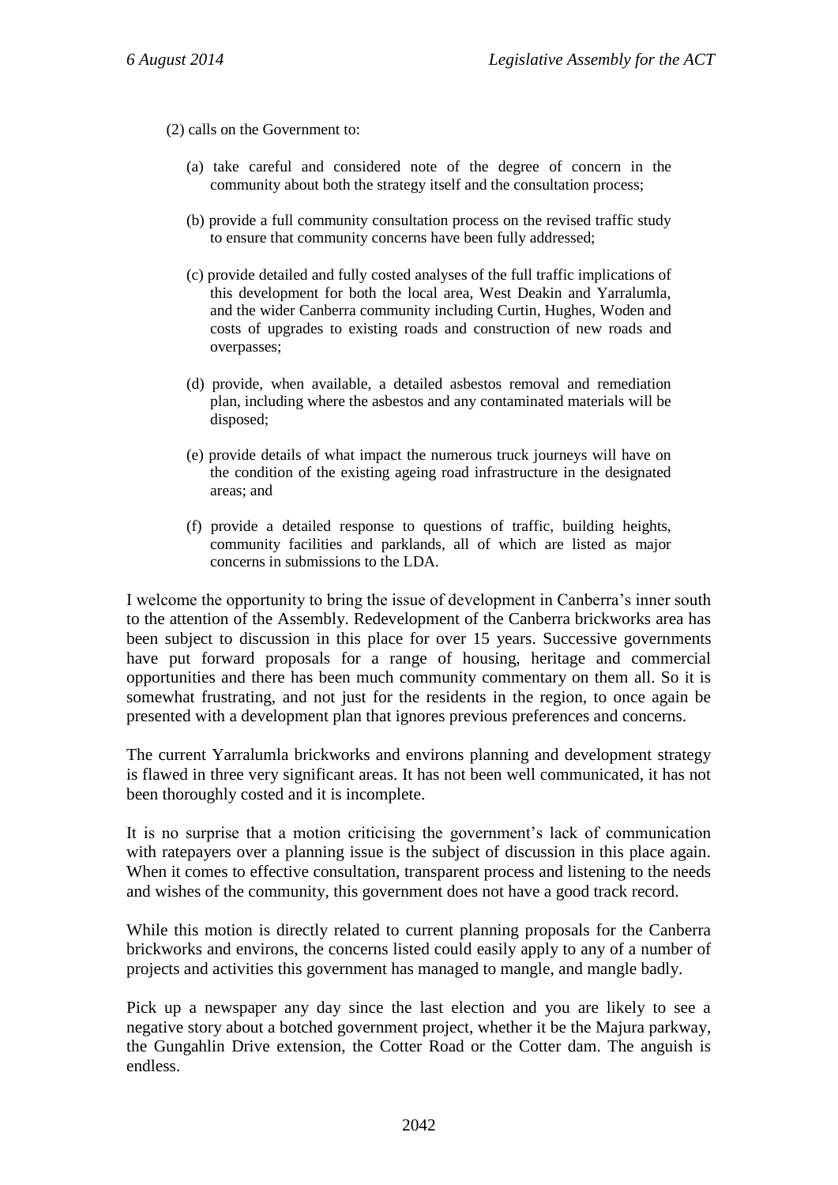(2) calls on the Government to:

(a) take careful and considered note of the degree of concern in the community about both the strategy itself and the consultation process;

(b) provide a full community consultation process on the revised traffic study to ensure that community concerns have been fully addressed;

(c) provide detailed and fully costed analyses of the full traffic implications of this development for both the local area, West Deakin and Yarralumla, and the wider Canberra community including Curtin, Hughes, Woden and costs of upgrades to existing roads and construction of new roads and overpasses;

(d) provide, when available, a detailed asbestos removal and remediation plan, including where the asbestos and any contaminated materials will be disposed;

(e) provide details of what impact the numerous truck journeys will have on the condition of the existing ageing road infrastructure in the designated areas; and

(f) provide a detailed response to questions of traffic, building heights, community facilities and parklands, all of which are listed as major concerns in submissions to the LDA.

I welcome the opportunity to bring the issue of development in Canberra's inner south to the attention of the Assembly. Redevelopment of the Canberra brickworks area has been subject to discussion in this place for over 15 years. Successive governments have put forward proposals for a range of housing, heritage and commercial opportunities and there has been much community commentary on them all. So it is somewhat frustrating, and not just for the residents in the region, to once again be presented with a development plan that ignores previous preferences and concerns.

The current Yarralumla brickworks and environs planning and development strategy is flawed in three very significant areas. It has not been well communicated, it has not been thoroughly costed and it is incomplete.

It is no surprise that a motion criticising the government's lack of communication with ratepayers over a planning issue is the subject of discussion in this place again. When it comes to effective consultation, transparent process and listening to the needs and wishes of the community, this government does not have a good track record.

While this motion is directly related to current planning proposals for the Canberra brickworks and environs, the concerns listed could easily apply to any of a number of projects and activities this government has managed to mangle, and mangle badly.

Pick up a newspaper any day since the last election and you are likely to see a negative story about a botched government project, whether it be the Majura parkway, the Gungahlin Drive extension, the Cotter Road or the Cotter dam. The anguish is endless.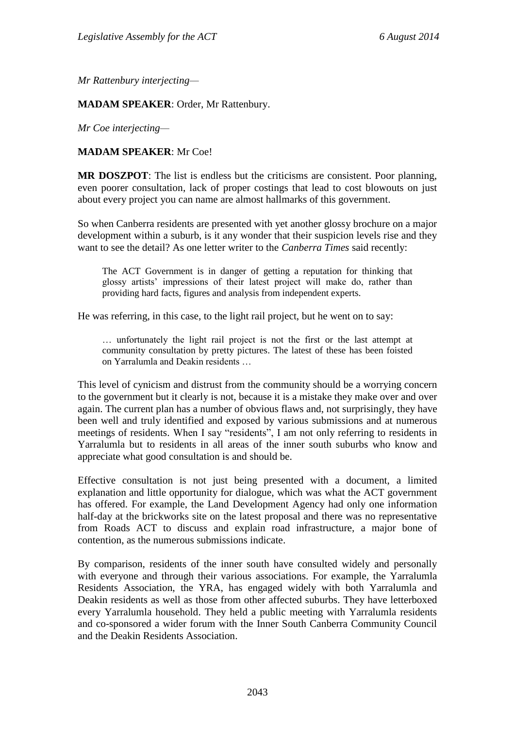*Mr Rattenbury interjecting*—

**MADAM SPEAKER**: Order, Mr Rattenbury.

*Mr Coe interjecting*—

**MADAM SPEAKER**: Mr Coe!

**MR DOSZPOT**: The list is endless but the criticisms are consistent. Poor planning, even poorer consultation, lack of proper costings that lead to cost blowouts on just about every project you can name are almost hallmarks of this government.

So when Canberra residents are presented with yet another glossy brochure on a major development within a suburb, is it any wonder that their suspicion levels rise and they want to see the detail? As one letter writer to the *Canberra Times* said recently:

> The ACT Government is in danger of getting a reputation for thinking that glossy artists' impressions of their latest project will make do, rather than providing hard facts, figures and analysis from independent experts.

He was referring, in this case, to the light rail project, but he went on to say:

> … unfortunately the light rail project is not the first or the last attempt at community consultation by pretty pictures. The latest of these has been foisted on Yarralumla and Deakin residents …

This level of cynicism and distrust from the community should be a worrying concern to the government but it clearly is not, because it is a mistake they make over and over again. The current plan has a number of obvious flaws and, not surprisingly, they have been well and truly identified and exposed by various submissions and at numerous meetings of residents. When I say "residents", I am not only referring to residents in Yarralumla but to residents in all areas of the inner south suburbs who know and appreciate what good consultation is and should be.

Effective consultation is not just being presented with a document, a limited explanation and little opportunity for dialogue, which was what the ACT government has offered. For example, the Land Development Agency had only one information half-day at the brickworks site on the latest proposal and there was no representative from Roads ACT to discuss and explain road infrastructure, a major bone of contention, as the numerous submissions indicate.

By comparison, residents of the inner south have consulted widely and personally with everyone and through their various associations. For example, the Yarralumla Residents Association, the YRA, has engaged widely with both Yarralumla and Deakin residents as well as those from other affected suburbs. They have letterboxed every Yarralumla household. They held a public meeting with Yarralumla residents and co-sponsored a wider forum with the Inner South Canberra Community Council and the Deakin Residents Association.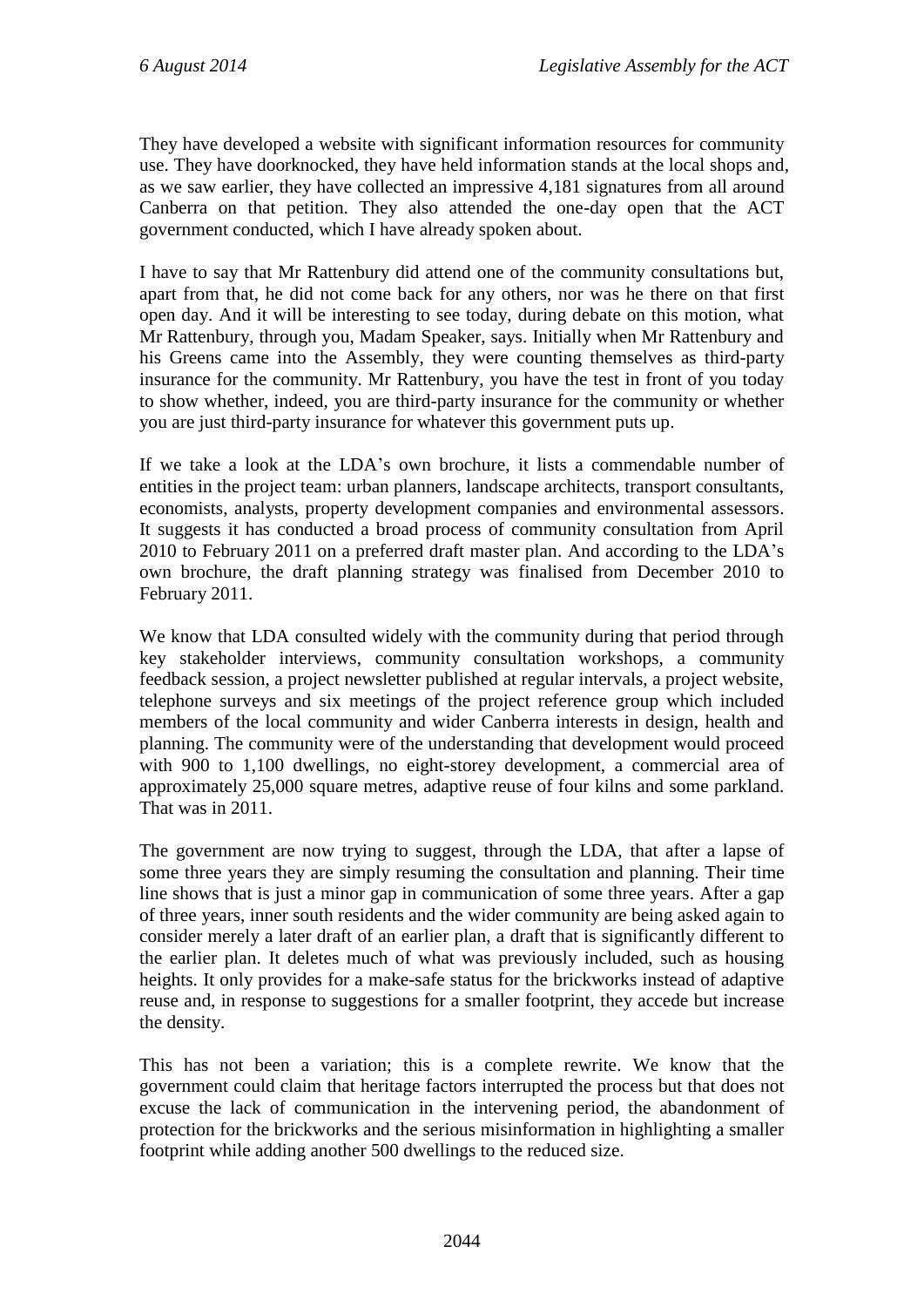They have developed a website with significant information resources for community use. They have doorknocked, they have held information stands at the local shops and, as we saw earlier, they have collected an impressive 4,181 signatures from all around Canberra on that petition. They also attended the one-day open that the ACT government conducted, which I have already spoken about.

I have to say that Mr Rattenbury did attend one of the community consultations but, apart from that, he did not come back for any others, nor was he there on that first open day. And it will be interesting to see today, during debate on this motion, what Mr Rattenbury, through you, Madam Speaker, says. Initially when Mr Rattenbury and his Greens came into the Assembly, they were counting themselves as third-party insurance for the community. Mr Rattenbury, you have the test in front of you today to show whether, indeed, you are third-party insurance for the community or whether you are just third-party insurance for whatever this government puts up.

If we take a look at the LDA's own brochure, it lists a commendable number of entities in the project team: urban planners, landscape architects, transport consultants, economists, analysts, property development companies and environmental assessors. It suggests it has conducted a broad process of community consultation from April 2010 to February 2011 on a preferred draft master plan. And according to the LDA's own brochure, the draft planning strategy was finalised from December 2010 to February 2011.

We know that LDA consulted widely with the community during that period through key stakeholder interviews, community consultation workshops, a community feedback session, a project newsletter published at regular intervals, a project website, telephone surveys and six meetings of the project reference group which included members of the local community and wider Canberra interests in design, health and planning. The community were of the understanding that development would proceed with 900 to 1,100 dwellings, no eight-storey development, a commercial area of approximately 25,000 square metres, adaptive reuse of four kilns and some parkland. That was in 2011.

The government are now trying to suggest, through the LDA, that after a lapse of some three years they are simply resuming the consultation and planning. Their time line shows that is just a minor gap in communication of some three years. After a gap of three years, inner south residents and the wider community are being asked again to consider merely a later draft of an earlier plan, a draft that is significantly different to the earlier plan. It deletes much of what was previously included, such as housing heights. It only provides for a make-safe status for the brickworks instead of adaptive reuse and, in response to suggestions for a smaller footprint, they accede but increase the density.

This has not been a variation; this is a complete rewrite. We know that the government could claim that heritage factors interrupted the process but that does not excuse the lack of communication in the intervening period, the abandonment of protection for the brickworks and the serious misinformation in highlighting a smaller footprint while adding another 500 dwellings to the reduced size.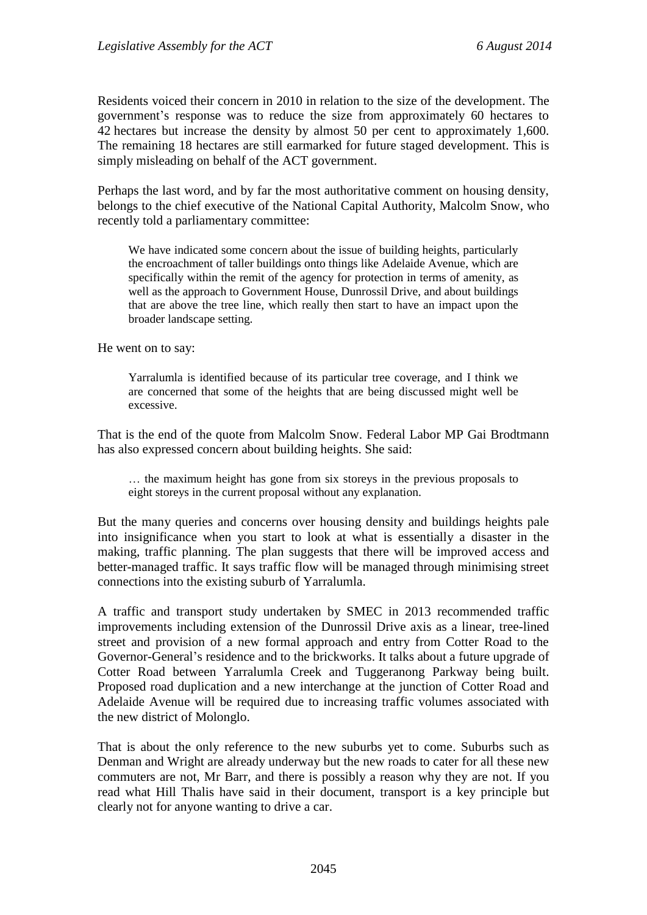Residents voiced their concern in 2010 in relation to the size of the development. The government's response was to reduce the size from approximately 60 hectares to 42 hectares but increase the density by almost 50 per cent to approximately 1,600. The remaining 18 hectares are still earmarked for future staged development. This is simply misleading on behalf of the ACT government.

Perhaps the last word, and by far the most authoritative comment on housing density, belongs to the chief executive of the National Capital Authority, Malcolm Snow, who recently told a parliamentary committee:

> We have indicated some concern about the issue of building heights, particularly the encroachment of taller buildings onto things like Adelaide Avenue, which are specifically within the remit of the agency for protection in terms of amenity, as well as the approach to Government House, Dunrossil Drive, and about buildings that are above the tree line, which really then start to have an impact upon the broader landscape setting.

He went on to say:

> Yarralumla is identified because of its particular tree coverage, and I think we are concerned that some of the heights that are being discussed might well be excessive.

That is the end of the quote from Malcolm Snow. Federal Labor MP Gai Brodtmann has also expressed concern about building heights. She said:

> … the maximum height has gone from six storeys in the previous proposals to eight storeys in the current proposal without any explanation.

But the many queries and concerns over housing density and buildings heights pale into insignificance when you start to look at what is essentially a disaster in the making, traffic planning. The plan suggests that there will be improved access and better-managed traffic. It says traffic flow will be managed through minimising street connections into the existing suburb of Yarralumla.

A traffic and transport study undertaken by SMEC in 2013 recommended traffic improvements including extension of the Dunrossil Drive axis as a linear, tree-lined street and provision of a new formal approach and entry from Cotter Road to the Governor-General's residence and to the brickworks. It talks about a future upgrade of Cotter Road between Yarralumla Creek and Tuggeranong Parkway being built. Proposed road duplication and a new interchange at the junction of Cotter Road and Adelaide Avenue will be required due to increasing traffic volumes associated with the new district of Molonglo.

That is about the only reference to the new suburbs yet to come. Suburbs such as Denman and Wright are already underway but the new roads to cater for all these new commuters are not, Mr Barr, and there is possibly a reason why they are not. If you read what Hill Thalis have said in their document, transport is a key principle but clearly not for anyone wanting to drive a car.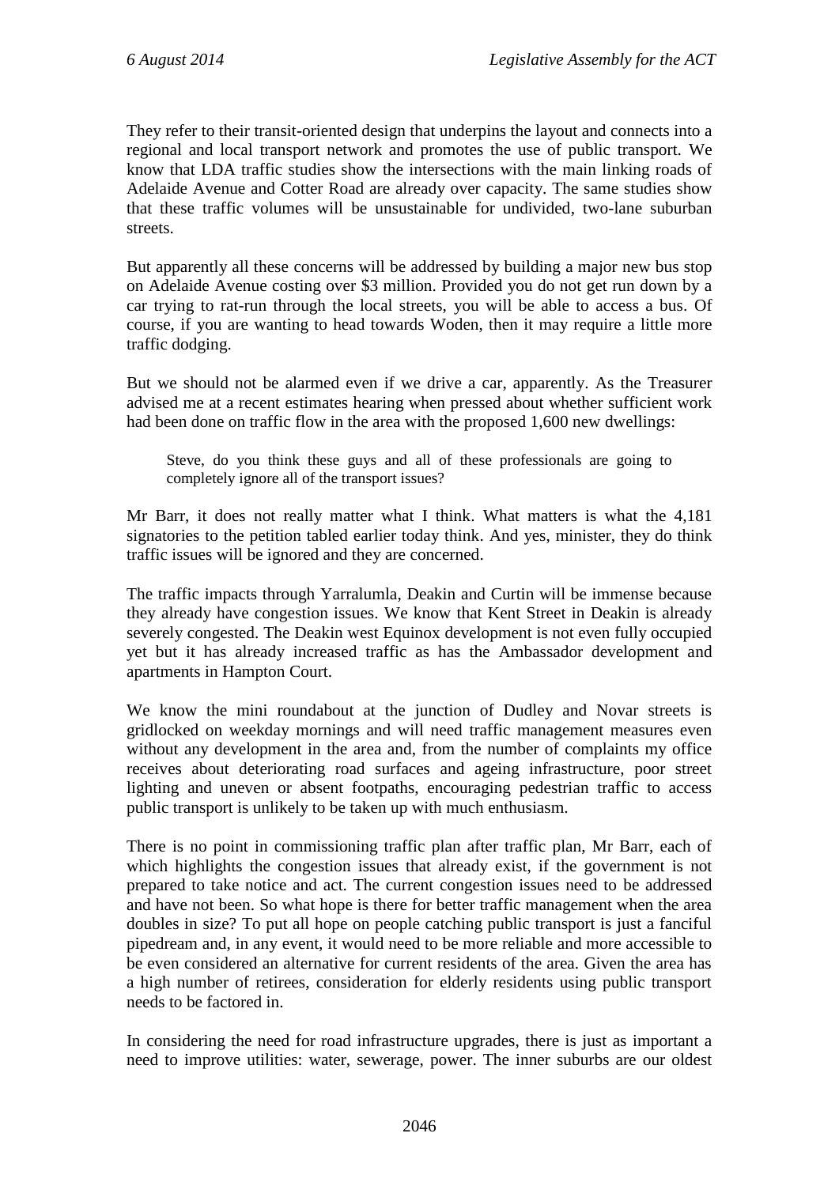They refer to their transit-oriented design that underpins the layout and connects into a regional and local transport network and promotes the use of public transport. We know that LDA traffic studies show the intersections with the main linking roads of Adelaide Avenue and Cotter Road are already over capacity. The same studies show that these traffic volumes will be unsustainable for undivided, two-lane suburban streets.

But apparently all these concerns will be addressed by building a major new bus stop on Adelaide Avenue costing over $3 million. Provided you do not get run down by a car trying to rat-run through the local streets, you will be able to access a bus. Of course, if you are wanting to head towards Woden, then it may require a little more traffic dodging.

But we should not be alarmed even if we drive a car, apparently. As the Treasurer advised me at a recent estimates hearing when pressed about whether sufficient work had been done on traffic flow in the area with the proposed 1,600 new dwellings:

> Steve, do you think these guys and all of these professionals are going to completely ignore all of the transport issues?

Mr Barr, it does not really matter what I think. What matters is what the 4,181 signatories to the petition tabled earlier today think. And yes, minister, they do think traffic issues will be ignored and they are concerned.

The traffic impacts through Yarralumla, Deakin and Curtin will be immense because they already have congestion issues. We know that Kent Street in Deakin is already severely congested. The Deakin west Equinox development is not even fully occupied yet but it has already increased traffic as has the Ambassador development and apartments in Hampton Court.

We know the mini roundabout at the junction of Dudley and Novar streets is gridlocked on weekday mornings and will need traffic management measures even without any development in the area and, from the number of complaints my office receives about deteriorating road surfaces and ageing infrastructure, poor street lighting and uneven or absent footpaths, encouraging pedestrian traffic to access public transport is unlikely to be taken up with much enthusiasm.

There is no point in commissioning traffic plan after traffic plan, Mr Barr, each of which highlights the congestion issues that already exist, if the government is not prepared to take notice and act. The current congestion issues need to be addressed and have not been. So what hope is there for better traffic management when the area doubles in size? To put all hope on people catching public transport is just a fanciful pipedream and, in any event, it would need to be more reliable and more accessible to be even considered an alternative for current residents of the area. Given the area has a high number of retirees, consideration for elderly residents using public transport needs to be factored in.

In considering the need for road infrastructure upgrades, there is just as important a need to improve utilities: water, sewerage, power. The inner suburbs are our oldest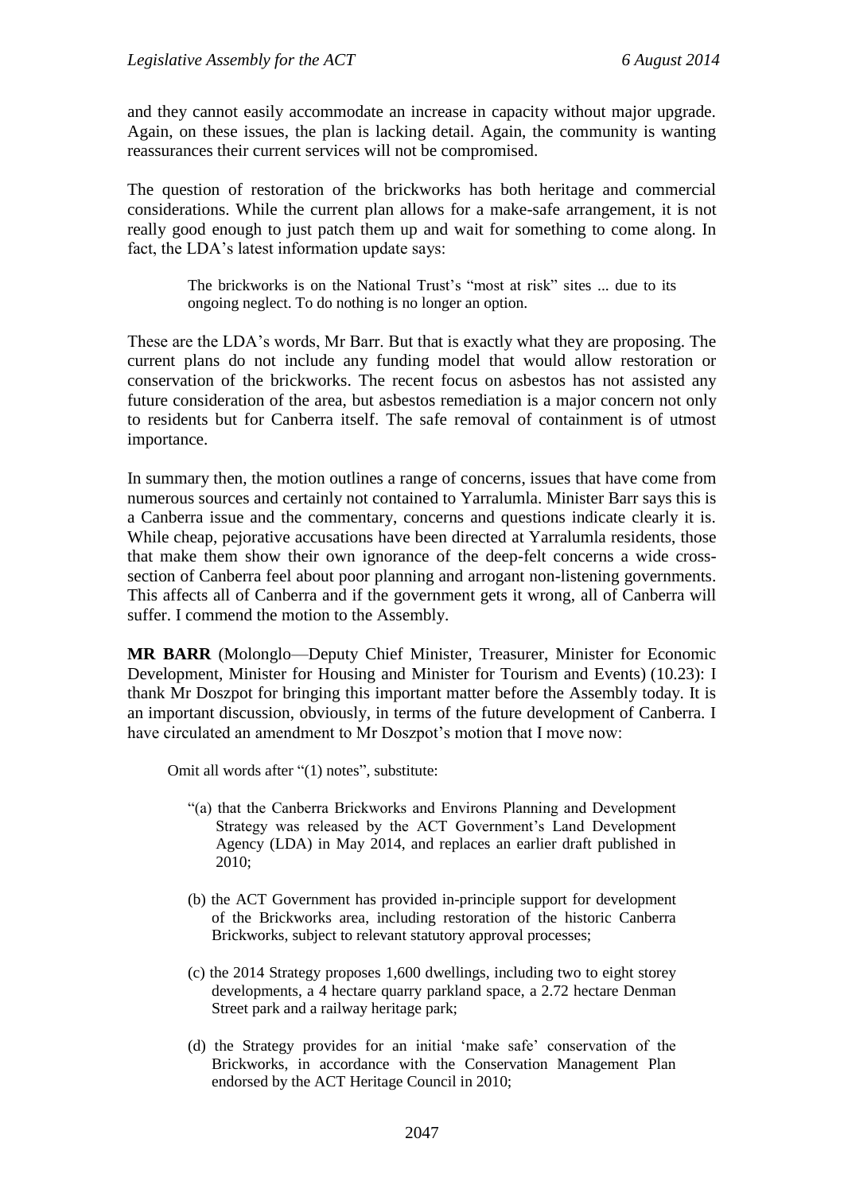and they cannot easily accommodate an increase in capacity without major upgrade. Again, on these issues, the plan is lacking detail. Again, the community is wanting reassurances their current services will not be compromised.

The question of restoration of the brickworks has both heritage and commercial considerations. While the current plan allows for a make-safe arrangement, it is not really good enough to just patch them up and wait for something to come along. In fact, the LDA's latest information update says:

> The brickworks is on the National Trust's "most at risk" sites ... due to its ongoing neglect. To do nothing is no longer an option.

These are the LDA's words, Mr Barr. But that is exactly what they are proposing. The current plans do not include any funding model that would allow restoration or conservation of the brickworks. The recent focus on asbestos has not assisted any future consideration of the area, but asbestos remediation is a major concern not only to residents but for Canberra itself. The safe removal of containment is of utmost importance.

In summary then, the motion outlines a range of concerns, issues that have come from numerous sources and certainly not contained to Yarralumla. Minister Barr says this is a Canberra issue and the commentary, concerns and questions indicate clearly it is. While cheap, pejorative accusations have been directed at Yarralumla residents, those that make them show their own ignorance of the deep-felt concerns a wide cross-section of Canberra feel about poor planning and arrogant non-listening governments. This affects all of Canberra and if the government gets it wrong, all of Canberra will suffer. I commend the motion to the Assembly.

**MR BARR** (Molonglo—Deputy Chief Minister, Treasurer, Minister for Economic Development, Minister for Housing and Minister for Tourism and Events) (10.23): I thank Mr Doszpot for bringing this important matter before the Assembly today. It is an important discussion, obviously, in terms of the future development of Canberra. I have circulated an amendment to Mr Doszpot's motion that I move now:

> Omit all words after "(1) notes", substitute:
>
> "(a) that the Canberra Brickworks and Environs Planning and Development Strategy was released by the ACT Government's Land Development Agency (LDA) in May 2014, and replaces an earlier draft published in 2010;
>
> (b) the ACT Government has provided in-principle support for development of the Brickworks area, including restoration of the historic Canberra Brickworks, subject to relevant statutory approval processes;
>
> (c) the 2014 Strategy proposes 1,600 dwellings, including two to eight storey developments, a 4 hectare quarry parkland space, a 2.72 hectare Denman Street park and a railway heritage park;
>
> (d) the Strategy provides for an initial 'make safe' conservation of the Brickworks, in accordance with the Conservation Management Plan endorsed by the ACT Heritage Council in 2010;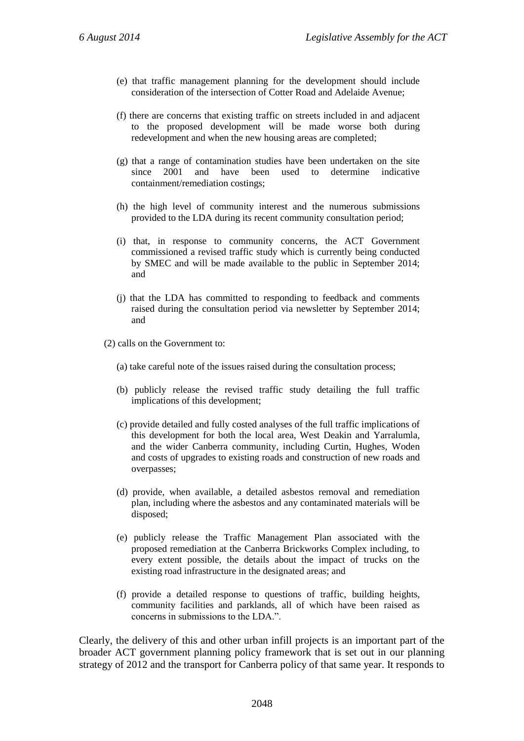(e) that traffic management planning for the development should include consideration of the intersection of Cotter Road and Adelaide Avenue;

(f) there are concerns that existing traffic on streets included in and adjacent to the proposed development will be made worse both during redevelopment and when the new housing areas are completed;

(g) that a range of contamination studies have been undertaken on the site since 2001 and have been used to determine indicative containment/remediation costings;

(h) the high level of community interest and the numerous submissions provided to the LDA during its recent community consultation period;

(i) that, in response to community concerns, the ACT Government commissioned a revised traffic study which is currently being conducted by SMEC and will be made available to the public in September 2014; and

(j) that the LDA has committed to responding to feedback and comments raised during the consultation period via newsletter by September 2014; and

(2) calls on the Government to:

(a) take careful note of the issues raised during the consultation process;

(b) publicly release the revised traffic study detailing the full traffic implications of this development;

(c) provide detailed and fully costed analyses of the full traffic implications of this development for both the local area, West Deakin and Yarralumla, and the wider Canberra community, including Curtin, Hughes, Woden and costs of upgrades to existing roads and construction of new roads and overpasses;

(d) provide, when available, a detailed asbestos removal and remediation plan, including where the asbestos and any contaminated materials will be disposed;

(e) publicly release the Traffic Management Plan associated with the proposed remediation at the Canberra Brickworks Complex including, to every extent possible, the details about the impact of trucks on the existing road infrastructure in the designated areas; and

(f) provide a detailed response to questions of traffic, building heights, community facilities and parklands, all of which have been raised as concerns in submissions to the LDA.".

Clearly, the delivery of this and other urban infill projects is an important part of the broader ACT government planning policy framework that is set out in our planning strategy of 2012 and the transport for Canberra policy of that same year. It responds to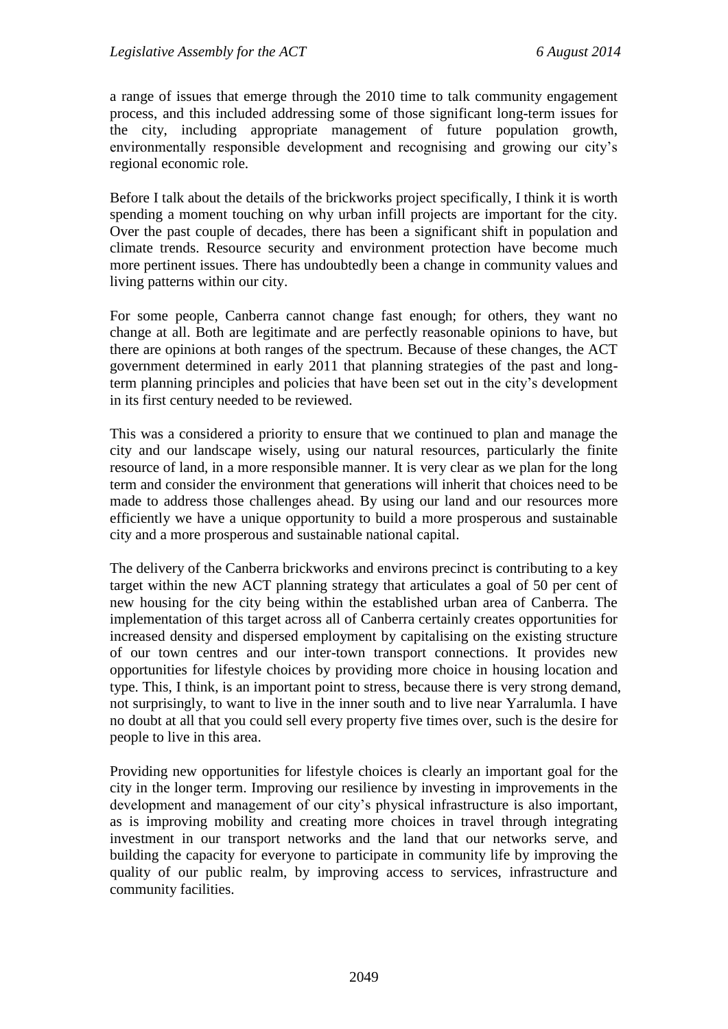a range of issues that emerge through the 2010 time to talk community engagement process, and this included addressing some of those significant long-term issues for the city, including appropriate management of future population growth, environmentally responsible development and recognising and growing our city's regional economic role.

Before I talk about the details of the brickworks project specifically, I think it is worth spending a moment touching on why urban infill projects are important for the city. Over the past couple of decades, there has been a significant shift in population and climate trends. Resource security and environment protection have become much more pertinent issues. There has undoubtedly been a change in community values and living patterns within our city.

For some people, Canberra cannot change fast enough; for others, they want no change at all. Both are legitimate and are perfectly reasonable opinions to have, but there are opinions at both ranges of the spectrum. Because of these changes, the ACT government determined in early 2011 that planning strategies of the past and long-term planning principles and policies that have been set out in the city's development in its first century needed to be reviewed.

This was a considered a priority to ensure that we continued to plan and manage the city and our landscape wisely, using our natural resources, particularly the finite resource of land, in a more responsible manner. It is very clear as we plan for the long term and consider the environment that generations will inherit that choices need to be made to address those challenges ahead. By using our land and our resources more efficiently we have a unique opportunity to build a more prosperous and sustainable city and a more prosperous and sustainable national capital.

The delivery of the Canberra brickworks and environs precinct is contributing to a key target within the new ACT planning strategy that articulates a goal of 50 per cent of new housing for the city being within the established urban area of Canberra. The implementation of this target across all of Canberra certainly creates opportunities for increased density and dispersed employment by capitalising on the existing structure of our town centres and our inter-town transport connections. It provides new opportunities for lifestyle choices by providing more choice in housing location and type. This, I think, is an important point to stress, because there is very strong demand, not surprisingly, to want to live in the inner south and to live near Yarralumla. I have no doubt at all that you could sell every property five times over, such is the desire for people to live in this area.

Providing new opportunities for lifestyle choices is clearly an important goal for the city in the longer term. Improving our resilience by investing in improvements in the development and management of our city's physical infrastructure is also important, as is improving mobility and creating more choices in travel through integrating investment in our transport networks and the land that our networks serve, and building the capacity for everyone to participate in community life by improving the quality of our public realm, by improving access to services, infrastructure and community facilities.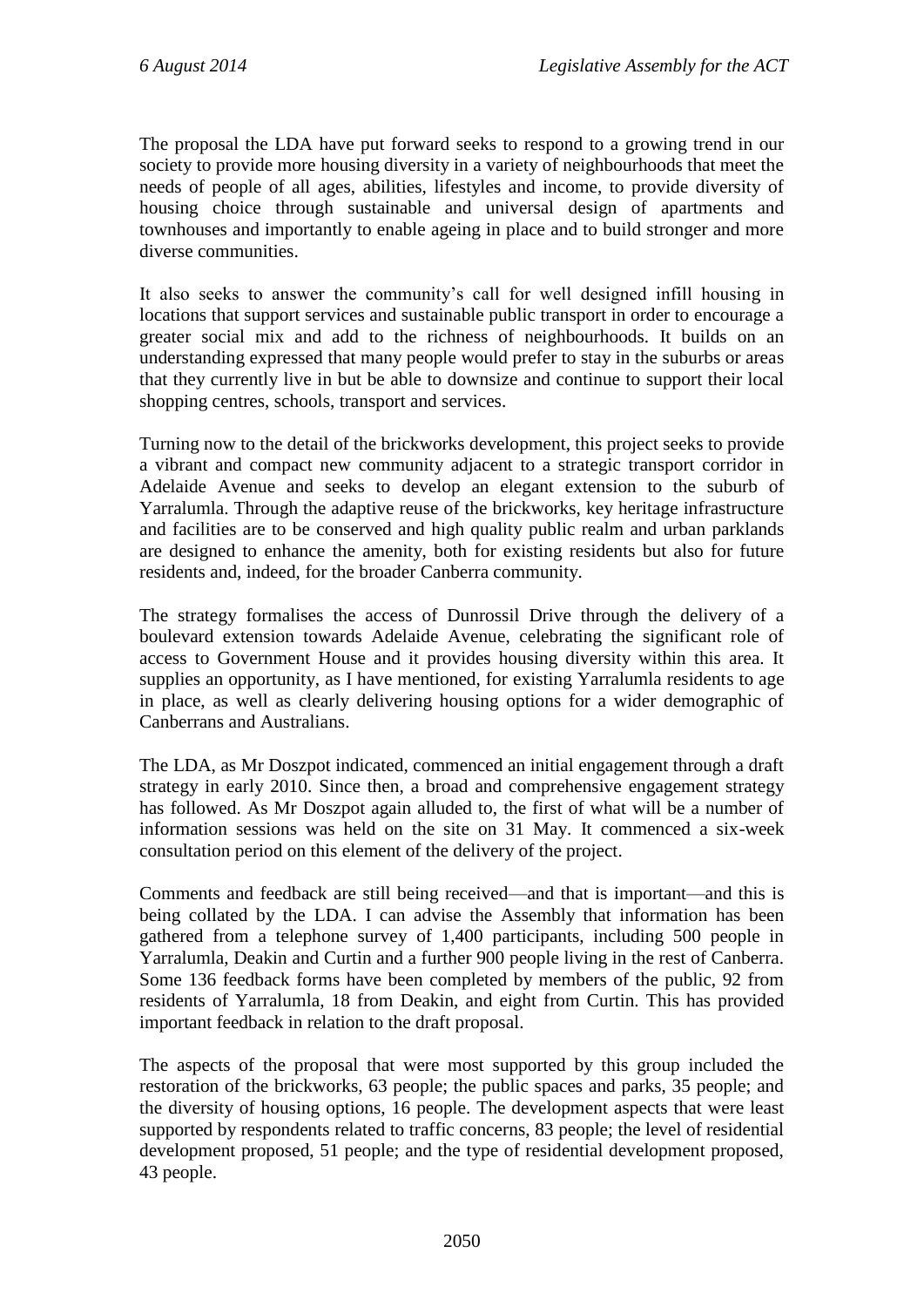The proposal the LDA have put forward seeks to respond to a growing trend in our society to provide more housing diversity in a variety of neighbourhoods that meet the needs of people of all ages, abilities, lifestyles and income, to provide diversity of housing choice through sustainable and universal design of apartments and townhouses and importantly to enable ageing in place and to build stronger and more diverse communities.

It also seeks to answer the community's call for well designed infill housing in locations that support services and sustainable public transport in order to encourage a greater social mix and add to the richness of neighbourhoods. It builds on an understanding expressed that many people would prefer to stay in the suburbs or areas that they currently live in but be able to downsize and continue to support their local shopping centres, schools, transport and services.

Turning now to the detail of the brickworks development, this project seeks to provide a vibrant and compact new community adjacent to a strategic transport corridor in Adelaide Avenue and seeks to develop an elegant extension to the suburb of Yarralumla. Through the adaptive reuse of the brickworks, key heritage infrastructure and facilities are to be conserved and high quality public realm and urban parklands are designed to enhance the amenity, both for existing residents but also for future residents and, indeed, for the broader Canberra community.

The strategy formalises the access of Dunrossil Drive through the delivery of a boulevard extension towards Adelaide Avenue, celebrating the significant role of access to Government House and it provides housing diversity within this area. It supplies an opportunity, as I have mentioned, for existing Yarralumla residents to age in place, as well as clearly delivering housing options for a wider demographic of Canberrans and Australians.

The LDA, as Mr Doszpot indicated, commenced an initial engagement through a draft strategy in early 2010. Since then, a broad and comprehensive engagement strategy has followed. As Mr Doszpot again alluded to, the first of what will be a number of information sessions was held on the site on 31 May. It commenced a six-week consultation period on this element of the delivery of the project.

Comments and feedback are still being received—and that is important—and this is being collated by the LDA. I can advise the Assembly that information has been gathered from a telephone survey of 1,400 participants, including 500 people in Yarralumla, Deakin and Curtin and a further 900 people living in the rest of Canberra. Some 136 feedback forms have been completed by members of the public, 92 from residents of Yarralumla, 18 from Deakin, and eight from Curtin. This has provided important feedback in relation to the draft proposal.

The aspects of the proposal that were most supported by this group included the restoration of the brickworks, 63 people; the public spaces and parks, 35 people; and the diversity of housing options, 16 people. The development aspects that were least supported by respondents related to traffic concerns, 83 people; the level of residential development proposed, 51 people; and the type of residential development proposed, 43 people.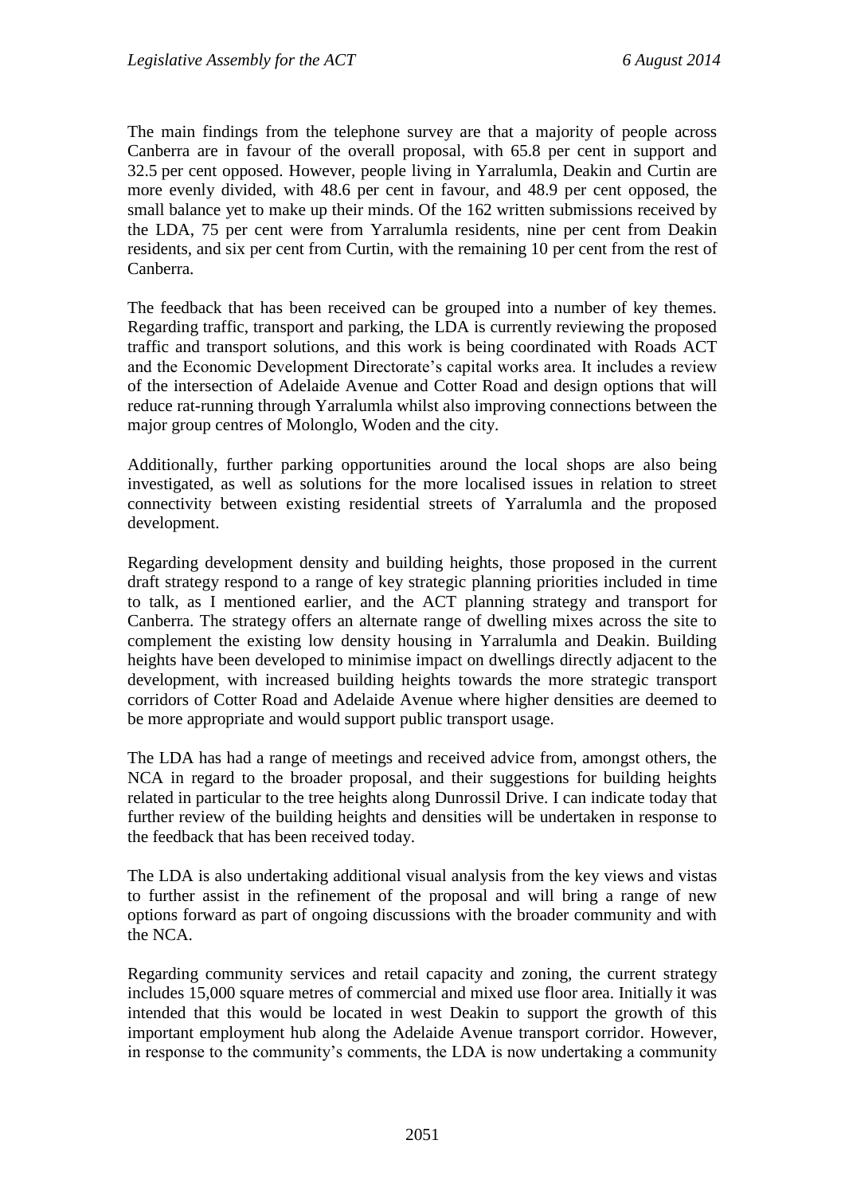The main findings from the telephone survey are that a majority of people across Canberra are in favour of the overall proposal, with 65.8 per cent in support and 32.5 per cent opposed. However, people living in Yarralumla, Deakin and Curtin are more evenly divided, with 48.6 per cent in favour, and 48.9 per cent opposed, the small balance yet to make up their minds. Of the 162 written submissions received by the LDA, 75 per cent were from Yarralumla residents, nine per cent from Deakin residents, and six per cent from Curtin, with the remaining 10 per cent from the rest of Canberra.

The feedback that has been received can be grouped into a number of key themes. Regarding traffic, transport and parking, the LDA is currently reviewing the proposed traffic and transport solutions, and this work is being coordinated with Roads ACT and the Economic Development Directorate's capital works area. It includes a review of the intersection of Adelaide Avenue and Cotter Road and design options that will reduce rat-running through Yarralumla whilst also improving connections between the major group centres of Molonglo, Woden and the city.

Additionally, further parking opportunities around the local shops are also being investigated, as well as solutions for the more localised issues in relation to street connectivity between existing residential streets of Yarralumla and the proposed development.

Regarding development density and building heights, those proposed in the current draft strategy respond to a range of key strategic planning priorities included in time to talk, as I mentioned earlier, and the ACT planning strategy and transport for Canberra. The strategy offers an alternate range of dwelling mixes across the site to complement the existing low density housing in Yarralumla and Deakin. Building heights have been developed to minimise impact on dwellings directly adjacent to the development, with increased building heights towards the more strategic transport corridors of Cotter Road and Adelaide Avenue where higher densities are deemed to be more appropriate and would support public transport usage.

The LDA has had a range of meetings and received advice from, amongst others, the NCA in regard to the broader proposal, and their suggestions for building heights related in particular to the tree heights along Dunrossil Drive. I can indicate today that further review of the building heights and densities will be undertaken in response to the feedback that has been received today.

The LDA is also undertaking additional visual analysis from the key views and vistas to further assist in the refinement of the proposal and will bring a range of new options forward as part of ongoing discussions with the broader community and with the NCA.

Regarding community services and retail capacity and zoning, the current strategy includes 15,000 square metres of commercial and mixed use floor area. Initially it was intended that this would be located in west Deakin to support the growth of this important employment hub along the Adelaide Avenue transport corridor. However, in response to the community's comments, the LDA is now undertaking a community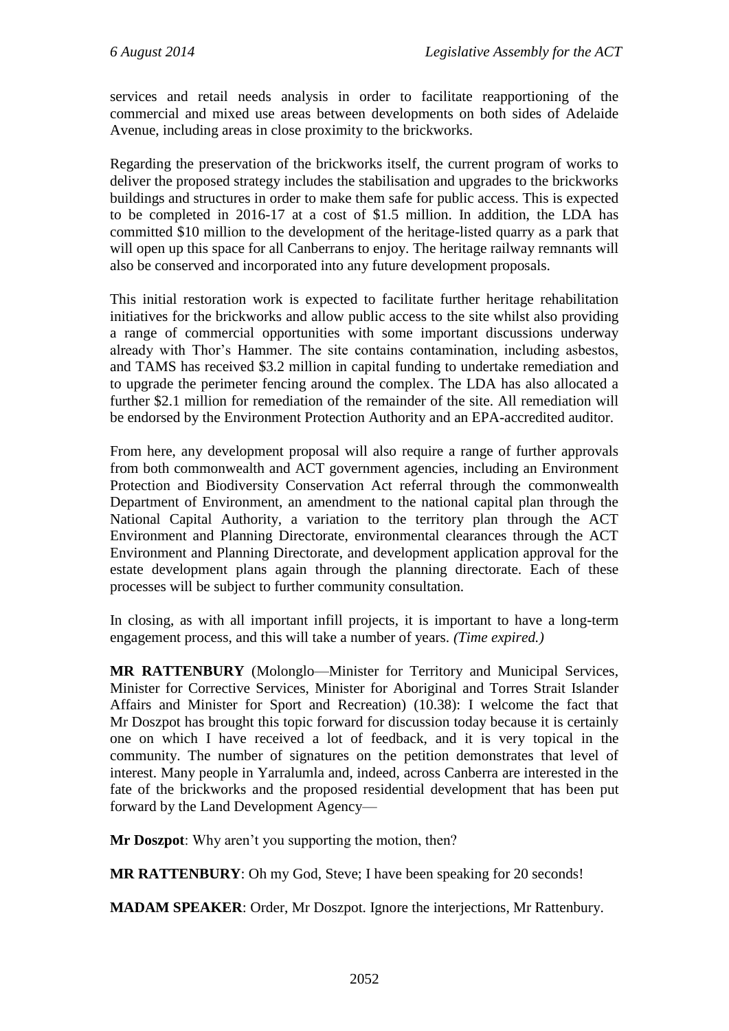services and retail needs analysis in order to facilitate reapportioning of the commercial and mixed use areas between developments on both sides of Adelaide Avenue, including areas in close proximity to the brickworks.

Regarding the preservation of the brickworks itself, the current program of works to deliver the proposed strategy includes the stabilisation and upgrades to the brickworks buildings and structures in order to make them safe for public access. This is expected to be completed in 2016-17 at a cost of $1.5 million. In addition, the LDA has committed $10 million to the development of the heritage-listed quarry as a park that will open up this space for all Canberrans to enjoy. The heritage railway remnants will also be conserved and incorporated into any future development proposals.

This initial restoration work is expected to facilitate further heritage rehabilitation initiatives for the brickworks and allow public access to the site whilst also providing a range of commercial opportunities with some important discussions underway already with Thor's Hammer. The site contains contamination, including asbestos, and TAMS has received $3.2 million in capital funding to undertake remediation and to upgrade the perimeter fencing around the complex. The LDA has also allocated a further $2.1 million for remediation of the remainder of the site. All remediation will be endorsed by the Environment Protection Authority and an EPA-accredited auditor.

From here, any development proposal will also require a range of further approvals from both commonwealth and ACT government agencies, including an Environment Protection and Biodiversity Conservation Act referral through the commonwealth Department of Environment, an amendment to the national capital plan through the National Capital Authority, a variation to the territory plan through the ACT Environment and Planning Directorate, environmental clearances through the ACT Environment and Planning Directorate, and development application approval for the estate development plans again through the planning directorate. Each of these processes will be subject to further community consultation.

In closing, as with all important infill projects, it is important to have a long-term engagement process, and this will take a number of years. *(Time expired.)*

**MR RATTENBURY** (Molonglo—Minister for Territory and Municipal Services, Minister for Corrective Services, Minister for Aboriginal and Torres Strait Islander Affairs and Minister for Sport and Recreation) (10.38): I welcome the fact that Mr Doszpot has brought this topic forward for discussion today because it is certainly one on which I have received a lot of feedback, and it is very topical in the community. The number of signatures on the petition demonstrates that level of interest. Many people in Yarralumla and, indeed, across Canberra are interested in the fate of the brickworks and the proposed residential development that has been put forward by the Land Development Agency—

**Mr Doszpot**: Why aren't you supporting the motion, then?

**MR RATTENBURY**: Oh my God, Steve; I have been speaking for 20 seconds!

**MADAM SPEAKER**: Order, Mr Doszpot. Ignore the interjections, Mr Rattenbury.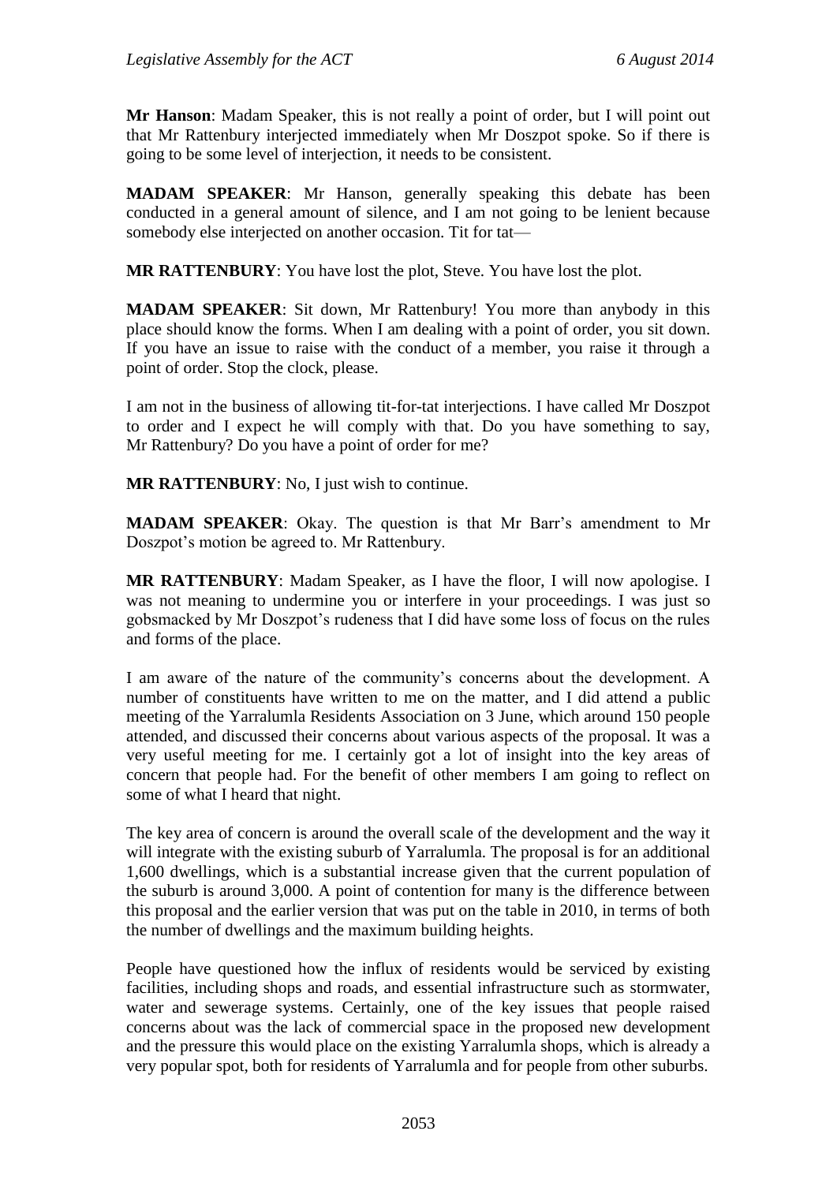**Mr Hanson**: Madam Speaker, this is not really a point of order, but I will point out that Mr Rattenbury interjected immediately when Mr Doszpot spoke. So if there is going to be some level of interjection, it needs to be consistent.

**MADAM SPEAKER**: Mr Hanson, generally speaking this debate has been conducted in a general amount of silence, and I am not going to be lenient because somebody else interjected on another occasion. Tit for tat—

**MR RATTENBURY**: You have lost the plot, Steve. You have lost the plot.

**MADAM SPEAKER**: Sit down, Mr Rattenbury! You more than anybody in this place should know the forms. When I am dealing with a point of order, you sit down. If you have an issue to raise with the conduct of a member, you raise it through a point of order. Stop the clock, please.

I am not in the business of allowing tit-for-tat interjections. I have called Mr Doszpot to order and I expect he will comply with that. Do you have something to say, Mr Rattenbury? Do you have a point of order for me?

**MR RATTENBURY**: No, I just wish to continue.

**MADAM SPEAKER**: Okay. The question is that Mr Barr's amendment to Mr Doszpot's motion be agreed to. Mr Rattenbury.

**MR RATTENBURY**: Madam Speaker, as I have the floor, I will now apologise. I was not meaning to undermine you or interfere in your proceedings. I was just so gobsmacked by Mr Doszpot's rudeness that I did have some loss of focus on the rules and forms of the place.

I am aware of the nature of the community's concerns about the development. A number of constituents have written to me on the matter, and I did attend a public meeting of the Yarralumla Residents Association on 3 June, which around 150 people attended, and discussed their concerns about various aspects of the proposal. It was a very useful meeting for me. I certainly got a lot of insight into the key areas of concern that people had. For the benefit of other members I am going to reflect on some of what I heard that night.

The key area of concern is around the overall scale of the development and the way it will integrate with the existing suburb of Yarralumla. The proposal is for an additional 1,600 dwellings, which is a substantial increase given that the current population of the suburb is around 3,000. A point of contention for many is the difference between this proposal and the earlier version that was put on the table in 2010, in terms of both the number of dwellings and the maximum building heights.

People have questioned how the influx of residents would be serviced by existing facilities, including shops and roads, and essential infrastructure such as stormwater, water and sewerage systems. Certainly, one of the key issues that people raised concerns about was the lack of commercial space in the proposed new development and the pressure this would place on the existing Yarralumla shops, which is already a very popular spot, both for residents of Yarralumla and for people from other suburbs.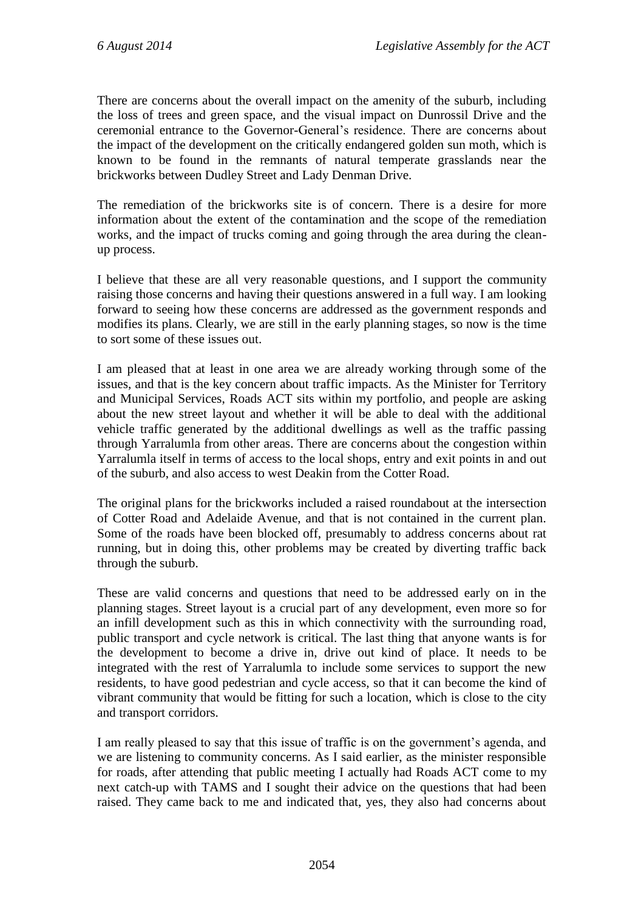There are concerns about the overall impact on the amenity of the suburb, including the loss of trees and green space, and the visual impact on Dunrossil Drive and the ceremonial entrance to the Governor-General's residence. There are concerns about the impact of the development on the critically endangered golden sun moth, which is known to be found in the remnants of natural temperate grasslands near the brickworks between Dudley Street and Lady Denman Drive.

The remediation of the brickworks site is of concern. There is a desire for more information about the extent of the contamination and the scope of the remediation works, and the impact of trucks coming and going through the area during the clean-up process.

I believe that these are all very reasonable questions, and I support the community raising those concerns and having their questions answered in a full way. I am looking forward to seeing how these concerns are addressed as the government responds and modifies its plans. Clearly, we are still in the early planning stages, so now is the time to sort some of these issues out.

I am pleased that at least in one area we are already working through some of the issues, and that is the key concern about traffic impacts. As the Minister for Territory and Municipal Services, Roads ACT sits within my portfolio, and people are asking about the new street layout and whether it will be able to deal with the additional vehicle traffic generated by the additional dwellings as well as the traffic passing through Yarralumla from other areas. There are concerns about the congestion within Yarralumla itself in terms of access to the local shops, entry and exit points in and out of the suburb, and also access to west Deakin from the Cotter Road.

The original plans for the brickworks included a raised roundabout at the intersection of Cotter Road and Adelaide Avenue, and that is not contained in the current plan. Some of the roads have been blocked off, presumably to address concerns about rat running, but in doing this, other problems may be created by diverting traffic back through the suburb.

These are valid concerns and questions that need to be addressed early on in the planning stages. Street layout is a crucial part of any development, even more so for an infill development such as this in which connectivity with the surrounding road, public transport and cycle network is critical. The last thing that anyone wants is for the development to become a drive in, drive out kind of place. It needs to be integrated with the rest of Yarralumla to include some services to support the new residents, to have good pedestrian and cycle access, so that it can become the kind of vibrant community that would be fitting for such a location, which is close to the city and transport corridors.

I am really pleased to say that this issue of traffic is on the government's agenda, and we are listening to community concerns. As I said earlier, as the minister responsible for roads, after attending that public meeting I actually had Roads ACT come to my next catch-up with TAMS and I sought their advice on the questions that had been raised. They came back to me and indicated that, yes, they also had concerns about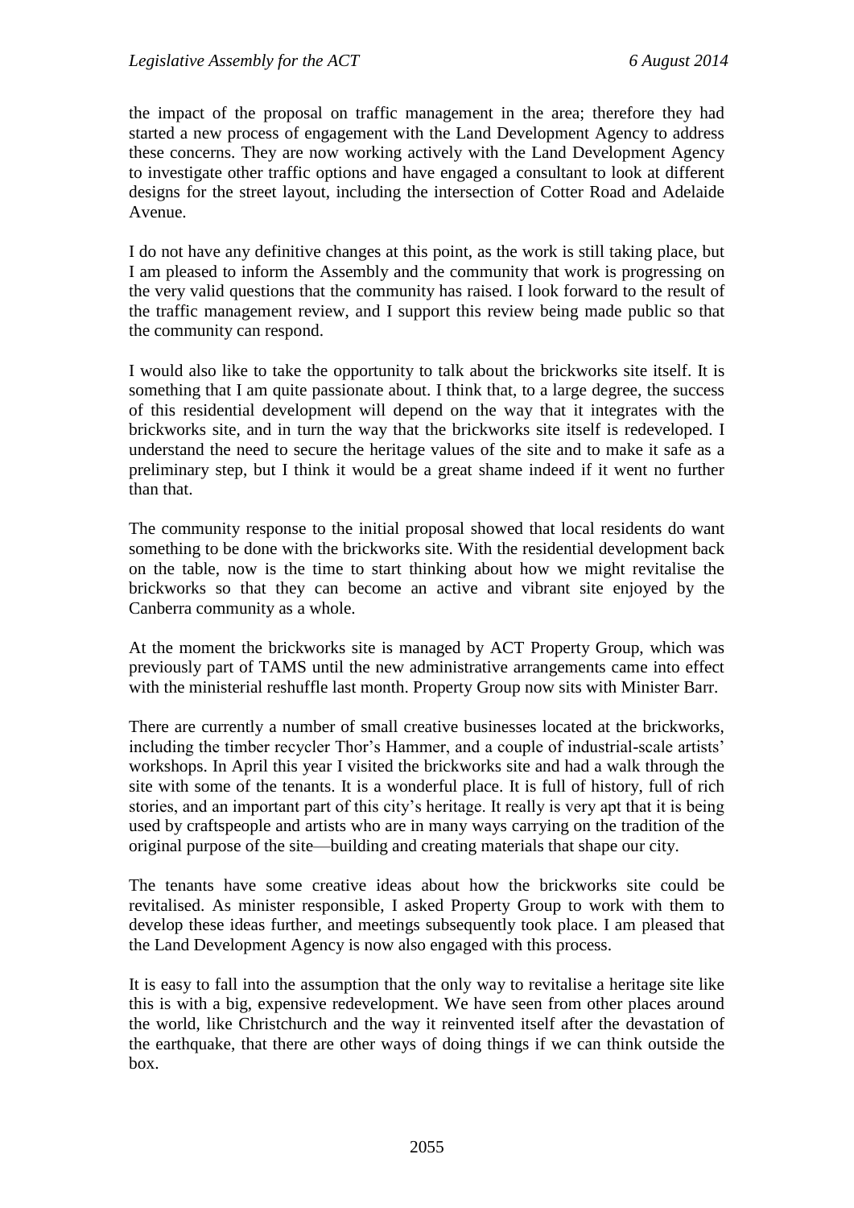the impact of the proposal on traffic management in the area; therefore they had started a new process of engagement with the Land Development Agency to address these concerns. They are now working actively with the Land Development Agency to investigate other traffic options and have engaged a consultant to look at different designs for the street layout, including the intersection of Cotter Road and Adelaide Avenue.

I do not have any definitive changes at this point, as the work is still taking place, but I am pleased to inform the Assembly and the community that work is progressing on the very valid questions that the community has raised. I look forward to the result of the traffic management review, and I support this review being made public so that the community can respond.

I would also like to take the opportunity to talk about the brickworks site itself. It is something that I am quite passionate about. I think that, to a large degree, the success of this residential development will depend on the way that it integrates with the brickworks site, and in turn the way that the brickworks site itself is redeveloped. I understand the need to secure the heritage values of the site and to make it safe as a preliminary step, but I think it would be a great shame indeed if it went no further than that.

The community response to the initial proposal showed that local residents do want something to be done with the brickworks site. With the residential development back on the table, now is the time to start thinking about how we might revitalise the brickworks so that they can become an active and vibrant site enjoyed by the Canberra community as a whole.

At the moment the brickworks site is managed by ACT Property Group, which was previously part of TAMS until the new administrative arrangements came into effect with the ministerial reshuffle last month. Property Group now sits with Minister Barr.

There are currently a number of small creative businesses located at the brickworks, including the timber recycler Thor's Hammer, and a couple of industrial-scale artists' workshops. In April this year I visited the brickworks site and had a walk through the site with some of the tenants. It is a wonderful place. It is full of history, full of rich stories, and an important part of this city's heritage. It really is very apt that it is being used by craftspeople and artists who are in many ways carrying on the tradition of the original purpose of the site—building and creating materials that shape our city.

The tenants have some creative ideas about how the brickworks site could be revitalised. As minister responsible, I asked Property Group to work with them to develop these ideas further, and meetings subsequently took place. I am pleased that the Land Development Agency is now also engaged with this process.

It is easy to fall into the assumption that the only way to revitalise a heritage site like this is with a big, expensive redevelopment. We have seen from other places around the world, like Christchurch and the way it reinvented itself after the devastation of the earthquake, that there are other ways of doing things if we can think outside the box.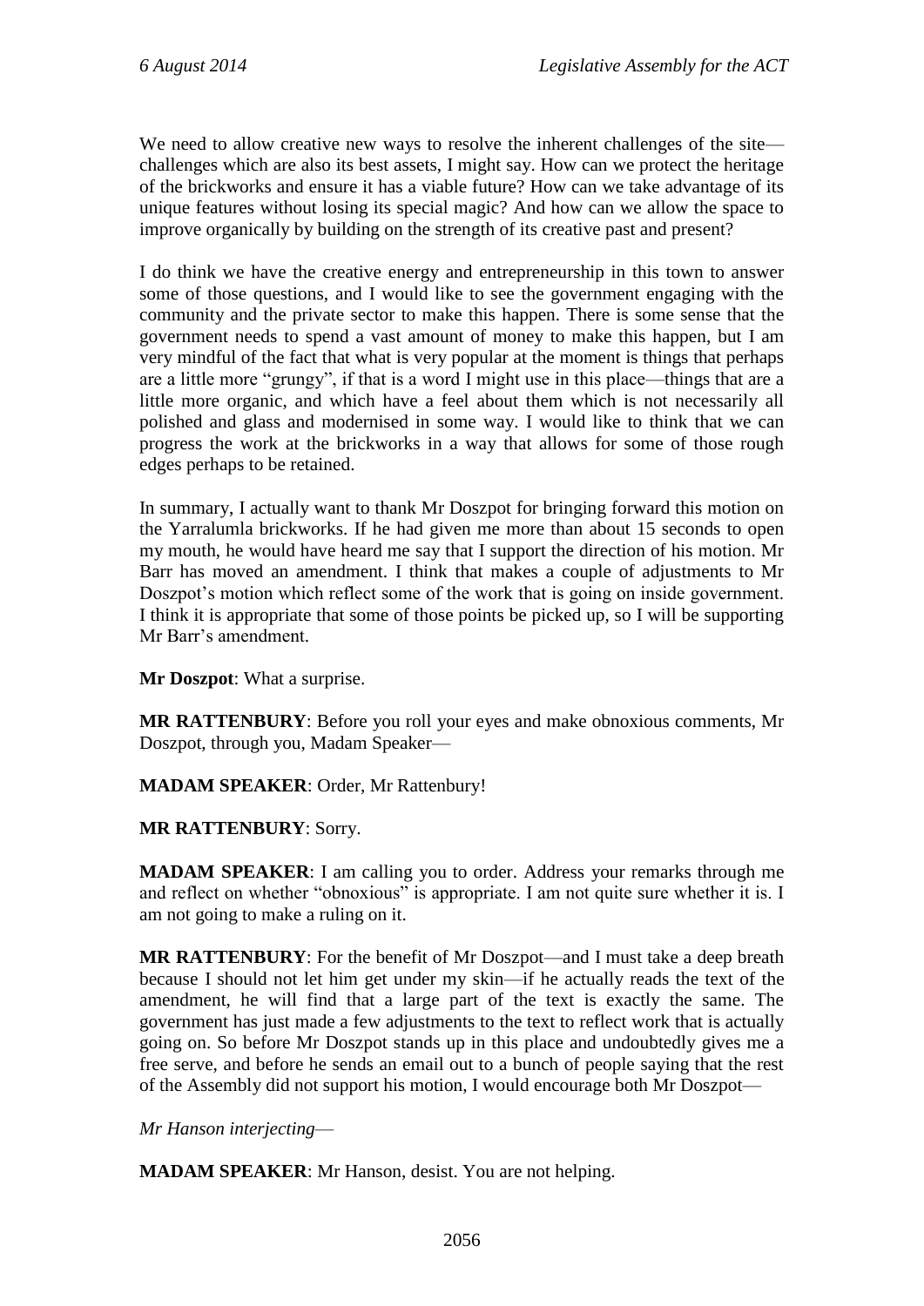We need to allow creative new ways to resolve the inherent challenges of the site—challenges which are also its best assets, I might say. How can we protect the heritage of the brickworks and ensure it has a viable future? How can we take advantage of its unique features without losing its special magic? And how can we allow the space to improve organically by building on the strength of its creative past and present?

I do think we have the creative energy and entrepreneurship in this town to answer some of those questions, and I would like to see the government engaging with the community and the private sector to make this happen. There is some sense that the government needs to spend a vast amount of money to make this happen, but I am very mindful of the fact that what is very popular at the moment is things that perhaps are a little more "grungy", if that is a word I might use in this place—things that are a little more organic, and which have a feel about them which is not necessarily all polished and glass and modernised in some way. I would like to think that we can progress the work at the brickworks in a way that allows for some of those rough edges perhaps to be retained.

In summary, I actually want to thank Mr Doszpot for bringing forward this motion on the Yarralumla brickworks. If he had given me more than about 15 seconds to open my mouth, he would have heard me say that I support the direction of his motion. Mr Barr has moved an amendment. I think that makes a couple of adjustments to Mr Doszpot's motion which reflect some of the work that is going on inside government. I think it is appropriate that some of those points be picked up, so I will be supporting Mr Barr's amendment.

**Mr Doszpot**: What a surprise.

**MR RATTENBURY**: Before you roll your eyes and make obnoxious comments, Mr Doszpot, through you, Madam Speaker—

**MADAM SPEAKER**: Order, Mr Rattenbury!

**MR RATTENBURY**: Sorry.

**MADAM SPEAKER**: I am calling you to order. Address your remarks through me and reflect on whether "obnoxious" is appropriate. I am not quite sure whether it is. I am not going to make a ruling on it.

**MR RATTENBURY**: For the benefit of Mr Doszpot—and I must take a deep breath because I should not let him get under my skin—if he actually reads the text of the amendment, he will find that a large part of the text is exactly the same. The government has just made a few adjustments to the text to reflect work that is actually going on. So before Mr Doszpot stands up in this place and undoubtedly gives me a free serve, and before he sends an email out to a bunch of people saying that the rest of the Assembly did not support his motion, I would encourage both Mr Doszpot—

*Mr Hanson interjecting*—

**MADAM SPEAKER**: Mr Hanson, desist. You are not helping.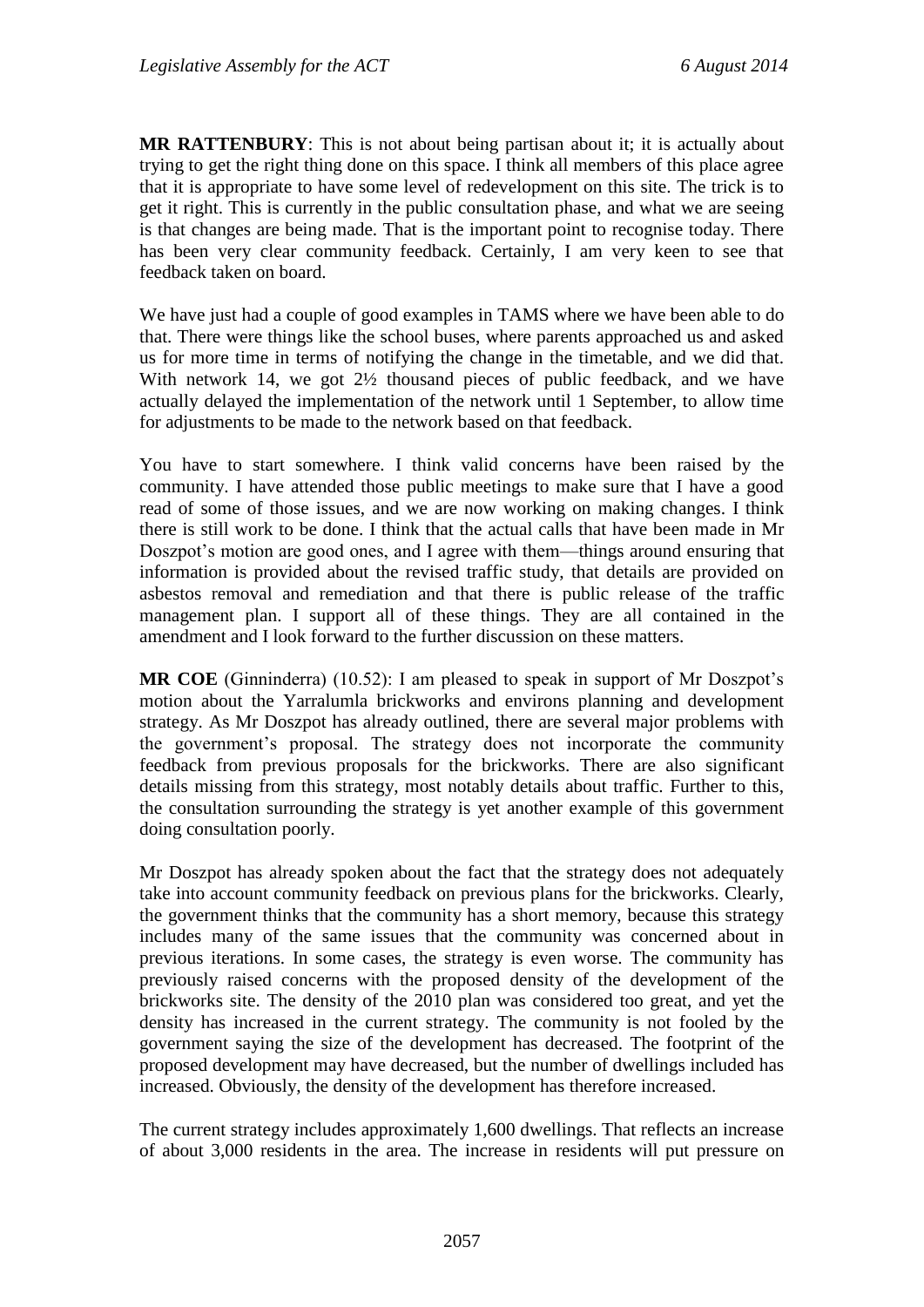**MR RATTENBURY**: This is not about being partisan about it; it is actually about trying to get the right thing done on this space. I think all members of this place agree that it is appropriate to have some level of redevelopment on this site. The trick is to get it right. This is currently in the public consultation phase, and what we are seeing is that changes are being made. That is the important point to recognise today. There has been very clear community feedback. Certainly, I am very keen to see that feedback taken on board.

We have just had a couple of good examples in TAMS where we have been able to do that. There were things like the school buses, where parents approached us and asked us for more time in terms of notifying the change in the timetable, and we did that. With network 14, we got 2½ thousand pieces of public feedback, and we have actually delayed the implementation of the network until 1 September, to allow time for adjustments to be made to the network based on that feedback.

You have to start somewhere. I think valid concerns have been raised by the community. I have attended those public meetings to make sure that I have a good read of some of those issues, and we are now working on making changes. I think there is still work to be done. I think that the actual calls that have been made in Mr Doszpot's motion are good ones, and I agree with them—things around ensuring that information is provided about the revised traffic study, that details are provided on asbestos removal and remediation and that there is public release of the traffic management plan. I support all of these things. They are all contained in the amendment and I look forward to the further discussion on these matters.

**MR COE** (Ginninderra) (10.52): I am pleased to speak in support of Mr Doszpot's motion about the Yarralumla brickworks and environs planning and development strategy. As Mr Doszpot has already outlined, there are several major problems with the government's proposal. The strategy does not incorporate the community feedback from previous proposals for the brickworks. There are also significant details missing from this strategy, most notably details about traffic. Further to this, the consultation surrounding the strategy is yet another example of this government doing consultation poorly.

Mr Doszpot has already spoken about the fact that the strategy does not adequately take into account community feedback on previous plans for the brickworks. Clearly, the government thinks that the community has a short memory, because this strategy includes many of the same issues that the community was concerned about in previous iterations. In some cases, the strategy is even worse. The community has previously raised concerns with the proposed density of the development of the brickworks site. The density of the 2010 plan was considered too great, and yet the density has increased in the current strategy. The community is not fooled by the government saying the size of the development has decreased. The footprint of the proposed development may have decreased, but the number of dwellings included has increased. Obviously, the density of the development has therefore increased.

The current strategy includes approximately 1,600 dwellings. That reflects an increase of about 3,000 residents in the area. The increase in residents will put pressure on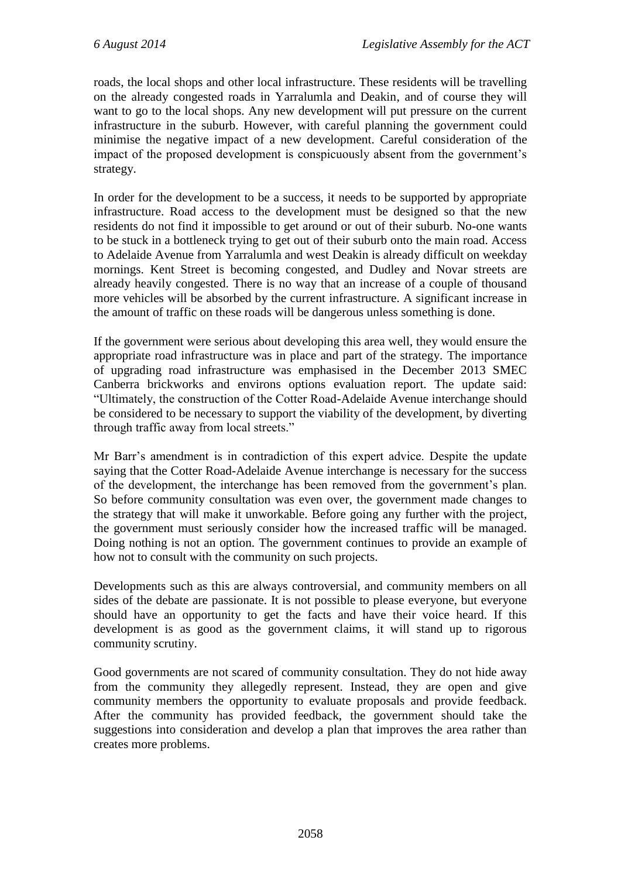roads, the local shops and other local infrastructure. These residents will be travelling on the already congested roads in Yarralumla and Deakin, and of course they will want to go to the local shops. Any new development will put pressure on the current infrastructure in the suburb. However, with careful planning the government could minimise the negative impact of a new development. Careful consideration of the impact of the proposed development is conspicuously absent from the government's strategy.

In order for the development to be a success, it needs to be supported by appropriate infrastructure. Road access to the development must be designed so that the new residents do not find it impossible to get around or out of their suburb. No-one wants to be stuck in a bottleneck trying to get out of their suburb onto the main road. Access to Adelaide Avenue from Yarralumla and west Deakin is already difficult on weekday mornings. Kent Street is becoming congested, and Dudley and Novar streets are already heavily congested. There is no way that an increase of a couple of thousand more vehicles will be absorbed by the current infrastructure. A significant increase in the amount of traffic on these roads will be dangerous unless something is done.

If the government were serious about developing this area well, they would ensure the appropriate road infrastructure was in place and part of the strategy. The importance of upgrading road infrastructure was emphasised in the December 2013 SMEC Canberra brickworks and environs options evaluation report. The update said: "Ultimately, the construction of the Cotter Road-Adelaide Avenue interchange should be considered to be necessary to support the viability of the development, by diverting through traffic away from local streets."

Mr Barr's amendment is in contradiction of this expert advice. Despite the update saying that the Cotter Road-Adelaide Avenue interchange is necessary for the success of the development, the interchange has been removed from the government's plan. So before community consultation was even over, the government made changes to the strategy that will make it unworkable. Before going any further with the project, the government must seriously consider how the increased traffic will be managed. Doing nothing is not an option. The government continues to provide an example of how not to consult with the community on such projects.

Developments such as this are always controversial, and community members on all sides of the debate are passionate. It is not possible to please everyone, but everyone should have an opportunity to get the facts and have their voice heard. If this development is as good as the government claims, it will stand up to rigorous community scrutiny.

Good governments are not scared of community consultation. They do not hide away from the community they allegedly represent. Instead, they are open and give community members the opportunity to evaluate proposals and provide feedback. After the community has provided feedback, the government should take the suggestions into consideration and develop a plan that improves the area rather than creates more problems.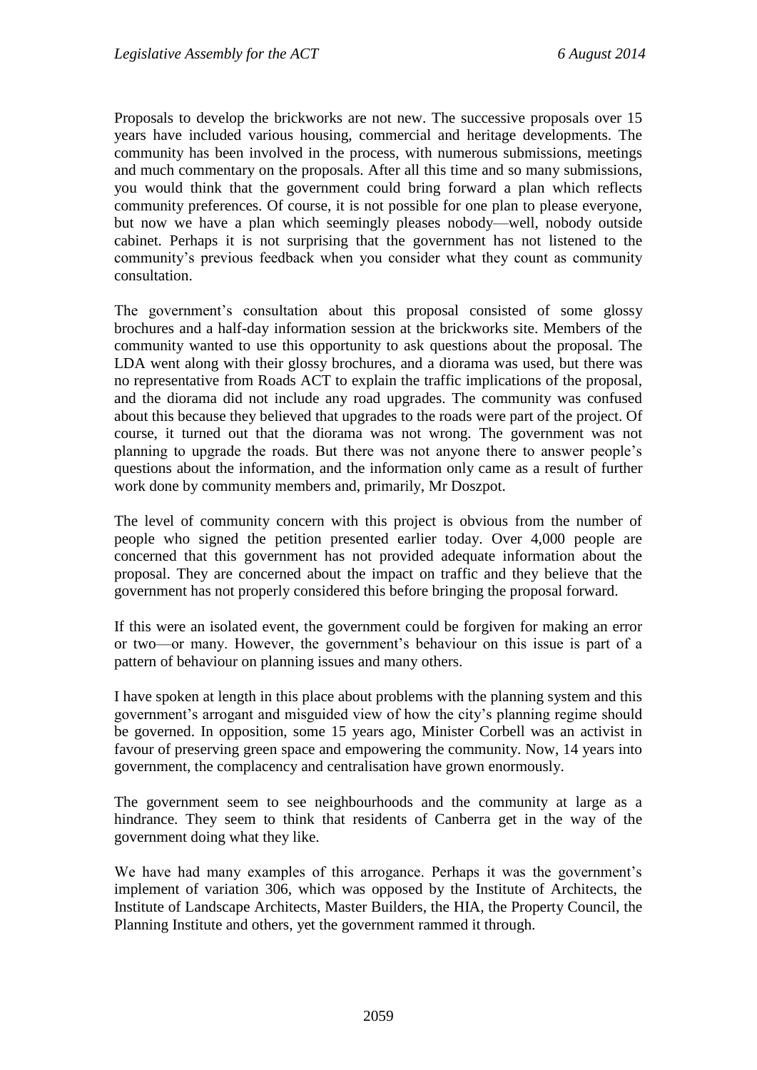Proposals to develop the brickworks are not new. The successive proposals over 15 years have included various housing, commercial and heritage developments. The community has been involved in the process, with numerous submissions, meetings and much commentary on the proposals. After all this time and so many submissions, you would think that the government could bring forward a plan which reflects community preferences. Of course, it is not possible for one plan to please everyone, but now we have a plan which seemingly pleases nobody—well, nobody outside cabinet. Perhaps it is not surprising that the government has not listened to the community's previous feedback when you consider what they count as community consultation.

The government's consultation about this proposal consisted of some glossy brochures and a half-day information session at the brickworks site. Members of the community wanted to use this opportunity to ask questions about the proposal. The LDA went along with their glossy brochures, and a diorama was used, but there was no representative from Roads ACT to explain the traffic implications of the proposal, and the diorama did not include any road upgrades. The community was confused about this because they believed that upgrades to the roads were part of the project. Of course, it turned out that the diorama was not wrong. The government was not planning to upgrade the roads. But there was not anyone there to answer people's questions about the information, and the information only came as a result of further work done by community members and, primarily, Mr Doszpot.

The level of community concern with this project is obvious from the number of people who signed the petition presented earlier today. Over 4,000 people are concerned that this government has not provided adequate information about the proposal. They are concerned about the impact on traffic and they believe that the government has not properly considered this before bringing the proposal forward.

If this were an isolated event, the government could be forgiven for making an error or two—or many. However, the government's behaviour on this issue is part of a pattern of behaviour on planning issues and many others.

I have spoken at length in this place about problems with the planning system and this government's arrogant and misguided view of how the city's planning regime should be governed. In opposition, some 15 years ago, Minister Corbell was an activist in favour of preserving green space and empowering the community. Now, 14 years into government, the complacency and centralisation have grown enormously.

The government seem to see neighbourhoods and the community at large as a hindrance. They seem to think that residents of Canberra get in the way of the government doing what they like.

We have had many examples of this arrogance. Perhaps it was the government's implement of variation 306, which was opposed by the Institute of Architects, the Institute of Landscape Architects, Master Builders, the HIA, the Property Council, the Planning Institute and others, yet the government rammed it through.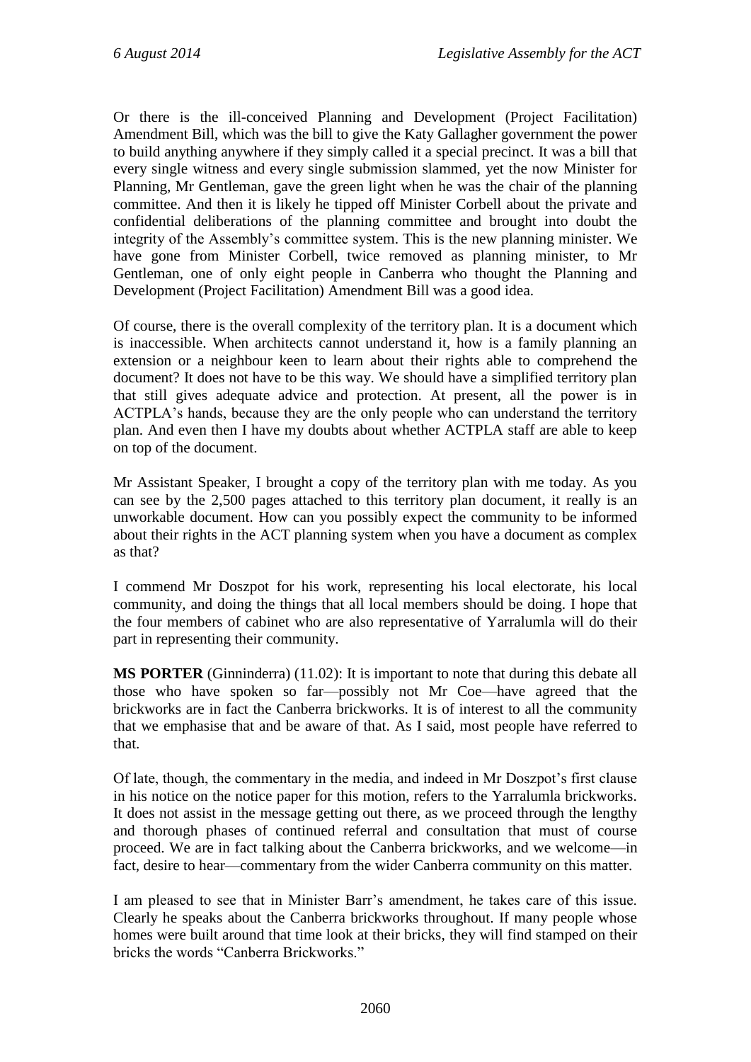Or there is the ill-conceived Planning and Development (Project Facilitation) Amendment Bill, which was the bill to give the Katy Gallagher government the power to build anything anywhere if they simply called it a special precinct. It was a bill that every single witness and every single submission slammed, yet the now Minister for Planning, Mr Gentleman, gave the green light when he was the chair of the planning committee. And then it is likely he tipped off Minister Corbell about the private and confidential deliberations of the planning committee and brought into doubt the integrity of the Assembly's committee system. This is the new planning minister. We have gone from Minister Corbell, twice removed as planning minister, to Mr Gentleman, one of only eight people in Canberra who thought the Planning and Development (Project Facilitation) Amendment Bill was a good idea.

Of course, there is the overall complexity of the territory plan. It is a document which is inaccessible. When architects cannot understand it, how is a family planning an extension or a neighbour keen to learn about their rights able to comprehend the document? It does not have to be this way. We should have a simplified territory plan that still gives adequate advice and protection. At present, all the power is in ACTPLA's hands, because they are the only people who can understand the territory plan. And even then I have my doubts about whether ACTPLA staff are able to keep on top of the document.

Mr Assistant Speaker, I brought a copy of the territory plan with me today. As you can see by the 2,500 pages attached to this territory plan document, it really is an unworkable document. How can you possibly expect the community to be informed about their rights in the ACT planning system when you have a document as complex as that?

I commend Mr Doszpot for his work, representing his local electorate, his local community, and doing the things that all local members should be doing. I hope that the four members of cabinet who are also representative of Yarralumla will do their part in representing their community.

**MS PORTER** (Ginninderra) (11.02): It is important to note that during this debate all those who have spoken so far—possibly not Mr Coe—have agreed that the brickworks are in fact the Canberra brickworks. It is of interest to all the community that we emphasise that and be aware of that. As I said, most people have referred to that.

Of late, though, the commentary in the media, and indeed in Mr Doszpot's first clause in his notice on the notice paper for this motion, refers to the Yarralumla brickworks. It does not assist in the message getting out there, as we proceed through the lengthy and thorough phases of continued referral and consultation that must of course proceed. We are in fact talking about the Canberra brickworks, and we welcome—in fact, desire to hear—commentary from the wider Canberra community on this matter.

I am pleased to see that in Minister Barr's amendment, he takes care of this issue. Clearly he speaks about the Canberra brickworks throughout. If many people whose homes were built around that time look at their bricks, they will find stamped on their bricks the words "Canberra Brickworks."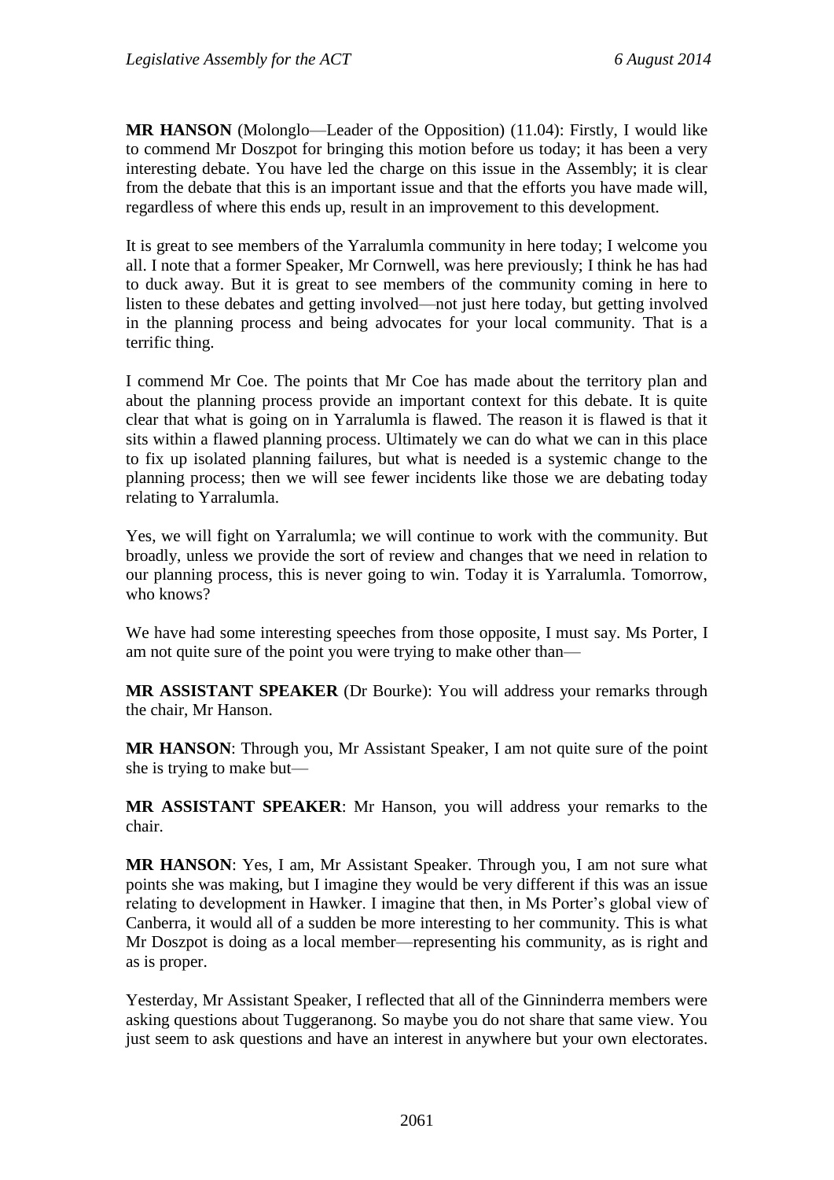**MR HANSON** (Molonglo—Leader of the Opposition) (11.04): Firstly, I would like to commend Mr Doszpot for bringing this motion before us today; it has been a very interesting debate. You have led the charge on this issue in the Assembly; it is clear from the debate that this is an important issue and that the efforts you have made will, regardless of where this ends up, result in an improvement to this development.

It is great to see members of the Yarralumla community in here today; I welcome you all. I note that a former Speaker, Mr Cornwell, was here previously; I think he has had to duck away. But it is great to see members of the community coming in here to listen to these debates and getting involved—not just here today, but getting involved in the planning process and being advocates for your local community. That is a terrific thing.

I commend Mr Coe. The points that Mr Coe has made about the territory plan and about the planning process provide an important context for this debate. It is quite clear that what is going on in Yarralumla is flawed. The reason it is flawed is that it sits within a flawed planning process. Ultimately we can do what we can in this place to fix up isolated planning failures, but what is needed is a systemic change to the planning process; then we will see fewer incidents like those we are debating today relating to Yarralumla.

Yes, we will fight on Yarralumla; we will continue to work with the community. But broadly, unless we provide the sort of review and changes that we need in relation to our planning process, this is never going to win. Today it is Yarralumla. Tomorrow, who knows?

We have had some interesting speeches from those opposite, I must say. Ms Porter, I am not quite sure of the point you were trying to make other than—

**MR ASSISTANT SPEAKER** (Dr Bourke): You will address your remarks through the chair, Mr Hanson.

**MR HANSON**: Through you, Mr Assistant Speaker, I am not quite sure of the point she is trying to make but—

**MR ASSISTANT SPEAKER**: Mr Hanson, you will address your remarks to the chair.

**MR HANSON**: Yes, I am, Mr Assistant Speaker. Through you, I am not sure what points she was making, but I imagine they would be very different if this was an issue relating to development in Hawker. I imagine that then, in Ms Porter's global view of Canberra, it would all of a sudden be more interesting to her community. This is what Mr Doszpot is doing as a local member—representing his community, as is right and as is proper.

Yesterday, Mr Assistant Speaker, I reflected that all of the Ginninderra members were asking questions about Tuggeranong. So maybe you do not share that same view. You just seem to ask questions and have an interest in anywhere but your own electorates.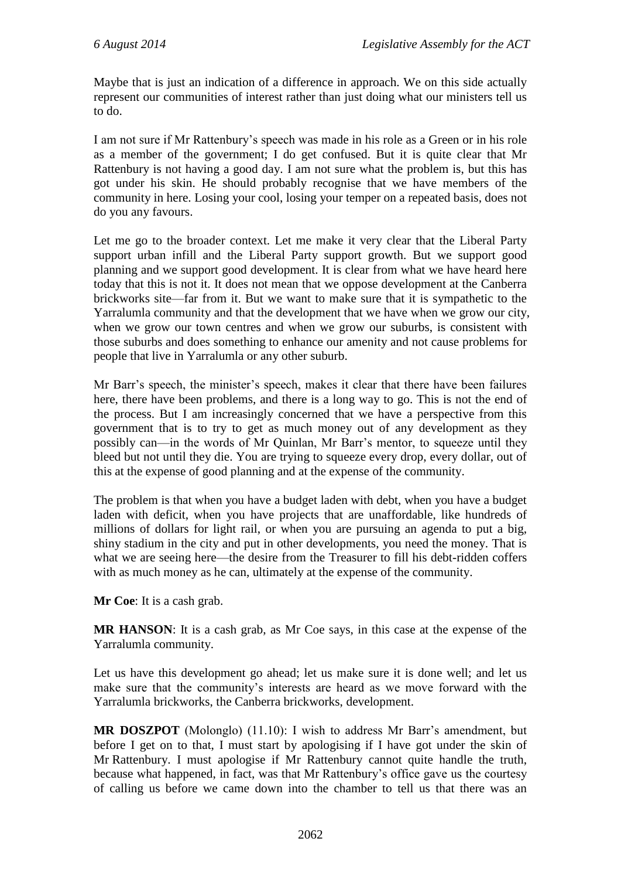Maybe that is just an indication of a difference in approach. We on this side actually represent our communities of interest rather than just doing what our ministers tell us to do.

I am not sure if Mr Rattenbury's speech was made in his role as a Green or in his role as a member of the government; I do get confused. But it is quite clear that Mr Rattenbury is not having a good day. I am not sure what the problem is, but this has got under his skin. He should probably recognise that we have members of the community in here. Losing your cool, losing your temper on a repeated basis, does not do you any favours.

Let me go to the broader context. Let me make it very clear that the Liberal Party support urban infill and the Liberal Party support growth. But we support good planning and we support good development. It is clear from what we have heard here today that this is not it. It does not mean that we oppose development at the Canberra brickworks site—far from it. But we want to make sure that it is sympathetic to the Yarralumla community and that the development that we have when we grow our city, when we grow our town centres and when we grow our suburbs, is consistent with those suburbs and does something to enhance our amenity and not cause problems for people that live in Yarralumla or any other suburb.

Mr Barr's speech, the minister's speech, makes it clear that there have been failures here, there have been problems, and there is a long way to go. This is not the end of the process. But I am increasingly concerned that we have a perspective from this government that is to try to get as much money out of any development as they possibly can—in the words of Mr Quinlan, Mr Barr's mentor, to squeeze until they bleed but not until they die. You are trying to squeeze every drop, every dollar, out of this at the expense of good planning and at the expense of the community.

The problem is that when you have a budget laden with debt, when you have a budget laden with deficit, when you have projects that are unaffordable, like hundreds of millions of dollars for light rail, or when you are pursuing an agenda to put a big, shiny stadium in the city and put in other developments, you need the money. That is what we are seeing here—the desire from the Treasurer to fill his debt-ridden coffers with as much money as he can, ultimately at the expense of the community.

**Mr Coe**: It is a cash grab.

**MR HANSON**: It is a cash grab, as Mr Coe says, in this case at the expense of the Yarralumla community.

Let us have this development go ahead; let us make sure it is done well; and let us make sure that the community's interests are heard as we move forward with the Yarralumla brickworks, the Canberra brickworks, development.

**MR DOSZPOT** (Molonglo) (11.10): I wish to address Mr Barr's amendment, but before I get on to that, I must start by apologising if I have got under the skin of Mr Rattenbury. I must apologise if Mr Rattenbury cannot quite handle the truth, because what happened, in fact, was that Mr Rattenbury's office gave us the courtesy of calling us before we came down into the chamber to tell us that there was an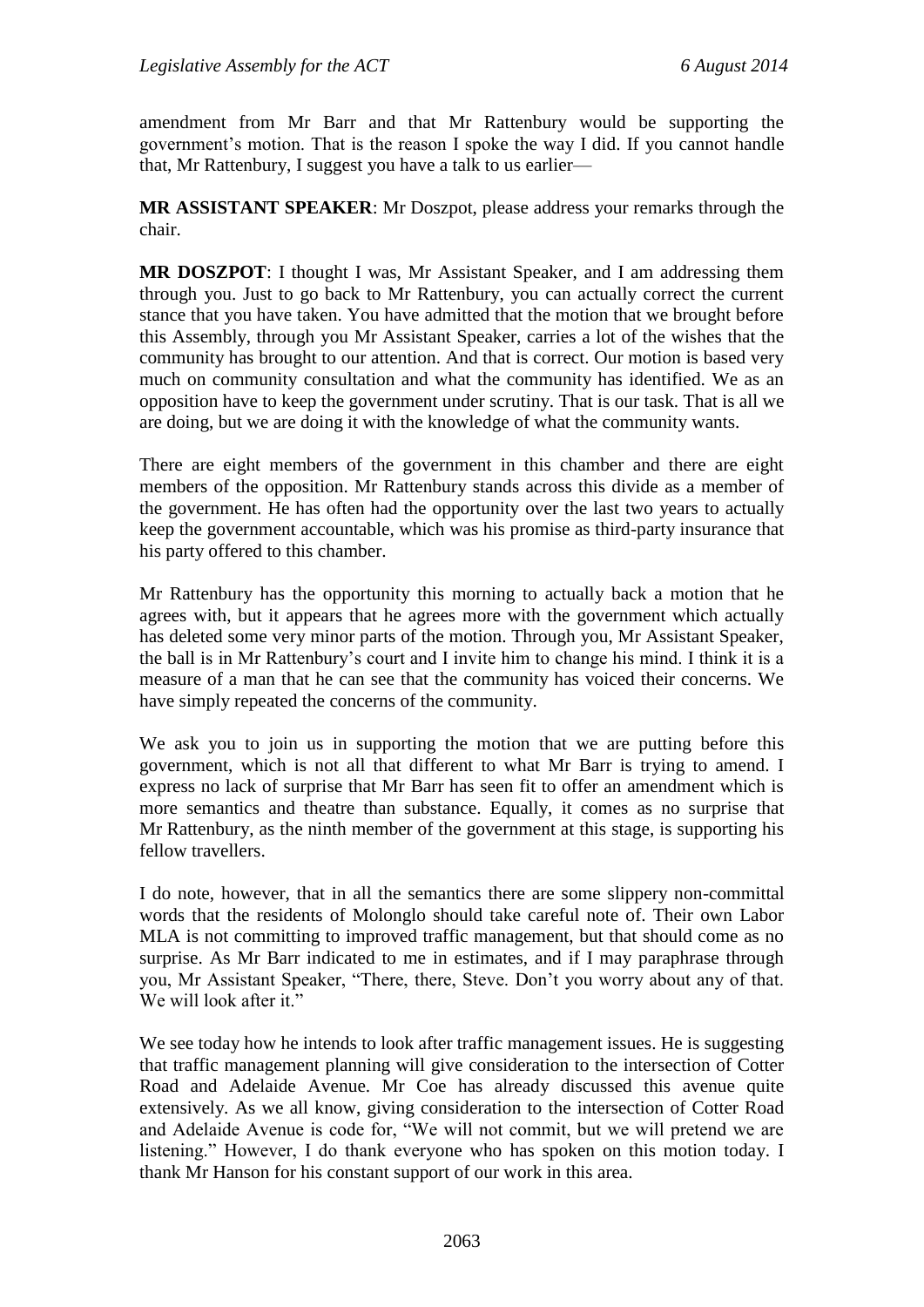amendment from Mr Barr and that Mr Rattenbury would be supporting the government's motion. That is the reason I spoke the way I did. If you cannot handle that, Mr Rattenbury, I suggest you have a talk to us earlier—

**MR ASSISTANT SPEAKER**: Mr Doszpot, please address your remarks through the chair.

**MR DOSZPOT**: I thought I was, Mr Assistant Speaker, and I am addressing them through you. Just to go back to Mr Rattenbury, you can actually correct the current stance that you have taken. You have admitted that the motion that we brought before this Assembly, through you Mr Assistant Speaker, carries a lot of the wishes that the community has brought to our attention. And that is correct. Our motion is based very much on community consultation and what the community has identified. We as an opposition have to keep the government under scrutiny. That is our task. That is all we are doing, but we are doing it with the knowledge of what the community wants.

There are eight members of the government in this chamber and there are eight members of the opposition. Mr Rattenbury stands across this divide as a member of the government. He has often had the opportunity over the last two years to actually keep the government accountable, which was his promise as third-party insurance that his party offered to this chamber.

Mr Rattenbury has the opportunity this morning to actually back a motion that he agrees with, but it appears that he agrees more with the government which actually has deleted some very minor parts of the motion. Through you, Mr Assistant Speaker, the ball is in Mr Rattenbury's court and I invite him to change his mind. I think it is a measure of a man that he can see that the community has voiced their concerns. We have simply repeated the concerns of the community.

We ask you to join us in supporting the motion that we are putting before this government, which is not all that different to what Mr Barr is trying to amend. I express no lack of surprise that Mr Barr has seen fit to offer an amendment which is more semantics and theatre than substance. Equally, it comes as no surprise that Mr Rattenbury, as the ninth member of the government at this stage, is supporting his fellow travellers.

I do note, however, that in all the semantics there are some slippery non-committal words that the residents of Molonglo should take careful note of. Their own Labor MLA is not committing to improved traffic management, but that should come as no surprise. As Mr Barr indicated to me in estimates, and if I may paraphrase through you, Mr Assistant Speaker, "There, there, Steve. Don't you worry about any of that. We will look after it."

We see today how he intends to look after traffic management issues. He is suggesting that traffic management planning will give consideration to the intersection of Cotter Road and Adelaide Avenue. Mr Coe has already discussed this avenue quite extensively. As we all know, giving consideration to the intersection of Cotter Road and Adelaide Avenue is code for, "We will not commit, but we will pretend we are listening." However, I do thank everyone who has spoken on this motion today. I thank Mr Hanson for his constant support of our work in this area.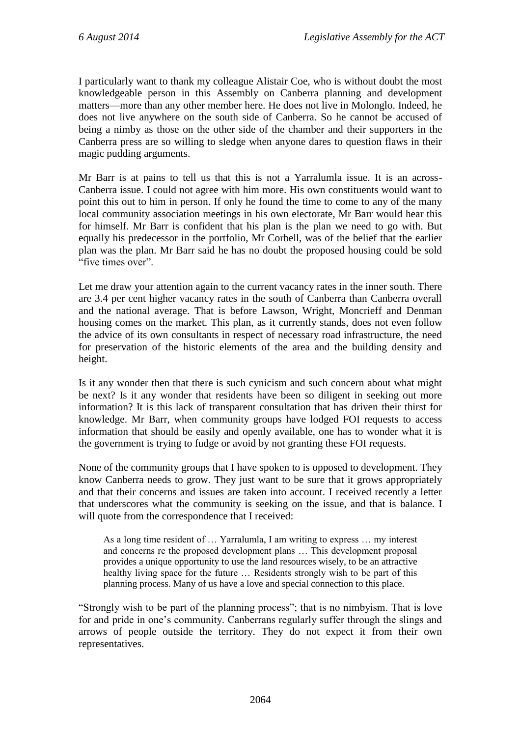I particularly want to thank my colleague Alistair Coe, who is without doubt the most knowledgeable person in this Assembly on Canberra planning and development matters—more than any other member here. He does not live in Molonglo. Indeed, he does not live anywhere on the south side of Canberra. So he cannot be accused of being a nimby as those on the other side of the chamber and their supporters in the Canberra press are so willing to sledge when anyone dares to question flaws in their magic pudding arguments.

Mr Barr is at pains to tell us that this is not a Yarralumla issue. It is an across-Canberra issue. I could not agree with him more. His own constituents would want to point this out to him in person. If only he found the time to come to any of the many local community association meetings in his own electorate, Mr Barr would hear this for himself. Mr Barr is confident that his plan is the plan we need to go with. But equally his predecessor in the portfolio, Mr Corbell, was of the belief that the earlier plan was the plan. Mr Barr said he has no doubt the proposed housing could be sold "five times over".

Let me draw your attention again to the current vacancy rates in the inner south. There are 3.4 per cent higher vacancy rates in the south of Canberra than Canberra overall and the national average. That is before Lawson, Wright, Moncrieff and Denman housing comes on the market. This plan, as it currently stands, does not even follow the advice of its own consultants in respect of necessary road infrastructure, the need for preservation of the historic elements of the area and the building density and height.

Is it any wonder then that there is such cynicism and such concern about what might be next? Is it any wonder that residents have been so diligent in seeking out more information? It is this lack of transparent consultation that has driven their thirst for knowledge. Mr Barr, when community groups have lodged FOI requests to access information that should be easily and openly available, one has to wonder what it is the government is trying to fudge or avoid by not granting these FOI requests.

None of the community groups that I have spoken to is opposed to development. They know Canberra needs to grow. They just want to be sure that it grows appropriately and that their concerns and issues are taken into account. I received recently a letter that underscores what the community is seeking on the issue, and that is balance. I will quote from the correspondence that I received:

> As a long time resident of … Yarralumla, I am writing to express … my interest and concerns re the proposed development plans … This development proposal provides a unique opportunity to use the land resources wisely, to be an attractive healthy living space for the future … Residents strongly wish to be part of this planning process. Many of us have a love and special connection to this place.

"Strongly wish to be part of the planning process"; that is no nimbyism. That is love for and pride in one's community. Canberrans regularly suffer through the slings and arrows of people outside the territory. They do not expect it from their own representatives.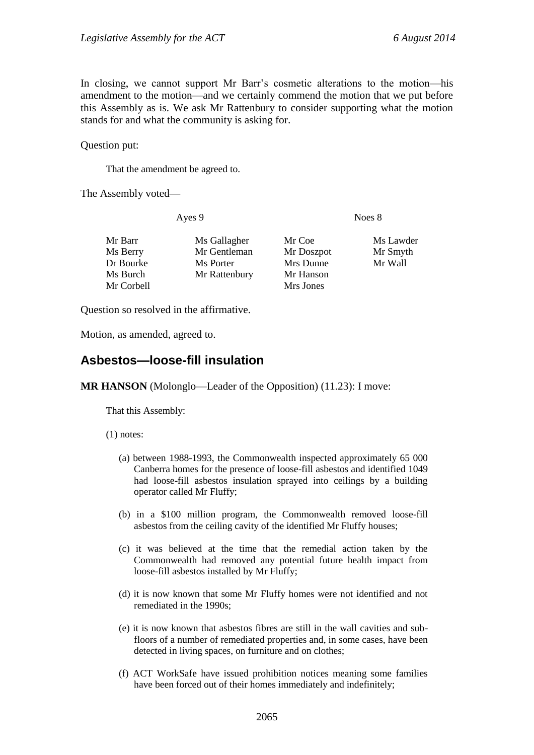In closing, we cannot support Mr Barr's cosmetic alterations to the motion—his amendment to the motion—and we certainly commend the motion that we put before this Assembly as is. We ask Mr Rattenbury to consider supporting what the motion stands for and what the community is asking for.

Question put:

> That the amendment be agreed to.

The Assembly voted—

| Ayes 9 | | Noes 8 | |
|---|---|---|---|
| Mr Barr | Ms Gallagher | Mr Coe | Ms Lawder |
| Ms Berry | Mr Gentleman | Mr Doszpot | Mr Smyth |
| Dr Bourke | Ms Porter | Mrs Dunne | Mr Wall |
| Ms Burch | Mr Rattenbury | Mr Hanson | |
| Mr Corbell | | Mrs Jones | |

Question so resolved in the affirmative.

Motion, as amended, agreed to.

## Asbestos—loose-fill insulation

**MR HANSON** (Molonglo—Leader of the Opposition) (11.23): I move:

> That this Assembly:
>
> (1) notes:
>
> (a) between 1988-1993, the Commonwealth inspected approximately 65 000 Canberra homes for the presence of loose-fill asbestos and identified 1049 had loose-fill asbestos insulation sprayed into ceilings by a building operator called Mr Fluffy;
>
> (b) in a $100 million program, the Commonwealth removed loose-fill asbestos from the ceiling cavity of the identified Mr Fluffy houses;
>
> (c) it was believed at the time that the remedial action taken by the Commonwealth had removed any potential future health impact from loose-fill asbestos installed by Mr Fluffy;
>
> (d) it is now known that some Mr Fluffy homes were not identified and not remediated in the 1990s;
>
> (e) it is now known that asbestos fibres are still in the wall cavities and sub-floors of a number of remediated properties and, in some cases, have been detected in living spaces, on furniture and on clothes;
>
> (f) ACT WorkSafe have issued prohibition notices meaning some families have been forced out of their homes immediately and indefinitely;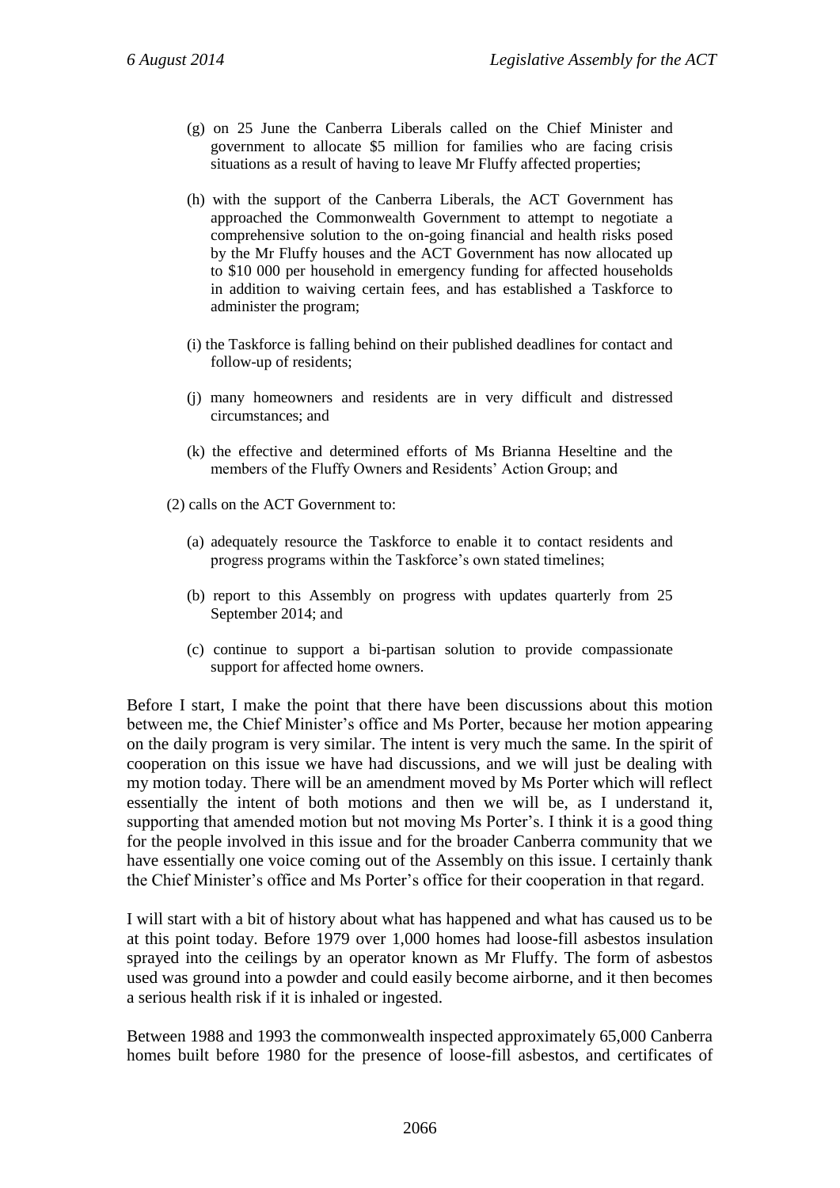(g) on 25 June the Canberra Liberals called on the Chief Minister and government to allocate $5 million for families who are facing crisis situations as a result of having to leave Mr Fluffy affected properties;

(h) with the support of the Canberra Liberals, the ACT Government has approached the Commonwealth Government to attempt to negotiate a comprehensive solution to the on-going financial and health risks posed by the Mr Fluffy houses and the ACT Government has now allocated up to $10 000 per household in emergency funding for affected households in addition to waiving certain fees, and has established a Taskforce to administer the program;

(i) the Taskforce is falling behind on their published deadlines for contact and follow-up of residents;

(j) many homeowners and residents are in very difficult and distressed circumstances; and

(k) the effective and determined efforts of Ms Brianna Heseltine and the members of the Fluffy Owners and Residents' Action Group; and

(2) calls on the ACT Government to:

(a) adequately resource the Taskforce to enable it to contact residents and progress programs within the Taskforce's own stated timelines;

(b) report to this Assembly on progress with updates quarterly from 25 September 2014; and

(c) continue to support a bi-partisan solution to provide compassionate support for affected home owners.

Before I start, I make the point that there have been discussions about this motion between me, the Chief Minister's office and Ms Porter, because her motion appearing on the daily program is very similar. The intent is very much the same. In the spirit of cooperation on this issue we have had discussions, and we will just be dealing with my motion today. There will be an amendment moved by Ms Porter which will reflect essentially the intent of both motions and then we will be, as I understand it, supporting that amended motion but not moving Ms Porter's. I think it is a good thing for the people involved in this issue and for the broader Canberra community that we have essentially one voice coming out of the Assembly on this issue. I certainly thank the Chief Minister's office and Ms Porter's office for their cooperation in that regard.

I will start with a bit of history about what has happened and what has caused us to be at this point today. Before 1979 over 1,000 homes had loose-fill asbestos insulation sprayed into the ceilings by an operator known as Mr Fluffy. The form of asbestos used was ground into a powder and could easily become airborne, and it then becomes a serious health risk if it is inhaled or ingested.

Between 1988 and 1993 the commonwealth inspected approximately 65,000 Canberra homes built before 1980 for the presence of loose-fill asbestos, and certificates of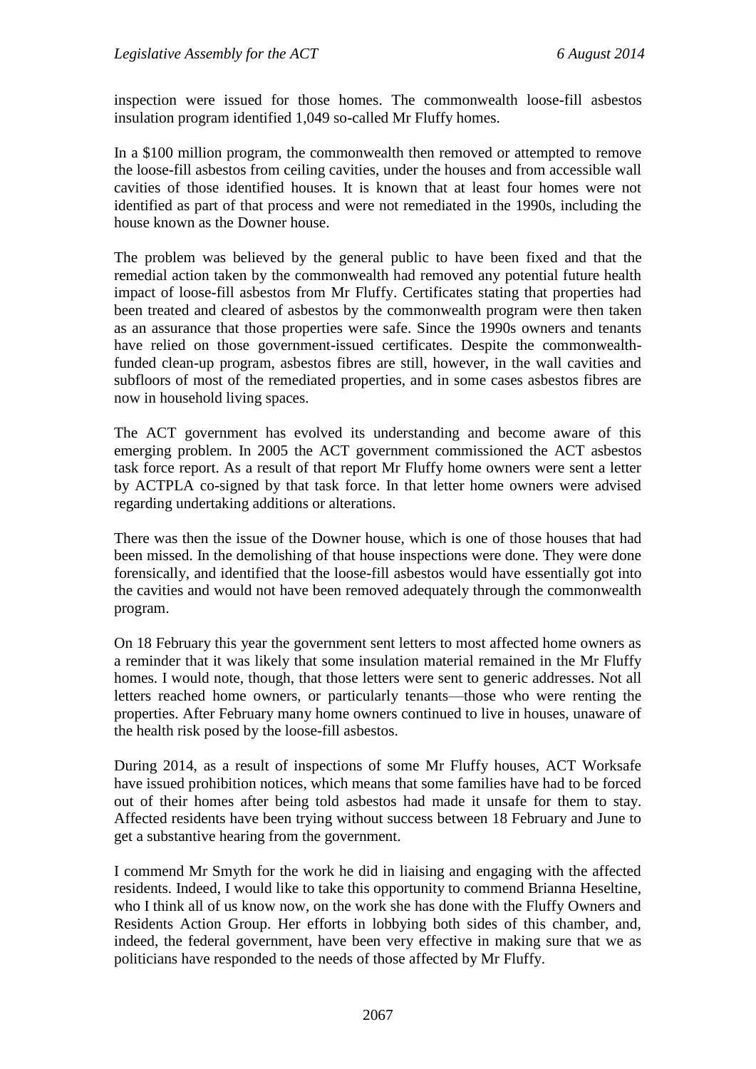inspection were issued for those homes. The commonwealth loose-fill asbestos insulation program identified 1,049 so-called Mr Fluffy homes.

In a $100 million program, the commonwealth then removed or attempted to remove the loose-fill asbestos from ceiling cavities, under the houses and from accessible wall cavities of those identified houses. It is known that at least four homes were not identified as part of that process and were not remediated in the 1990s, including the house known as the Downer house.

The problem was believed by the general public to have been fixed and that the remedial action taken by the commonwealth had removed any potential future health impact of loose-fill asbestos from Mr Fluffy. Certificates stating that properties had been treated and cleared of asbestos by the commonwealth program were then taken as an assurance that those properties were safe. Since the 1990s owners and tenants have relied on those government-issued certificates. Despite the commonwealth-funded clean-up program, asbestos fibres are still, however, in the wall cavities and subfloors of most of the remediated properties, and in some cases asbestos fibres are now in household living spaces.

The ACT government has evolved its understanding and become aware of this emerging problem. In 2005 the ACT government commissioned the ACT asbestos task force report. As a result of that report Mr Fluffy home owners were sent a letter by ACTPLA co-signed by that task force. In that letter home owners were advised regarding undertaking additions or alterations.

There was then the issue of the Downer house, which is one of those houses that had been missed. In the demolishing of that house inspections were done. They were done forensically, and identified that the loose-fill asbestos would have essentially got into the cavities and would not have been removed adequately through the commonwealth program.

On 18 February this year the government sent letters to most affected home owners as a reminder that it was likely that some insulation material remained in the Mr Fluffy homes. I would note, though, that those letters were sent to generic addresses. Not all letters reached home owners, or particularly tenants—those who were renting the properties. After February many home owners continued to live in houses, unaware of the health risk posed by the loose-fill asbestos.

During 2014, as a result of inspections of some Mr Fluffy houses, ACT Worksafe have issued prohibition notices, which means that some families have had to be forced out of their homes after being told asbestos had made it unsafe for them to stay. Affected residents have been trying without success between 18 February and June to get a substantive hearing from the government.

I commend Mr Smyth for the work he did in liaising and engaging with the affected residents. Indeed, I would like to take this opportunity to commend Brianna Heseltine, who I think all of us know now, on the work she has done with the Fluffy Owners and Residents Action Group. Her efforts in lobbying both sides of this chamber, and, indeed, the federal government, have been very effective in making sure that we as politicians have responded to the needs of those affected by Mr Fluffy.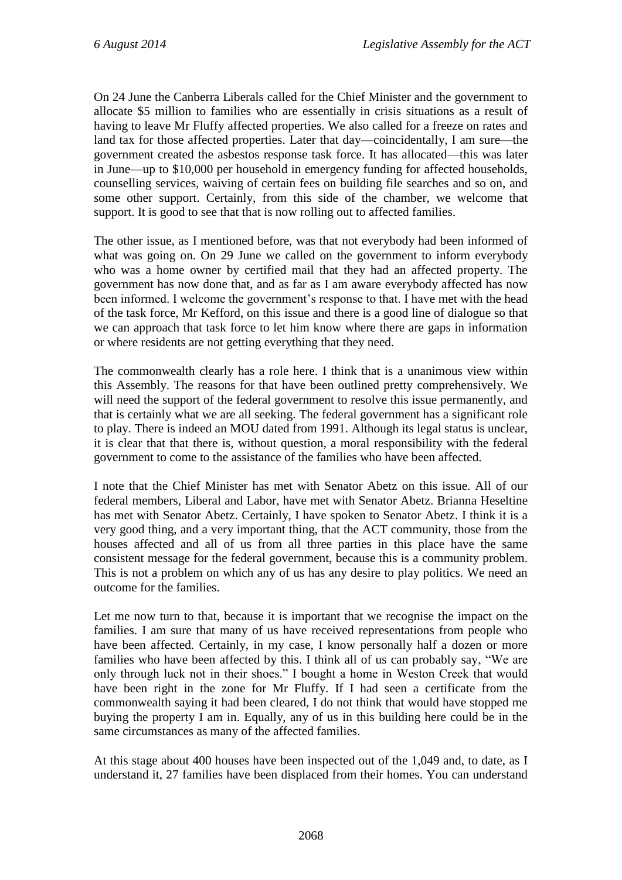On 24 June the Canberra Liberals called for the Chief Minister and the government to allocate \$5 million to families who are essentially in crisis situations as a result of having to leave Mr Fluffy affected properties. We also called for a freeze on rates and land tax for those affected properties. Later that day—coincidentally, I am sure—the government created the asbestos response task force. It has allocated—this was later in June—up to \$10,000 per household in emergency funding for affected households, counselling services, waiving of certain fees on building file searches and so on, and some other support. Certainly, from this side of the chamber, we welcome that support. It is good to see that that is now rolling out to affected families.

The other issue, as I mentioned before, was that not everybody had been informed of what was going on. On 29 June we called on the government to inform everybody who was a home owner by certified mail that they had an affected property. The government has now done that, and as far as I am aware everybody affected has now been informed. I welcome the government's response to that. I have met with the head of the task force, Mr Kefford, on this issue and there is a good line of dialogue so that we can approach that task force to let him know where there are gaps in information or where residents are not getting everything that they need.

The commonwealth clearly has a role here. I think that is a unanimous view within this Assembly. The reasons for that have been outlined pretty comprehensively. We will need the support of the federal government to resolve this issue permanently, and that is certainly what we are all seeking. The federal government has a significant role to play. There is indeed an MOU dated from 1991. Although its legal status is unclear, it is clear that that there is, without question, a moral responsibility with the federal government to come to the assistance of the families who have been affected.

I note that the Chief Minister has met with Senator Abetz on this issue. All of our federal members, Liberal and Labor, have met with Senator Abetz. Brianna Heseltine has met with Senator Abetz. Certainly, I have spoken to Senator Abetz. I think it is a very good thing, and a very important thing, that the ACT community, those from the houses affected and all of us from all three parties in this place have the same consistent message for the federal government, because this is a community problem. This is not a problem on which any of us has any desire to play politics. We need an outcome for the families.

Let me now turn to that, because it is important that we recognise the impact on the families. I am sure that many of us have received representations from people who have been affected. Certainly, in my case, I know personally half a dozen or more families who have been affected by this. I think all of us can probably say, "We are only through luck not in their shoes." I bought a home in Weston Creek that would have been right in the zone for Mr Fluffy. If I had seen a certificate from the commonwealth saying it had been cleared, I do not think that would have stopped me buying the property I am in. Equally, any of us in this building here could be in the same circumstances as many of the affected families.

At this stage about 400 houses have been inspected out of the 1,049 and, to date, as I understand it, 27 families have been displaced from their homes. You can understand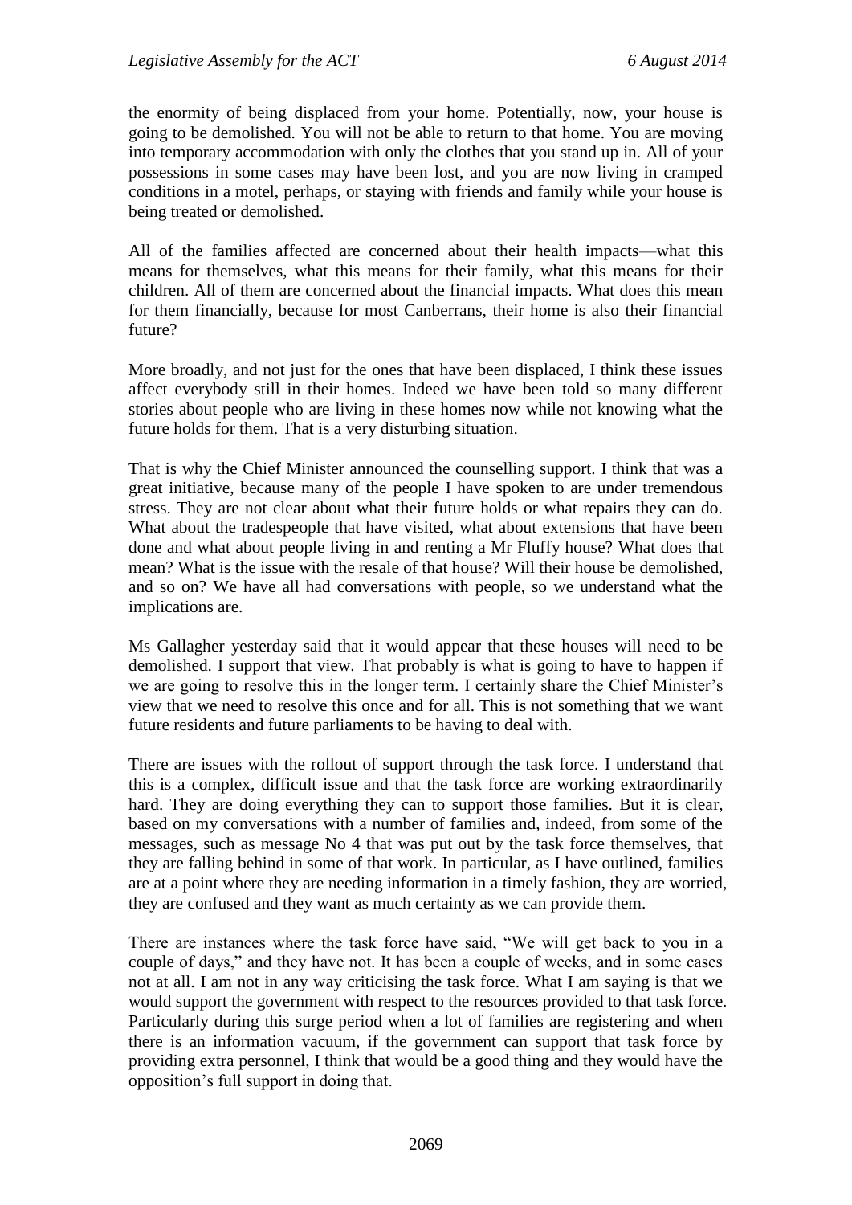the enormity of being displaced from your home. Potentially, now, your house is going to be demolished. You will not be able to return to that home. You are moving into temporary accommodation with only the clothes that you stand up in. All of your possessions in some cases may have been lost, and you are now living in cramped conditions in a motel, perhaps, or staying with friends and family while your house is being treated or demolished.

All of the families affected are concerned about their health impacts—what this means for themselves, what this means for their family, what this means for their children. All of them are concerned about the financial impacts. What does this mean for them financially, because for most Canberrans, their home is also their financial future?

More broadly, and not just for the ones that have been displaced, I think these issues affect everybody still in their homes. Indeed we have been told so many different stories about people who are living in these homes now while not knowing what the future holds for them. That is a very disturbing situation.

That is why the Chief Minister announced the counselling support. I think that was a great initiative, because many of the people I have spoken to are under tremendous stress. They are not clear about what their future holds or what repairs they can do. What about the tradespeople that have visited, what about extensions that have been done and what about people living in and renting a Mr Fluffy house? What does that mean? What is the issue with the resale of that house? Will their house be demolished, and so on? We have all had conversations with people, so we understand what the implications are.

Ms Gallagher yesterday said that it would appear that these houses will need to be demolished. I support that view. That probably is what is going to have to happen if we are going to resolve this in the longer term. I certainly share the Chief Minister's view that we need to resolve this once and for all. This is not something that we want future residents and future parliaments to be having to deal with.

There are issues with the rollout of support through the task force. I understand that this is a complex, difficult issue and that the task force are working extraordinarily hard. They are doing everything they can to support those families. But it is clear, based on my conversations with a number of families and, indeed, from some of the messages, such as message No 4 that was put out by the task force themselves, that they are falling behind in some of that work. In particular, as I have outlined, families are at a point where they are needing information in a timely fashion, they are worried, they are confused and they want as much certainty as we can provide them.

There are instances where the task force have said, "We will get back to you in a couple of days," and they have not. It has been a couple of weeks, and in some cases not at all. I am not in any way criticising the task force. What I am saying is that we would support the government with respect to the resources provided to that task force. Particularly during this surge period when a lot of families are registering and when there is an information vacuum, if the government can support that task force by providing extra personnel, I think that would be a good thing and they would have the opposition's full support in doing that.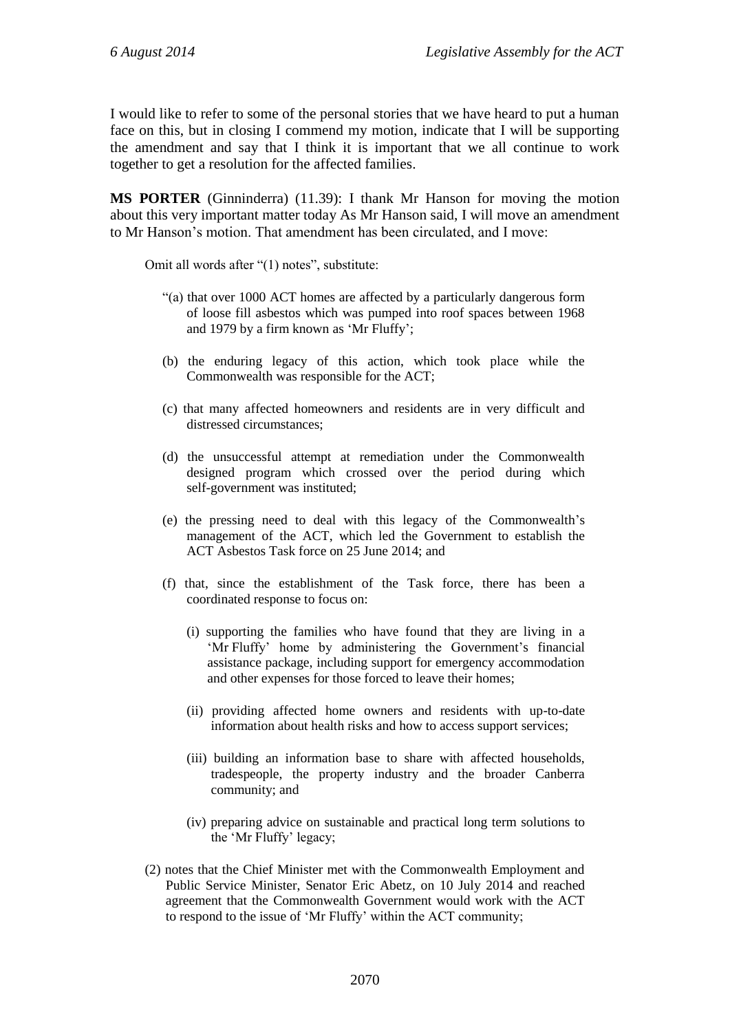I would like to refer to some of the personal stories that we have heard to put a human face on this, but in closing I commend my motion, indicate that I will be supporting the amendment and say that I think it is important that we all continue to work together to get a resolution for the affected families.

**MS PORTER** (Ginninderra) (11.39): I thank Mr Hanson for moving the motion about this very important matter today As Mr Hanson said, I will move an amendment to Mr Hanson's motion. That amendment has been circulated, and I move:

> Omit all words after "(1) notes", substitute:
>
> "(a) that over 1000 ACT homes are affected by a particularly dangerous form of loose fill asbestos which was pumped into roof spaces between 1968 and 1979 by a firm known as 'Mr Fluffy';
>
> (b) the enduring legacy of this action, which took place while the Commonwealth was responsible for the ACT;
>
> (c) that many affected homeowners and residents are in very difficult and distressed circumstances;
>
> (d) the unsuccessful attempt at remediation under the Commonwealth designed program which crossed over the period during which self-government was instituted;
>
> (e) the pressing need to deal with this legacy of the Commonwealth's management of the ACT, which led the Government to establish the ACT Asbestos Task force on 25 June 2014; and
>
> (f) that, since the establishment of the Task force, there has been a coordinated response to focus on:
>
> (i) supporting the families who have found that they are living in a 'Mr Fluffy' home by administering the Government's financial assistance package, including support for emergency accommodation and other expenses for those forced to leave their homes;
>
> (ii) providing affected home owners and residents with up-to-date information about health risks and how to access support services;
>
> (iii) building an information base to share with affected households, tradespeople, the property industry and the broader Canberra community; and
>
> (iv) preparing advice on sustainable and practical long term solutions to the 'Mr Fluffy' legacy;
>
> (2) notes that the Chief Minister met with the Commonwealth Employment and Public Service Minister, Senator Eric Abetz, on 10 July 2014 and reached agreement that the Commonwealth Government would work with the ACT to respond to the issue of 'Mr Fluffy' within the ACT community;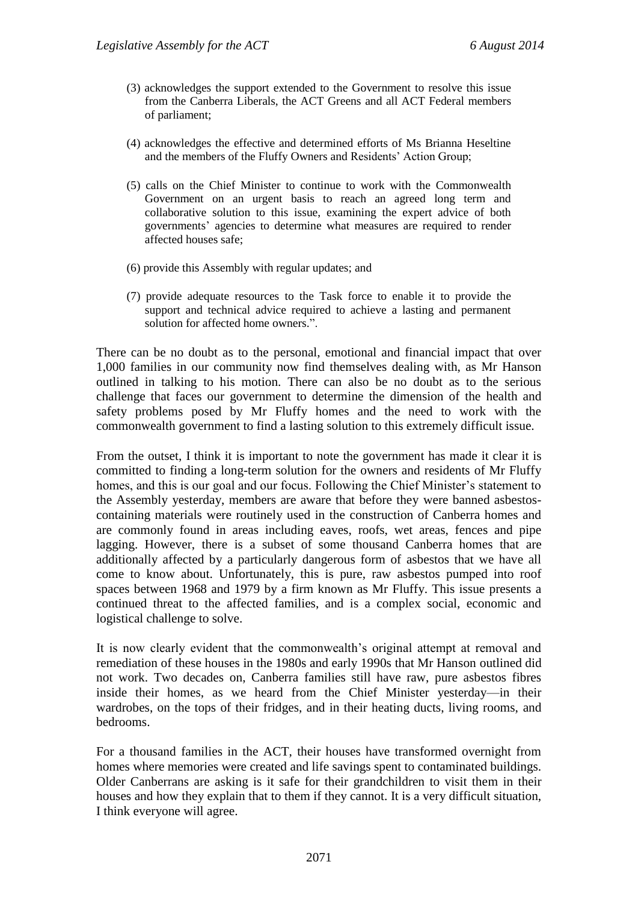(3) acknowledges the support extended to the Government to resolve this issue from the Canberra Liberals, the ACT Greens and all ACT Federal members of parliament;

(4) acknowledges the effective and determined efforts of Ms Brianna Heseltine and the members of the Fluffy Owners and Residents' Action Group;

(5) calls on the Chief Minister to continue to work with the Commonwealth Government on an urgent basis to reach an agreed long term and collaborative solution to this issue, examining the expert advice of both governments' agencies to determine what measures are required to render affected houses safe;

(6) provide this Assembly with regular updates; and

(7) provide adequate resources to the Task force to enable it to provide the support and technical advice required to achieve a lasting and permanent solution for affected home owners.".

There can be no doubt as to the personal, emotional and financial impact that over 1,000 families in our community now find themselves dealing with, as Mr Hanson outlined in talking to his motion. There can also be no doubt as to the serious challenge that faces our government to determine the dimension of the health and safety problems posed by Mr Fluffy homes and the need to work with the commonwealth government to find a lasting solution to this extremely difficult issue.

From the outset, I think it is important to note the government has made it clear it is committed to finding a long-term solution for the owners and residents of Mr Fluffy homes, and this is our goal and our focus. Following the Chief Minister's statement to the Assembly yesterday, members are aware that before they were banned asbestos-containing materials were routinely used in the construction of Canberra homes and are commonly found in areas including eaves, roofs, wet areas, fences and pipe lagging. However, there is a subset of some thousand Canberra homes that are additionally affected by a particularly dangerous form of asbestos that we have all come to know about. Unfortunately, this is pure, raw asbestos pumped into roof spaces between 1968 and 1979 by a firm known as Mr Fluffy. This issue presents a continued threat to the affected families, and is a complex social, economic and logistical challenge to solve.

It is now clearly evident that the commonwealth's original attempt at removal and remediation of these houses in the 1980s and early 1990s that Mr Hanson outlined did not work. Two decades on, Canberra families still have raw, pure asbestos fibres inside their homes, as we heard from the Chief Minister yesterday—in their wardrobes, on the tops of their fridges, and in their heating ducts, living rooms, and bedrooms.

For a thousand families in the ACT, their houses have transformed overnight from homes where memories were created and life savings spent to contaminated buildings. Older Canberrans are asking is it safe for their grandchildren to visit them in their houses and how they explain that to them if they cannot. It is a very difficult situation, I think everyone will agree.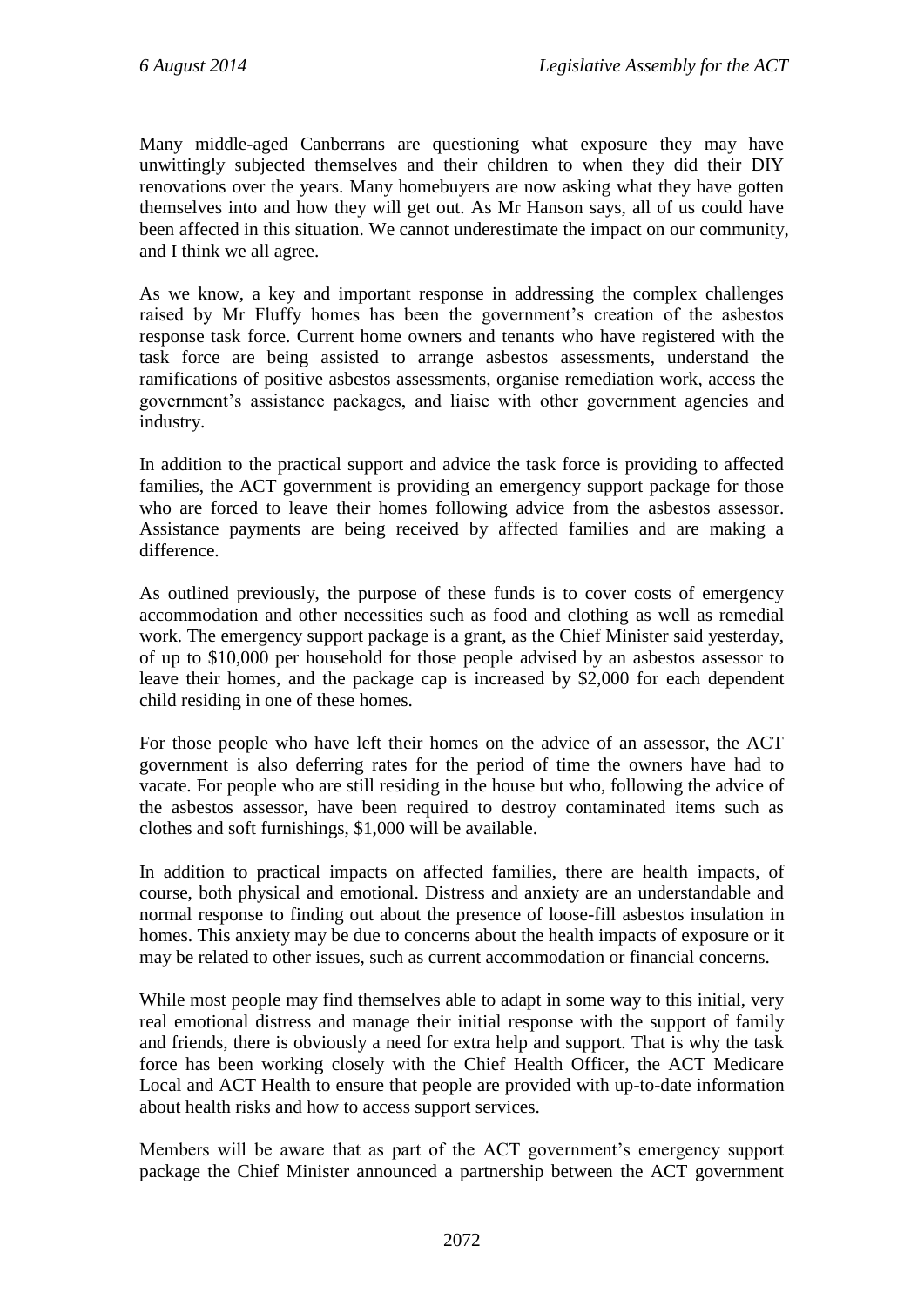Many middle-aged Canberrans are questioning what exposure they may have unwittingly subjected themselves and their children to when they did their DIY renovations over the years. Many homebuyers are now asking what they have gotten themselves into and how they will get out. As Mr Hanson says, all of us could have been affected in this situation. We cannot underestimate the impact on our community, and I think we all agree.

As we know, a key and important response in addressing the complex challenges raised by Mr Fluffy homes has been the government's creation of the asbestos response task force. Current home owners and tenants who have registered with the task force are being assisted to arrange asbestos assessments, understand the ramifications of positive asbestos assessments, organise remediation work, access the government's assistance packages, and liaise with other government agencies and industry.

In addition to the practical support and advice the task force is providing to affected families, the ACT government is providing an emergency support package for those who are forced to leave their homes following advice from the asbestos assessor. Assistance payments are being received by affected families and are making a difference.

As outlined previously, the purpose of these funds is to cover costs of emergency accommodation and other necessities such as food and clothing as well as remedial work. The emergency support package is a grant, as the Chief Minister said yesterday, of up to $10,000 per household for those people advised by an asbestos assessor to leave their homes, and the package cap is increased by $2,000 for each dependent child residing in one of these homes.

For those people who have left their homes on the advice of an assessor, the ACT government is also deferring rates for the period of time the owners have had to vacate. For people who are still residing in the house but who, following the advice of the asbestos assessor, have been required to destroy contaminated items such as clothes and soft furnishings, $1,000 will be available.

In addition to practical impacts on affected families, there are health impacts, of course, both physical and emotional. Distress and anxiety are an understandable and normal response to finding out about the presence of loose-fill asbestos insulation in homes. This anxiety may be due to concerns about the health impacts of exposure or it may be related to other issues, such as current accommodation or financial concerns.

While most people may find themselves able to adapt in some way to this initial, very real emotional distress and manage their initial response with the support of family and friends, there is obviously a need for extra help and support. That is why the task force has been working closely with the Chief Health Officer, the ACT Medicare Local and ACT Health to ensure that people are provided with up-to-date information about health risks and how to access support services.

Members will be aware that as part of the ACT government's emergency support package the Chief Minister announced a partnership between the ACT government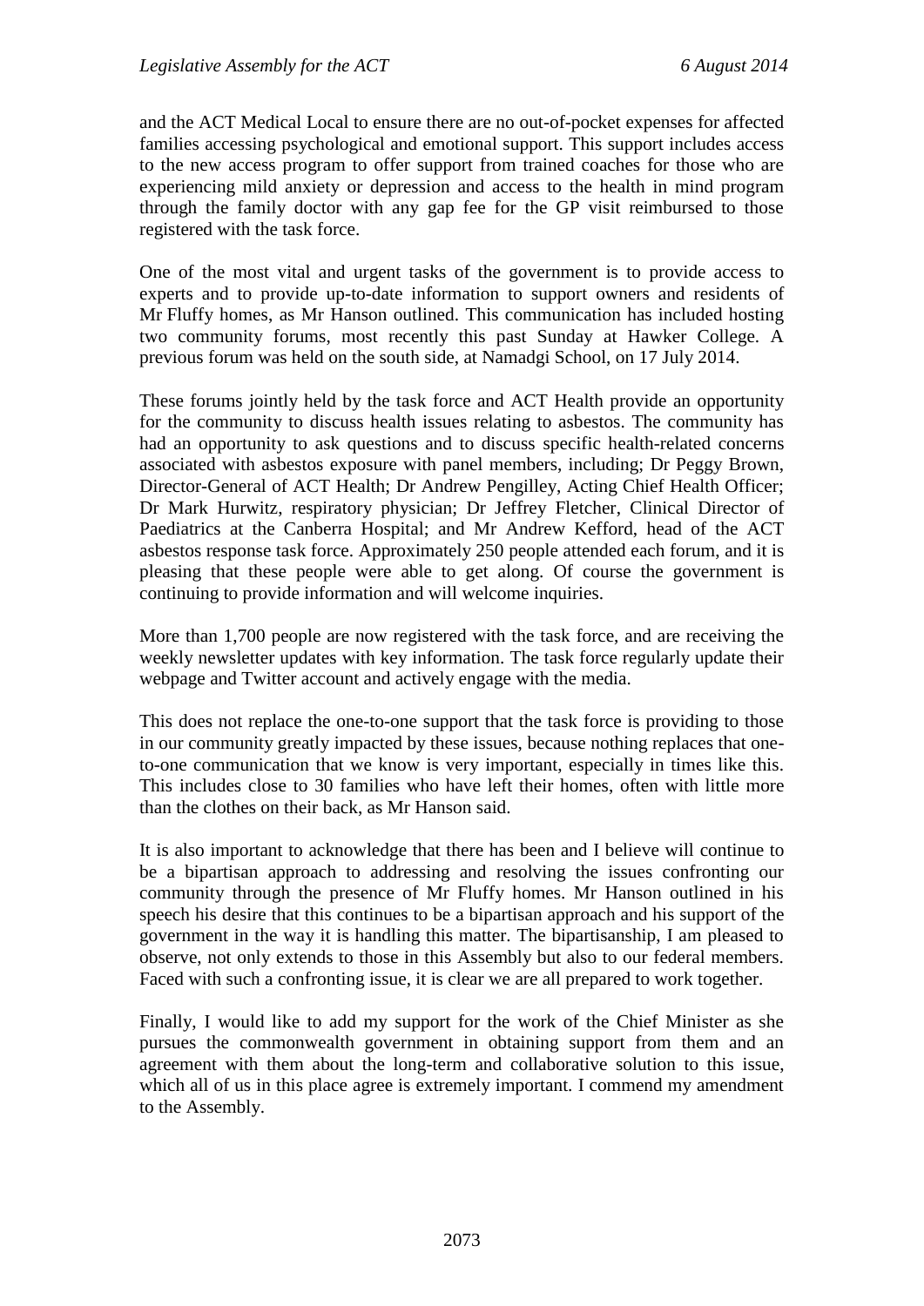and the ACT Medical Local to ensure there are no out-of-pocket expenses for affected families accessing psychological and emotional support. This support includes access to the new access program to offer support from trained coaches for those who are experiencing mild anxiety or depression and access to the health in mind program through the family doctor with any gap fee for the GP visit reimbursed to those registered with the task force.

One of the most vital and urgent tasks of the government is to provide access to experts and to provide up-to-date information to support owners and residents of Mr Fluffy homes, as Mr Hanson outlined. This communication has included hosting two community forums, most recently this past Sunday at Hawker College. A previous forum was held on the south side, at Namadgi School, on 17 July 2014.

These forums jointly held by the task force and ACT Health provide an opportunity for the community to discuss health issues relating to asbestos. The community has had an opportunity to ask questions and to discuss specific health-related concerns associated with asbestos exposure with panel members, including; Dr Peggy Brown, Director-General of ACT Health; Dr Andrew Pengilley, Acting Chief Health Officer; Dr Mark Hurwitz, respiratory physician; Dr Jeffrey Fletcher, Clinical Director of Paediatrics at the Canberra Hospital; and Mr Andrew Kefford, head of the ACT asbestos response task force. Approximately 250 people attended each forum, and it is pleasing that these people were able to get along. Of course the government is continuing to provide information and will welcome inquiries.

More than 1,700 people are now registered with the task force, and are receiving the weekly newsletter updates with key information. The task force regularly update their webpage and Twitter account and actively engage with the media.

This does not replace the one-to-one support that the task force is providing to those in our community greatly impacted by these issues, because nothing replaces that one-to-one communication that we know is very important, especially in times like this. This includes close to 30 families who have left their homes, often with little more than the clothes on their back, as Mr Hanson said.

It is also important to acknowledge that there has been and I believe will continue to be a bipartisan approach to addressing and resolving the issues confronting our community through the presence of Mr Fluffy homes. Mr Hanson outlined in his speech his desire that this continues to be a bipartisan approach and his support of the government in the way it is handling this matter. The bipartisanship, I am pleased to observe, not only extends to those in this Assembly but also to our federal members. Faced with such a confronting issue, it is clear we are all prepared to work together.

Finally, I would like to add my support for the work of the Chief Minister as she pursues the commonwealth government in obtaining support from them and an agreement with them about the long-term and collaborative solution to this issue, which all of us in this place agree is extremely important. I commend my amendment to the Assembly.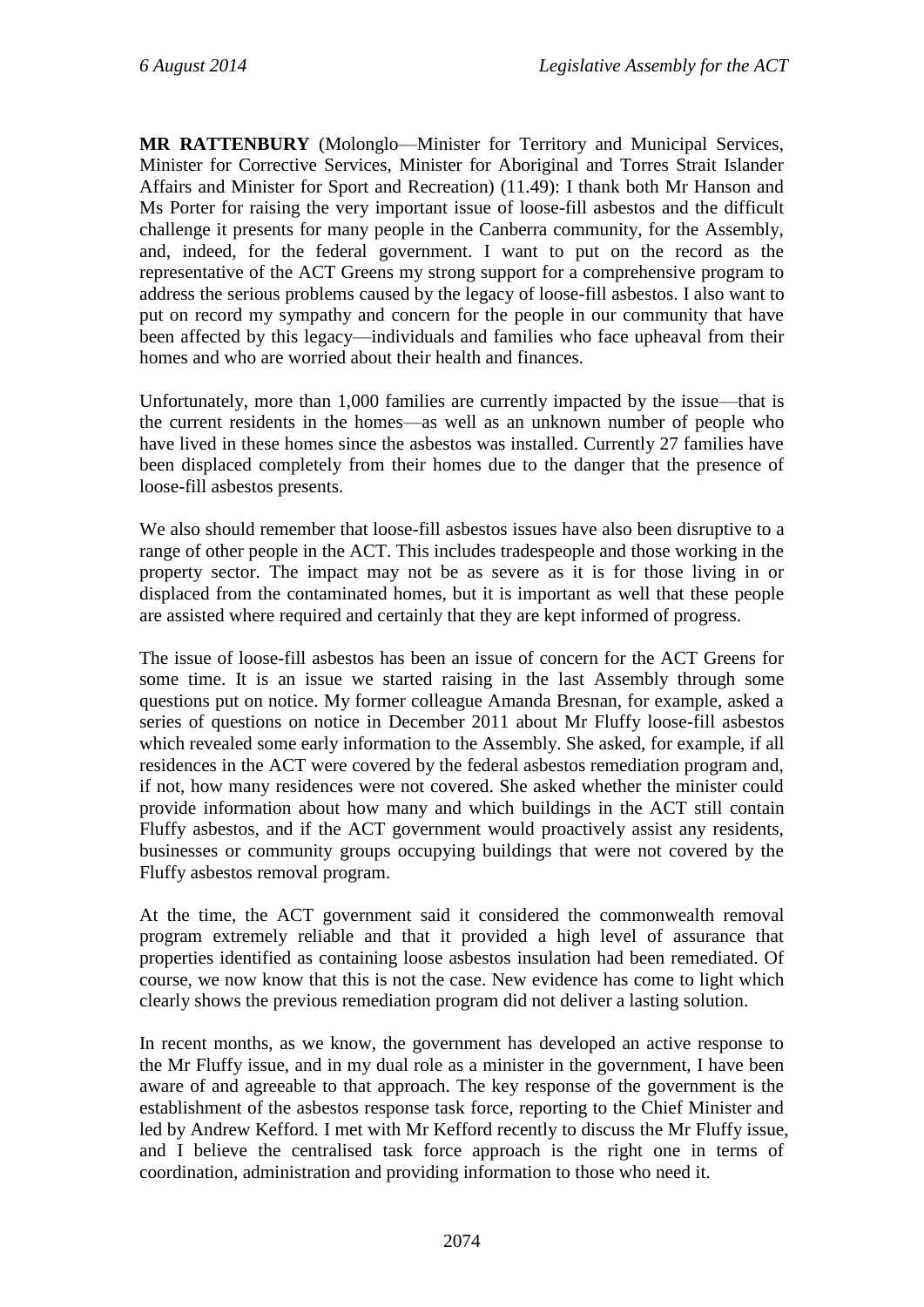**MR RATTENBURY** (Molonglo—Minister for Territory and Municipal Services, Minister for Corrective Services, Minister for Aboriginal and Torres Strait Islander Affairs and Minister for Sport and Recreation) (11.49): I thank both Mr Hanson and Ms Porter for raising the very important issue of loose-fill asbestos and the difficult challenge it presents for many people in the Canberra community, for the Assembly, and, indeed, for the federal government. I want to put on the record as the representative of the ACT Greens my strong support for a comprehensive program to address the serious problems caused by the legacy of loose-fill asbestos. I also want to put on record my sympathy and concern for the people in our community that have been affected by this legacy—individuals and families who face upheaval from their homes and who are worried about their health and finances.

Unfortunately, more than 1,000 families are currently impacted by the issue—that is the current residents in the homes—as well as an unknown number of people who have lived in these homes since the asbestos was installed. Currently 27 families have been displaced completely from their homes due to the danger that the presence of loose-fill asbestos presents.

We also should remember that loose-fill asbestos issues have also been disruptive to a range of other people in the ACT. This includes tradespeople and those working in the property sector. The impact may not be as severe as it is for those living in or displaced from the contaminated homes, but it is important as well that these people are assisted where required and certainly that they are kept informed of progress.

The issue of loose-fill asbestos has been an issue of concern for the ACT Greens for some time. It is an issue we started raising in the last Assembly through some questions put on notice. My former colleague Amanda Bresnan, for example, asked a series of questions on notice in December 2011 about Mr Fluffy loose-fill asbestos which revealed some early information to the Assembly. She asked, for example, if all residences in the ACT were covered by the federal asbestos remediation program and, if not, how many residences were not covered. She asked whether the minister could provide information about how many and which buildings in the ACT still contain Fluffy asbestos, and if the ACT government would proactively assist any residents, businesses or community groups occupying buildings that were not covered by the Fluffy asbestos removal program.

At the time, the ACT government said it considered the commonwealth removal program extremely reliable and that it provided a high level of assurance that properties identified as containing loose asbestos insulation had been remediated. Of course, we now know that this is not the case. New evidence has come to light which clearly shows the previous remediation program did not deliver a lasting solution.

In recent months, as we know, the government has developed an active response to the Mr Fluffy issue, and in my dual role as a minister in the government, I have been aware of and agreeable to that approach. The key response of the government is the establishment of the asbestos response task force, reporting to the Chief Minister and led by Andrew Kefford. I met with Mr Kefford recently to discuss the Mr Fluffy issue, and I believe the centralised task force approach is the right one in terms of coordination, administration and providing information to those who need it.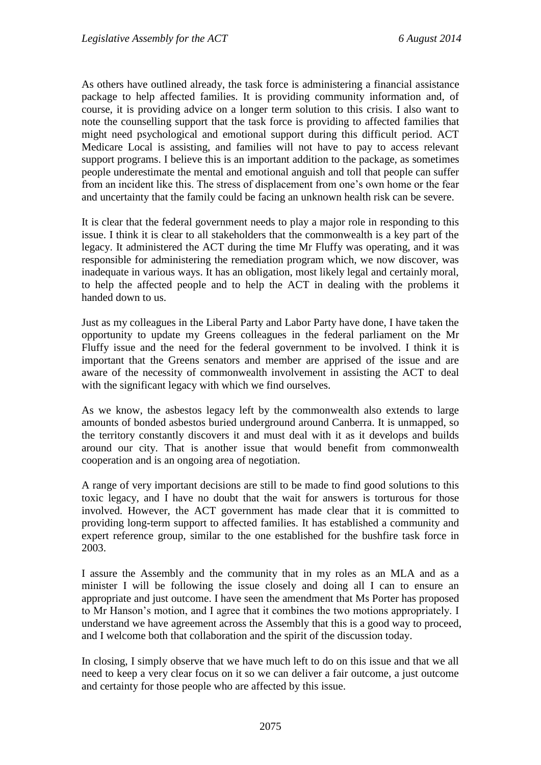As others have outlined already, the task force is administering a financial assistance package to help affected families. It is providing community information and, of course, it is providing advice on a longer term solution to this crisis. I also want to note the counselling support that the task force is providing to affected families that might need psychological and emotional support during this difficult period. ACT Medicare Local is assisting, and families will not have to pay to access relevant support programs. I believe this is an important addition to the package, as sometimes people underestimate the mental and emotional anguish and toll that people can suffer from an incident like this. The stress of displacement from one's own home or the fear and uncertainty that the family could be facing an unknown health risk can be severe.

It is clear that the federal government needs to play a major role in responding to this issue. I think it is clear to all stakeholders that the commonwealth is a key part of the legacy. It administered the ACT during the time Mr Fluffy was operating, and it was responsible for administering the remediation program which, we now discover, was inadequate in various ways. It has an obligation, most likely legal and certainly moral, to help the affected people and to help the ACT in dealing with the problems it handed down to us.

Just as my colleagues in the Liberal Party and Labor Party have done, I have taken the opportunity to update my Greens colleagues in the federal parliament on the Mr Fluffy issue and the need for the federal government to be involved. I think it is important that the Greens senators and member are apprised of the issue and are aware of the necessity of commonwealth involvement in assisting the ACT to deal with the significant legacy with which we find ourselves.

As we know, the asbestos legacy left by the commonwealth also extends to large amounts of bonded asbestos buried underground around Canberra. It is unmapped, so the territory constantly discovers it and must deal with it as it develops and builds around our city. That is another issue that would benefit from commonwealth cooperation and is an ongoing area of negotiation.

A range of very important decisions are still to be made to find good solutions to this toxic legacy, and I have no doubt that the wait for answers is torturous for those involved. However, the ACT government has made clear that it is committed to providing long-term support to affected families. It has established a community and expert reference group, similar to the one established for the bushfire task force in 2003.

I assure the Assembly and the community that in my roles as an MLA and as a minister I will be following the issue closely and doing all I can to ensure an appropriate and just outcome. I have seen the amendment that Ms Porter has proposed to Mr Hanson's motion, and I agree that it combines the two motions appropriately. I understand we have agreement across the Assembly that this is a good way to proceed, and I welcome both that collaboration and the spirit of the discussion today.

In closing, I simply observe that we have much left to do on this issue and that we all need to keep a very clear focus on it so we can deliver a fair outcome, a just outcome and certainty for those people who are affected by this issue.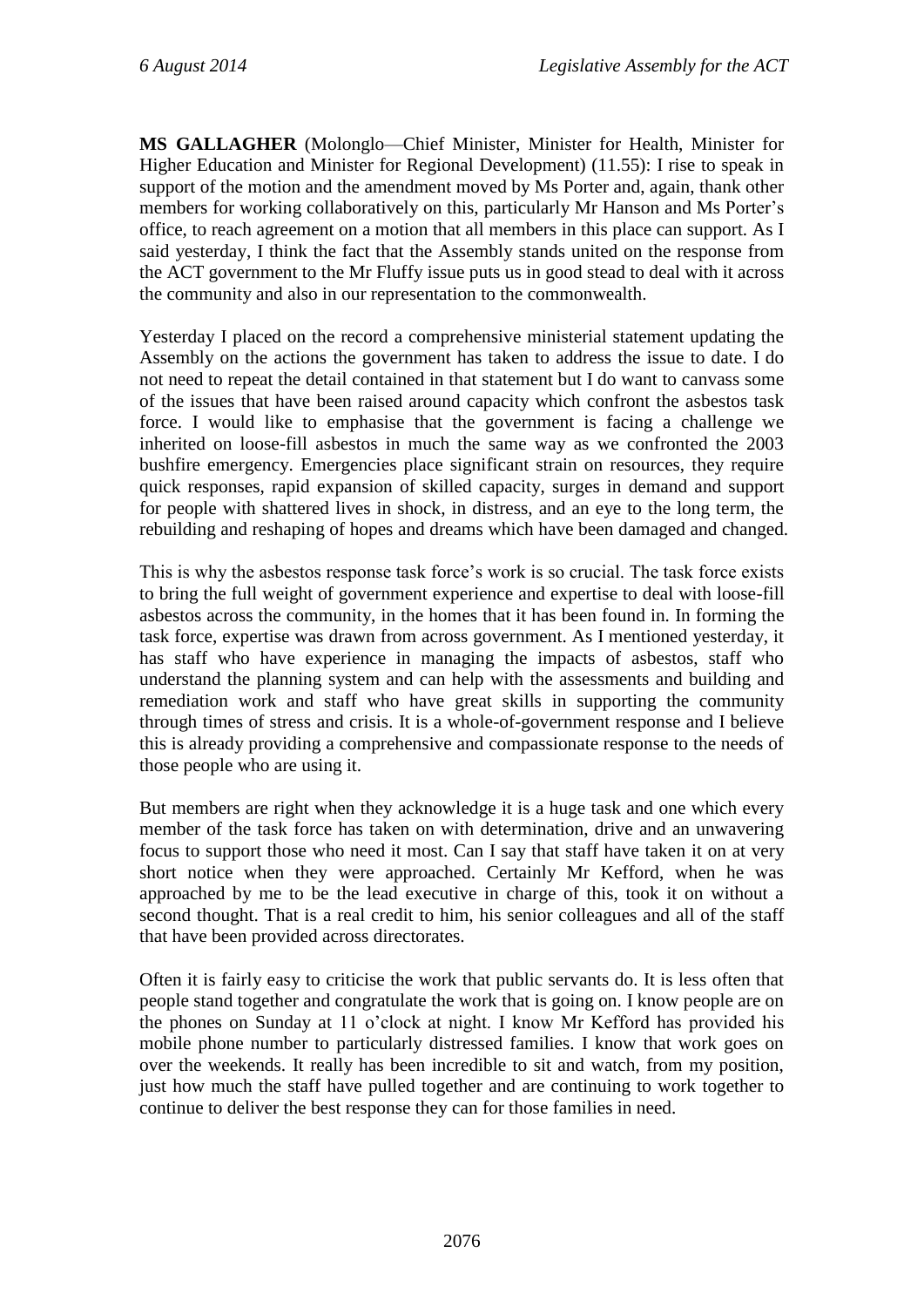**MS GALLAGHER** (Molonglo—Chief Minister, Minister for Health, Minister for Higher Education and Minister for Regional Development) (11.55): I rise to speak in support of the motion and the amendment moved by Ms Porter and, again, thank other members for working collaboratively on this, particularly Mr Hanson and Ms Porter's office, to reach agreement on a motion that all members in this place can support. As I said yesterday, I think the fact that the Assembly stands united on the response from the ACT government to the Mr Fluffy issue puts us in good stead to deal with it across the community and also in our representation to the commonwealth.

Yesterday I placed on the record a comprehensive ministerial statement updating the Assembly on the actions the government has taken to address the issue to date. I do not need to repeat the detail contained in that statement but I do want to canvass some of the issues that have been raised around capacity which confront the asbestos task force. I would like to emphasise that the government is facing a challenge we inherited on loose-fill asbestos in much the same way as we confronted the 2003 bushfire emergency. Emergencies place significant strain on resources, they require quick responses, rapid expansion of skilled capacity, surges in demand and support for people with shattered lives in shock, in distress, and an eye to the long term, the rebuilding and reshaping of hopes and dreams which have been damaged and changed.

This is why the asbestos response task force's work is so crucial. The task force exists to bring the full weight of government experience and expertise to deal with loose-fill asbestos across the community, in the homes that it has been found in. In forming the task force, expertise was drawn from across government. As I mentioned yesterday, it has staff who have experience in managing the impacts of asbestos, staff who understand the planning system and can help with the assessments and building and remediation work and staff who have great skills in supporting the community through times of stress and crisis. It is a whole-of-government response and I believe this is already providing a comprehensive and compassionate response to the needs of those people who are using it.

But members are right when they acknowledge it is a huge task and one which every member of the task force has taken on with determination, drive and an unwavering focus to support those who need it most. Can I say that staff have taken it on at very short notice when they were approached. Certainly Mr Kefford, when he was approached by me to be the lead executive in charge of this, took it on without a second thought. That is a real credit to him, his senior colleagues and all of the staff that have been provided across directorates.

Often it is fairly easy to criticise the work that public servants do. It is less often that people stand together and congratulate the work that is going on. I know people are on the phones on Sunday at 11 o'clock at night. I know Mr Kefford has provided his mobile phone number to particularly distressed families. I know that work goes on over the weekends. It really has been incredible to sit and watch, from my position, just how much the staff have pulled together and are continuing to work together to continue to deliver the best response they can for those families in need.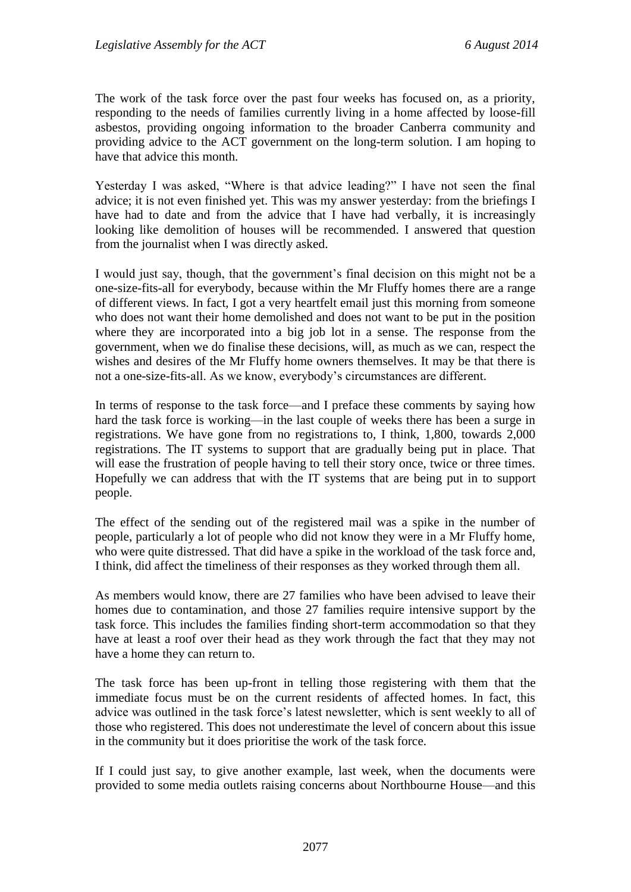The work of the task force over the past four weeks has focused on, as a priority, responding to the needs of families currently living in a home affected by loose-fill asbestos, providing ongoing information to the broader Canberra community and providing advice to the ACT government on the long-term solution. I am hoping to have that advice this month.

Yesterday I was asked, "Where is that advice leading?" I have not seen the final advice; it is not even finished yet. This was my answer yesterday: from the briefings I have had to date and from the advice that I have had verbally, it is increasingly looking like demolition of houses will be recommended. I answered that question from the journalist when I was directly asked.

I would just say, though, that the government's final decision on this might not be a one-size-fits-all for everybody, because within the Mr Fluffy homes there are a range of different views. In fact, I got a very heartfelt email just this morning from someone who does not want their home demolished and does not want to be put in the position where they are incorporated into a big job lot in a sense. The response from the government, when we do finalise these decisions, will, as much as we can, respect the wishes and desires of the Mr Fluffy home owners themselves. It may be that there is not a one-size-fits-all. As we know, everybody's circumstances are different.

In terms of response to the task force—and I preface these comments by saying how hard the task force is working—in the last couple of weeks there has been a surge in registrations. We have gone from no registrations to, I think, 1,800, towards 2,000 registrations. The IT systems to support that are gradually being put in place. That will ease the frustration of people having to tell their story once, twice or three times. Hopefully we can address that with the IT systems that are being put in to support people.

The effect of the sending out of the registered mail was a spike in the number of people, particularly a lot of people who did not know they were in a Mr Fluffy home, who were quite distressed. That did have a spike in the workload of the task force and, I think, did affect the timeliness of their responses as they worked through them all.

As members would know, there are 27 families who have been advised to leave their homes due to contamination, and those 27 families require intensive support by the task force. This includes the families finding short-term accommodation so that they have at least a roof over their head as they work through the fact that they may not have a home they can return to.

The task force has been up-front in telling those registering with them that the immediate focus must be on the current residents of affected homes. In fact, this advice was outlined in the task force's latest newsletter, which is sent weekly to all of those who registered. This does not underestimate the level of concern about this issue in the community but it does prioritise the work of the task force.

If I could just say, to give another example, last week, when the documents were provided to some media outlets raising concerns about Northbourne House—and this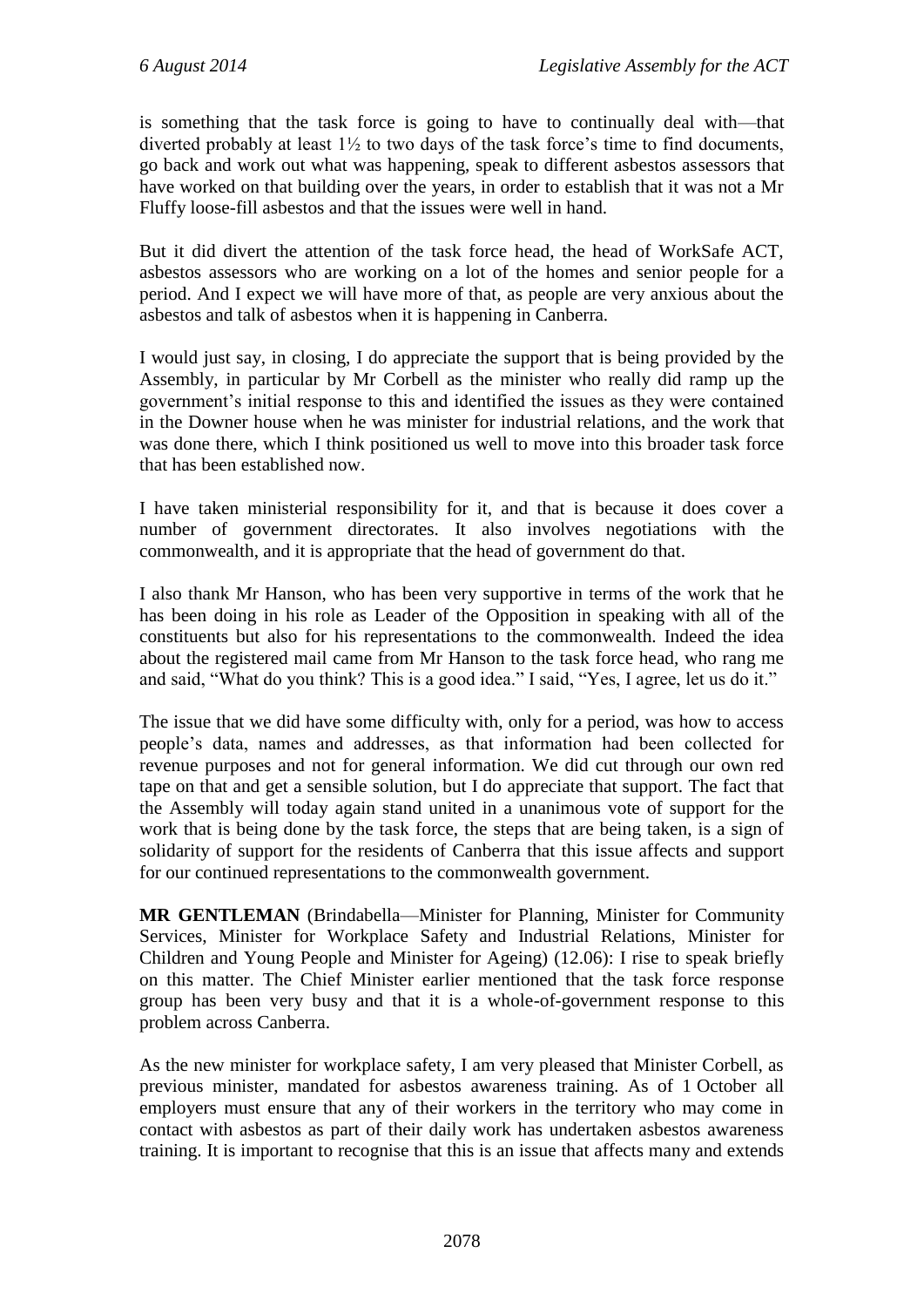is something that the task force is going to have to continually deal with—that diverted probably at least 1½ to two days of the task force's time to find documents, go back and work out what was happening, speak to different asbestos assessors that have worked on that building over the years, in order to establish that it was not a Mr Fluffy loose-fill asbestos and that the issues were well in hand.

But it did divert the attention of the task force head, the head of WorkSafe ACT, asbestos assessors who are working on a lot of the homes and senior people for a period. And I expect we will have more of that, as people are very anxious about the asbestos and talk of asbestos when it is happening in Canberra.

I would just say, in closing, I do appreciate the support that is being provided by the Assembly, in particular by Mr Corbell as the minister who really did ramp up the government's initial response to this and identified the issues as they were contained in the Downer house when he was minister for industrial relations, and the work that was done there, which I think positioned us well to move into this broader task force that has been established now.

I have taken ministerial responsibility for it, and that is because it does cover a number of government directorates. It also involves negotiations with the commonwealth, and it is appropriate that the head of government do that.

I also thank Mr Hanson, who has been very supportive in terms of the work that he has been doing in his role as Leader of the Opposition in speaking with all of the constituents but also for his representations to the commonwealth. Indeed the idea about the registered mail came from Mr Hanson to the task force head, who rang me and said, "What do you think? This is a good idea." I said, "Yes, I agree, let us do it."

The issue that we did have some difficulty with, only for a period, was how to access people's data, names and addresses, as that information had been collected for revenue purposes and not for general information. We did cut through our own red tape on that and get a sensible solution, but I do appreciate that support. The fact that the Assembly will today again stand united in a unanimous vote of support for the work that is being done by the task force, the steps that are being taken, is a sign of solidarity of support for the residents of Canberra that this issue affects and support for our continued representations to the commonwealth government.

**MR GENTLEMAN** (Brindabella—Minister for Planning, Minister for Community Services, Minister for Workplace Safety and Industrial Relations, Minister for Children and Young People and Minister for Ageing) (12.06): I rise to speak briefly on this matter. The Chief Minister earlier mentioned that the task force response group has been very busy and that it is a whole-of-government response to this problem across Canberra.

As the new minister for workplace safety, I am very pleased that Minister Corbell, as previous minister, mandated for asbestos awareness training. As of 1 October all employers must ensure that any of their workers in the territory who may come in contact with asbestos as part of their daily work has undertaken asbestos awareness training. It is important to recognise that this is an issue that affects many and extends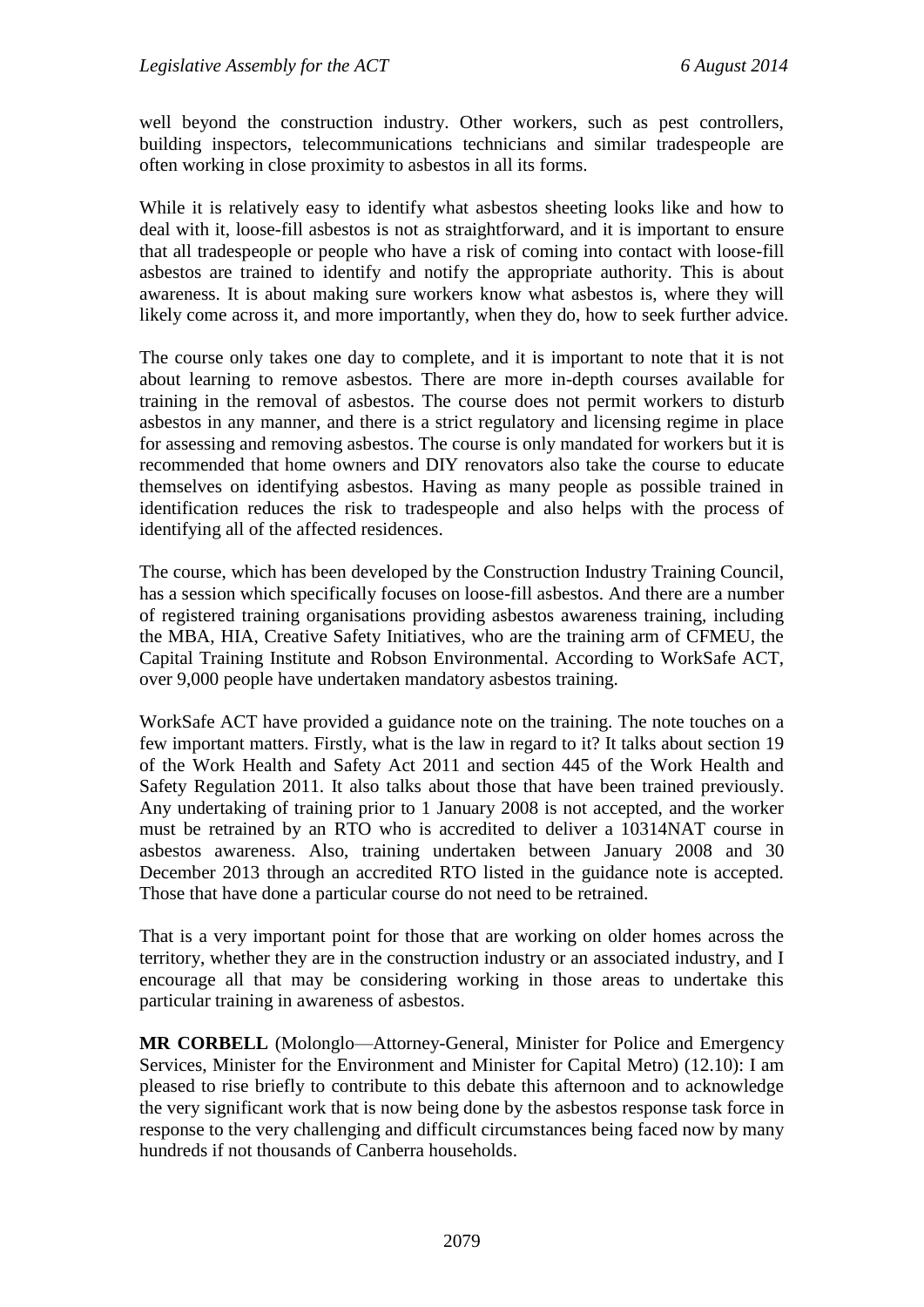well beyond the construction industry. Other workers, such as pest controllers, building inspectors, telecommunications technicians and similar tradespeople are often working in close proximity to asbestos in all its forms.

While it is relatively easy to identify what asbestos sheeting looks like and how to deal with it, loose-fill asbestos is not as straightforward, and it is important to ensure that all tradespeople or people who have a risk of coming into contact with loose-fill asbestos are trained to identify and notify the appropriate authority. This is about awareness. It is about making sure workers know what asbestos is, where they will likely come across it, and more importantly, when they do, how to seek further advice.

The course only takes one day to complete, and it is important to note that it is not about learning to remove asbestos. There are more in-depth courses available for training in the removal of asbestos. The course does not permit workers to disturb asbestos in any manner, and there is a strict regulatory and licensing regime in place for assessing and removing asbestos. The course is only mandated for workers but it is recommended that home owners and DIY renovators also take the course to educate themselves on identifying asbestos. Having as many people as possible trained in identification reduces the risk to tradespeople and also helps with the process of identifying all of the affected residences.

The course, which has been developed by the Construction Industry Training Council, has a session which specifically focuses on loose-fill asbestos. And there are a number of registered training organisations providing asbestos awareness training, including the MBA, HIA, Creative Safety Initiatives, who are the training arm of CFMEU, the Capital Training Institute and Robson Environmental. According to WorkSafe ACT, over 9,000 people have undertaken mandatory asbestos training.

WorkSafe ACT have provided a guidance note on the training. The note touches on a few important matters. Firstly, what is the law in regard to it? It talks about section 19 of the Work Health and Safety Act 2011 and section 445 of the Work Health and Safety Regulation 2011. It also talks about those that have been trained previously. Any undertaking of training prior to 1 January 2008 is not accepted, and the worker must be retrained by an RTO who is accredited to deliver a 10314NAT course in asbestos awareness. Also, training undertaken between January 2008 and 30 December 2013 through an accredited RTO listed in the guidance note is accepted. Those that have done a particular course do not need to be retrained.

That is a very important point for those that are working on older homes across the territory, whether they are in the construction industry or an associated industry, and I encourage all that may be considering working in those areas to undertake this particular training in awareness of asbestos.

**MR CORBELL** (Molonglo—Attorney-General, Minister for Police and Emergency Services, Minister for the Environment and Minister for Capital Metro) (12.10): I am pleased to rise briefly to contribute to this debate this afternoon and to acknowledge the very significant work that is now being done by the asbestos response task force in response to the very challenging and difficult circumstances being faced now by many hundreds if not thousands of Canberra households.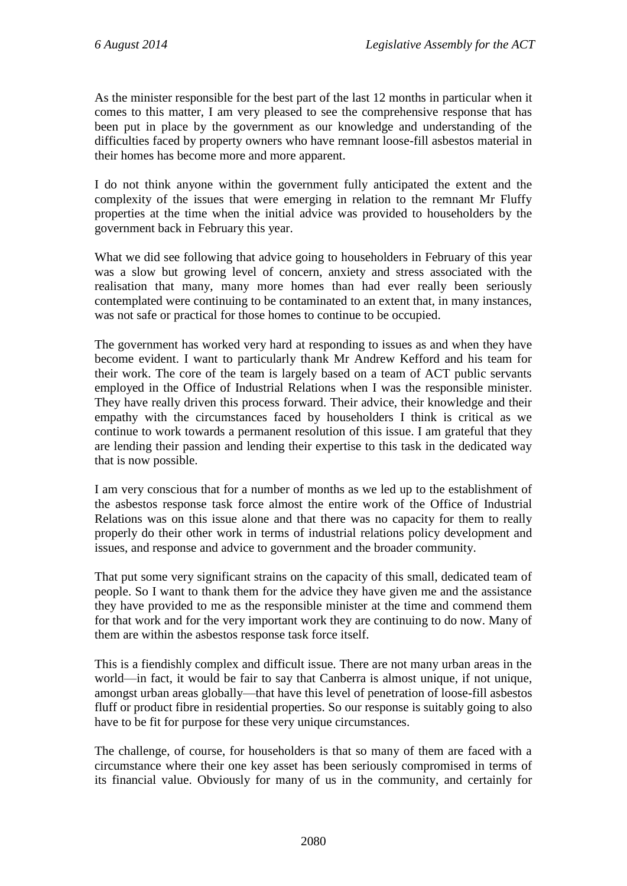As the minister responsible for the best part of the last 12 months in particular when it comes to this matter, I am very pleased to see the comprehensive response that has been put in place by the government as our knowledge and understanding of the difficulties faced by property owners who have remnant loose-fill asbestos material in their homes has become more and more apparent.

I do not think anyone within the government fully anticipated the extent and the complexity of the issues that were emerging in relation to the remnant Mr Fluffy properties at the time when the initial advice was provided to householders by the government back in February this year.

What we did see following that advice going to householders in February of this year was a slow but growing level of concern, anxiety and stress associated with the realisation that many, many more homes than had ever really been seriously contemplated were continuing to be contaminated to an extent that, in many instances, was not safe or practical for those homes to continue to be occupied.

The government has worked very hard at responding to issues as and when they have become evident. I want to particularly thank Mr Andrew Kefford and his team for their work. The core of the team is largely based on a team of ACT public servants employed in the Office of Industrial Relations when I was the responsible minister. They have really driven this process forward. Their advice, their knowledge and their empathy with the circumstances faced by householders I think is critical as we continue to work towards a permanent resolution of this issue. I am grateful that they are lending their passion and lending their expertise to this task in the dedicated way that is now possible.

I am very conscious that for a number of months as we led up to the establishment of the asbestos response task force almost the entire work of the Office of Industrial Relations was on this issue alone and that there was no capacity for them to really properly do their other work in terms of industrial relations policy development and issues, and response and advice to government and the broader community.

That put some very significant strains on the capacity of this small, dedicated team of people. So I want to thank them for the advice they have given me and the assistance they have provided to me as the responsible minister at the time and commend them for that work and for the very important work they are continuing to do now. Many of them are within the asbestos response task force itself.

This is a fiendishly complex and difficult issue. There are not many urban areas in the world—in fact, it would be fair to say that Canberra is almost unique, if not unique, amongst urban areas globally—that have this level of penetration of loose-fill asbestos fluff or product fibre in residential properties. So our response is suitably going to also have to be fit for purpose for these very unique circumstances.

The challenge, of course, for householders is that so many of them are faced with a circumstance where their one key asset has been seriously compromised in terms of its financial value. Obviously for many of us in the community, and certainly for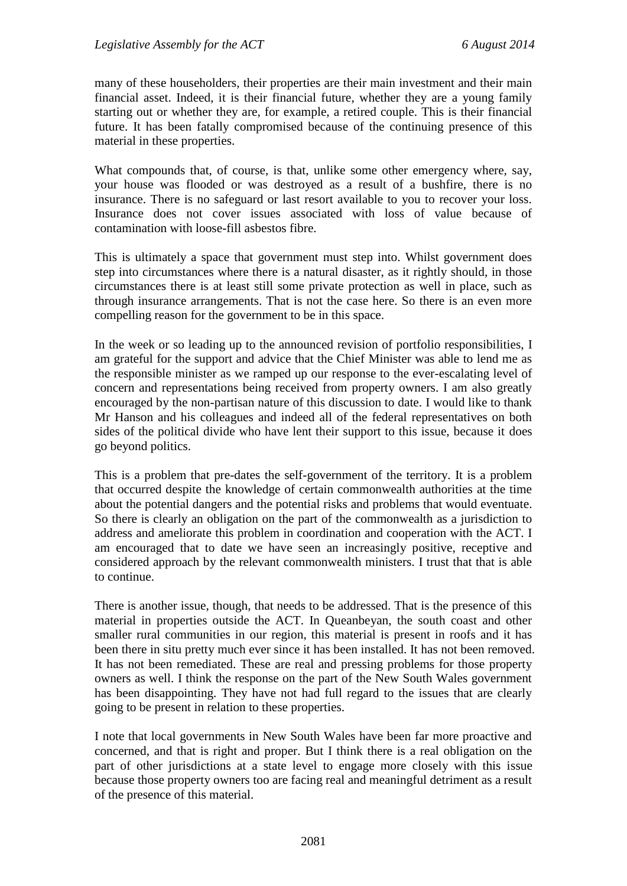many of these householders, their properties are their main investment and their main financial asset. Indeed, it is their financial future, whether they are a young family starting out or whether they are, for example, a retired couple. This is their financial future. It has been fatally compromised because of the continuing presence of this material in these properties.

What compounds that, of course, is that, unlike some other emergency where, say, your house was flooded or was destroyed as a result of a bushfire, there is no insurance. There is no safeguard or last resort available to you to recover your loss. Insurance does not cover issues associated with loss of value because of contamination with loose-fill asbestos fibre.

This is ultimately a space that government must step into. Whilst government does step into circumstances where there is a natural disaster, as it rightly should, in those circumstances there is at least still some private protection as well in place, such as through insurance arrangements. That is not the case here. So there is an even more compelling reason for the government to be in this space.

In the week or so leading up to the announced revision of portfolio responsibilities, I am grateful for the support and advice that the Chief Minister was able to lend me as the responsible minister as we ramped up our response to the ever-escalating level of concern and representations being received from property owners. I am also greatly encouraged by the non-partisan nature of this discussion to date. I would like to thank Mr Hanson and his colleagues and indeed all of the federal representatives on both sides of the political divide who have lent their support to this issue, because it does go beyond politics.

This is a problem that pre-dates the self-government of the territory. It is a problem that occurred despite the knowledge of certain commonwealth authorities at the time about the potential dangers and the potential risks and problems that would eventuate. So there is clearly an obligation on the part of the commonwealth as a jurisdiction to address and ameliorate this problem in coordination and cooperation with the ACT. I am encouraged that to date we have seen an increasingly positive, receptive and considered approach by the relevant commonwealth ministers. I trust that that is able to continue.

There is another issue, though, that needs to be addressed. That is the presence of this material in properties outside the ACT. In Queanbeyan, the south coast and other smaller rural communities in our region, this material is present in roofs and it has been there in situ pretty much ever since it has been installed. It has not been removed. It has not been remediated. These are real and pressing problems for those property owners as well. I think the response on the part of the New South Wales government has been disappointing. They have not had full regard to the issues that are clearly going to be present in relation to these properties.

I note that local governments in New South Wales have been far more proactive and concerned, and that is right and proper. But I think there is a real obligation on the part of other jurisdictions at a state level to engage more closely with this issue because those property owners too are facing real and meaningful detriment as a result of the presence of this material.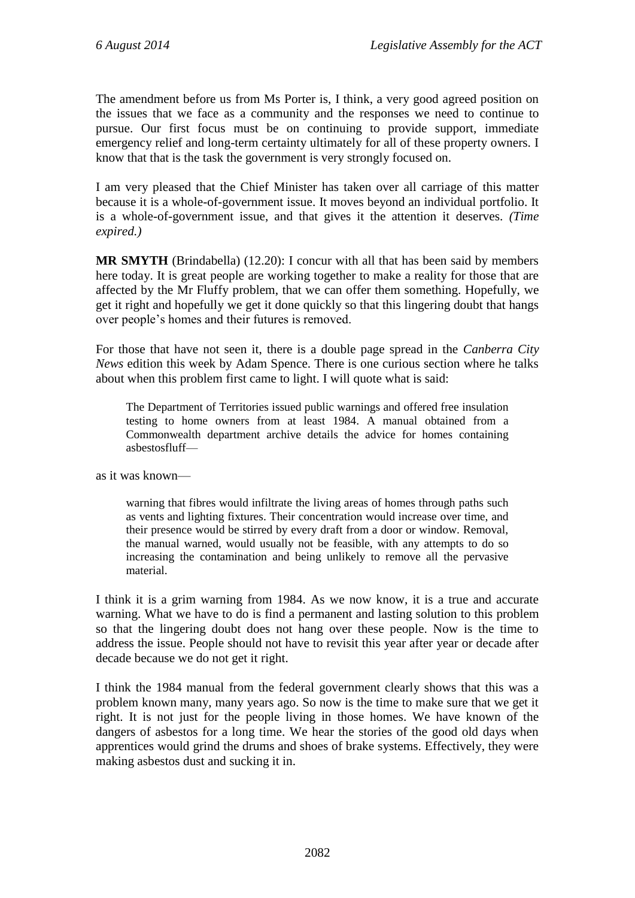The amendment before us from Ms Porter is, I think, a very good agreed position on the issues that we face as a community and the responses we need to continue to pursue. Our first focus must be on continuing to provide support, immediate emergency relief and long-term certainty ultimately for all of these property owners. I know that that is the task the government is very strongly focused on.

I am very pleased that the Chief Minister has taken over all carriage of this matter because it is a whole-of-government issue. It moves beyond an individual portfolio. It is a whole-of-government issue, and that gives it the attention it deserves. *(Time expired.)*

**MR SMYTH** (Brindabella) (12.20): I concur with all that has been said by members here today. It is great people are working together to make a reality for those that are affected by the Mr Fluffy problem, that we can offer them something. Hopefully, we get it right and hopefully we get it done quickly so that this lingering doubt that hangs over people's homes and their futures is removed.

For those that have not seen it, there is a double page spread in the *Canberra City News* edition this week by Adam Spence. There is one curious section where he talks about when this problem first came to light. I will quote what is said:

> The Department of Territories issued public warnings and offered free insulation testing to home owners from at least 1984. A manual obtained from a Commonwealth department archive details the advice for homes containing asbestosfluff—

as it was known—

> warning that fibres would infiltrate the living areas of homes through paths such as vents and lighting fixtures. Their concentration would increase over time, and their presence would be stirred by every draft from a door or window. Removal, the manual warned, would usually not be feasible, with any attempts to do so increasing the contamination and being unlikely to remove all the pervasive material.

I think it is a grim warning from 1984. As we now know, it is a true and accurate warning. What we have to do is find a permanent and lasting solution to this problem so that the lingering doubt does not hang over these people. Now is the time to address the issue. People should not have to revisit this year after year or decade after decade because we do not get it right.

I think the 1984 manual from the federal government clearly shows that this was a problem known many, many years ago. So now is the time to make sure that we get it right. It is not just for the people living in those homes. We have known of the dangers of asbestos for a long time. We hear the stories of the good old days when apprentices would grind the drums and shoes of brake systems. Effectively, they were making asbestos dust and sucking it in.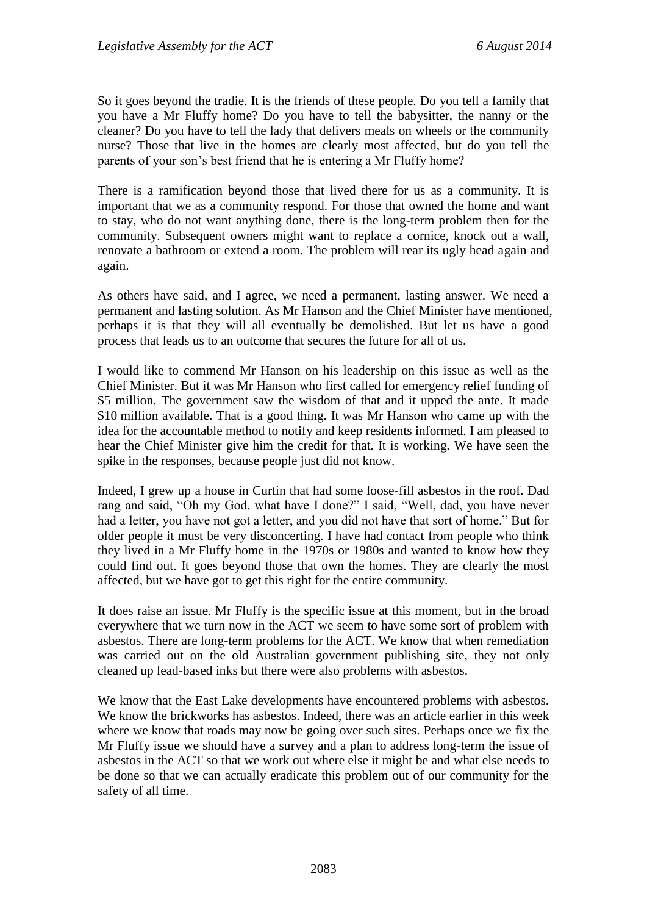So it goes beyond the tradie. It is the friends of these people. Do you tell a family that you have a Mr Fluffy home? Do you have to tell the babysitter, the nanny or the cleaner? Do you have to tell the lady that delivers meals on wheels or the community nurse? Those that live in the homes are clearly most affected, but do you tell the parents of your son's best friend that he is entering a Mr Fluffy home?

There is a ramification beyond those that lived there for us as a community. It is important that we as a community respond. For those that owned the home and want to stay, who do not want anything done, there is the long-term problem then for the community. Subsequent owners might want to replace a cornice, knock out a wall, renovate a bathroom or extend a room. The problem will rear its ugly head again and again.

As others have said, and I agree, we need a permanent, lasting answer. We need a permanent and lasting solution. As Mr Hanson and the Chief Minister have mentioned, perhaps it is that they will all eventually be demolished. But let us have a good process that leads us to an outcome that secures the future for all of us.

I would like to commend Mr Hanson on his leadership on this issue as well as the Chief Minister. But it was Mr Hanson who first called for emergency relief funding of $5 million. The government saw the wisdom of that and it upped the ante. It made $10 million available. That is a good thing. It was Mr Hanson who came up with the idea for the accountable method to notify and keep residents informed. I am pleased to hear the Chief Minister give him the credit for that. It is working. We have seen the spike in the responses, because people just did not know.

Indeed, I grew up a house in Curtin that had some loose-fill asbestos in the roof. Dad rang and said, "Oh my God, what have I done?" I said, "Well, dad, you have never had a letter, you have not got a letter, and you did not have that sort of home." But for older people it must be very disconcerting. I have had contact from people who think they lived in a Mr Fluffy home in the 1970s or 1980s and wanted to know how they could find out. It goes beyond those that own the homes. They are clearly the most affected, but we have got to get this right for the entire community.

It does raise an issue. Mr Fluffy is the specific issue at this moment, but in the broad everywhere that we turn now in the ACT we seem to have some sort of problem with asbestos. There are long-term problems for the ACT. We know that when remediation was carried out on the old Australian government publishing site, they not only cleaned up lead-based inks but there were also problems with asbestos.

We know that the East Lake developments have encountered problems with asbestos. We know the brickworks has asbestos. Indeed, there was an article earlier in this week where we know that roads may now be going over such sites. Perhaps once we fix the Mr Fluffy issue we should have a survey and a plan to address long-term the issue of asbestos in the ACT so that we work out where else it might be and what else needs to be done so that we can actually eradicate this problem out of our community for the safety of all time.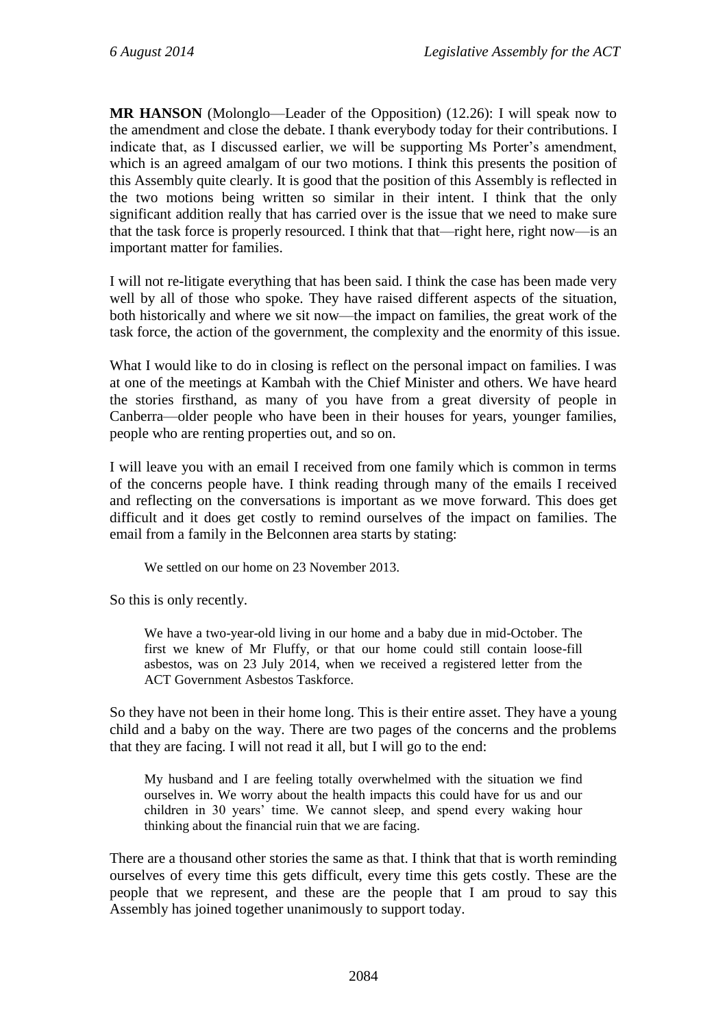**MR HANSON** (Molonglo—Leader of the Opposition) (12.26): I will speak now to the amendment and close the debate. I thank everybody today for their contributions. I indicate that, as I discussed earlier, we will be supporting Ms Porter's amendment, which is an agreed amalgam of our two motions. I think this presents the position of this Assembly quite clearly. It is good that the position of this Assembly is reflected in the two motions being written so similar in their intent. I think that the only significant addition really that has carried over is the issue that we need to make sure that the task force is properly resourced. I think that that—right here, right now—is an important matter for families.

I will not re-litigate everything that has been said. I think the case has been made very well by all of those who spoke. They have raised different aspects of the situation, both historically and where we sit now—the impact on families, the great work of the task force, the action of the government, the complexity and the enormity of this issue.

What I would like to do in closing is reflect on the personal impact on families. I was at one of the meetings at Kambah with the Chief Minister and others. We have heard the stories firsthand, as many of you have from a great diversity of people in Canberra—older people who have been in their houses for years, younger families, people who are renting properties out, and so on.

I will leave you with an email I received from one family which is common in terms of the concerns people have. I think reading through many of the emails I received and reflecting on the conversations is important as we move forward. This does get difficult and it does get costly to remind ourselves of the impact on families. The email from a family in the Belconnen area starts by stating:

> We settled on our home on 23 November 2013.

So this is only recently.

> We have a two-year-old living in our home and a baby due in mid-October. The first we knew of Mr Fluffy, or that our home could still contain loose-fill asbestos, was on 23 July 2014, when we received a registered letter from the ACT Government Asbestos Taskforce.

So they have not been in their home long. This is their entire asset. They have a young child and a baby on the way. There are two pages of the concerns and the problems that they are facing. I will not read it all, but I will go to the end:

> My husband and I are feeling totally overwhelmed with the situation we find ourselves in. We worry about the health impacts this could have for us and our children in 30 years' time. We cannot sleep, and spend every waking hour thinking about the financial ruin that we are facing.

There are a thousand other stories the same as that. I think that that is worth reminding ourselves of every time this gets difficult, every time this gets costly. These are the people that we represent, and these are the people that I am proud to say this Assembly has joined together unanimously to support today.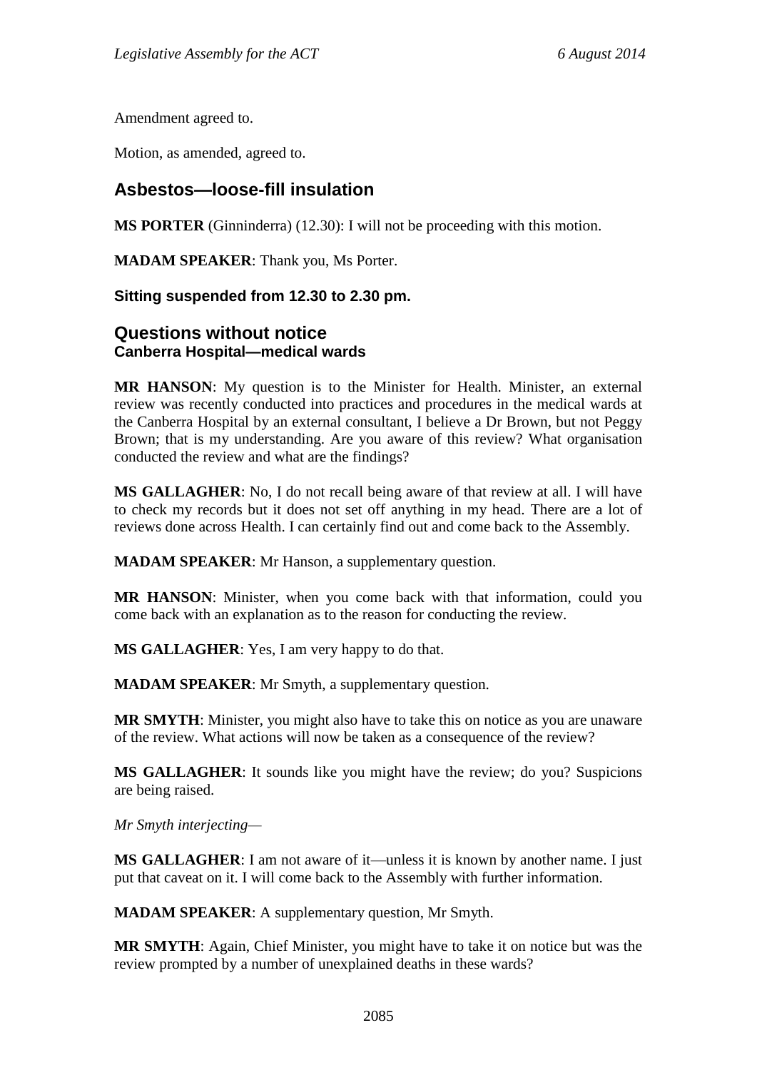Amendment agreed to.

Motion, as amended, agreed to.

## Asbestos—loose-fill insulation

**MS PORTER** (Ginninderra) (12.30): I will not be proceeding with this motion.

**MADAM SPEAKER**: Thank you, Ms Porter.

**Sitting suspended from 12.30 to 2.30 pm.**

## Questions without notice

### Canberra Hospital—medical wards

**MR HANSON**: My question is to the Minister for Health. Minister, an external review was recently conducted into practices and procedures in the medical wards at the Canberra Hospital by an external consultant, I believe a Dr Brown, but not Peggy Brown; that is my understanding. Are you aware of this review? What organisation conducted the review and what are the findings?

**MS GALLAGHER**: No, I do not recall being aware of that review at all. I will have to check my records but it does not set off anything in my head. There are a lot of reviews done across Health. I can certainly find out and come back to the Assembly.

**MADAM SPEAKER**: Mr Hanson, a supplementary question.

**MR HANSON**: Minister, when you come back with that information, could you come back with an explanation as to the reason for conducting the review.

**MS GALLAGHER**: Yes, I am very happy to do that.

**MADAM SPEAKER**: Mr Smyth, a supplementary question.

**MR SMYTH**: Minister, you might also have to take this on notice as you are unaware of the review. What actions will now be taken as a consequence of the review?

**MS GALLAGHER**: It sounds like you might have the review; do you? Suspicions are being raised.

*Mr Smyth interjecting—*

**MS GALLAGHER**: I am not aware of it—unless it is known by another name. I just put that caveat on it. I will come back to the Assembly with further information.

**MADAM SPEAKER**: A supplementary question, Mr Smyth.

**MR SMYTH**: Again, Chief Minister, you might have to take it on notice but was the review prompted by a number of unexplained deaths in these wards?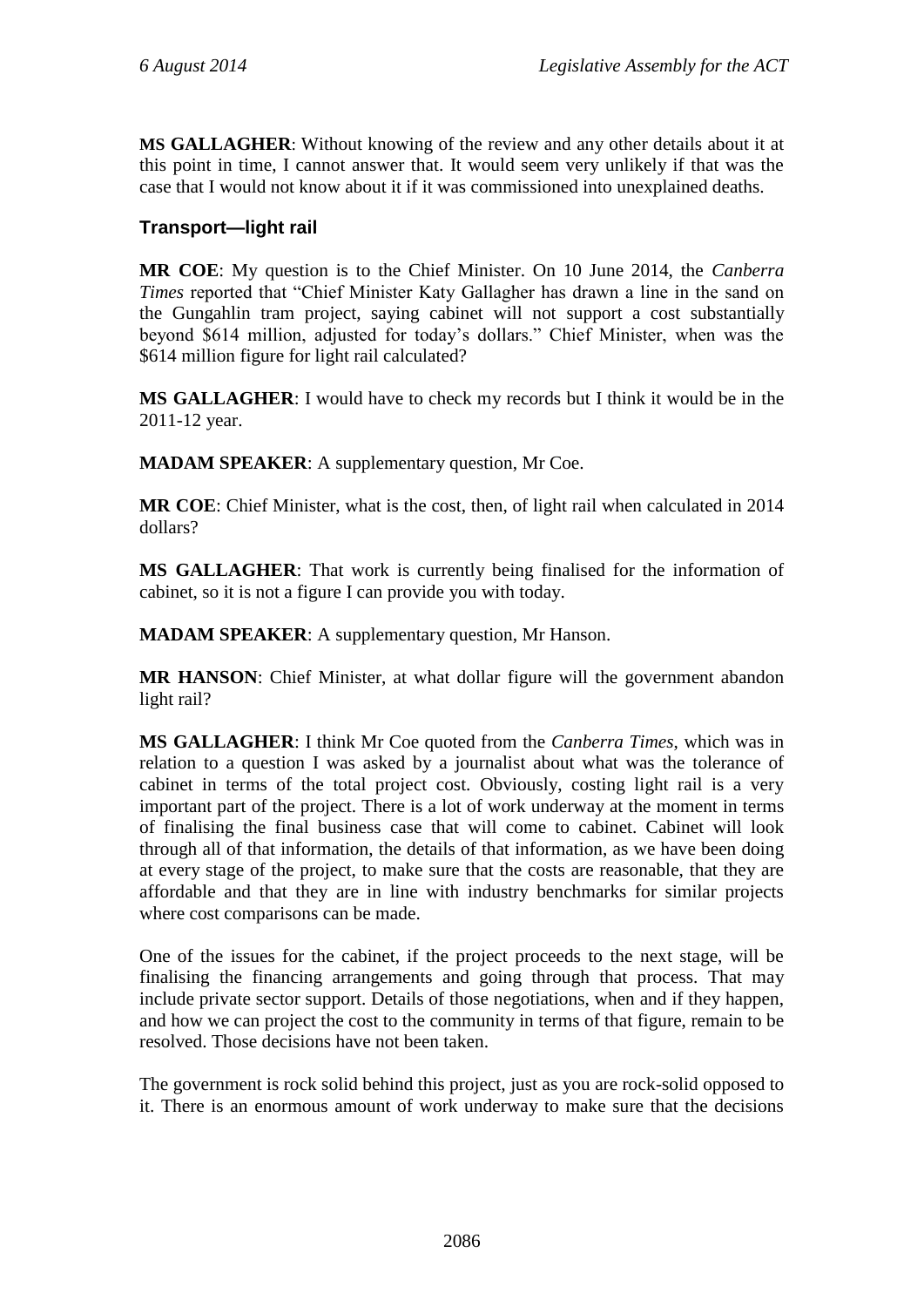**MS GALLAGHER**: Without knowing of the review and any other details about it at this point in time, I cannot answer that. It would seem very unlikely if that was the case that I would not know about it if it was commissioned into unexplained deaths.

### Transport—light rail

**MR COE**: My question is to the Chief Minister. On 10 June 2014, the *Canberra Times* reported that "Chief Minister Katy Gallagher has drawn a line in the sand on the Gungahlin tram project, saying cabinet will not support a cost substantially beyond $614 million, adjusted for today's dollars." Chief Minister, when was the $614 million figure for light rail calculated?

**MS GALLAGHER**: I would have to check my records but I think it would be in the 2011-12 year.

**MADAM SPEAKER**: A supplementary question, Mr Coe.

**MR COE**: Chief Minister, what is the cost, then, of light rail when calculated in 2014 dollars?

**MS GALLAGHER**: That work is currently being finalised for the information of cabinet, so it is not a figure I can provide you with today.

**MADAM SPEAKER**: A supplementary question, Mr Hanson.

**MR HANSON**: Chief Minister, at what dollar figure will the government abandon light rail?

**MS GALLAGHER**: I think Mr Coe quoted from the *Canberra Times*, which was in relation to a question I was asked by a journalist about what was the tolerance of cabinet in terms of the total project cost. Obviously, costing light rail is a very important part of the project. There is a lot of work underway at the moment in terms of finalising the final business case that will come to cabinet. Cabinet will look through all of that information, the details of that information, as we have been doing at every stage of the project, to make sure that the costs are reasonable, that they are affordable and that they are in line with industry benchmarks for similar projects where cost comparisons can be made.

One of the issues for the cabinet, if the project proceeds to the next stage, will be finalising the financing arrangements and going through that process. That may include private sector support. Details of those negotiations, when and if they happen, and how we can project the cost to the community in terms of that figure, remain to be resolved. Those decisions have not been taken.

The government is rock solid behind this project, just as you are rock-solid opposed to it. There is an enormous amount of work underway to make sure that the decisions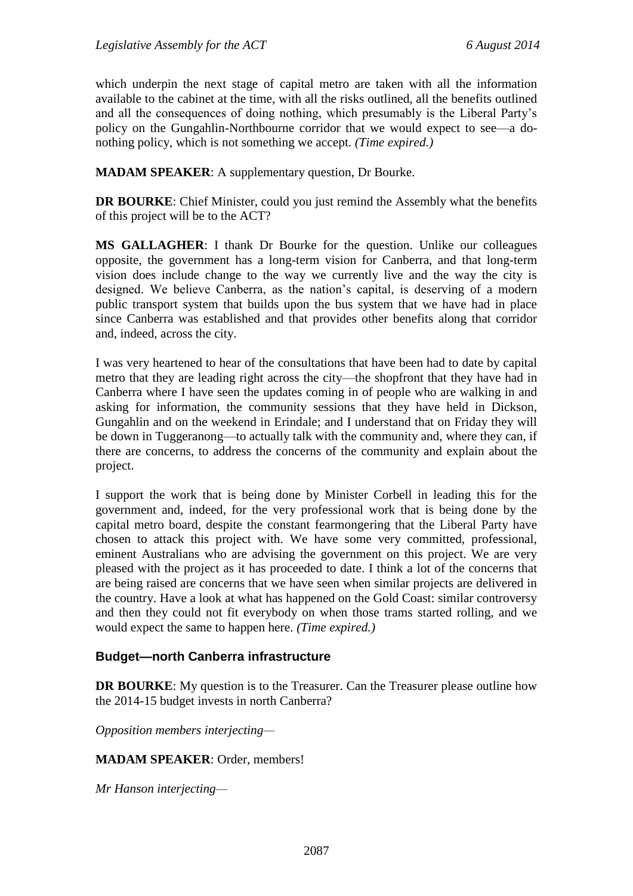which underpin the next stage of capital metro are taken with all the information available to the cabinet at the time, with all the risks outlined, all the benefits outlined and all the consequences of doing nothing, which presumably is the Liberal Party's policy on the Gungahlin-Northbourne corridor that we would expect to see—a do-nothing policy, which is not something we accept. *(Time expired.)*

**MADAM SPEAKER**: A supplementary question, Dr Bourke.

**DR BOURKE**: Chief Minister, could you just remind the Assembly what the benefits of this project will be to the ACT?

**MS GALLAGHER**: I thank Dr Bourke for the question. Unlike our colleagues opposite, the government has a long-term vision for Canberra, and that long-term vision does include change to the way we currently live and the way the city is designed. We believe Canberra, as the nation's capital, is deserving of a modern public transport system that builds upon the bus system that we have had in place since Canberra was established and that provides other benefits along that corridor and, indeed, across the city.

I was very heartened to hear of the consultations that have been had to date by capital metro that they are leading right across the city—the shopfront that they have had in Canberra where I have seen the updates coming in of people who are walking in and asking for information, the community sessions that they have held in Dickson, Gungahlin and on the weekend in Erindale; and I understand that on Friday they will be down in Tuggeranong—to actually talk with the community and, where they can, if there are concerns, to address the concerns of the community and explain about the project.

I support the work that is being done by Minister Corbell in leading this for the government and, indeed, for the very professional work that is being done by the capital metro board, despite the constant fearmongering that the Liberal Party have chosen to attack this project with. We have some very committed, professional, eminent Australians who are advising the government on this project. We are very pleased with the project as it has proceeded to date. I think a lot of the concerns that are being raised are concerns that we have seen when similar projects are delivered in the country. Have a look at what has happened on the Gold Coast: similar controversy and then they could not fit everybody on when those trams started rolling, and we would expect the same to happen here. *(Time expired.)*

### Budget—north Canberra infrastructure

**DR BOURKE**: My question is to the Treasurer. Can the Treasurer please outline how the 2014-15 budget invests in north Canberra?

*Opposition members interjecting—*

**MADAM SPEAKER**: Order, members!

*Mr Hanson interjecting—*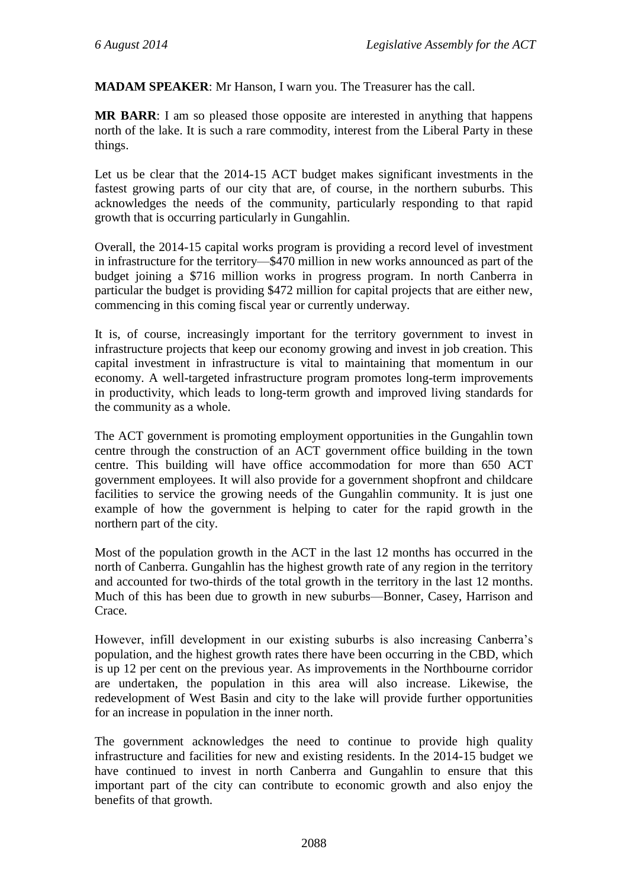**MADAM SPEAKER**: Mr Hanson, I warn you. The Treasurer has the call.

**MR BARR**: I am so pleased those opposite are interested in anything that happens north of the lake. It is such a rare commodity, interest from the Liberal Party in these things.

Let us be clear that the 2014-15 ACT budget makes significant investments in the fastest growing parts of our city that are, of course, in the northern suburbs. This acknowledges the needs of the community, particularly responding to that rapid growth that is occurring particularly in Gungahlin.

Overall, the 2014-15 capital works program is providing a record level of investment in infrastructure for the territory—$470 million in new works announced as part of the budget joining a $716 million works in progress program. In north Canberra in particular the budget is providing $472 million for capital projects that are either new, commencing in this coming fiscal year or currently underway.

It is, of course, increasingly important for the territory government to invest in infrastructure projects that keep our economy growing and invest in job creation. This capital investment in infrastructure is vital to maintaining that momentum in our economy. A well-targeted infrastructure program promotes long-term improvements in productivity, which leads to long-term growth and improved living standards for the community as a whole.

The ACT government is promoting employment opportunities in the Gungahlin town centre through the construction of an ACT government office building in the town centre. This building will have office accommodation for more than 650 ACT government employees. It will also provide for a government shopfront and childcare facilities to service the growing needs of the Gungahlin community. It is just one example of how the government is helping to cater for the rapid growth in the northern part of the city.

Most of the population growth in the ACT in the last 12 months has occurred in the north of Canberra. Gungahlin has the highest growth rate of any region in the territory and accounted for two-thirds of the total growth in the territory in the last 12 months. Much of this has been due to growth in new suburbs—Bonner, Casey, Harrison and Crace.

However, infill development in our existing suburbs is also increasing Canberra's population, and the highest growth rates there have been occurring in the CBD, which is up 12 per cent on the previous year. As improvements in the Northbourne corridor are undertaken, the population in this area will also increase. Likewise, the redevelopment of West Basin and city to the lake will provide further opportunities for an increase in population in the inner north.

The government acknowledges the need to continue to provide high quality infrastructure and facilities for new and existing residents. In the 2014-15 budget we have continued to invest in north Canberra and Gungahlin to ensure that this important part of the city can contribute to economic growth and also enjoy the benefits of that growth.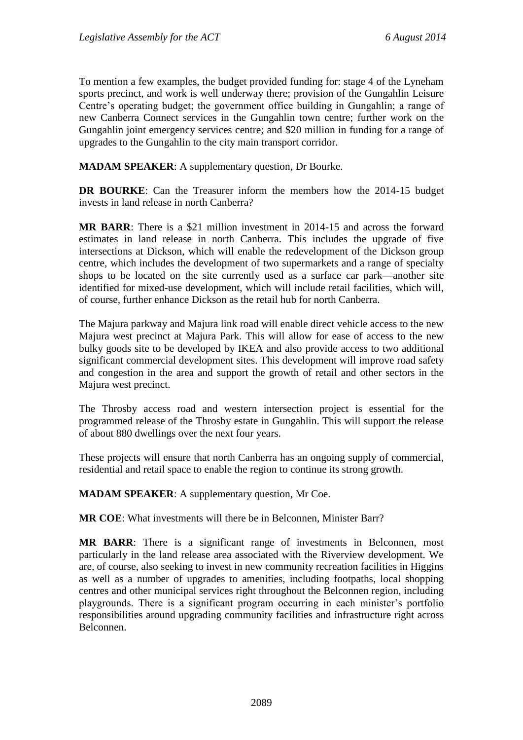To mention a few examples, the budget provided funding for: stage 4 of the Lyneham sports precinct, and work is well underway there; provision of the Gungahlin Leisure Centre's operating budget; the government office building in Gungahlin; a range of new Canberra Connect services in the Gungahlin town centre; further work on the Gungahlin joint emergency services centre; and $20 million in funding for a range of upgrades to the Gungahlin to the city main transport corridor.

**MADAM SPEAKER**: A supplementary question, Dr Bourke.

**DR BOURKE**: Can the Treasurer inform the members how the 2014-15 budget invests in land release in north Canberra?

**MR BARR**: There is a $21 million investment in 2014-15 and across the forward estimates in land release in north Canberra. This includes the upgrade of five intersections at Dickson, which will enable the redevelopment of the Dickson group centre, which includes the development of two supermarkets and a range of specialty shops to be located on the site currently used as a surface car park—another site identified for mixed-use development, which will include retail facilities, which will, of course, further enhance Dickson as the retail hub for north Canberra.

The Majura parkway and Majura link road will enable direct vehicle access to the new Majura west precinct at Majura Park. This will allow for ease of access to the new bulky goods site to be developed by IKEA and also provide access to two additional significant commercial development sites. This development will improve road safety and congestion in the area and support the growth of retail and other sectors in the Majura west precinct.

The Throsby access road and western intersection project is essential for the programmed release of the Throsby estate in Gungahlin. This will support the release of about 880 dwellings over the next four years.

These projects will ensure that north Canberra has an ongoing supply of commercial, residential and retail space to enable the region to continue its strong growth.

**MADAM SPEAKER**: A supplementary question, Mr Coe.

**MR COE**: What investments will there be in Belconnen, Minister Barr?

**MR BARR**: There is a significant range of investments in Belconnen, most particularly in the land release area associated with the Riverview development. We are, of course, also seeking to invest in new community recreation facilities in Higgins as well as a number of upgrades to amenities, including footpaths, local shopping centres and other municipal services right throughout the Belconnen region, including playgrounds. There is a significant program occurring in each minister's portfolio responsibilities around upgrading community facilities and infrastructure right across Belconnen.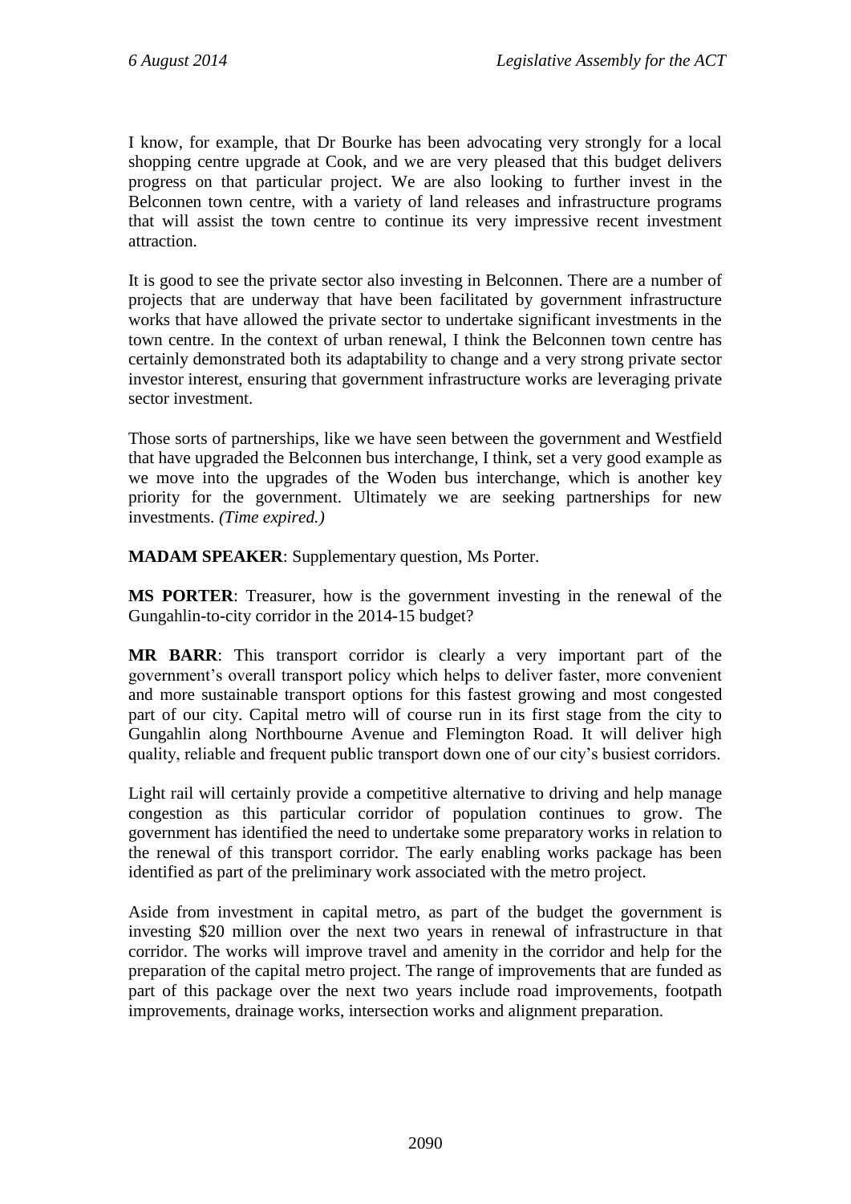I know, for example, that Dr Bourke has been advocating very strongly for a local shopping centre upgrade at Cook, and we are very pleased that this budget delivers progress on that particular project. We are also looking to further invest in the Belconnen town centre, with a variety of land releases and infrastructure programs that will assist the town centre to continue its very impressive recent investment attraction.

It is good to see the private sector also investing in Belconnen. There are a number of projects that are underway that have been facilitated by government infrastructure works that have allowed the private sector to undertake significant investments in the town centre. In the context of urban renewal, I think the Belconnen town centre has certainly demonstrated both its adaptability to change and a very strong private sector investor interest, ensuring that government infrastructure works are leveraging private sector investment.

Those sorts of partnerships, like we have seen between the government and Westfield that have upgraded the Belconnen bus interchange, I think, set a very good example as we move into the upgrades of the Woden bus interchange, which is another key priority for the government. Ultimately we are seeking partnerships for new investments. *(Time expired.)*

**MADAM SPEAKER**: Supplementary question, Ms Porter.

**MS PORTER**: Treasurer, how is the government investing in the renewal of the Gungahlin-to-city corridor in the 2014-15 budget?

**MR BARR**: This transport corridor is clearly a very important part of the government's overall transport policy which helps to deliver faster, more convenient and more sustainable transport options for this fastest growing and most congested part of our city. Capital metro will of course run in its first stage from the city to Gungahlin along Northbourne Avenue and Flemington Road. It will deliver high quality, reliable and frequent public transport down one of our city's busiest corridors.

Light rail will certainly provide a competitive alternative to driving and help manage congestion as this particular corridor of population continues to grow. The government has identified the need to undertake some preparatory works in relation to the renewal of this transport corridor. The early enabling works package has been identified as part of the preliminary work associated with the metro project.

Aside from investment in capital metro, as part of the budget the government is investing $20 million over the next two years in renewal of infrastructure in that corridor. The works will improve travel and amenity in the corridor and help for the preparation of the capital metro project. The range of improvements that are funded as part of this package over the next two years include road improvements, footpath improvements, drainage works, intersection works and alignment preparation.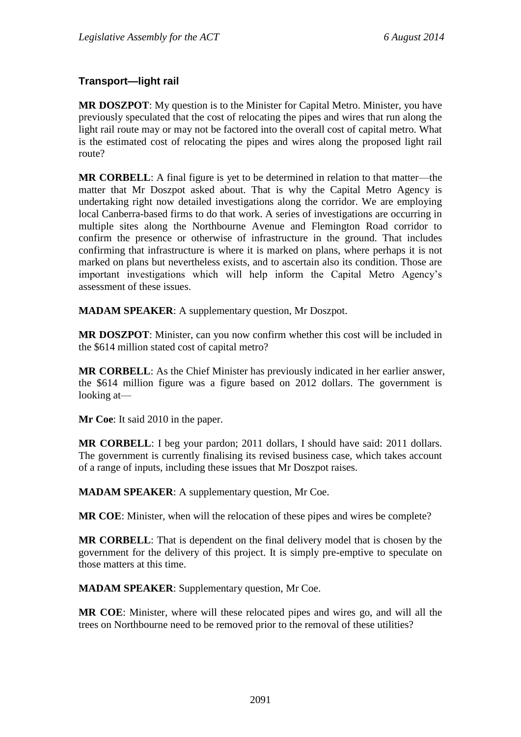### Transport—light rail

**MR DOSZPOT**: My question is to the Minister for Capital Metro. Minister, you have previously speculated that the cost of relocating the pipes and wires that run along the light rail route may or may not be factored into the overall cost of capital metro. What is the estimated cost of relocating the pipes and wires along the proposed light rail route?

**MR CORBELL**: A final figure is yet to be determined in relation to that matter—the matter that Mr Doszpot asked about. That is why the Capital Metro Agency is undertaking right now detailed investigations along the corridor. We are employing local Canberra-based firms to do that work. A series of investigations are occurring in multiple sites along the Northbourne Avenue and Flemington Road corridor to confirm the presence or otherwise of infrastructure in the ground. That includes confirming that infrastructure is where it is marked on plans, where perhaps it is not marked on plans but nevertheless exists, and to ascertain also its condition. Those are important investigations which will help inform the Capital Metro Agency's assessment of these issues.

**MADAM SPEAKER**: A supplementary question, Mr Doszpot.

**MR DOSZPOT**: Minister, can you now confirm whether this cost will be included in the $614 million stated cost of capital metro?

**MR CORBELL**: As the Chief Minister has previously indicated in her earlier answer, the $614 million figure was a figure based on 2012 dollars. The government is looking at—

**Mr Coe**: It said 2010 in the paper.

**MR CORBELL**: I beg your pardon; 2011 dollars, I should have said: 2011 dollars. The government is currently finalising its revised business case, which takes account of a range of inputs, including these issues that Mr Doszpot raises.

**MADAM SPEAKER**: A supplementary question, Mr Coe.

**MR COE**: Minister, when will the relocation of these pipes and wires be complete?

**MR CORBELL**: That is dependent on the final delivery model that is chosen by the government for the delivery of this project. It is simply pre-emptive to speculate on those matters at this time.

**MADAM SPEAKER**: Supplementary question, Mr Coe.

**MR COE**: Minister, where will these relocated pipes and wires go, and will all the trees on Northbourne need to be removed prior to the removal of these utilities?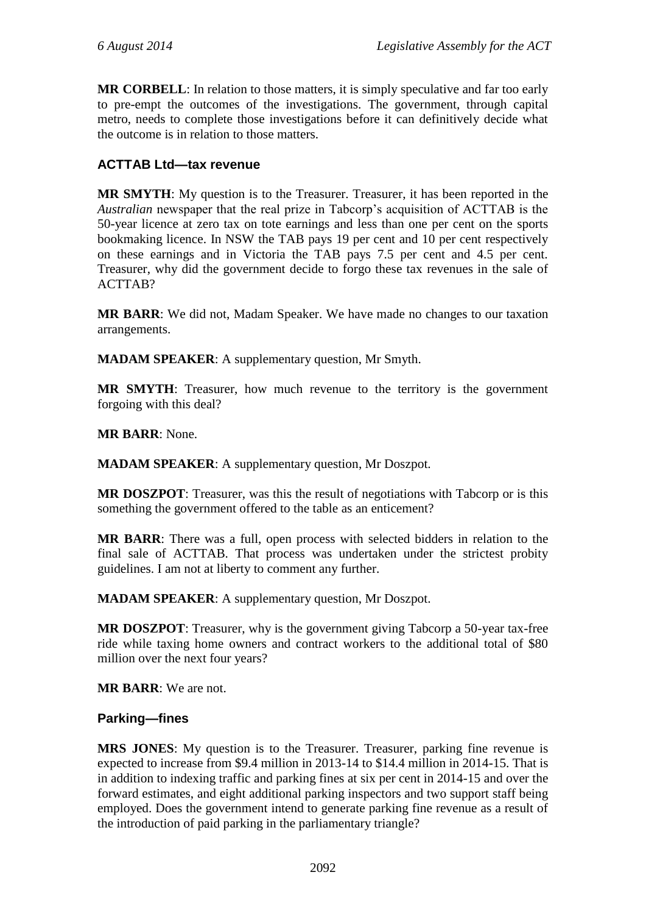**MR CORBELL**: In relation to those matters, it is simply speculative and far too early to pre-empt the outcomes of the investigations. The government, through capital metro, needs to complete those investigations before it can definitively decide what the outcome is in relation to those matters.

### ACTTAB Ltd—tax revenue

**MR SMYTH**: My question is to the Treasurer. Treasurer, it has been reported in the *Australian* newspaper that the real prize in Tabcorp's acquisition of ACTTAB is the 50-year licence at zero tax on tote earnings and less than one per cent on the sports bookmaking licence. In NSW the TAB pays 19 per cent and 10 per cent respectively on these earnings and in Victoria the TAB pays 7.5 per cent and 4.5 per cent. Treasurer, why did the government decide to forgo these tax revenues in the sale of ACTTAB?

**MR BARR**: We did not, Madam Speaker. We have made no changes to our taxation arrangements.

**MADAM SPEAKER**: A supplementary question, Mr Smyth.

**MR SMYTH**: Treasurer, how much revenue to the territory is the government forgoing with this deal?

**MR BARR**: None.

**MADAM SPEAKER**: A supplementary question, Mr Doszpot.

**MR DOSZPOT**: Treasurer, was this the result of negotiations with Tabcorp or is this something the government offered to the table as an enticement?

**MR BARR**: There was a full, open process with selected bidders in relation to the final sale of ACTTAB. That process was undertaken under the strictest probity guidelines. I am not at liberty to comment any further.

**MADAM SPEAKER**: A supplementary question, Mr Doszpot.

**MR DOSZPOT**: Treasurer, why is the government giving Tabcorp a 50-year tax-free ride while taxing home owners and contract workers to the additional total of $80 million over the next four years?

**MR BARR**: We are not.

### Parking—fines

**MRS JONES**: My question is to the Treasurer. Treasurer, parking fine revenue is expected to increase from $9.4 million in 2013-14 to $14.4 million in 2014-15. That is in addition to indexing traffic and parking fines at six per cent in 2014-15 and over the forward estimates, and eight additional parking inspectors and two support staff being employed. Does the government intend to generate parking fine revenue as a result of the introduction of paid parking in the parliamentary triangle?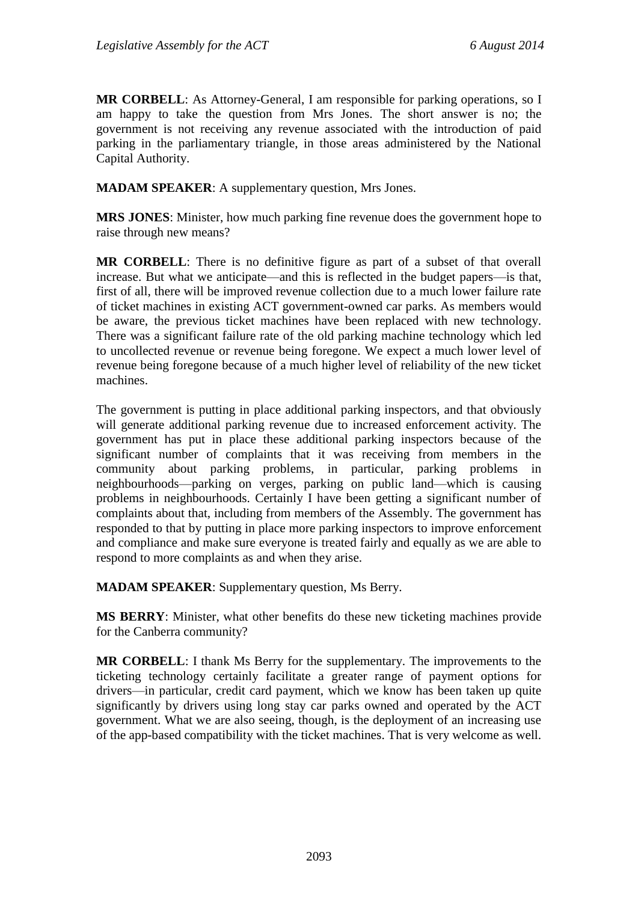**MR CORBELL**: As Attorney-General, I am responsible for parking operations, so I am happy to take the question from Mrs Jones. The short answer is no; the government is not receiving any revenue associated with the introduction of paid parking in the parliamentary triangle, in those areas administered by the National Capital Authority.

**MADAM SPEAKER**: A supplementary question, Mrs Jones.

**MRS JONES**: Minister, how much parking fine revenue does the government hope to raise through new means?

**MR CORBELL**: There is no definitive figure as part of a subset of that overall increase. But what we anticipate—and this is reflected in the budget papers—is that, first of all, there will be improved revenue collection due to a much lower failure rate of ticket machines in existing ACT government-owned car parks. As members would be aware, the previous ticket machines have been replaced with new technology. There was a significant failure rate of the old parking machine technology which led to uncollected revenue or revenue being foregone. We expect a much lower level of revenue being foregone because of a much higher level of reliability of the new ticket machines.

The government is putting in place additional parking inspectors, and that obviously will generate additional parking revenue due to increased enforcement activity. The government has put in place these additional parking inspectors because of the significant number of complaints that it was receiving from members in the community about parking problems, in particular, parking problems in neighbourhoods—parking on verges, parking on public land—which is causing problems in neighbourhoods. Certainly I have been getting a significant number of complaints about that, including from members of the Assembly. The government has responded to that by putting in place more parking inspectors to improve enforcement and compliance and make sure everyone is treated fairly and equally as we are able to respond to more complaints as and when they arise.

**MADAM SPEAKER**: Supplementary question, Ms Berry.

**MS BERRY**: Minister, what other benefits do these new ticketing machines provide for the Canberra community?

**MR CORBELL**: I thank Ms Berry for the supplementary. The improvements to the ticketing technology certainly facilitate a greater range of payment options for drivers—in particular, credit card payment, which we know has been taken up quite significantly by drivers using long stay car parks owned and operated by the ACT government. What we are also seeing, though, is the deployment of an increasing use of the app-based compatibility with the ticket machines. That is very welcome as well.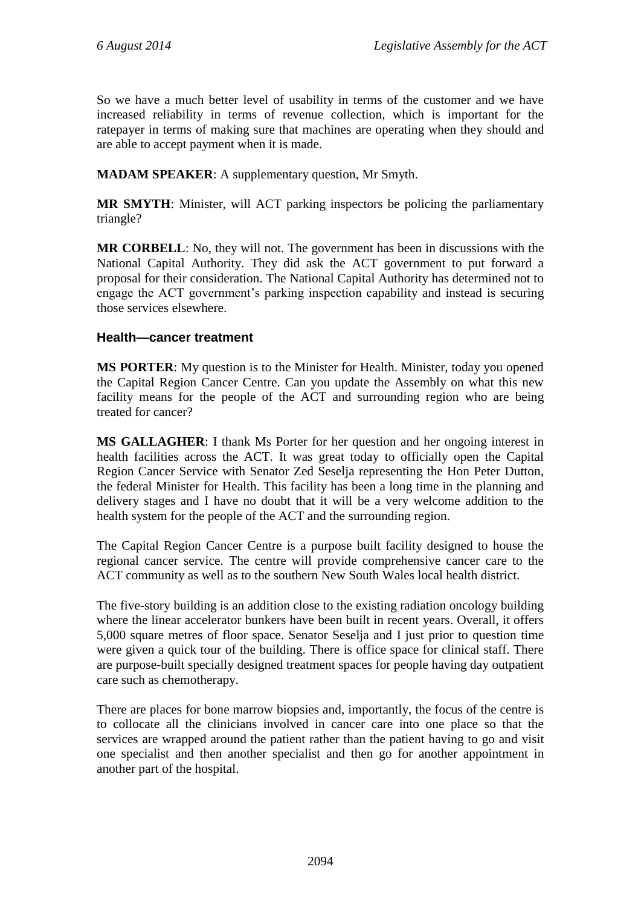So we have a much better level of usability in terms of the customer and we have increased reliability in terms of revenue collection, which is important for the ratepayer in terms of making sure that machines are operating when they should and are able to accept payment when it is made.

**MADAM SPEAKER**: A supplementary question, Mr Smyth.

**MR SMYTH**: Minister, will ACT parking inspectors be policing the parliamentary triangle?

**MR CORBELL**: No, they will not. The government has been in discussions with the National Capital Authority. They did ask the ACT government to put forward a proposal for their consideration. The National Capital Authority has determined not to engage the ACT government's parking inspection capability and instead is securing those services elsewhere.

### Health—cancer treatment

**MS PORTER**: My question is to the Minister for Health. Minister, today you opened the Capital Region Cancer Centre. Can you update the Assembly on what this new facility means for the people of the ACT and surrounding region who are being treated for cancer?

**MS GALLAGHER**: I thank Ms Porter for her question and her ongoing interest in health facilities across the ACT. It was great today to officially open the Capital Region Cancer Service with Senator Zed Seselja representing the Hon Peter Dutton, the federal Minister for Health. This facility has been a long time in the planning and delivery stages and I have no doubt that it will be a very welcome addition to the health system for the people of the ACT and the surrounding region.

The Capital Region Cancer Centre is a purpose built facility designed to house the regional cancer service. The centre will provide comprehensive cancer care to the ACT community as well as to the southern New South Wales local health district.

The five-story building is an addition close to the existing radiation oncology building where the linear accelerator bunkers have been built in recent years. Overall, it offers 5,000 square metres of floor space. Senator Seselja and I just prior to question time were given a quick tour of the building. There is office space for clinical staff. There are purpose-built specially designed treatment spaces for people having day outpatient care such as chemotherapy.

There are places for bone marrow biopsies and, importantly, the focus of the centre is to collocate all the clinicians involved in cancer care into one place so that the services are wrapped around the patient rather than the patient having to go and visit one specialist and then another specialist and then go for another appointment in another part of the hospital.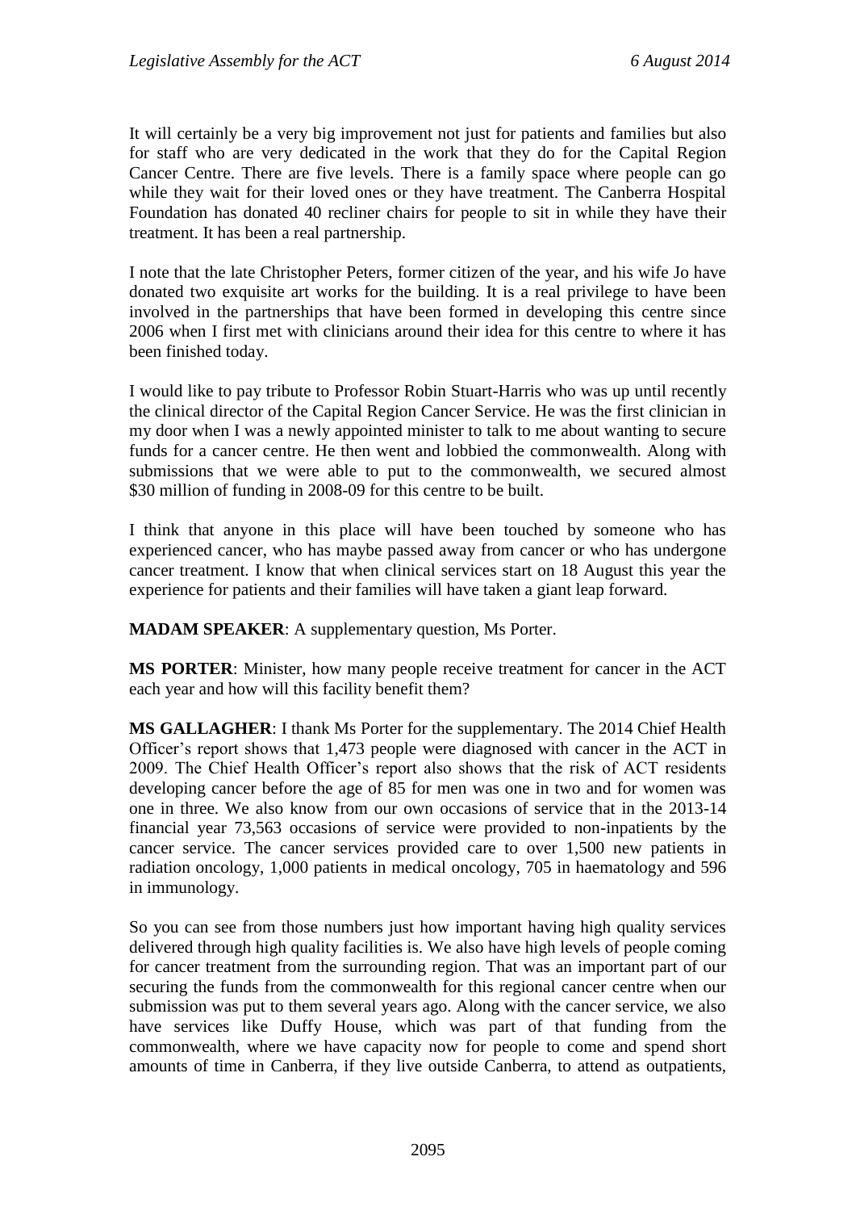It will certainly be a very big improvement not just for patients and families but also for staff who are very dedicated in the work that they do for the Capital Region Cancer Centre. There are five levels. There is a family space where people can go while they wait for their loved ones or they have treatment. The Canberra Hospital Foundation has donated 40 recliner chairs for people to sit in while they have their treatment. It has been a real partnership.

I note that the late Christopher Peters, former citizen of the year, and his wife Jo have donated two exquisite art works for the building. It is a real privilege to have been involved in the partnerships that have been formed in developing this centre since 2006 when I first met with clinicians around their idea for this centre to where it has been finished today.

I would like to pay tribute to Professor Robin Stuart-Harris who was up until recently the clinical director of the Capital Region Cancer Service. He was the first clinician in my door when I was a newly appointed minister to talk to me about wanting to secure funds for a cancer centre. He then went and lobbied the commonwealth. Along with submissions that we were able to put to the commonwealth, we secured almost $30 million of funding in 2008-09 for this centre to be built.

I think that anyone in this place will have been touched by someone who has experienced cancer, who has maybe passed away from cancer or who has undergone cancer treatment. I know that when clinical services start on 18 August this year the experience for patients and their families will have taken a giant leap forward.

**MADAM SPEAKER**: A supplementary question, Ms Porter.

**MS PORTER**: Minister, how many people receive treatment for cancer in the ACT each year and how will this facility benefit them?

**MS GALLAGHER**: I thank Ms Porter for the supplementary. The 2014 Chief Health Officer's report shows that 1,473 people were diagnosed with cancer in the ACT in 2009. The Chief Health Officer's report also shows that the risk of ACT residents developing cancer before the age of 85 for men was one in two and for women was one in three. We also know from our own occasions of service that in the 2013-14 financial year 73,563 occasions of service were provided to non-inpatients by the cancer service. The cancer services provided care to over 1,500 new patients in radiation oncology, 1,000 patients in medical oncology, 705 in haematology and 596 in immunology.

So you can see from those numbers just how important having high quality services delivered through high quality facilities is. We also have high levels of people coming for cancer treatment from the surrounding region. That was an important part of our securing the funds from the commonwealth for this regional cancer centre when our submission was put to them several years ago. Along with the cancer service, we also have services like Duffy House, which was part of that funding from the commonwealth, where we have capacity now for people to come and spend short amounts of time in Canberra, if they live outside Canberra, to attend as outpatients,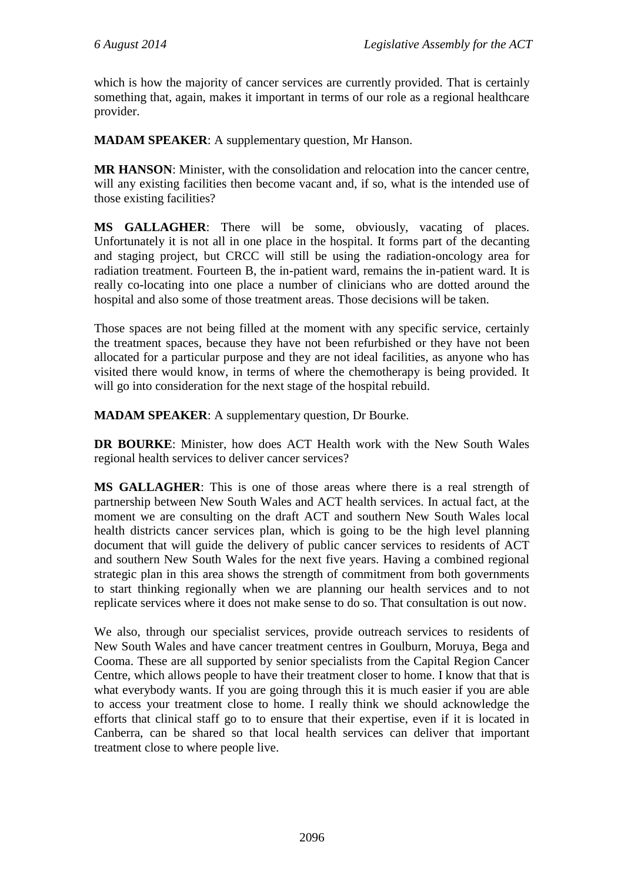which is how the majority of cancer services are currently provided. That is certainly something that, again, makes it important in terms of our role as a regional healthcare provider.

**MADAM SPEAKER**: A supplementary question, Mr Hanson.

**MR HANSON**: Minister, with the consolidation and relocation into the cancer centre, will any existing facilities then become vacant and, if so, what is the intended use of those existing facilities?

**MS GALLAGHER**: There will be some, obviously, vacating of places. Unfortunately it is not all in one place in the hospital. It forms part of the decanting and staging project, but CRCC will still be using the radiation-oncology area for radiation treatment. Fourteen B, the in-patient ward, remains the in-patient ward. It is really co-locating into one place a number of clinicians who are dotted around the hospital and also some of those treatment areas. Those decisions will be taken.

Those spaces are not being filled at the moment with any specific service, certainly the treatment spaces, because they have not been refurbished or they have not been allocated for a particular purpose and they are not ideal facilities, as anyone who has visited there would know, in terms of where the chemotherapy is being provided. It will go into consideration for the next stage of the hospital rebuild.

**MADAM SPEAKER**: A supplementary question, Dr Bourke.

**DR BOURKE**: Minister, how does ACT Health work with the New South Wales regional health services to deliver cancer services?

**MS GALLAGHER**: This is one of those areas where there is a real strength of partnership between New South Wales and ACT health services. In actual fact, at the moment we are consulting on the draft ACT and southern New South Wales local health districts cancer services plan, which is going to be the high level planning document that will guide the delivery of public cancer services to residents of ACT and southern New South Wales for the next five years. Having a combined regional strategic plan in this area shows the strength of commitment from both governments to start thinking regionally when we are planning our health services and to not replicate services where it does not make sense to do so. That consultation is out now.

We also, through our specialist services, provide outreach services to residents of New South Wales and have cancer treatment centres in Goulburn, Moruya, Bega and Cooma. These are all supported by senior specialists from the Capital Region Cancer Centre, which allows people to have their treatment closer to home. I know that that is what everybody wants. If you are going through this it is much easier if you are able to access your treatment close to home. I really think we should acknowledge the efforts that clinical staff go to to ensure that their expertise, even if it is located in Canberra, can be shared so that local health services can deliver that important treatment close to where people live.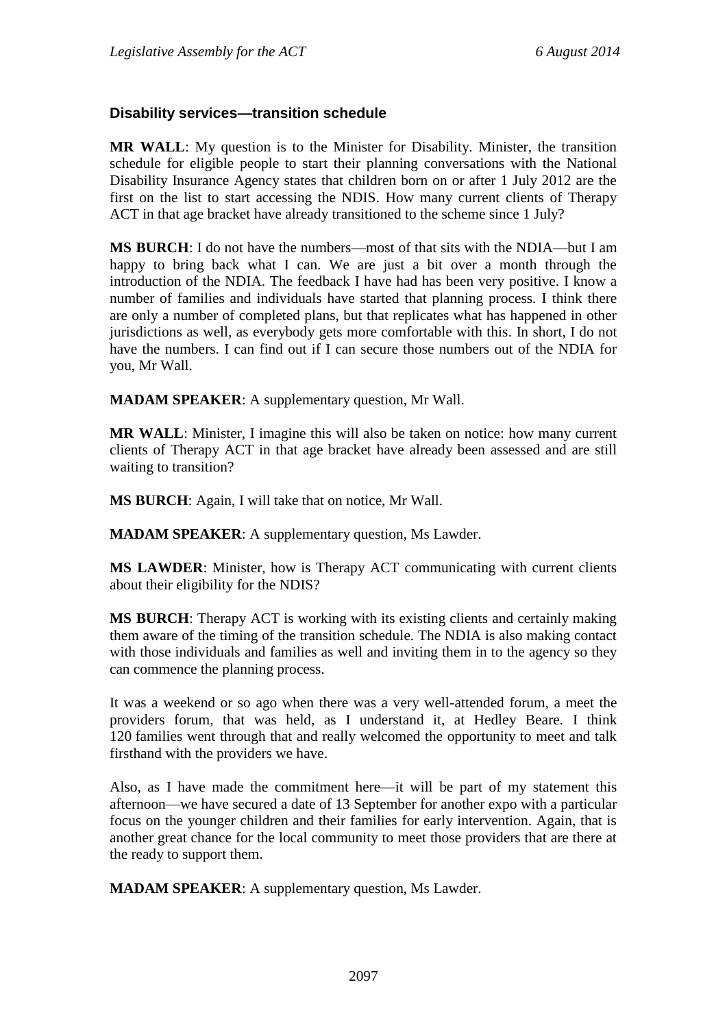### Disability services—transition schedule

**MR WALL**: My question is to the Minister for Disability. Minister, the transition schedule for eligible people to start their planning conversations with the National Disability Insurance Agency states that children born on or after 1 July 2012 are the first on the list to start accessing the NDIS. How many current clients of Therapy ACT in that age bracket have already transitioned to the scheme since 1 July?

**MS BURCH**: I do not have the numbers—most of that sits with the NDIA—but I am happy to bring back what I can. We are just a bit over a month through the introduction of the NDIA. The feedback I have had has been very positive. I know a number of families and individuals have started that planning process. I think there are only a number of completed plans, but that replicates what has happened in other jurisdictions as well, as everybody gets more comfortable with this. In short, I do not have the numbers. I can find out if I can secure those numbers out of the NDIA for you, Mr Wall.

**MADAM SPEAKER**: A supplementary question, Mr Wall.

**MR WALL**: Minister, I imagine this will also be taken on notice: how many current clients of Therapy ACT in that age bracket have already been assessed and are still waiting to transition?

**MS BURCH**: Again, I will take that on notice, Mr Wall.

**MADAM SPEAKER**: A supplementary question, Ms Lawder.

**MS LAWDER**: Minister, how is Therapy ACT communicating with current clients about their eligibility for the NDIS?

**MS BURCH**: Therapy ACT is working with its existing clients and certainly making them aware of the timing of the transition schedule. The NDIA is also making contact with those individuals and families as well and inviting them in to the agency so they can commence the planning process.

It was a weekend or so ago when there was a very well-attended forum, a meet the providers forum, that was held, as I understand it, at Hedley Beare. I think 120 families went through that and really welcomed the opportunity to meet and talk firsthand with the providers we have.

Also, as I have made the commitment here—it will be part of my statement this afternoon—we have secured a date of 13 September for another expo with a particular focus on the younger children and their families for early intervention. Again, that is another great chance for the local community to meet those providers that are there at the ready to support them.

**MADAM SPEAKER**: A supplementary question, Ms Lawder.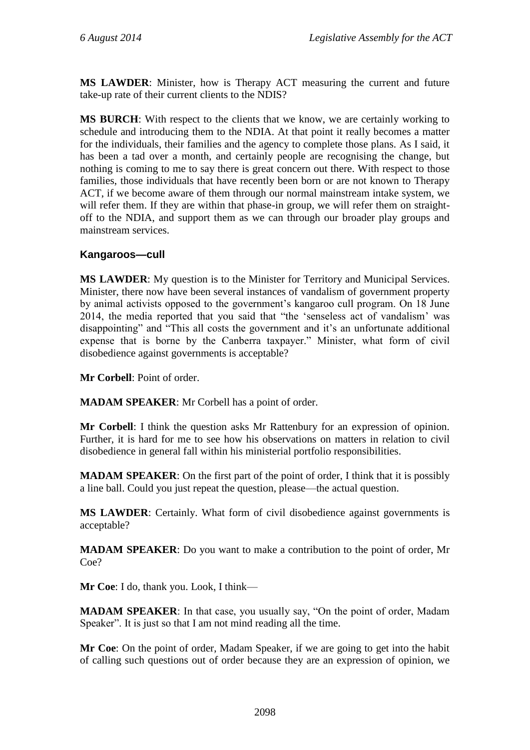**MS LAWDER**: Minister, how is Therapy ACT measuring the current and future take-up rate of their current clients to the NDIS?

**MS BURCH**: With respect to the clients that we know, we are certainly working to schedule and introducing them to the NDIA. At that point it really becomes a matter for the individuals, their families and the agency to complete those plans. As I said, it has been a tad over a month, and certainly people are recognising the change, but nothing is coming to me to say there is great concern out there. With respect to those families, those individuals that have recently been born or are not known to Therapy ACT, if we become aware of them through our normal mainstream intake system, we will refer them. If they are within that phase-in group, we will refer them on straight-off to the NDIA, and support them as we can through our broader play groups and mainstream services.

### Kangaroos—cull

**MS LAWDER**: My question is to the Minister for Territory and Municipal Services. Minister, there now have been several instances of vandalism of government property by animal activists opposed to the government's kangaroo cull program. On 18 June 2014, the media reported that you said that "the 'senseless act of vandalism' was disappointing" and "This all costs the government and it's an unfortunate additional expense that is borne by the Canberra taxpayer." Minister, what form of civil disobedience against governments is acceptable?

**Mr Corbell**: Point of order.

**MADAM SPEAKER**: Mr Corbell has a point of order.

**Mr Corbell**: I think the question asks Mr Rattenbury for an expression of opinion. Further, it is hard for me to see how his observations on matters in relation to civil disobedience in general fall within his ministerial portfolio responsibilities.

**MADAM SPEAKER**: On the first part of the point of order, I think that it is possibly a line ball. Could you just repeat the question, please—the actual question.

**MS LAWDER**: Certainly. What form of civil disobedience against governments is acceptable?

**MADAM SPEAKER**: Do you want to make a contribution to the point of order, Mr Coe?

**Mr Coe**: I do, thank you. Look, I think—

**MADAM SPEAKER**: In that case, you usually say, "On the point of order, Madam Speaker". It is just so that I am not mind reading all the time.

**Mr Coe**: On the point of order, Madam Speaker, if we are going to get into the habit of calling such questions out of order because they are an expression of opinion, we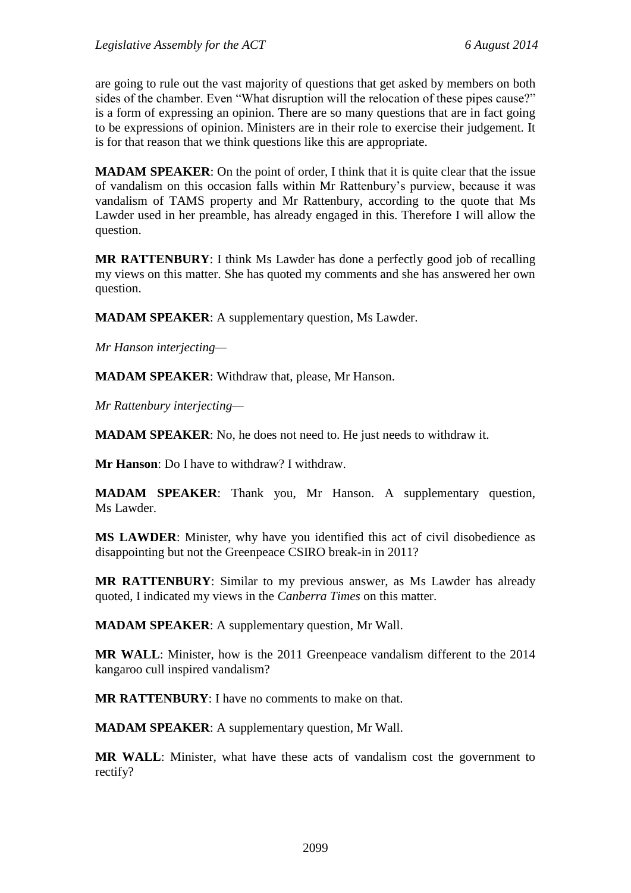are going to rule out the vast majority of questions that get asked by members on both sides of the chamber. Even "What disruption will the relocation of these pipes cause?" is a form of expressing an opinion. There are so many questions that are in fact going to be expressions of opinion. Ministers are in their role to exercise their judgement. It is for that reason that we think questions like this are appropriate.

**MADAM SPEAKER**: On the point of order, I think that it is quite clear that the issue of vandalism on this occasion falls within Mr Rattenbury's purview, because it was vandalism of TAMS property and Mr Rattenbury, according to the quote that Ms Lawder used in her preamble, has already engaged in this. Therefore I will allow the question.

**MR RATTENBURY**: I think Ms Lawder has done a perfectly good job of recalling my views on this matter. She has quoted my comments and she has answered her own question.

**MADAM SPEAKER**: A supplementary question, Ms Lawder.

*Mr Hanson interjecting—*

**MADAM SPEAKER**: Withdraw that, please, Mr Hanson.

*Mr Rattenbury interjecting—*

**MADAM SPEAKER**: No, he does not need to. He just needs to withdraw it.

**Mr Hanson**: Do I have to withdraw? I withdraw.

**MADAM SPEAKER**: Thank you, Mr Hanson. A supplementary question, Ms Lawder.

**MS LAWDER**: Minister, why have you identified this act of civil disobedience as disappointing but not the Greenpeace CSIRO break-in in 2011?

**MR RATTENBURY**: Similar to my previous answer, as Ms Lawder has already quoted, I indicated my views in the *Canberra Times* on this matter.

**MADAM SPEAKER**: A supplementary question, Mr Wall.

**MR WALL**: Minister, how is the 2011 Greenpeace vandalism different to the 2014 kangaroo cull inspired vandalism?

**MR RATTENBURY**: I have no comments to make on that.

**MADAM SPEAKER**: A supplementary question, Mr Wall.

**MR WALL**: Minister, what have these acts of vandalism cost the government to rectify?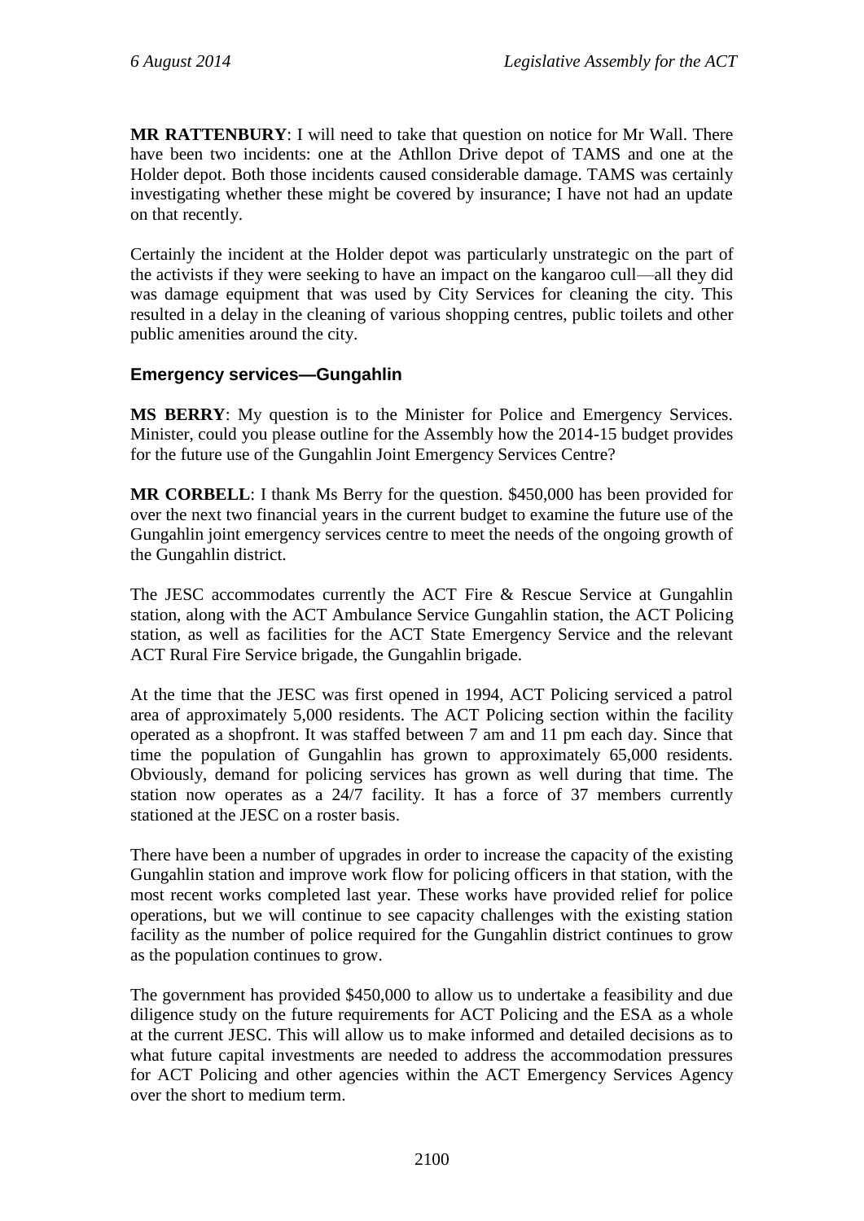**MR RATTENBURY**: I will need to take that question on notice for Mr Wall. There have been two incidents: one at the Athllon Drive depot of TAMS and one at the Holder depot. Both those incidents caused considerable damage. TAMS was certainly investigating whether these might be covered by insurance; I have not had an update on that recently.

Certainly the incident at the Holder depot was particularly unstrategic on the part of the activists if they were seeking to have an impact on the kangaroo cull—all they did was damage equipment that was used by City Services for cleaning the city. This resulted in a delay in the cleaning of various shopping centres, public toilets and other public amenities around the city.

### Emergency services—Gungahlin

**MS BERRY**: My question is to the Minister for Police and Emergency Services. Minister, could you please outline for the Assembly how the 2014-15 budget provides for the future use of the Gungahlin Joint Emergency Services Centre?

**MR CORBELL**: I thank Ms Berry for the question. $450,000 has been provided for over the next two financial years in the current budget to examine the future use of the Gungahlin joint emergency services centre to meet the needs of the ongoing growth of the Gungahlin district.

The JESC accommodates currently the ACT Fire & Rescue Service at Gungahlin station, along with the ACT Ambulance Service Gungahlin station, the ACT Policing station, as well as facilities for the ACT State Emergency Service and the relevant ACT Rural Fire Service brigade, the Gungahlin brigade.

At the time that the JESC was first opened in 1994, ACT Policing serviced a patrol area of approximately 5,000 residents. The ACT Policing section within the facility operated as a shopfront. It was staffed between 7 am and 11 pm each day. Since that time the population of Gungahlin has grown to approximately 65,000 residents. Obviously, demand for policing services has grown as well during that time. The station now operates as a 24/7 facility. It has a force of 37 members currently stationed at the JESC on a roster basis.

There have been a number of upgrades in order to increase the capacity of the existing Gungahlin station and improve work flow for policing officers in that station, with the most recent works completed last year. These works have provided relief for police operations, but we will continue to see capacity challenges with the existing station facility as the number of police required for the Gungahlin district continues to grow as the population continues to grow.

The government has provided $450,000 to allow us to undertake a feasibility and due diligence study on the future requirements for ACT Policing and the ESA as a whole at the current JESC. This will allow us to make informed and detailed decisions as to what future capital investments are needed to address the accommodation pressures for ACT Policing and other agencies within the ACT Emergency Services Agency over the short to medium term.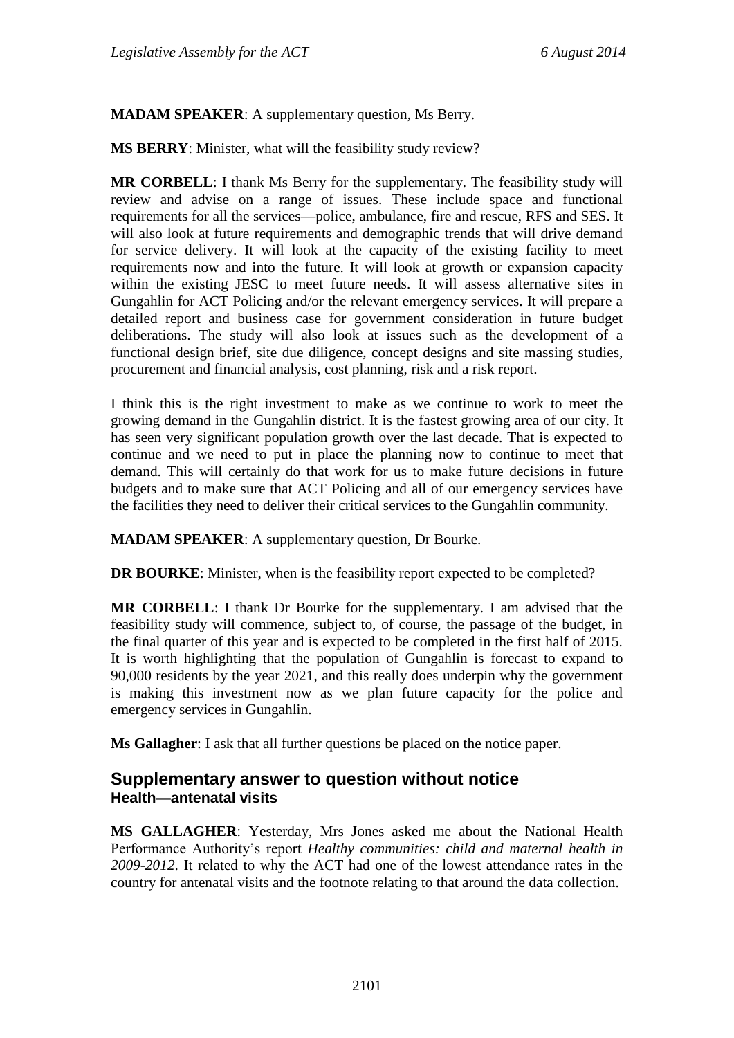**MADAM SPEAKER**: A supplementary question, Ms Berry.

**MS BERRY**: Minister, what will the feasibility study review?

**MR CORBELL**: I thank Ms Berry for the supplementary. The feasibility study will review and advise on a range of issues. These include space and functional requirements for all the services—police, ambulance, fire and rescue, RFS and SES. It will also look at future requirements and demographic trends that will drive demand for service delivery. It will look at the capacity of the existing facility to meet requirements now and into the future. It will look at growth or expansion capacity within the existing JESC to meet future needs. It will assess alternative sites in Gungahlin for ACT Policing and/or the relevant emergency services. It will prepare a detailed report and business case for government consideration in future budget deliberations. The study will also look at issues such as the development of a functional design brief, site due diligence, concept designs and site massing studies, procurement and financial analysis, cost planning, risk and a risk report.

I think this is the right investment to make as we continue to work to meet the growing demand in the Gungahlin district. It is the fastest growing area of our city. It has seen very significant population growth over the last decade. That is expected to continue and we need to put in place the planning now to continue to meet that demand. This will certainly do that work for us to make future decisions in future budgets and to make sure that ACT Policing and all of our emergency services have the facilities they need to deliver their critical services to the Gungahlin community.

**MADAM SPEAKER**: A supplementary question, Dr Bourke.

**DR BOURKE**: Minister, when is the feasibility report expected to be completed?

**MR CORBELL**: I thank Dr Bourke for the supplementary. I am advised that the feasibility study will commence, subject to, of course, the passage of the budget, in the final quarter of this year and is expected to be completed in the first half of 2015. It is worth highlighting that the population of Gungahlin is forecast to expand to 90,000 residents by the year 2021, and this really does underpin why the government is making this investment now as we plan future capacity for the police and emergency services in Gungahlin.

**Ms Gallagher**: I ask that all further questions be placed on the notice paper.

## Supplementary answer to question without notice

### Health—antenatal visits

**MS GALLAGHER**: Yesterday, Mrs Jones asked me about the National Health Performance Authority's report *Healthy communities: child and maternal health in 2009-2012*. It related to why the ACT had one of the lowest attendance rates in the country for antenatal visits and the footnote relating to that around the data collection.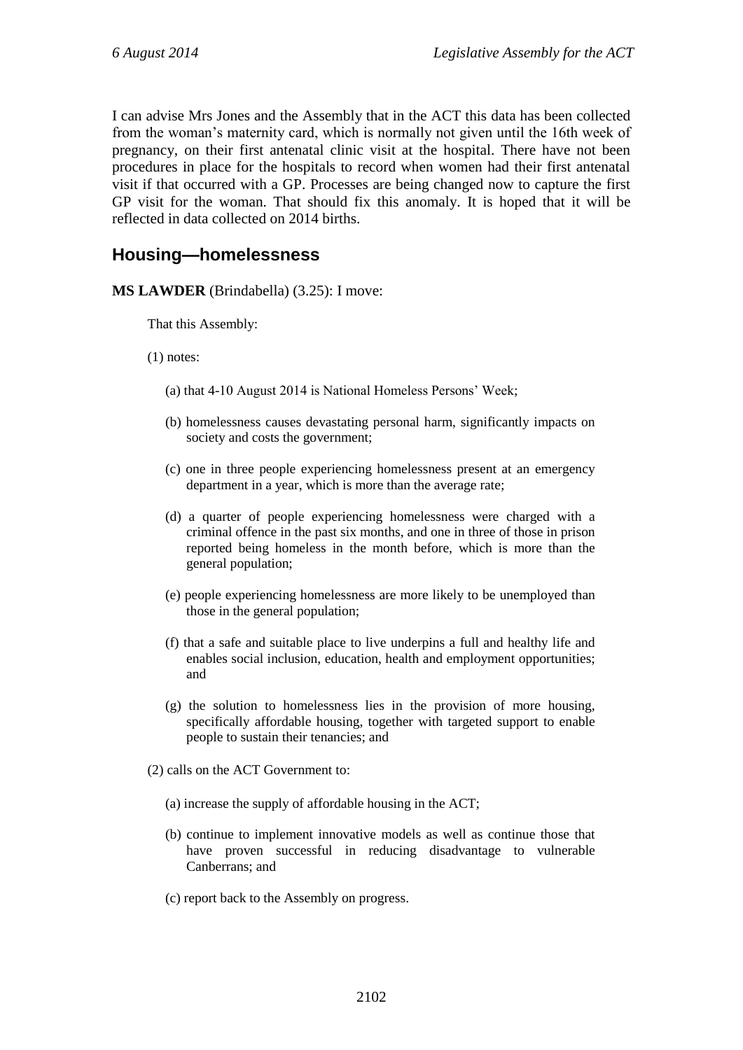I can advise Mrs Jones and the Assembly that in the ACT this data has been collected from the woman's maternity card, which is normally not given until the 16th week of pregnancy, on their first antenatal clinic visit at the hospital. There have not been procedures in place for the hospitals to record when women had their first antenatal visit if that occurred with a GP. Processes are being changed now to capture the first GP visit for the woman. That should fix this anomaly. It is hoped that it will be reflected in data collected on 2014 births.

## Housing—homelessness

**MS LAWDER** (Brindabella) (3.25): I move:

That this Assembly:

(1) notes:

(a) that 4-10 August 2014 is National Homeless Persons' Week;

(b) homelessness causes devastating personal harm, significantly impacts on society and costs the government;

(c) one in three people experiencing homelessness present at an emergency department in a year, which is more than the average rate;

(d) a quarter of people experiencing homelessness were charged with a criminal offence in the past six months, and one in three of those in prison reported being homeless in the month before, which is more than the general population;

(e) people experiencing homelessness are more likely to be unemployed than those in the general population;

(f) that a safe and suitable place to live underpins a full and healthy life and enables social inclusion, education, health and employment opportunities; and

(g) the solution to homelessness lies in the provision of more housing, specifically affordable housing, together with targeted support to enable people to sustain their tenancies; and

(2) calls on the ACT Government to:

(a) increase the supply of affordable housing in the ACT;

(b) continue to implement innovative models as well as continue those that have proven successful in reducing disadvantage to vulnerable Canberrans; and

(c) report back to the Assembly on progress.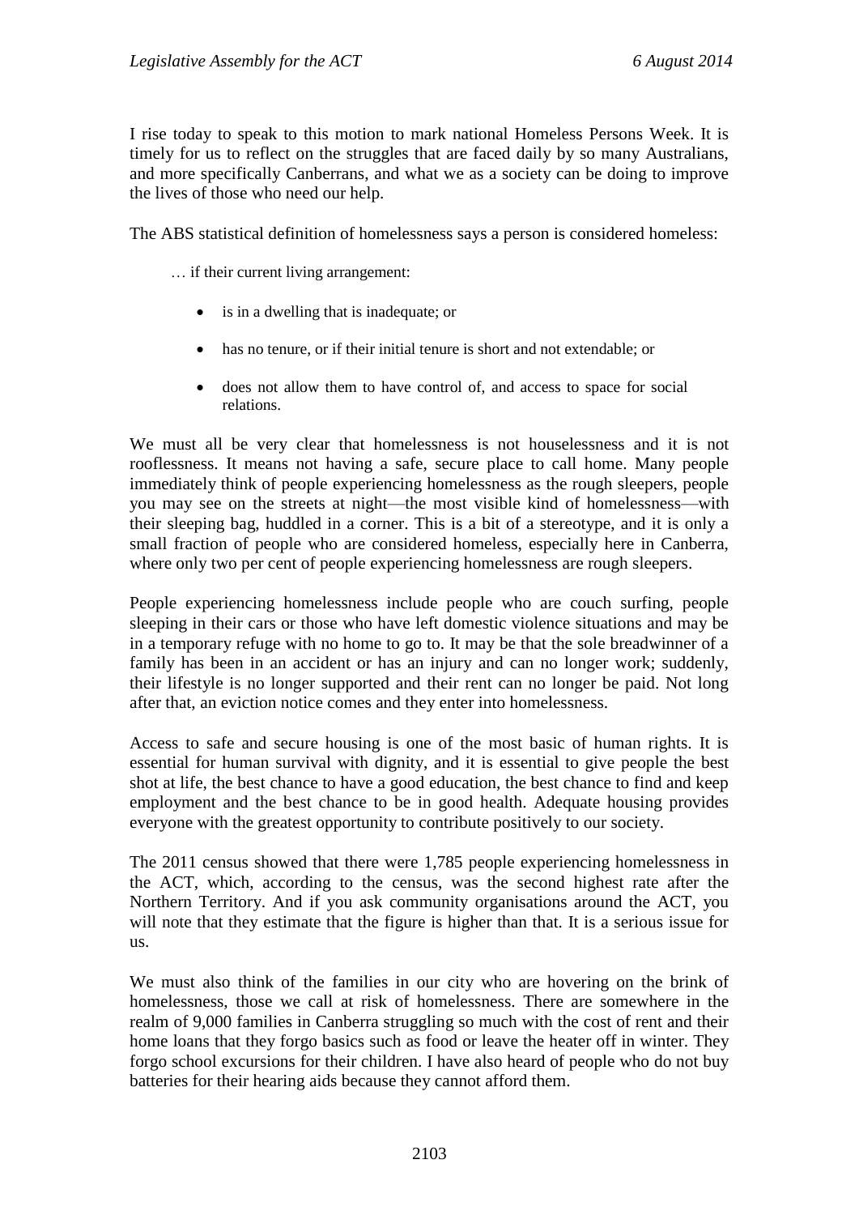I rise today to speak to this motion to mark national Homeless Persons Week. It is timely for us to reflect on the struggles that are faced daily by so many Australians, and more specifically Canberrans, and what we as a society can be doing to improve the lives of those who need our help.

The ABS statistical definition of homelessness says a person is considered homeless:

> … if their current living arrangement:
>
> - is in a dwelling that is inadequate; or
> - has no tenure, or if their initial tenure is short and not extendable; or
> - does not allow them to have control of, and access to space for social relations.

We must all be very clear that homelessness is not houselessness and it is not rooflessness. It means not having a safe, secure place to call home. Many people immediately think of people experiencing homelessness as the rough sleepers, people you may see on the streets at night—the most visible kind of homelessness—with their sleeping bag, huddled in a corner. This is a bit of a stereotype, and it is only a small fraction of people who are considered homeless, especially here in Canberra, where only two per cent of people experiencing homelessness are rough sleepers.

People experiencing homelessness include people who are couch surfing, people sleeping in their cars or those who have left domestic violence situations and may be in a temporary refuge with no home to go to. It may be that the sole breadwinner of a family has been in an accident or has an injury and can no longer work; suddenly, their lifestyle is no longer supported and their rent can no longer be paid. Not long after that, an eviction notice comes and they enter into homelessness.

Access to safe and secure housing is one of the most basic of human rights. It is essential for human survival with dignity, and it is essential to give people the best shot at life, the best chance to have a good education, the best chance to find and keep employment and the best chance to be in good health. Adequate housing provides everyone with the greatest opportunity to contribute positively to our society.

The 2011 census showed that there were 1,785 people experiencing homelessness in the ACT, which, according to the census, was the second highest rate after the Northern Territory. And if you ask community organisations around the ACT, you will note that they estimate that the figure is higher than that. It is a serious issue for us.

We must also think of the families in our city who are hovering on the brink of homelessness, those we call at risk of homelessness. There are somewhere in the realm of 9,000 families in Canberra struggling so much with the cost of rent and their home loans that they forgo basics such as food or leave the heater off in winter. They forgo school excursions for their children. I have also heard of people who do not buy batteries for their hearing aids because they cannot afford them.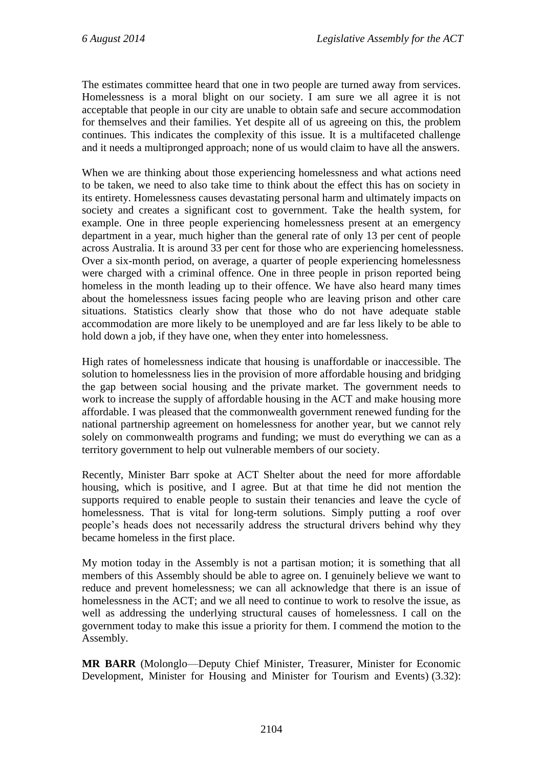The estimates committee heard that one in two people are turned away from services. Homelessness is a moral blight on our society. I am sure we all agree it is not acceptable that people in our city are unable to obtain safe and secure accommodation for themselves and their families. Yet despite all of us agreeing on this, the problem continues. This indicates the complexity of this issue. It is a multifaceted challenge and it needs a multipronged approach; none of us would claim to have all the answers.

When we are thinking about those experiencing homelessness and what actions need to be taken, we need to also take time to think about the effect this has on society in its entirety. Homelessness causes devastating personal harm and ultimately impacts on society and creates a significant cost to government. Take the health system, for example. One in three people experiencing homelessness present at an emergency department in a year, much higher than the general rate of only 13 per cent of people across Australia. It is around 33 per cent for those who are experiencing homelessness. Over a six-month period, on average, a quarter of people experiencing homelessness were charged with a criminal offence. One in three people in prison reported being homeless in the month leading up to their offence. We have also heard many times about the homelessness issues facing people who are leaving prison and other care situations. Statistics clearly show that those who do not have adequate stable accommodation are more likely to be unemployed and are far less likely to be able to hold down a job, if they have one, when they enter into homelessness.

High rates of homelessness indicate that housing is unaffordable or inaccessible. The solution to homelessness lies in the provision of more affordable housing and bridging the gap between social housing and the private market. The government needs to work to increase the supply of affordable housing in the ACT and make housing more affordable. I was pleased that the commonwealth government renewed funding for the national partnership agreement on homelessness for another year, but we cannot rely solely on commonwealth programs and funding; we must do everything we can as a territory government to help out vulnerable members of our society.

Recently, Minister Barr spoke at ACT Shelter about the need for more affordable housing, which is positive, and I agree. But at that time he did not mention the supports required to enable people to sustain their tenancies and leave the cycle of homelessness. That is vital for long-term solutions. Simply putting a roof over people's heads does not necessarily address the structural drivers behind why they became homeless in the first place.

My motion today in the Assembly is not a partisan motion; it is something that all members of this Assembly should be able to agree on. I genuinely believe we want to reduce and prevent homelessness; we can all acknowledge that there is an issue of homelessness in the ACT; and we all need to continue to work to resolve the issue, as well as addressing the underlying structural causes of homelessness. I call on the government today to make this issue a priority for them. I commend the motion to the Assembly.

**MR BARR** (Molonglo—Deputy Chief Minister, Treasurer, Minister for Economic Development, Minister for Housing and Minister for Tourism and Events) (3.32):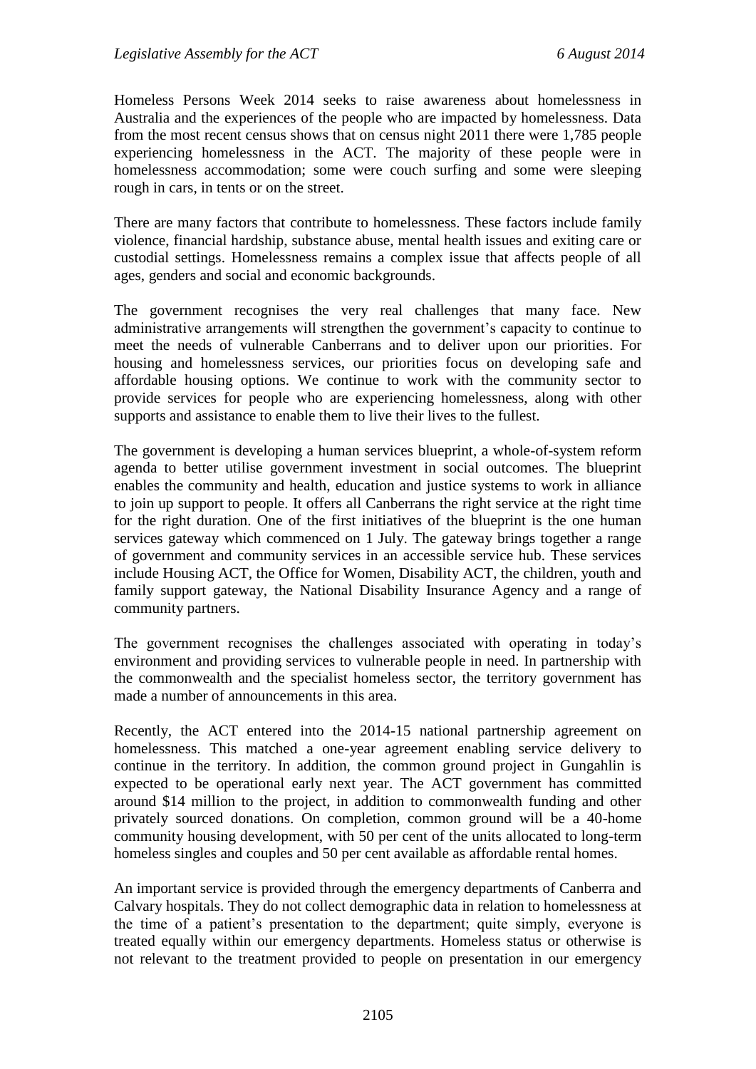Homeless Persons Week 2014 seeks to raise awareness about homelessness in Australia and the experiences of the people who are impacted by homelessness. Data from the most recent census shows that on census night 2011 there were 1,785 people experiencing homelessness in the ACT. The majority of these people were in homelessness accommodation; some were couch surfing and some were sleeping rough in cars, in tents or on the street.

There are many factors that contribute to homelessness. These factors include family violence, financial hardship, substance abuse, mental health issues and exiting care or custodial settings. Homelessness remains a complex issue that affects people of all ages, genders and social and economic backgrounds.

The government recognises the very real challenges that many face. New administrative arrangements will strengthen the government's capacity to continue to meet the needs of vulnerable Canberrans and to deliver upon our priorities. For housing and homelessness services, our priorities focus on developing safe and affordable housing options. We continue to work with the community sector to provide services for people who are experiencing homelessness, along with other supports and assistance to enable them to live their lives to the fullest.

The government is developing a human services blueprint, a whole-of-system reform agenda to better utilise government investment in social outcomes. The blueprint enables the community and health, education and justice systems to work in alliance to join up support to people. It offers all Canberrans the right service at the right time for the right duration. One of the first initiatives of the blueprint is the one human services gateway which commenced on 1 July. The gateway brings together a range of government and community services in an accessible service hub. These services include Housing ACT, the Office for Women, Disability ACT, the children, youth and family support gateway, the National Disability Insurance Agency and a range of community partners.

The government recognises the challenges associated with operating in today's environment and providing services to vulnerable people in need. In partnership with the commonwealth and the specialist homeless sector, the territory government has made a number of announcements in this area.

Recently, the ACT entered into the 2014-15 national partnership agreement on homelessness. This matched a one-year agreement enabling service delivery to continue in the territory. In addition, the common ground project in Gungahlin is expected to be operational early next year. The ACT government has committed around $14 million to the project, in addition to commonwealth funding and other privately sourced donations. On completion, common ground will be a 40-home community housing development, with 50 per cent of the units allocated to long-term homeless singles and couples and 50 per cent available as affordable rental homes.

An important service is provided through the emergency departments of Canberra and Calvary hospitals. They do not collect demographic data in relation to homelessness at the time of a patient's presentation to the department; quite simply, everyone is treated equally within our emergency departments. Homeless status or otherwise is not relevant to the treatment provided to people on presentation in our emergency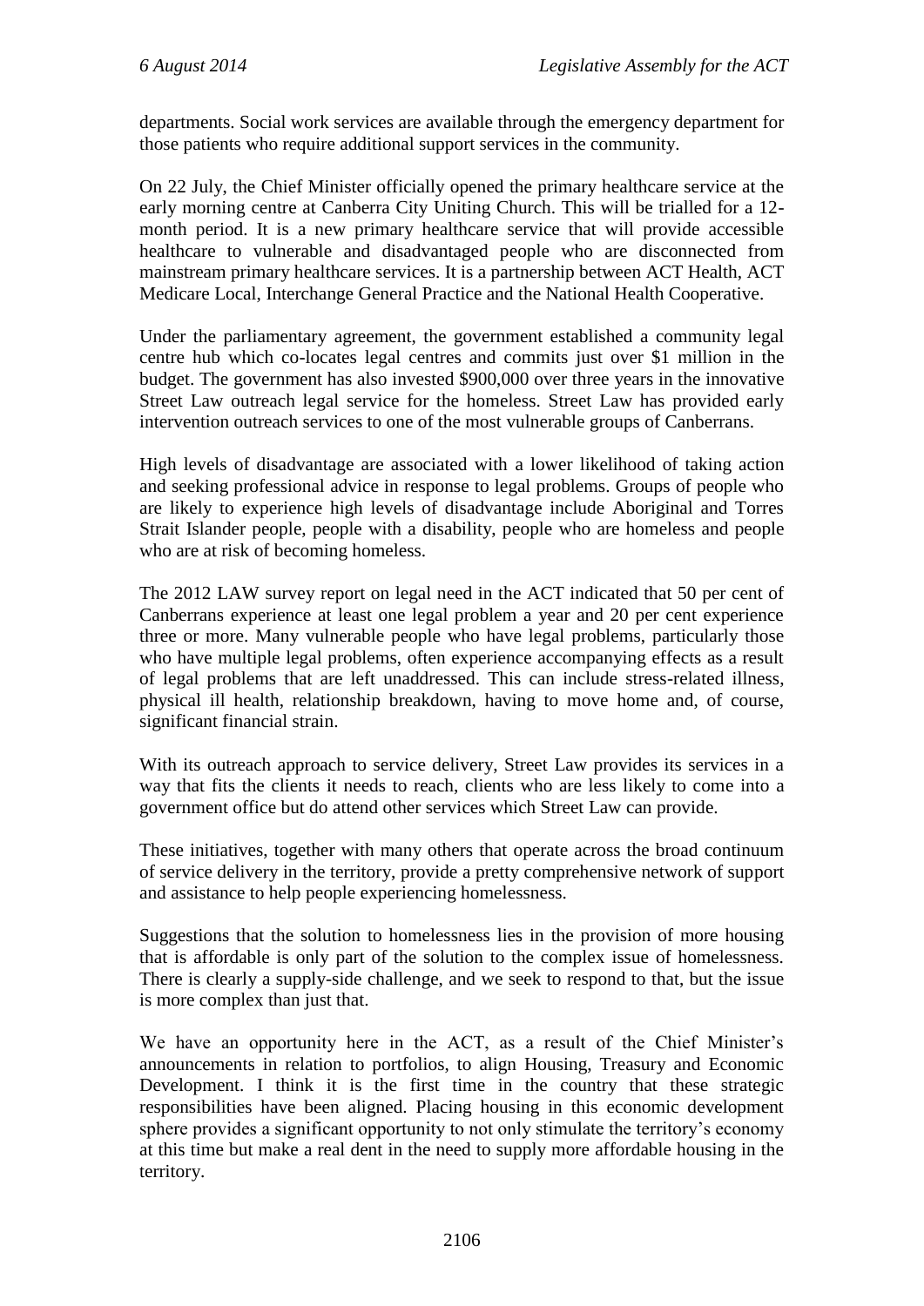departments. Social work services are available through the emergency department for those patients who require additional support services in the community.

On 22 July, the Chief Minister officially opened the primary healthcare service at the early morning centre at Canberra City Uniting Church. This will be trialled for a 12-month period. It is a new primary healthcare service that will provide accessible healthcare to vulnerable and disadvantaged people who are disconnected from mainstream primary healthcare services. It is a partnership between ACT Health, ACT Medicare Local, Interchange General Practice and the National Health Cooperative.

Under the parliamentary agreement, the government established a community legal centre hub which co-locates legal centres and commits just over $1 million in the budget. The government has also invested $900,000 over three years in the innovative Street Law outreach legal service for the homeless. Street Law has provided early intervention outreach services to one of the most vulnerable groups of Canberrans.

High levels of disadvantage are associated with a lower likelihood of taking action and seeking professional advice in response to legal problems. Groups of people who are likely to experience high levels of disadvantage include Aboriginal and Torres Strait Islander people, people with a disability, people who are homeless and people who are at risk of becoming homeless.

The 2012 LAW survey report on legal need in the ACT indicated that 50 per cent of Canberrans experience at least one legal problem a year and 20 per cent experience three or more. Many vulnerable people who have legal problems, particularly those who have multiple legal problems, often experience accompanying effects as a result of legal problems that are left unaddressed. This can include stress-related illness, physical ill health, relationship breakdown, having to move home and, of course, significant financial strain.

With its outreach approach to service delivery, Street Law provides its services in a way that fits the clients it needs to reach, clients who are less likely to come into a government office but do attend other services which Street Law can provide.

These initiatives, together with many others that operate across the broad continuum of service delivery in the territory, provide a pretty comprehensive network of support and assistance to help people experiencing homelessness.

Suggestions that the solution to homelessness lies in the provision of more housing that is affordable is only part of the solution to the complex issue of homelessness. There is clearly a supply-side challenge, and we seek to respond to that, but the issue is more complex than just that.

We have an opportunity here in the ACT, as a result of the Chief Minister's announcements in relation to portfolios, to align Housing, Treasury and Economic Development. I think it is the first time in the country that these strategic responsibilities have been aligned. Placing housing in this economic development sphere provides a significant opportunity to not only stimulate the territory's economy at this time but make a real dent in the need to supply more affordable housing in the territory.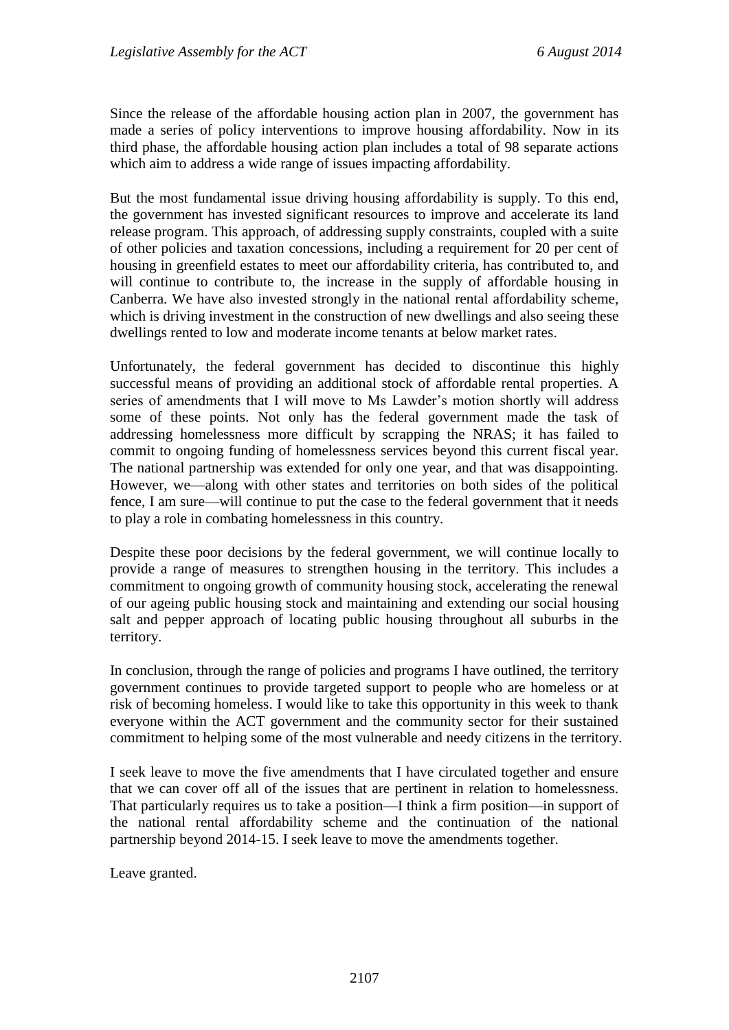Since the release of the affordable housing action plan in 2007, the government has made a series of policy interventions to improve housing affordability. Now in its third phase, the affordable housing action plan includes a total of 98 separate actions which aim to address a wide range of issues impacting affordability.

But the most fundamental issue driving housing affordability is supply. To this end, the government has invested significant resources to improve and accelerate its land release program. This approach, of addressing supply constraints, coupled with a suite of other policies and taxation concessions, including a requirement for 20 per cent of housing in greenfield estates to meet our affordability criteria, has contributed to, and will continue to contribute to, the increase in the supply of affordable housing in Canberra. We have also invested strongly in the national rental affordability scheme, which is driving investment in the construction of new dwellings and also seeing these dwellings rented to low and moderate income tenants at below market rates.

Unfortunately, the federal government has decided to discontinue this highly successful means of providing an additional stock of affordable rental properties. A series of amendments that I will move to Ms Lawder's motion shortly will address some of these points. Not only has the federal government made the task of addressing homelessness more difficult by scrapping the NRAS; it has failed to commit to ongoing funding of homelessness services beyond this current fiscal year. The national partnership was extended for only one year, and that was disappointing. However, we—along with other states and territories on both sides of the political fence, I am sure—will continue to put the case to the federal government that it needs to play a role in combating homelessness in this country.

Despite these poor decisions by the federal government, we will continue locally to provide a range of measures to strengthen housing in the territory. This includes a commitment to ongoing growth of community housing stock, accelerating the renewal of our ageing public housing stock and maintaining and extending our social housing salt and pepper approach of locating public housing throughout all suburbs in the territory.

In conclusion, through the range of policies and programs I have outlined, the territory government continues to provide targeted support to people who are homeless or at risk of becoming homeless. I would like to take this opportunity in this week to thank everyone within the ACT government and the community sector for their sustained commitment to helping some of the most vulnerable and needy citizens in the territory.

I seek leave to move the five amendments that I have circulated together and ensure that we can cover off all of the issues that are pertinent in relation to homelessness. That particularly requires us to take a position—I think a firm position—in support of the national rental affordability scheme and the continuation of the national partnership beyond 2014-15. I seek leave to move the amendments together.

Leave granted.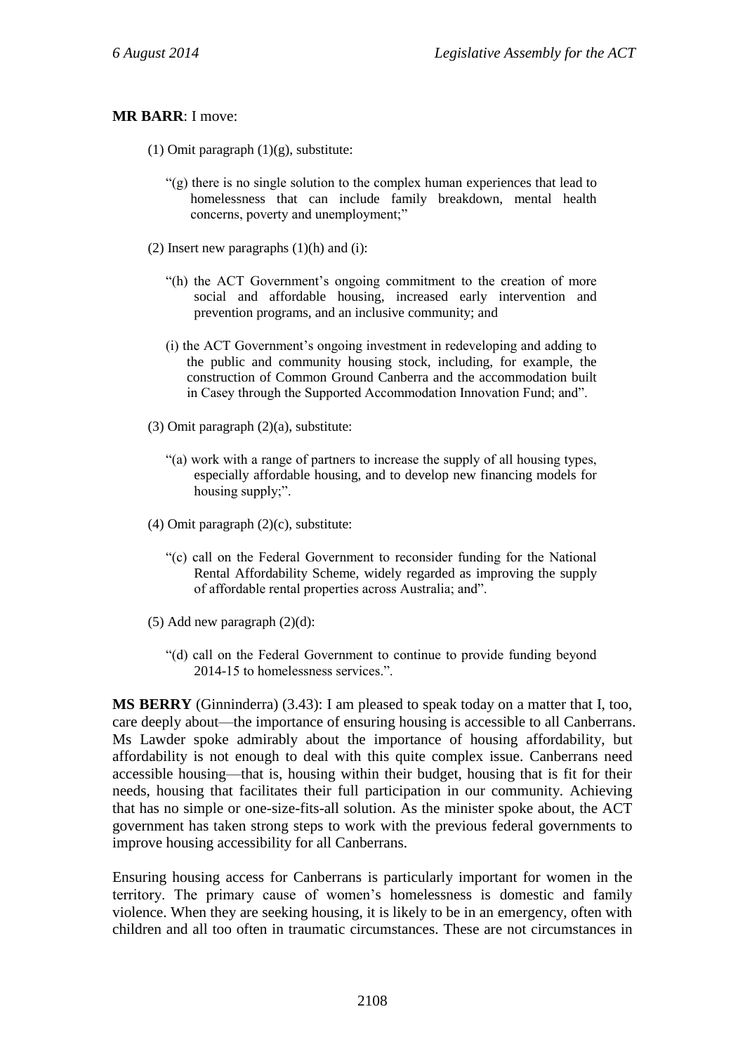**MR BARR**: I move:

(1) Omit paragraph (1)(g), substitute:

> "(g) there is no single solution to the complex human experiences that lead to homelessness that can include family breakdown, mental health concerns, poverty and unemployment;"

(2) Insert new paragraphs (1)(h) and (i):

> "(h) the ACT Government's ongoing commitment to the creation of more social and affordable housing, increased early intervention and prevention programs, and an inclusive community; and
>
> (i) the ACT Government's ongoing investment in redeveloping and adding to the public and community housing stock, including, for example, the construction of Common Ground Canberra and the accommodation built in Casey through the Supported Accommodation Innovation Fund; and".

(3) Omit paragraph (2)(a), substitute:

> "(a) work with a range of partners to increase the supply of all housing types, especially affordable housing, and to develop new financing models for housing supply;".

(4) Omit paragraph (2)(c), substitute:

> "(c) call on the Federal Government to reconsider funding for the National Rental Affordability Scheme, widely regarded as improving the supply of affordable rental properties across Australia; and".

(5) Add new paragraph (2)(d):

> "(d) call on the Federal Government to continue to provide funding beyond 2014-15 to homelessness services.".

**MS BERRY** (Ginninderra) (3.43): I am pleased to speak today on a matter that I, too, care deeply about—the importance of ensuring housing is accessible to all Canberrans. Ms Lawder spoke admirably about the importance of housing affordability, but affordability is not enough to deal with this quite complex issue. Canberrans need accessible housing—that is, housing within their budget, housing that is fit for their needs, housing that facilitates their full participation in our community. Achieving that has no simple or one-size-fits-all solution. As the minister spoke about, the ACT government has taken strong steps to work with the previous federal governments to improve housing accessibility for all Canberrans.

Ensuring housing access for Canberrans is particularly important for women in the territory. The primary cause of women's homelessness is domestic and family violence. When they are seeking housing, it is likely to be in an emergency, often with children and all too often in traumatic circumstances. These are not circumstances in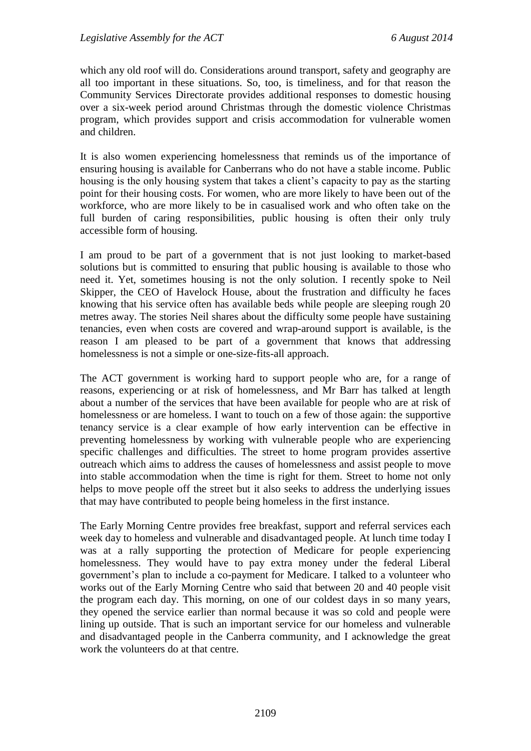which any old roof will do. Considerations around transport, safety and geography are all too important in these situations. So, too, is timeliness, and for that reason the Community Services Directorate provides additional responses to domestic housing over a six-week period around Christmas through the domestic violence Christmas program, which provides support and crisis accommodation for vulnerable women and children.

It is also women experiencing homelessness that reminds us of the importance of ensuring housing is available for Canberrans who do not have a stable income. Public housing is the only housing system that takes a client's capacity to pay as the starting point for their housing costs. For women, who are more likely to have been out of the workforce, who are more likely to be in casualised work and who often take on the full burden of caring responsibilities, public housing is often their only truly accessible form of housing.

I am proud to be part of a government that is not just looking to market-based solutions but is committed to ensuring that public housing is available to those who need it. Yet, sometimes housing is not the only solution. I recently spoke to Neil Skipper, the CEO of Havelock House, about the frustration and difficulty he faces knowing that his service often has available beds while people are sleeping rough 20 metres away. The stories Neil shares about the difficulty some people have sustaining tenancies, even when costs are covered and wrap-around support is available, is the reason I am pleased to be part of a government that knows that addressing homelessness is not a simple or one-size-fits-all approach.

The ACT government is working hard to support people who are, for a range of reasons, experiencing or at risk of homelessness, and Mr Barr has talked at length about a number of the services that have been available for people who are at risk of homelessness or are homeless. I want to touch on a few of those again: the supportive tenancy service is a clear example of how early intervention can be effective in preventing homelessness by working with vulnerable people who are experiencing specific challenges and difficulties. The street to home program provides assertive outreach which aims to address the causes of homelessness and assist people to move into stable accommodation when the time is right for them. Street to home not only helps to move people off the street but it also seeks to address the underlying issues that may have contributed to people being homeless in the first instance.

The Early Morning Centre provides free breakfast, support and referral services each week day to homeless and vulnerable and disadvantaged people. At lunch time today I was at a rally supporting the protection of Medicare for people experiencing homelessness. They would have to pay extra money under the federal Liberal government's plan to include a co-payment for Medicare. I talked to a volunteer who works out of the Early Morning Centre who said that between 20 and 40 people visit the program each day. This morning, on one of our coldest days in so many years, they opened the service earlier than normal because it was so cold and people were lining up outside. That is such an important service for our homeless and vulnerable and disadvantaged people in the Canberra community, and I acknowledge the great work the volunteers do at that centre.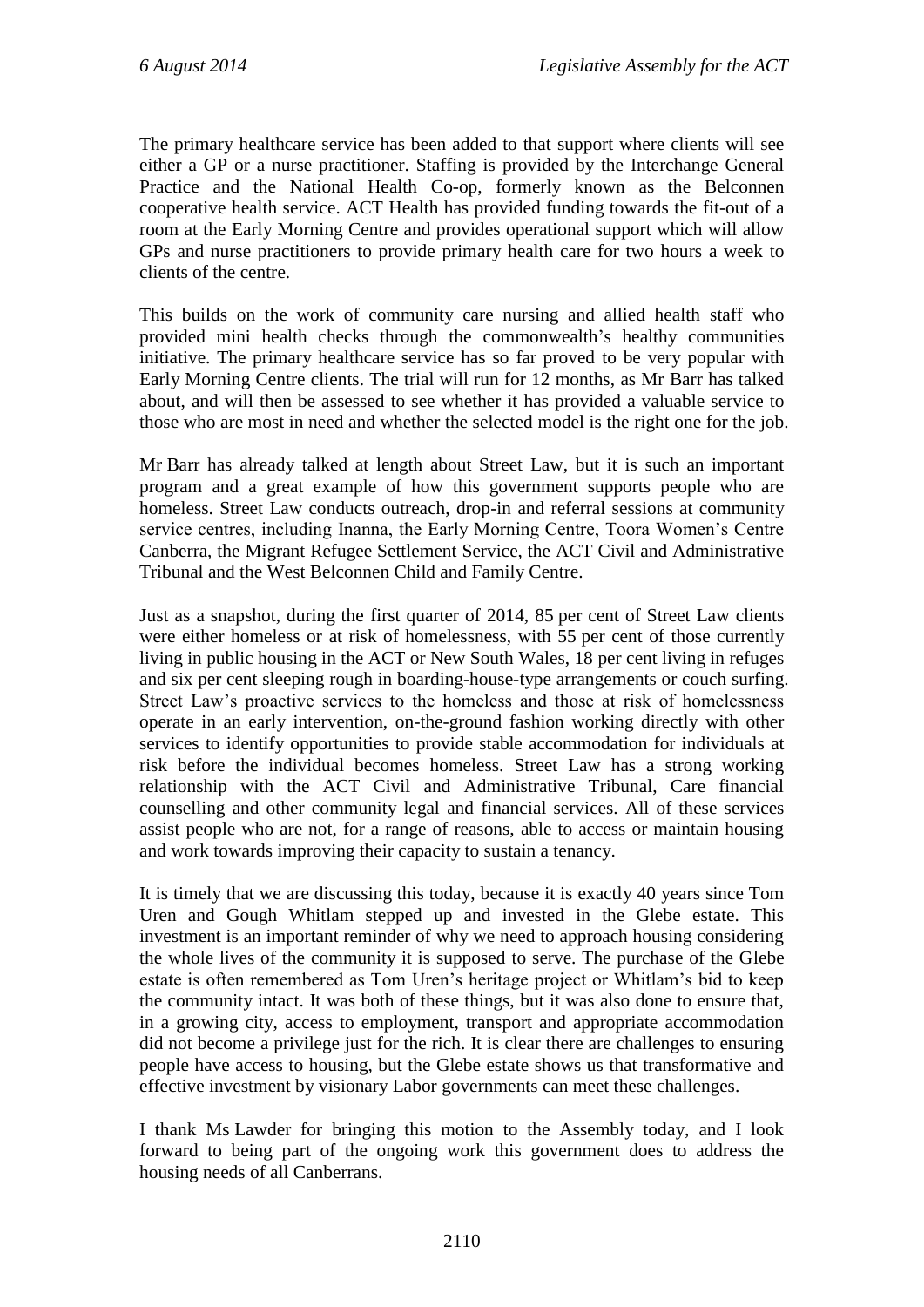The primary healthcare service has been added to that support where clients will see either a GP or a nurse practitioner. Staffing is provided by the Interchange General Practice and the National Health Co-op, formerly known as the Belconnen cooperative health service. ACT Health has provided funding towards the fit-out of a room at the Early Morning Centre and provides operational support which will allow GPs and nurse practitioners to provide primary health care for two hours a week to clients of the centre.

This builds on the work of community care nursing and allied health staff who provided mini health checks through the commonwealth's healthy communities initiative. The primary healthcare service has so far proved to be very popular with Early Morning Centre clients. The trial will run for 12 months, as Mr Barr has talked about, and will then be assessed to see whether it has provided a valuable service to those who are most in need and whether the selected model is the right one for the job.

Mr Barr has already talked at length about Street Law, but it is such an important program and a great example of how this government supports people who are homeless. Street Law conducts outreach, drop-in and referral sessions at community service centres, including Inanna, the Early Morning Centre, Toora Women's Centre Canberra, the Migrant Refugee Settlement Service, the ACT Civil and Administrative Tribunal and the West Belconnen Child and Family Centre.

Just as a snapshot, during the first quarter of 2014, 85 per cent of Street Law clients were either homeless or at risk of homelessness, with 55 per cent of those currently living in public housing in the ACT or New South Wales, 18 per cent living in refuges and six per cent sleeping rough in boarding-house-type arrangements or couch surfing. Street Law's proactive services to the homeless and those at risk of homelessness operate in an early intervention, on-the-ground fashion working directly with other services to identify opportunities to provide stable accommodation for individuals at risk before the individual becomes homeless. Street Law has a strong working relationship with the ACT Civil and Administrative Tribunal, Care financial counselling and other community legal and financial services. All of these services assist people who are not, for a range of reasons, able to access or maintain housing and work towards improving their capacity to sustain a tenancy.

It is timely that we are discussing this today, because it is exactly 40 years since Tom Uren and Gough Whitlam stepped up and invested in the Glebe estate. This investment is an important reminder of why we need to approach housing considering the whole lives of the community it is supposed to serve. The purchase of the Glebe estate is often remembered as Tom Uren's heritage project or Whitlam's bid to keep the community intact. It was both of these things, but it was also done to ensure that, in a growing city, access to employment, transport and appropriate accommodation did not become a privilege just for the rich. It is clear there are challenges to ensuring people have access to housing, but the Glebe estate shows us that transformative and effective investment by visionary Labor governments can meet these challenges.

I thank Ms Lawder for bringing this motion to the Assembly today, and I look forward to being part of the ongoing work this government does to address the housing needs of all Canberrans.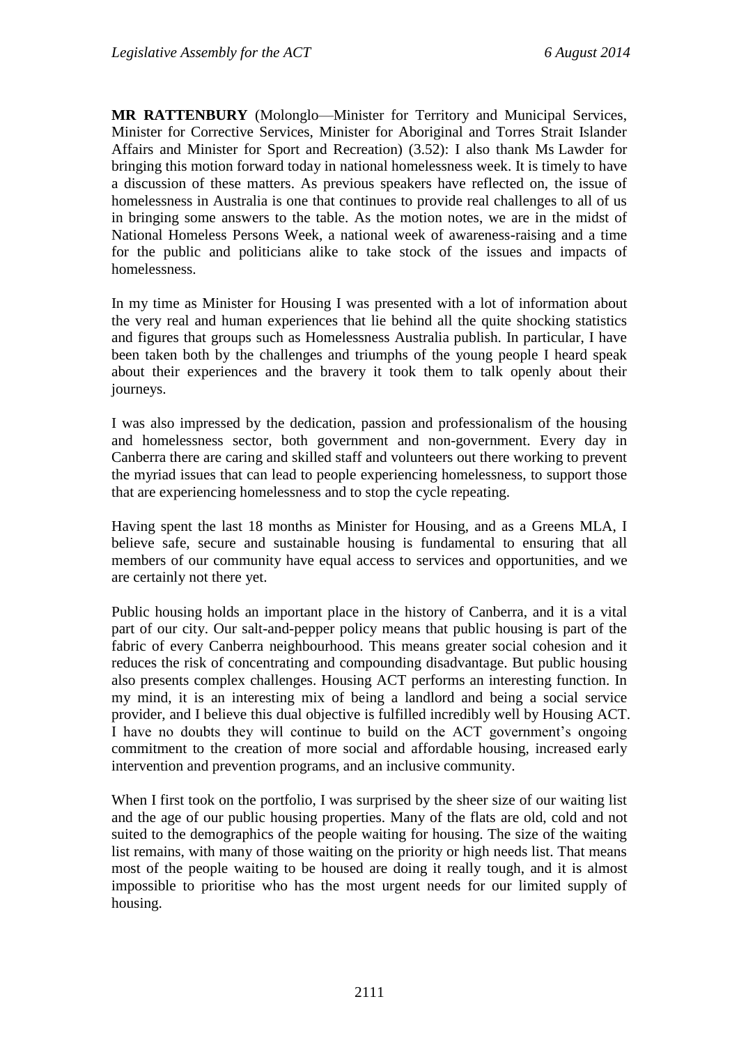**MR RATTENBURY** (Molonglo—Minister for Territory and Municipal Services, Minister for Corrective Services, Minister for Aboriginal and Torres Strait Islander Affairs and Minister for Sport and Recreation) (3.52): I also thank Ms Lawder for bringing this motion forward today in national homelessness week. It is timely to have a discussion of these matters. As previous speakers have reflected on, the issue of homelessness in Australia is one that continues to provide real challenges to all of us in bringing some answers to the table. As the motion notes, we are in the midst of National Homeless Persons Week, a national week of awareness-raising and a time for the public and politicians alike to take stock of the issues and impacts of homelessness.

In my time as Minister for Housing I was presented with a lot of information about the very real and human experiences that lie behind all the quite shocking statistics and figures that groups such as Homelessness Australia publish. In particular, I have been taken both by the challenges and triumphs of the young people I heard speak about their experiences and the bravery it took them to talk openly about their journeys.

I was also impressed by the dedication, passion and professionalism of the housing and homelessness sector, both government and non-government. Every day in Canberra there are caring and skilled staff and volunteers out there working to prevent the myriad issues that can lead to people experiencing homelessness, to support those that are experiencing homelessness and to stop the cycle repeating.

Having spent the last 18 months as Minister for Housing, and as a Greens MLA, I believe safe, secure and sustainable housing is fundamental to ensuring that all members of our community have equal access to services and opportunities, and we are certainly not there yet.

Public housing holds an important place in the history of Canberra, and it is a vital part of our city. Our salt-and-pepper policy means that public housing is part of the fabric of every Canberra neighbourhood. This means greater social cohesion and it reduces the risk of concentrating and compounding disadvantage. But public housing also presents complex challenges. Housing ACT performs an interesting function. In my mind, it is an interesting mix of being a landlord and being a social service provider, and I believe this dual objective is fulfilled incredibly well by Housing ACT. I have no doubts they will continue to build on the ACT government's ongoing commitment to the creation of more social and affordable housing, increased early intervention and prevention programs, and an inclusive community.

When I first took on the portfolio, I was surprised by the sheer size of our waiting list and the age of our public housing properties. Many of the flats are old, cold and not suited to the demographics of the people waiting for housing. The size of the waiting list remains, with many of those waiting on the priority or high needs list. That means most of the people waiting to be housed are doing it really tough, and it is almost impossible to prioritise who has the most urgent needs for our limited supply of housing.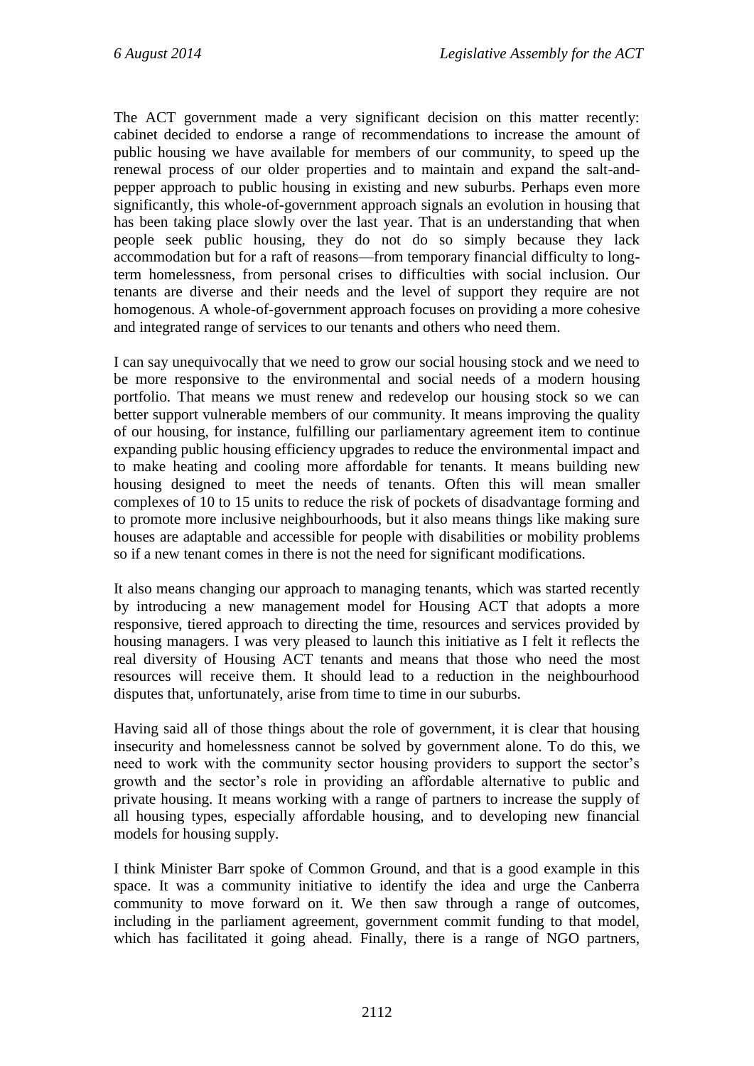The ACT government made a very significant decision on this matter recently: cabinet decided to endorse a range of recommendations to increase the amount of public housing we have available for members of our community, to speed up the renewal process of our older properties and to maintain and expand the salt-and-pepper approach to public housing in existing and new suburbs. Perhaps even more significantly, this whole-of-government approach signals an evolution in housing that has been taking place slowly over the last year. That is an understanding that when people seek public housing, they do not do so simply because they lack accommodation but for a raft of reasons—from temporary financial difficulty to long-term homelessness, from personal crises to difficulties with social inclusion. Our tenants are diverse and their needs and the level of support they require are not homogenous. A whole-of-government approach focuses on providing a more cohesive and integrated range of services to our tenants and others who need them.

I can say unequivocally that we need to grow our social housing stock and we need to be more responsive to the environmental and social needs of a modern housing portfolio. That means we must renew and redevelop our housing stock so we can better support vulnerable members of our community. It means improving the quality of our housing, for instance, fulfilling our parliamentary agreement item to continue expanding public housing efficiency upgrades to reduce the environmental impact and to make heating and cooling more affordable for tenants. It means building new housing designed to meet the needs of tenants. Often this will mean smaller complexes of 10 to 15 units to reduce the risk of pockets of disadvantage forming and to promote more inclusive neighbourhoods, but it also means things like making sure houses are adaptable and accessible for people with disabilities or mobility problems so if a new tenant comes in there is not the need for significant modifications.

It also means changing our approach to managing tenants, which was started recently by introducing a new management model for Housing ACT that adopts a more responsive, tiered approach to directing the time, resources and services provided by housing managers. I was very pleased to launch this initiative as I felt it reflects the real diversity of Housing ACT tenants and means that those who need the most resources will receive them. It should lead to a reduction in the neighbourhood disputes that, unfortunately, arise from time to time in our suburbs.

Having said all of those things about the role of government, it is clear that housing insecurity and homelessness cannot be solved by government alone. To do this, we need to work with the community sector housing providers to support the sector's growth and the sector's role in providing an affordable alternative to public and private housing. It means working with a range of partners to increase the supply of all housing types, especially affordable housing, and to developing new financial models for housing supply.

I think Minister Barr spoke of Common Ground, and that is a good example in this space. It was a community initiative to identify the idea and urge the Canberra community to move forward on it. We then saw through a range of outcomes, including in the parliament agreement, government commit funding to that model, which has facilitated it going ahead. Finally, there is a range of NGO partners,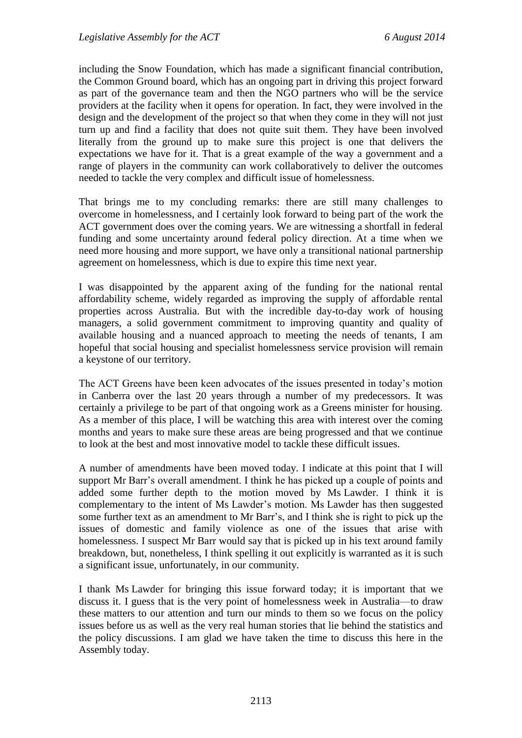including the Snow Foundation, which has made a significant financial contribution, the Common Ground board, which has an ongoing part in driving this project forward as part of the governance team and then the NGO partners who will be the service providers at the facility when it opens for operation. In fact, they were involved in the design and the development of the project so that when they come in they will not just turn up and find a facility that does not quite suit them. They have been involved literally from the ground up to make sure this project is one that delivers the expectations we have for it. That is a great example of the way a government and a range of players in the community can work collaboratively to deliver the outcomes needed to tackle the very complex and difficult issue of homelessness.

That brings me to my concluding remarks: there are still many challenges to overcome in homelessness, and I certainly look forward to being part of the work the ACT government does over the coming years. We are witnessing a shortfall in federal funding and some uncertainty around federal policy direction. At a time when we need more housing and more support, we have only a transitional national partnership agreement on homelessness, which is due to expire this time next year.

I was disappointed by the apparent axing of the funding for the national rental affordability scheme, widely regarded as improving the supply of affordable rental properties across Australia. But with the incredible day-to-day work of housing managers, a solid government commitment to improving quantity and quality of available housing and a nuanced approach to meeting the needs of tenants, I am hopeful that social housing and specialist homelessness service provision will remain a keystone of our territory.

The ACT Greens have been keen advocates of the issues presented in today's motion in Canberra over the last 20 years through a number of my predecessors. It was certainly a privilege to be part of that ongoing work as a Greens minister for housing. As a member of this place, I will be watching this area with interest over the coming months and years to make sure these areas are being progressed and that we continue to look at the best and most innovative model to tackle these difficult issues.

A number of amendments have been moved today. I indicate at this point that I will support Mr Barr's overall amendment. I think he has picked up a couple of points and added some further depth to the motion moved by Ms Lawder. I think it is complementary to the intent of Ms Lawder's motion. Ms Lawder has then suggested some further text as an amendment to Mr Barr's, and I think she is right to pick up the issues of domestic and family violence as one of the issues that arise with homelessness. I suspect Mr Barr would say that is picked up in his text around family breakdown, but, nonetheless, I think spelling it out explicitly is warranted as it is such a significant issue, unfortunately, in our community.

I thank Ms Lawder for bringing this issue forward today; it is important that we discuss it. I guess that is the very point of homelessness week in Australia—to draw these matters to our attention and turn our minds to them so we focus on the policy issues before us as well as the very real human stories that lie behind the statistics and the policy discussions. I am glad we have taken the time to discuss this here in the Assembly today.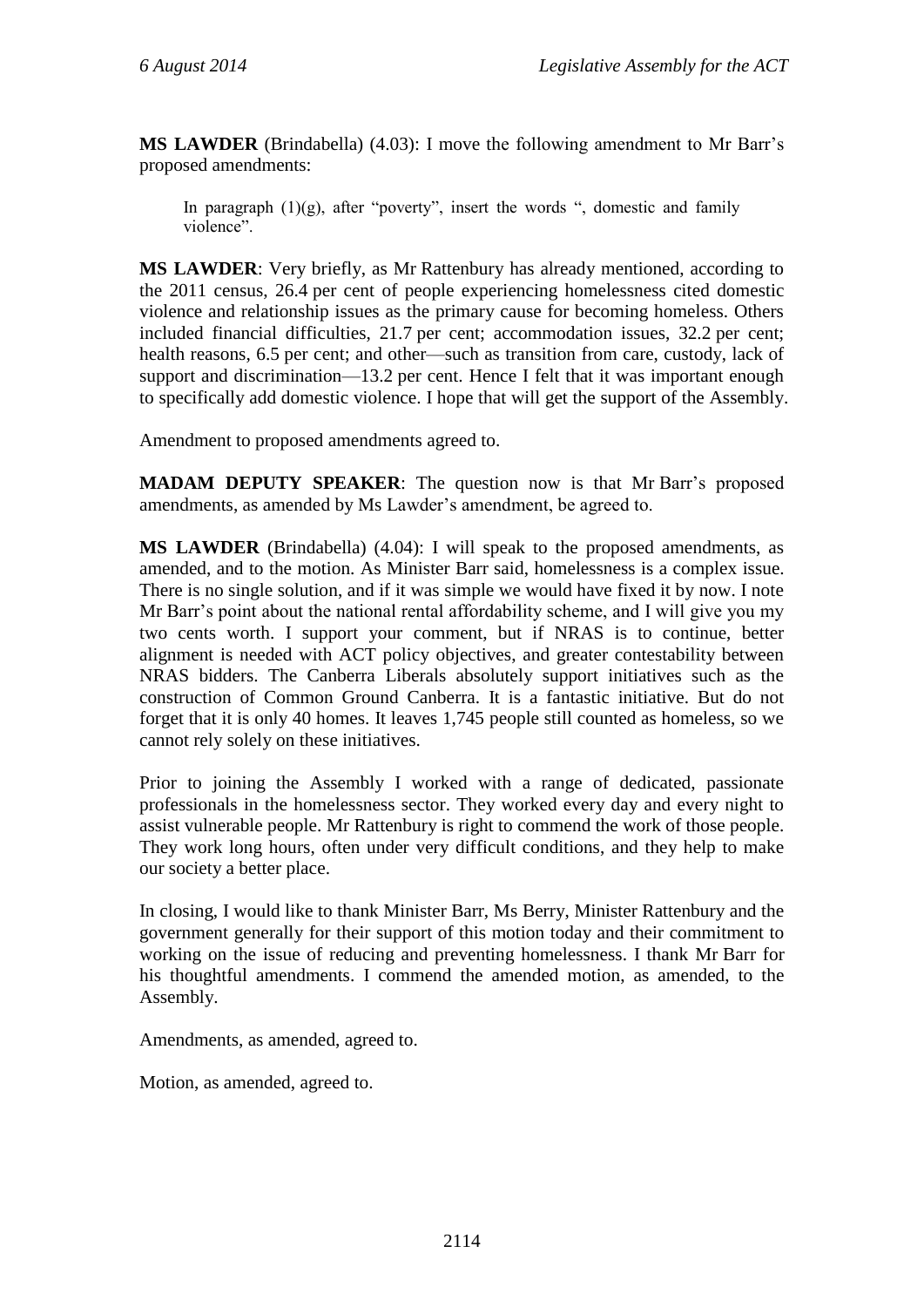**MS LAWDER** (Brindabella) (4.03): I move the following amendment to Mr Barr's proposed amendments:

> In paragraph (1)(g), after "poverty", insert the words ", domestic and family violence".

**MS LAWDER**: Very briefly, as Mr Rattenbury has already mentioned, according to the 2011 census, 26.4 per cent of people experiencing homelessness cited domestic violence and relationship issues as the primary cause for becoming homeless. Others included financial difficulties, 21.7 per cent; accommodation issues, 32.2 per cent; health reasons, 6.5 per cent; and other—such as transition from care, custody, lack of support and discrimination—13.2 per cent. Hence I felt that it was important enough to specifically add domestic violence. I hope that will get the support of the Assembly.

Amendment to proposed amendments agreed to.

**MADAM DEPUTY SPEAKER**: The question now is that Mr Barr's proposed amendments, as amended by Ms Lawder's amendment, be agreed to.

**MS LAWDER** (Brindabella) (4.04): I will speak to the proposed amendments, as amended, and to the motion. As Minister Barr said, homelessness is a complex issue. There is no single solution, and if it was simple we would have fixed it by now. I note Mr Barr's point about the national rental affordability scheme, and I will give you my two cents worth. I support your comment, but if NRAS is to continue, better alignment is needed with ACT policy objectives, and greater contestability between NRAS bidders. The Canberra Liberals absolutely support initiatives such as the construction of Common Ground Canberra. It is a fantastic initiative. But do not forget that it is only 40 homes. It leaves 1,745 people still counted as homeless, so we cannot rely solely on these initiatives.

Prior to joining the Assembly I worked with a range of dedicated, passionate professionals in the homelessness sector. They worked every day and every night to assist vulnerable people. Mr Rattenbury is right to commend the work of those people. They work long hours, often under very difficult conditions, and they help to make our society a better place.

In closing, I would like to thank Minister Barr, Ms Berry, Minister Rattenbury and the government generally for their support of this motion today and their commitment to working on the issue of reducing and preventing homelessness. I thank Mr Barr for his thoughtful amendments. I commend the amended motion, as amended, to the Assembly.

Amendments, as amended, agreed to.

Motion, as amended, agreed to.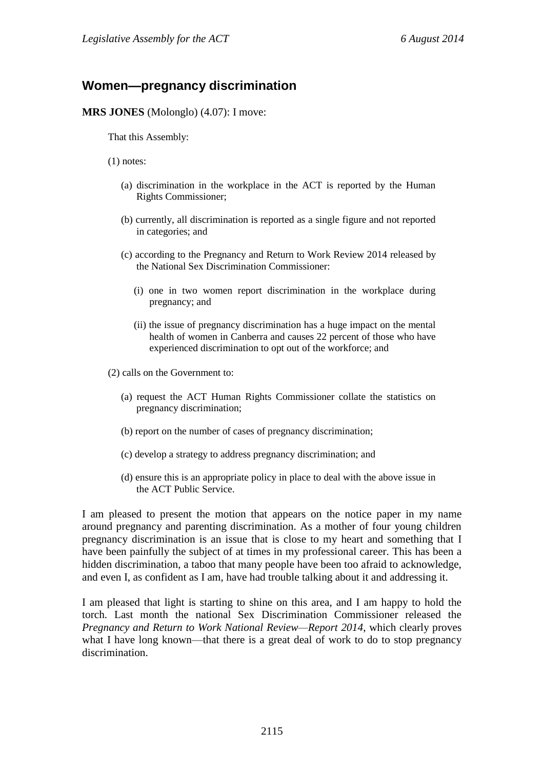## Women—pregnancy discrimination

**MRS JONES** (Molonglo) (4.07): I move:

That this Assembly:

(1) notes:

- (a) discrimination in the workplace in the ACT is reported by the Human Rights Commissioner;
- (b) currently, all discrimination is reported as a single figure and not reported in categories; and
- (c) according to the Pregnancy and Return to Work Review 2014 released by the National Sex Discrimination Commissioner:
  - (i) one in two women report discrimination in the workplace during pregnancy; and
  - (ii) the issue of pregnancy discrimination has a huge impact on the mental health of women in Canberra and causes 22 percent of those who have experienced discrimination to opt out of the workforce; and

(2) calls on the Government to:

- (a) request the ACT Human Rights Commissioner collate the statistics on pregnancy discrimination;
- (b) report on the number of cases of pregnancy discrimination;
- (c) develop a strategy to address pregnancy discrimination; and
- (d) ensure this is an appropriate policy in place to deal with the above issue in the ACT Public Service.

I am pleased to present the motion that appears on the notice paper in my name around pregnancy and parenting discrimination. As a mother of four young children pregnancy discrimination is an issue that is close to my heart and something that I have been painfully the subject of at times in my professional career. This has been a hidden discrimination, a taboo that many people have been too afraid to acknowledge, and even I, as confident as I am, have had trouble talking about it and addressing it.

I am pleased that light is starting to shine on this area, and I am happy to hold the torch. Last month the national Sex Discrimination Commissioner released the *Pregnancy and Return to Work National Review—Report 2014*, which clearly proves what I have long known—that there is a great deal of work to do to stop pregnancy discrimination.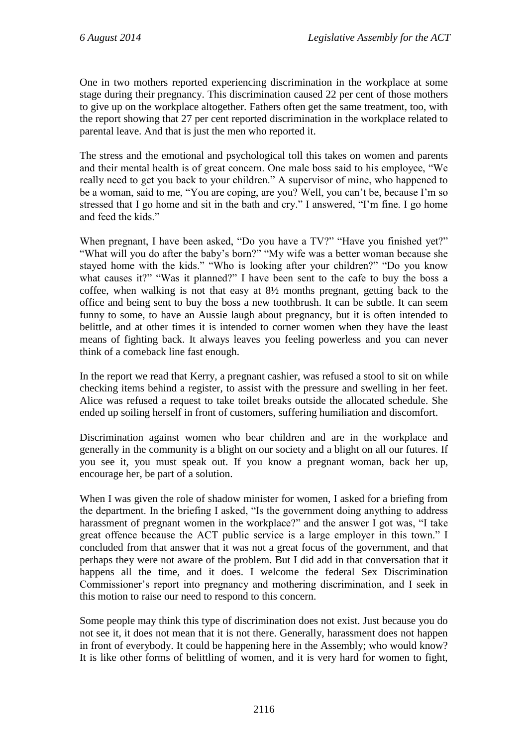One in two mothers reported experiencing discrimination in the workplace at some stage during their pregnancy. This discrimination caused 22 per cent of those mothers to give up on the workplace altogether. Fathers often get the same treatment, too, with the report showing that 27 per cent reported discrimination in the workplace related to parental leave. And that is just the men who reported it.

The stress and the emotional and psychological toll this takes on women and parents and their mental health is of great concern. One male boss said to his employee, "We really need to get you back to your children." A supervisor of mine, who happened to be a woman, said to me, "You are coping, are you? Well, you can't be, because I'm so stressed that I go home and sit in the bath and cry." I answered, "I'm fine. I go home and feed the kids."

When pregnant, I have been asked, "Do you have a TV?" "Have you finished yet?" "What will you do after the baby's born?" "My wife was a better woman because she stayed home with the kids." "Who is looking after your children?" "Do you know what causes it?" "Was it planned?" I have been sent to the cafe to buy the boss a coffee, when walking is not that easy at 8½ months pregnant, getting back to the office and being sent to buy the boss a new toothbrush. It can be subtle. It can seem funny to some, to have an Aussie laugh about pregnancy, but it is often intended to belittle, and at other times it is intended to corner women when they have the least means of fighting back. It always leaves you feeling powerless and you can never think of a comeback line fast enough.

In the report we read that Kerry, a pregnant cashier, was refused a stool to sit on while checking items behind a register, to assist with the pressure and swelling in her feet. Alice was refused a request to take toilet breaks outside the allocated schedule. She ended up soiling herself in front of customers, suffering humiliation and discomfort.

Discrimination against women who bear children and are in the workplace and generally in the community is a blight on our society and a blight on all our futures. If you see it, you must speak out. If you know a pregnant woman, back her up, encourage her, be part of a solution.

When I was given the role of shadow minister for women, I asked for a briefing from the department. In the briefing I asked, "Is the government doing anything to address harassment of pregnant women in the workplace?" and the answer I got was, "I take great offence because the ACT public service is a large employer in this town." I concluded from that answer that it was not a great focus of the government, and that perhaps they were not aware of the problem. But I did add in that conversation that it happens all the time, and it does. I welcome the federal Sex Discrimination Commissioner's report into pregnancy and mothering discrimination, and I seek in this motion to raise our need to respond to this concern.

Some people may think this type of discrimination does not exist. Just because you do not see it, it does not mean that it is not there. Generally, harassment does not happen in front of everybody. It could be happening here in the Assembly; who would know? It is like other forms of belittling of women, and it is very hard for women to fight,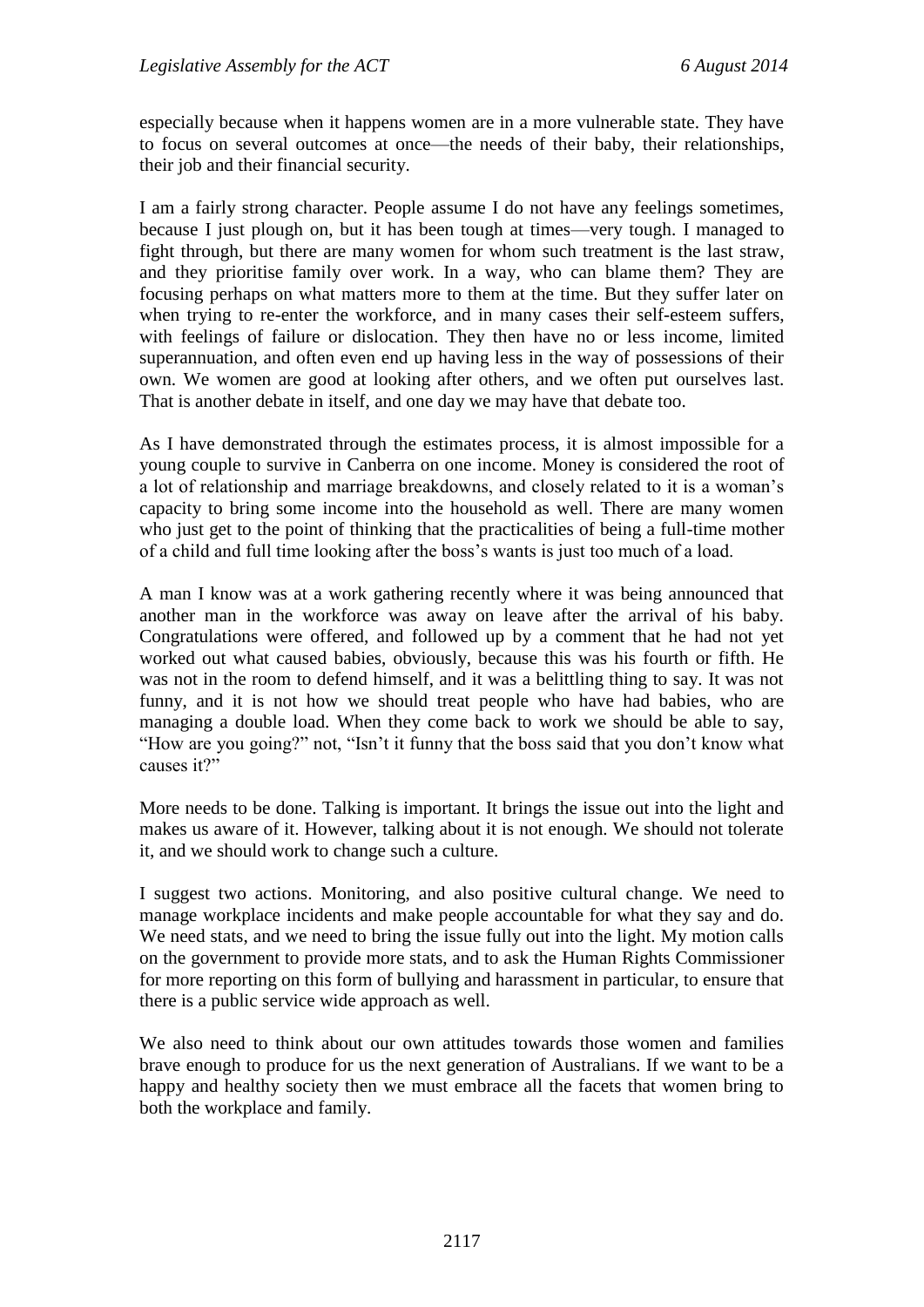especially because when it happens women are in a more vulnerable state. They have to focus on several outcomes at once—the needs of their baby, their relationships, their job and their financial security.

I am a fairly strong character. People assume I do not have any feelings sometimes, because I just plough on, but it has been tough at times—very tough. I managed to fight through, but there are many women for whom such treatment is the last straw, and they prioritise family over work. In a way, who can blame them? They are focusing perhaps on what matters more to them at the time. But they suffer later on when trying to re-enter the workforce, and in many cases their self-esteem suffers, with feelings of failure or dislocation. They then have no or less income, limited superannuation, and often even end up having less in the way of possessions of their own. We women are good at looking after others, and we often put ourselves last. That is another debate in itself, and one day we may have that debate too.

As I have demonstrated through the estimates process, it is almost impossible for a young couple to survive in Canberra on one income. Money is considered the root of a lot of relationship and marriage breakdowns, and closely related to it is a woman's capacity to bring some income into the household as well. There are many women who just get to the point of thinking that the practicalities of being a full-time mother of a child and full time looking after the boss's wants is just too much of a load.

A man I know was at a work gathering recently where it was being announced that another man in the workforce was away on leave after the arrival of his baby. Congratulations were offered, and followed up by a comment that he had not yet worked out what caused babies, obviously, because this was his fourth or fifth. He was not in the room to defend himself, and it was a belittling thing to say. It was not funny, and it is not how we should treat people who have had babies, who are managing a double load. When they come back to work we should be able to say, "How are you going?" not, "Isn't it funny that the boss said that you don't know what causes it?"

More needs to be done. Talking is important. It brings the issue out into the light and makes us aware of it. However, talking about it is not enough. We should not tolerate it, and we should work to change such a culture.

I suggest two actions. Monitoring, and also positive cultural change. We need to manage workplace incidents and make people accountable for what they say and do. We need stats, and we need to bring the issue fully out into the light. My motion calls on the government to provide more stats, and to ask the Human Rights Commissioner for more reporting on this form of bullying and harassment in particular, to ensure that there is a public service wide approach as well.

We also need to think about our own attitudes towards those women and families brave enough to produce for us the next generation of Australians. If we want to be a happy and healthy society then we must embrace all the facets that women bring to both the workplace and family.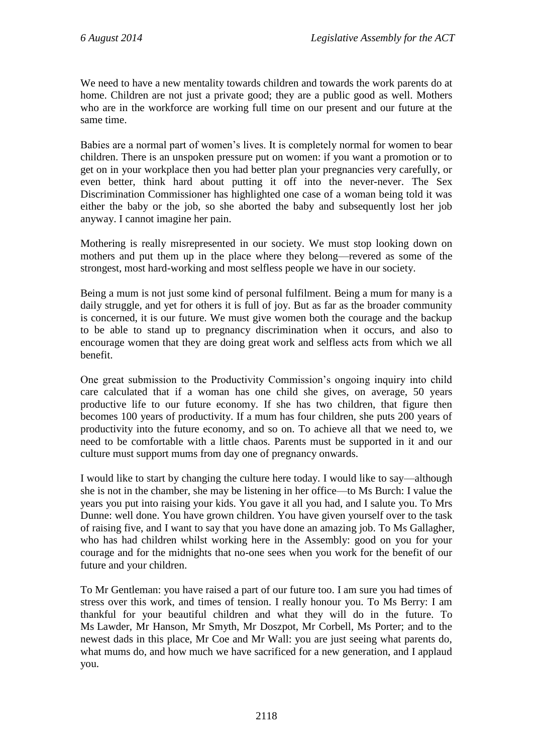We need to have a new mentality towards children and towards the work parents do at home. Children are not just a private good; they are a public good as well. Mothers who are in the workforce are working full time on our present and our future at the same time.

Babies are a normal part of women's lives. It is completely normal for women to bear children. There is an unspoken pressure put on women: if you want a promotion or to get on in your workplace then you had better plan your pregnancies very carefully, or even better, think hard about putting it off into the never-never. The Sex Discrimination Commissioner has highlighted one case of a woman being told it was either the baby or the job, so she aborted the baby and subsequently lost her job anyway. I cannot imagine her pain.

Mothering is really misrepresented in our society. We must stop looking down on mothers and put them up in the place where they belong—revered as some of the strongest, most hard-working and most selfless people we have in our society.

Being a mum is not just some kind of personal fulfilment. Being a mum for many is a daily struggle, and yet for others it is full of joy. But as far as the broader community is concerned, it is our future. We must give women both the courage and the backup to be able to stand up to pregnancy discrimination when it occurs, and also to encourage women that they are doing great work and selfless acts from which we all benefit.

One great submission to the Productivity Commission's ongoing inquiry into child care calculated that if a woman has one child she gives, on average, 50 years productive life to our future economy. If she has two children, that figure then becomes 100 years of productivity. If a mum has four children, she puts 200 years of productivity into the future economy, and so on. To achieve all that we need to, we need to be comfortable with a little chaos. Parents must be supported in it and our culture must support mums from day one of pregnancy onwards.

I would like to start by changing the culture here today. I would like to say—although she is not in the chamber, she may be listening in her office—to Ms Burch: I value the years you put into raising your kids. You gave it all you had, and I salute you. To Mrs Dunne: well done. You have grown children. You have given yourself over to the task of raising five, and I want to say that you have done an amazing job. To Ms Gallagher, who has had children whilst working here in the Assembly: good on you for your courage and for the midnights that no-one sees when you work for the benefit of our future and your children.

To Mr Gentleman: you have raised a part of our future too. I am sure you had times of stress over this work, and times of tension. I really honour you. To Ms Berry: I am thankful for your beautiful children and what they will do in the future. To Ms Lawder, Mr Hanson, Mr Smyth, Mr Doszpot, Mr Corbell, Ms Porter; and to the newest dads in this place, Mr Coe and Mr Wall: you are just seeing what parents do, what mums do, and how much we have sacrificed for a new generation, and I applaud you.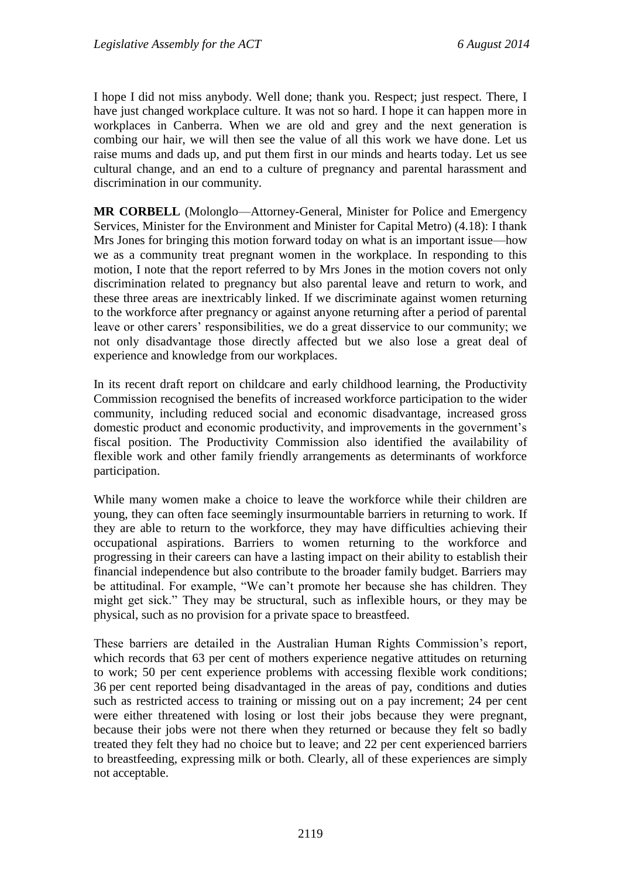I hope I did not miss anybody. Well done; thank you. Respect; just respect. There, I have just changed workplace culture. It was not so hard. I hope it can happen more in workplaces in Canberra. When we are old and grey and the next generation is combing our hair, we will then see the value of all this work we have done. Let us raise mums and dads up, and put them first in our minds and hearts today. Let us see cultural change, and an end to a culture of pregnancy and parental harassment and discrimination in our community.

**MR CORBELL** (Molonglo—Attorney-General, Minister for Police and Emergency Services, Minister for the Environment and Minister for Capital Metro) (4.18): I thank Mrs Jones for bringing this motion forward today on what is an important issue—how we as a community treat pregnant women in the workplace. In responding to this motion, I note that the report referred to by Mrs Jones in the motion covers not only discrimination related to pregnancy but also parental leave and return to work, and these three areas are inextricably linked. If we discriminate against women returning to the workforce after pregnancy or against anyone returning after a period of parental leave or other carers' responsibilities, we do a great disservice to our community; we not only disadvantage those directly affected but we also lose a great deal of experience and knowledge from our workplaces.

In its recent draft report on childcare and early childhood learning, the Productivity Commission recognised the benefits of increased workforce participation to the wider community, including reduced social and economic disadvantage, increased gross domestic product and economic productivity, and improvements in the government's fiscal position. The Productivity Commission also identified the availability of flexible work and other family friendly arrangements as determinants of workforce participation.

While many women make a choice to leave the workforce while their children are young, they can often face seemingly insurmountable barriers in returning to work. If they are able to return to the workforce, they may have difficulties achieving their occupational aspirations. Barriers to women returning to the workforce and progressing in their careers can have a lasting impact on their ability to establish their financial independence but also contribute to the broader family budget. Barriers may be attitudinal. For example, "We can't promote her because she has children. They might get sick." They may be structural, such as inflexible hours, or they may be physical, such as no provision for a private space to breastfeed.

These barriers are detailed in the Australian Human Rights Commission's report, which records that 63 per cent of mothers experience negative attitudes on returning to work; 50 per cent experience problems with accessing flexible work conditions; 36 per cent reported being disadvantaged in the areas of pay, conditions and duties such as restricted access to training or missing out on a pay increment; 24 per cent were either threatened with losing or lost their jobs because they were pregnant, because their jobs were not there when they returned or because they felt so badly treated they felt they had no choice but to leave; and 22 per cent experienced barriers to breastfeeding, expressing milk or both. Clearly, all of these experiences are simply not acceptable.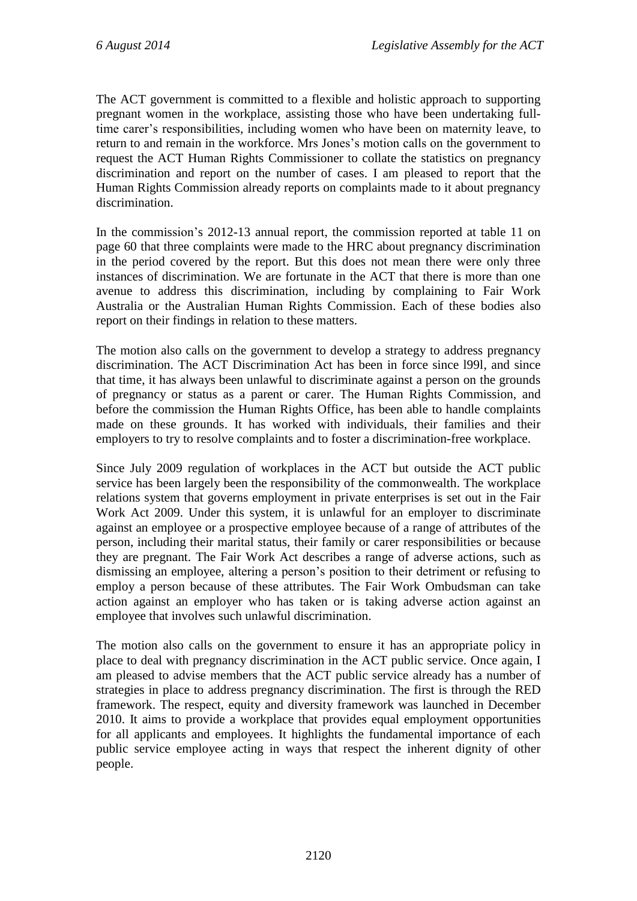The ACT government is committed to a flexible and holistic approach to supporting pregnant women in the workplace, assisting those who have been undertaking full-time carer's responsibilities, including women who have been on maternity leave, to return to and remain in the workforce. Mrs Jones's motion calls on the government to request the ACT Human Rights Commissioner to collate the statistics on pregnancy discrimination and report on the number of cases. I am pleased to report that the Human Rights Commission already reports on complaints made to it about pregnancy discrimination.

In the commission's 2012-13 annual report, the commission reported at table 11 on page 60 that three complaints were made to the HRC about pregnancy discrimination in the period covered by the report. But this does not mean there were only three instances of discrimination. We are fortunate in the ACT that there is more than one avenue to address this discrimination, including by complaining to Fair Work Australia or the Australian Human Rights Commission. Each of these bodies also report on their findings in relation to these matters.

The motion also calls on the government to develop a strategy to address pregnancy discrimination. The ACT Discrimination Act has been in force since l99l, and since that time, it has always been unlawful to discriminate against a person on the grounds of pregnancy or status as a parent or carer. The Human Rights Commission, and before the commission the Human Rights Office, has been able to handle complaints made on these grounds. It has worked with individuals, their families and their employers to try to resolve complaints and to foster a discrimination-free workplace.

Since July 2009 regulation of workplaces in the ACT but outside the ACT public service has been largely been the responsibility of the commonwealth. The workplace relations system that governs employment in private enterprises is set out in the Fair Work Act 2009. Under this system, it is unlawful for an employer to discriminate against an employee or a prospective employee because of a range of attributes of the person, including their marital status, their family or carer responsibilities or because they are pregnant. The Fair Work Act describes a range of adverse actions, such as dismissing an employee, altering a person's position to their detriment or refusing to employ a person because of these attributes. The Fair Work Ombudsman can take action against an employer who has taken or is taking adverse action against an employee that involves such unlawful discrimination.

The motion also calls on the government to ensure it has an appropriate policy in place to deal with pregnancy discrimination in the ACT public service. Once again, I am pleased to advise members that the ACT public service already has a number of strategies in place to address pregnancy discrimination. The first is through the RED framework. The respect, equity and diversity framework was launched in December 2010. It aims to provide a workplace that provides equal employment opportunities for all applicants and employees. It highlights the fundamental importance of each public service employee acting in ways that respect the inherent dignity of other people.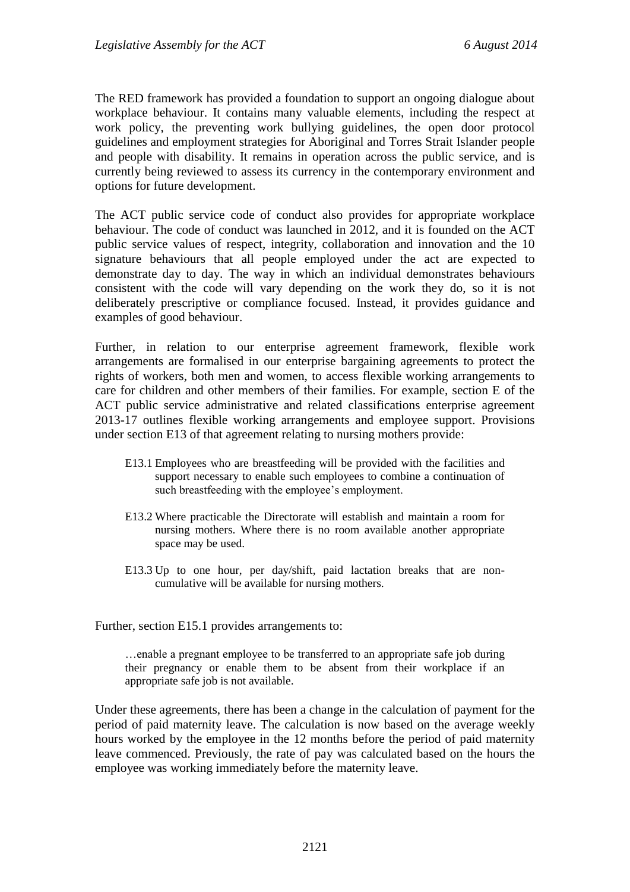The RED framework has provided a foundation to support an ongoing dialogue about workplace behaviour. It contains many valuable elements, including the respect at work policy, the preventing work bullying guidelines, the open door protocol guidelines and employment strategies for Aboriginal and Torres Strait Islander people and people with disability. It remains in operation across the public service, and is currently being reviewed to assess its currency in the contemporary environment and options for future development.

The ACT public service code of conduct also provides for appropriate workplace behaviour. The code of conduct was launched in 2012, and it is founded on the ACT public service values of respect, integrity, collaboration and innovation and the 10 signature behaviours that all people employed under the act are expected to demonstrate day to day. The way in which an individual demonstrates behaviours consistent with the code will vary depending on the work they do, so it is not deliberately prescriptive or compliance focused. Instead, it provides guidance and examples of good behaviour.

Further, in relation to our enterprise agreement framework, flexible work arrangements are formalised in our enterprise bargaining agreements to protect the rights of workers, both men and women, to access flexible working arrangements to care for children and other members of their families. For example, section E of the ACT public service administrative and related classifications enterprise agreement 2013-17 outlines flexible working arrangements and employee support. Provisions under section E13 of that agreement relating to nursing mothers provide:

> E13.1 Employees who are breastfeeding will be provided with the facilities and support necessary to enable such employees to combine a continuation of such breastfeeding with the employee's employment.
>
> E13.2 Where practicable the Directorate will establish and maintain a room for nursing mothers. Where there is no room available another appropriate space may be used.
>
> E13.3 Up to one hour, per day/shift, paid lactation breaks that are non-cumulative will be available for nursing mothers.

Further, section E15.1 provides arrangements to:

> …enable a pregnant employee to be transferred to an appropriate safe job during their pregnancy or enable them to be absent from their workplace if an appropriate safe job is not available.

Under these agreements, there has been a change in the calculation of payment for the period of paid maternity leave. The calculation is now based on the average weekly hours worked by the employee in the 12 months before the period of paid maternity leave commenced. Previously, the rate of pay was calculated based on the hours the employee was working immediately before the maternity leave.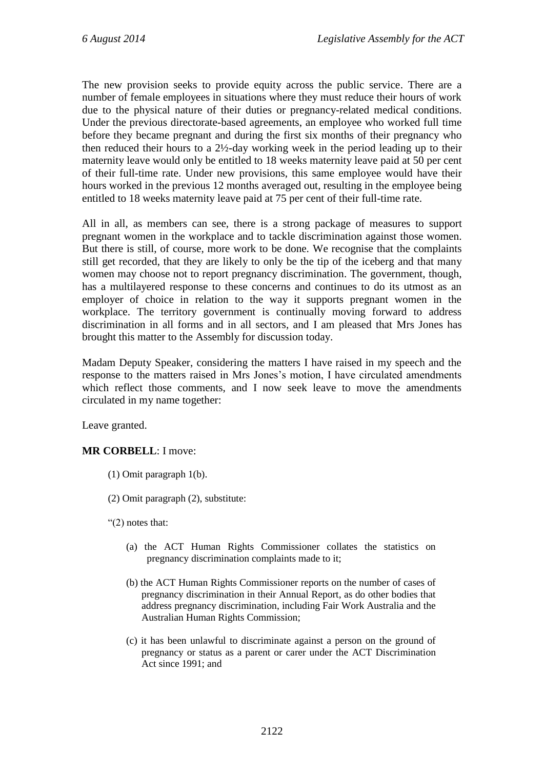The new provision seeks to provide equity across the public service. There are a number of female employees in situations where they must reduce their hours of work due to the physical nature of their duties or pregnancy-related medical conditions. Under the previous directorate-based agreements, an employee who worked full time before they became pregnant and during the first six months of their pregnancy who then reduced their hours to a 2½-day working week in the period leading up to their maternity leave would only be entitled to 18 weeks maternity leave paid at 50 per cent of their full-time rate. Under new provisions, this same employee would have their hours worked in the previous 12 months averaged out, resulting in the employee being entitled to 18 weeks maternity leave paid at 75 per cent of their full-time rate.

All in all, as members can see, there is a strong package of measures to support pregnant women in the workplace and to tackle discrimination against those women. But there is still, of course, more work to be done. We recognise that the complaints still get recorded, that they are likely to only be the tip of the iceberg and that many women may choose not to report pregnancy discrimination. The government, though, has a multilayered response to these concerns and continues to do its utmost as an employer of choice in relation to the way it supports pregnant women in the workplace. The territory government is continually moving forward to address discrimination in all forms and in all sectors, and I am pleased that Mrs Jones has brought this matter to the Assembly for discussion today.

Madam Deputy Speaker, considering the matters I have raised in my speech and the response to the matters raised in Mrs Jones's motion, I have circulated amendments which reflect those comments, and I now seek leave to move the amendments circulated in my name together:

Leave granted.

**MR CORBELL**: I move:

(1) Omit paragraph 1(b).

(2) Omit paragraph (2), substitute:

"(2) notes that:

(a) the ACT Human Rights Commissioner collates the statistics on pregnancy discrimination complaints made to it;

(b) the ACT Human Rights Commissioner reports on the number of cases of pregnancy discrimination in their Annual Report, as do other bodies that address pregnancy discrimination, including Fair Work Australia and the Australian Human Rights Commission;

(c) it has been unlawful to discriminate against a person on the ground of pregnancy or status as a parent or carer under the ACT Discrimination Act since 1991; and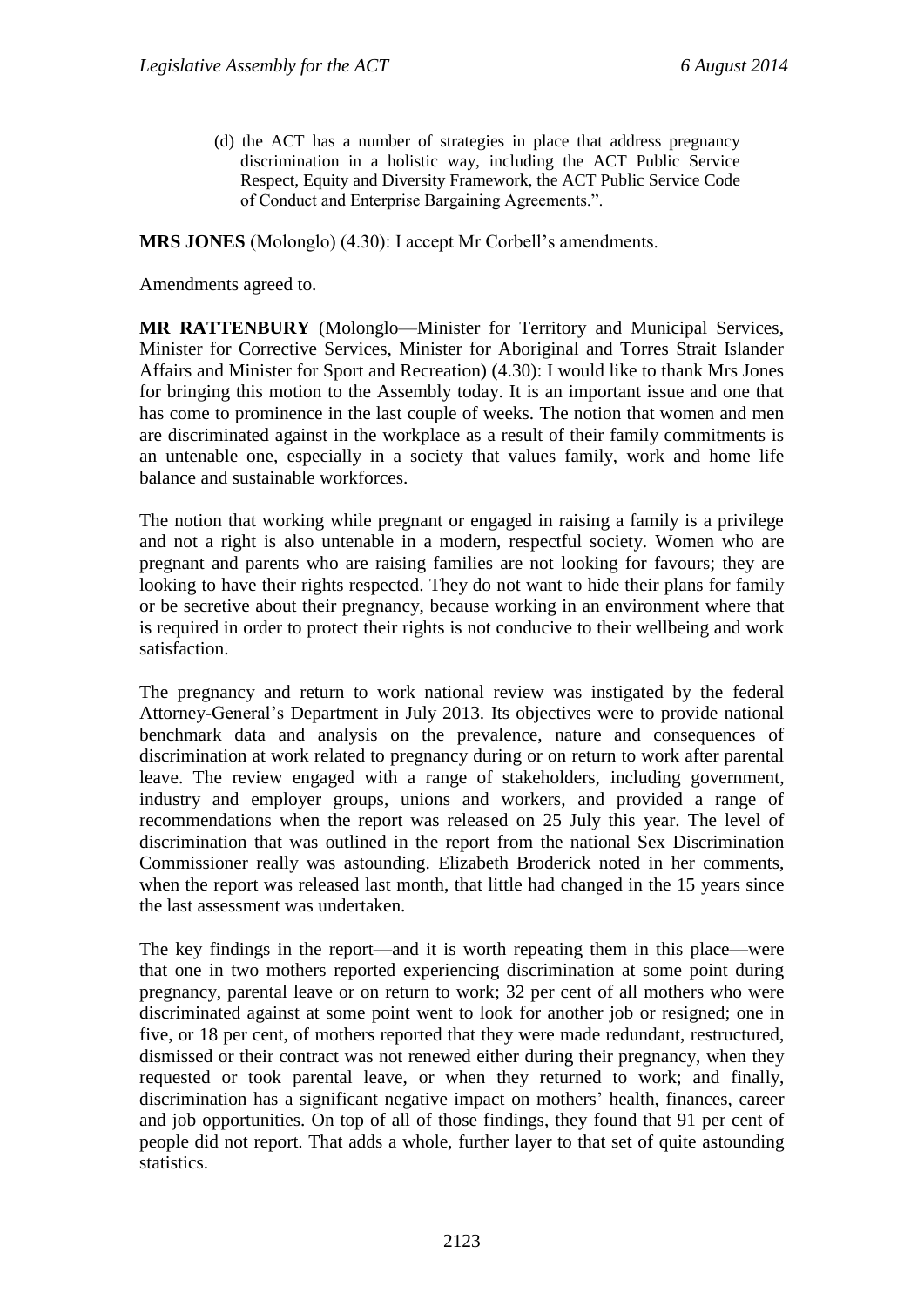(d) the ACT has a number of strategies in place that address pregnancy discrimination in a holistic way, including the ACT Public Service Respect, Equity and Diversity Framework, the ACT Public Service Code of Conduct and Enterprise Bargaining Agreements.".

**MRS JONES** (Molonglo) (4.30): I accept Mr Corbell's amendments.

Amendments agreed to.

**MR RATTENBURY** (Molonglo—Minister for Territory and Municipal Services, Minister for Corrective Services, Minister for Aboriginal and Torres Strait Islander Affairs and Minister for Sport and Recreation) (4.30): I would like to thank Mrs Jones for bringing this motion to the Assembly today. It is an important issue and one that has come to prominence in the last couple of weeks. The notion that women and men are discriminated against in the workplace as a result of their family commitments is an untenable one, especially in a society that values family, work and home life balance and sustainable workforces.

The notion that working while pregnant or engaged in raising a family is a privilege and not a right is also untenable in a modern, respectful society. Women who are pregnant and parents who are raising families are not looking for favours; they are looking to have their rights respected. They do not want to hide their plans for family or be secretive about their pregnancy, because working in an environment where that is required in order to protect their rights is not conducive to their wellbeing and work satisfaction.

The pregnancy and return to work national review was instigated by the federal Attorney-General's Department in July 2013. Its objectives were to provide national benchmark data and analysis on the prevalence, nature and consequences of discrimination at work related to pregnancy during or on return to work after parental leave. The review engaged with a range of stakeholders, including government, industry and employer groups, unions and workers, and provided a range of recommendations when the report was released on 25 July this year. The level of discrimination that was outlined in the report from the national Sex Discrimination Commissioner really was astounding. Elizabeth Broderick noted in her comments, when the report was released last month, that little had changed in the 15 years since the last assessment was undertaken.

The key findings in the report—and it is worth repeating them in this place—were that one in two mothers reported experiencing discrimination at some point during pregnancy, parental leave or on return to work; 32 per cent of all mothers who were discriminated against at some point went to look for another job or resigned; one in five, or 18 per cent, of mothers reported that they were made redundant, restructured, dismissed or their contract was not renewed either during their pregnancy, when they requested or took parental leave, or when they returned to work; and finally, discrimination has a significant negative impact on mothers' health, finances, career and job opportunities. On top of all of those findings, they found that 91 per cent of people did not report. That adds a whole, further layer to that set of quite astounding statistics.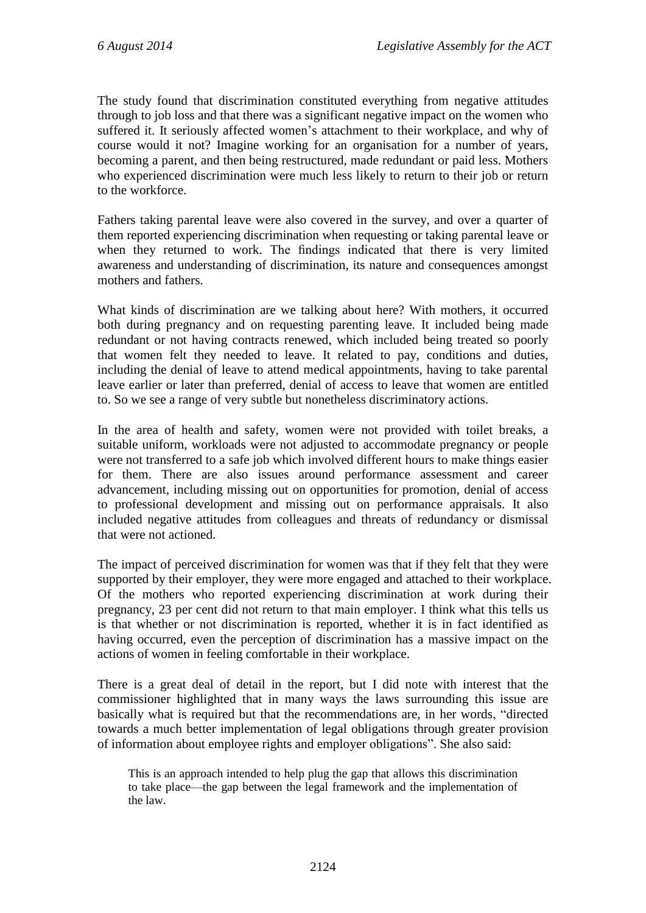The study found that discrimination constituted everything from negative attitudes through to job loss and that there was a significant negative impact on the women who suffered it. It seriously affected women's attachment to their workplace, and why of course would it not? Imagine working for an organisation for a number of years, becoming a parent, and then being restructured, made redundant or paid less. Mothers who experienced discrimination were much less likely to return to their job or return to the workforce.

Fathers taking parental leave were also covered in the survey, and over a quarter of them reported experiencing discrimination when requesting or taking parental leave or when they returned to work. The findings indicated that there is very limited awareness and understanding of discrimination, its nature and consequences amongst mothers and fathers.

What kinds of discrimination are we talking about here? With mothers, it occurred both during pregnancy and on requesting parenting leave. It included being made redundant or not having contracts renewed, which included being treated so poorly that women felt they needed to leave. It related to pay, conditions and duties, including the denial of leave to attend medical appointments, having to take parental leave earlier or later than preferred, denial of access to leave that women are entitled to. So we see a range of very subtle but nonetheless discriminatory actions.

In the area of health and safety, women were not provided with toilet breaks, a suitable uniform, workloads were not adjusted to accommodate pregnancy or people were not transferred to a safe job which involved different hours to make things easier for them. There are also issues around performance assessment and career advancement, including missing out on opportunities for promotion, denial of access to professional development and missing out on performance appraisals. It also included negative attitudes from colleagues and threats of redundancy or dismissal that were not actioned.

The impact of perceived discrimination for women was that if they felt that they were supported by their employer, they were more engaged and attached to their workplace. Of the mothers who reported experiencing discrimination at work during their pregnancy, 23 per cent did not return to that main employer. I think what this tells us is that whether or not discrimination is reported, whether it is in fact identified as having occurred, even the perception of discrimination has a massive impact on the actions of women in feeling comfortable in their workplace.

There is a great deal of detail in the report, but I did note with interest that the commissioner highlighted that in many ways the laws surrounding this issue are basically what is required but that the recommendations are, in her words, "directed towards a much better implementation of legal obligations through greater provision of information about employee rights and employer obligations". She also said:

> This is an approach intended to help plug the gap that allows this discrimination to take place—the gap between the legal framework and the implementation of the law.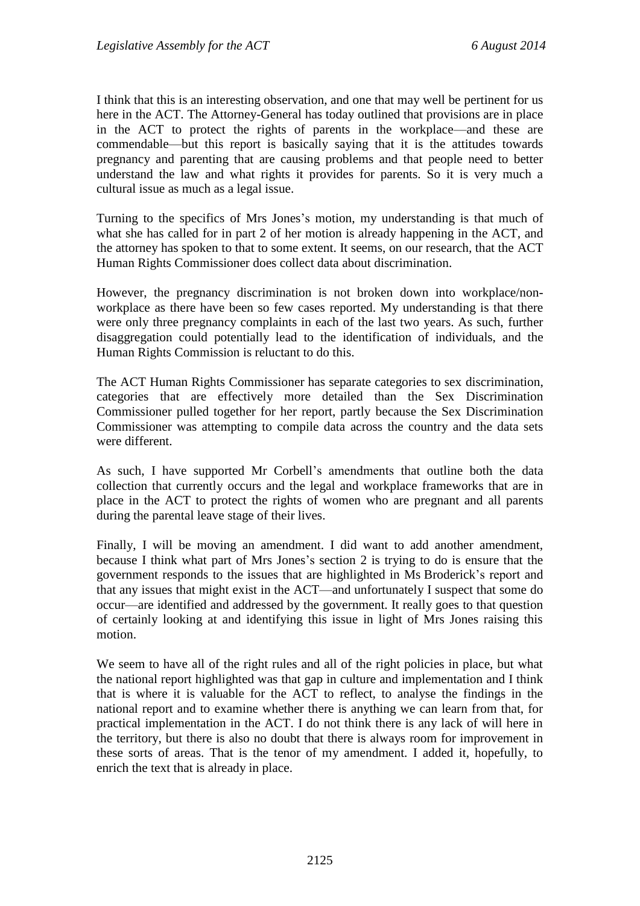I think that this is an interesting observation, and one that may well be pertinent for us here in the ACT. The Attorney-General has today outlined that provisions are in place in the ACT to protect the rights of parents in the workplace—and these are commendable—but this report is basically saying that it is the attitudes towards pregnancy and parenting that are causing problems and that people need to better understand the law and what rights it provides for parents. So it is very much a cultural issue as much as a legal issue.

Turning to the specifics of Mrs Jones's motion, my understanding is that much of what she has called for in part 2 of her motion is already happening in the ACT, and the attorney has spoken to that to some extent. It seems, on our research, that the ACT Human Rights Commissioner does collect data about discrimination.

However, the pregnancy discrimination is not broken down into workplace/non-workplace as there have been so few cases reported. My understanding is that there were only three pregnancy complaints in each of the last two years. As such, further disaggregation could potentially lead to the identification of individuals, and the Human Rights Commission is reluctant to do this.

The ACT Human Rights Commissioner has separate categories to sex discrimination, categories that are effectively more detailed than the Sex Discrimination Commissioner pulled together for her report, partly because the Sex Discrimination Commissioner was attempting to compile data across the country and the data sets were different.

As such, I have supported Mr Corbell's amendments that outline both the data collection that currently occurs and the legal and workplace frameworks that are in place in the ACT to protect the rights of women who are pregnant and all parents during the parental leave stage of their lives.

Finally, I will be moving an amendment. I did want to add another amendment, because I think what part of Mrs Jones's section 2 is trying to do is ensure that the government responds to the issues that are highlighted in Ms Broderick's report and that any issues that might exist in the ACT—and unfortunately I suspect that some do occur—are identified and addressed by the government. It really goes to that question of certainly looking at and identifying this issue in light of Mrs Jones raising this motion.

We seem to have all of the right rules and all of the right policies in place, but what the national report highlighted was that gap in culture and implementation and I think that is where it is valuable for the ACT to reflect, to analyse the findings in the national report and to examine whether there is anything we can learn from that, for practical implementation in the ACT. I do not think there is any lack of will here in the territory, but there is also no doubt that there is always room for improvement in these sorts of areas. That is the tenor of my amendment. I added it, hopefully, to enrich the text that is already in place.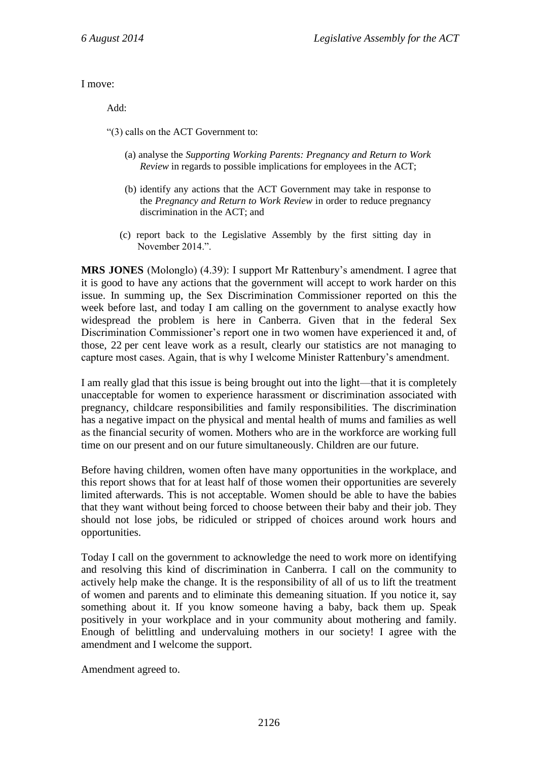I move:

Add:

"(3) calls on the ACT Government to:

(a) analyse the *Supporting Working Parents: Pregnancy and Return to Work Review* in regards to possible implications for employees in the ACT;

(b) identify any actions that the ACT Government may take in response to the *Pregnancy and Return to Work Review* in order to reduce pregnancy discrimination in the ACT; and

(c) report back to the Legislative Assembly by the first sitting day in November 2014.".

**MRS JONES** (Molonglo) (4.39): I support Mr Rattenbury's amendment. I agree that it is good to have any actions that the government will accept to work harder on this issue. In summing up, the Sex Discrimination Commissioner reported on this the week before last, and today I am calling on the government to analyse exactly how widespread the problem is here in Canberra. Given that in the federal Sex Discrimination Commissioner's report one in two women have experienced it and, of those, 22 per cent leave work as a result, clearly our statistics are not managing to capture most cases. Again, that is why I welcome Minister Rattenbury's amendment.

I am really glad that this issue is being brought out into the light—that it is completely unacceptable for women to experience harassment or discrimination associated with pregnancy, childcare responsibilities and family responsibilities. The discrimination has a negative impact on the physical and mental health of mums and families as well as the financial security of women. Mothers who are in the workforce are working full time on our present and on our future simultaneously. Children are our future.

Before having children, women often have many opportunities in the workplace, and this report shows that for at least half of those women their opportunities are severely limited afterwards. This is not acceptable. Women should be able to have the babies that they want without being forced to choose between their baby and their job. They should not lose jobs, be ridiculed or stripped of choices around work hours and opportunities.

Today I call on the government to acknowledge the need to work more on identifying and resolving this kind of discrimination in Canberra. I call on the community to actively help make the change. It is the responsibility of all of us to lift the treatment of women and parents and to eliminate this demeaning situation. If you notice it, say something about it. If you know someone having a baby, back them up. Speak positively in your workplace and in your community about mothering and family. Enough of belittling and undervaluing mothers in our society! I agree with the amendment and I welcome the support.

Amendment agreed to.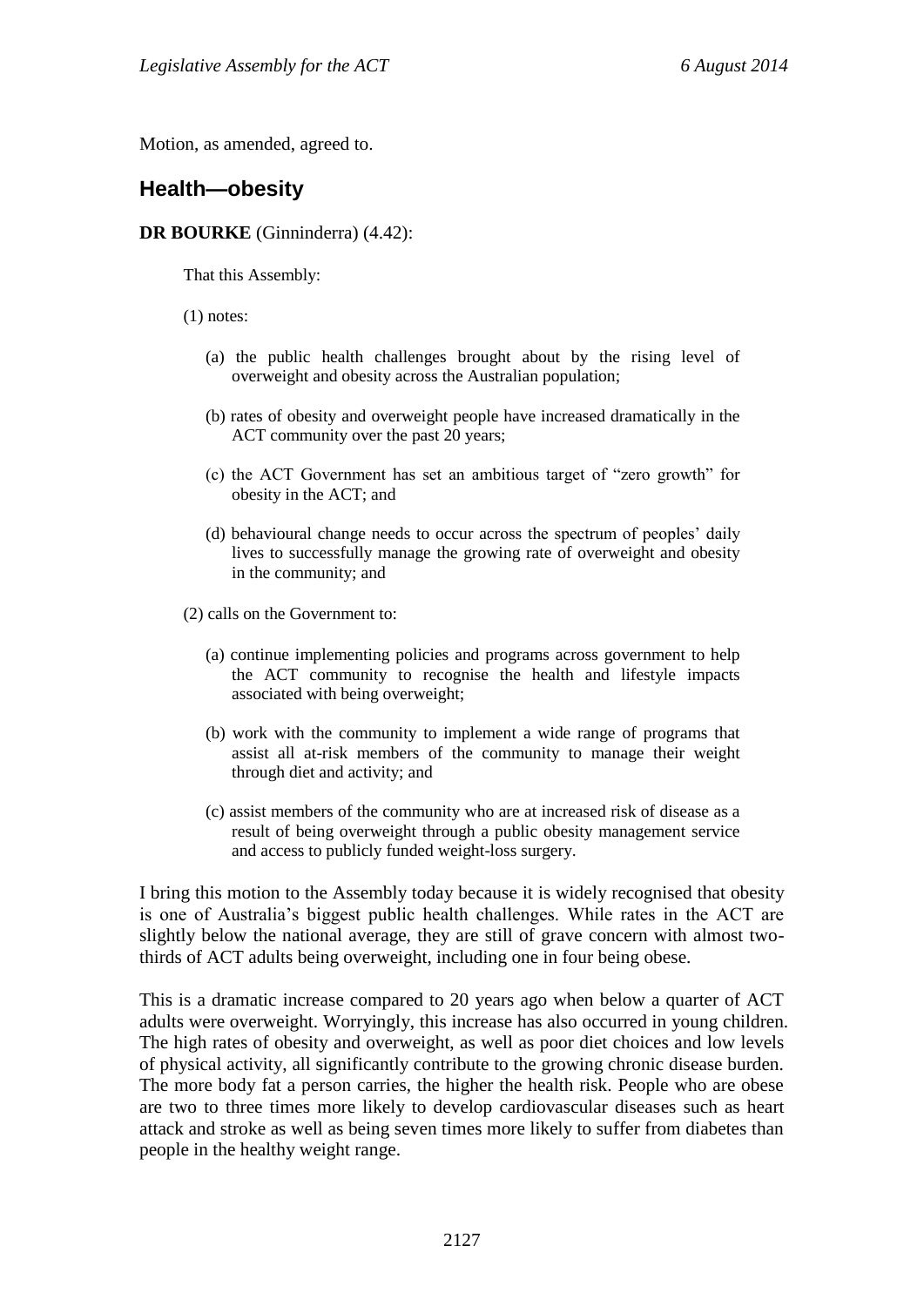Motion, as amended, agreed to.

## Health—obesity

**DR BOURKE** (Ginninderra) (4.42):

> That this Assembly:
>
> (1) notes:
>
> (a) the public health challenges brought about by the rising level of overweight and obesity across the Australian population;
>
> (b) rates of obesity and overweight people have increased dramatically in the ACT community over the past 20 years;
>
> (c) the ACT Government has set an ambitious target of "zero growth" for obesity in the ACT; and
>
> (d) behavioural change needs to occur across the spectrum of peoples' daily lives to successfully manage the growing rate of overweight and obesity in the community; and
>
> (2) calls on the Government to:
>
> (a) continue implementing policies and programs across government to help the ACT community to recognise the health and lifestyle impacts associated with being overweight;
>
> (b) work with the community to implement a wide range of programs that assist all at-risk members of the community to manage their weight through diet and activity; and
>
> (c) assist members of the community who are at increased risk of disease as a result of being overweight through a public obesity management service and access to publicly funded weight-loss surgery.

I bring this motion to the Assembly today because it is widely recognised that obesity is one of Australia's biggest public health challenges. While rates in the ACT are slightly below the national average, they are still of grave concern with almost two-thirds of ACT adults being overweight, including one in four being obese.

This is a dramatic increase compared to 20 years ago when below a quarter of ACT adults were overweight. Worryingly, this increase has also occurred in young children. The high rates of obesity and overweight, as well as poor diet choices and low levels of physical activity, all significantly contribute to the growing chronic disease burden. The more body fat a person carries, the higher the health risk. People who are obese are two to three times more likely to develop cardiovascular diseases such as heart attack and stroke as well as being seven times more likely to suffer from diabetes than people in the healthy weight range.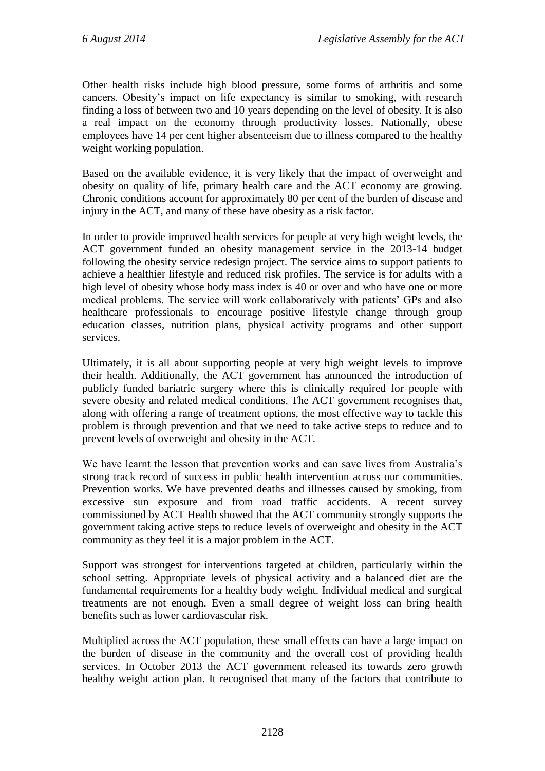Other health risks include high blood pressure, some forms of arthritis and some cancers. Obesity's impact on life expectancy is similar to smoking, with research finding a loss of between two and 10 years depending on the level of obesity. It is also a real impact on the economy through productivity losses. Nationally, obese employees have 14 per cent higher absenteeism due to illness compared to the healthy weight working population.

Based on the available evidence, it is very likely that the impact of overweight and obesity on quality of life, primary health care and the ACT economy are growing. Chronic conditions account for approximately 80 per cent of the burden of disease and injury in the ACT, and many of these have obesity as a risk factor.

In order to provide improved health services for people at very high weight levels, the ACT government funded an obesity management service in the 2013-14 budget following the obesity service redesign project. The service aims to support patients to achieve a healthier lifestyle and reduced risk profiles. The service is for adults with a high level of obesity whose body mass index is 40 or over and who have one or more medical problems. The service will work collaboratively with patients' GPs and also healthcare professionals to encourage positive lifestyle change through group education classes, nutrition plans, physical activity programs and other support services.

Ultimately, it is all about supporting people at very high weight levels to improve their health. Additionally, the ACT government has announced the introduction of publicly funded bariatric surgery where this is clinically required for people with severe obesity and related medical conditions. The ACT government recognises that, along with offering a range of treatment options, the most effective way to tackle this problem is through prevention and that we need to take active steps to reduce and to prevent levels of overweight and obesity in the ACT.

We have learnt the lesson that prevention works and can save lives from Australia's strong track record of success in public health intervention across our communities. Prevention works. We have prevented deaths and illnesses caused by smoking, from excessive sun exposure and from road traffic accidents. A recent survey commissioned by ACT Health showed that the ACT community strongly supports the government taking active steps to reduce levels of overweight and obesity in the ACT community as they feel it is a major problem in the ACT.

Support was strongest for interventions targeted at children, particularly within the school setting. Appropriate levels of physical activity and a balanced diet are the fundamental requirements for a healthy body weight. Individual medical and surgical treatments are not enough. Even a small degree of weight loss can bring health benefits such as lower cardiovascular risk.

Multiplied across the ACT population, these small effects can have a large impact on the burden of disease in the community and the overall cost of providing health services. In October 2013 the ACT government released its towards zero growth healthy weight action plan. It recognised that many of the factors that contribute to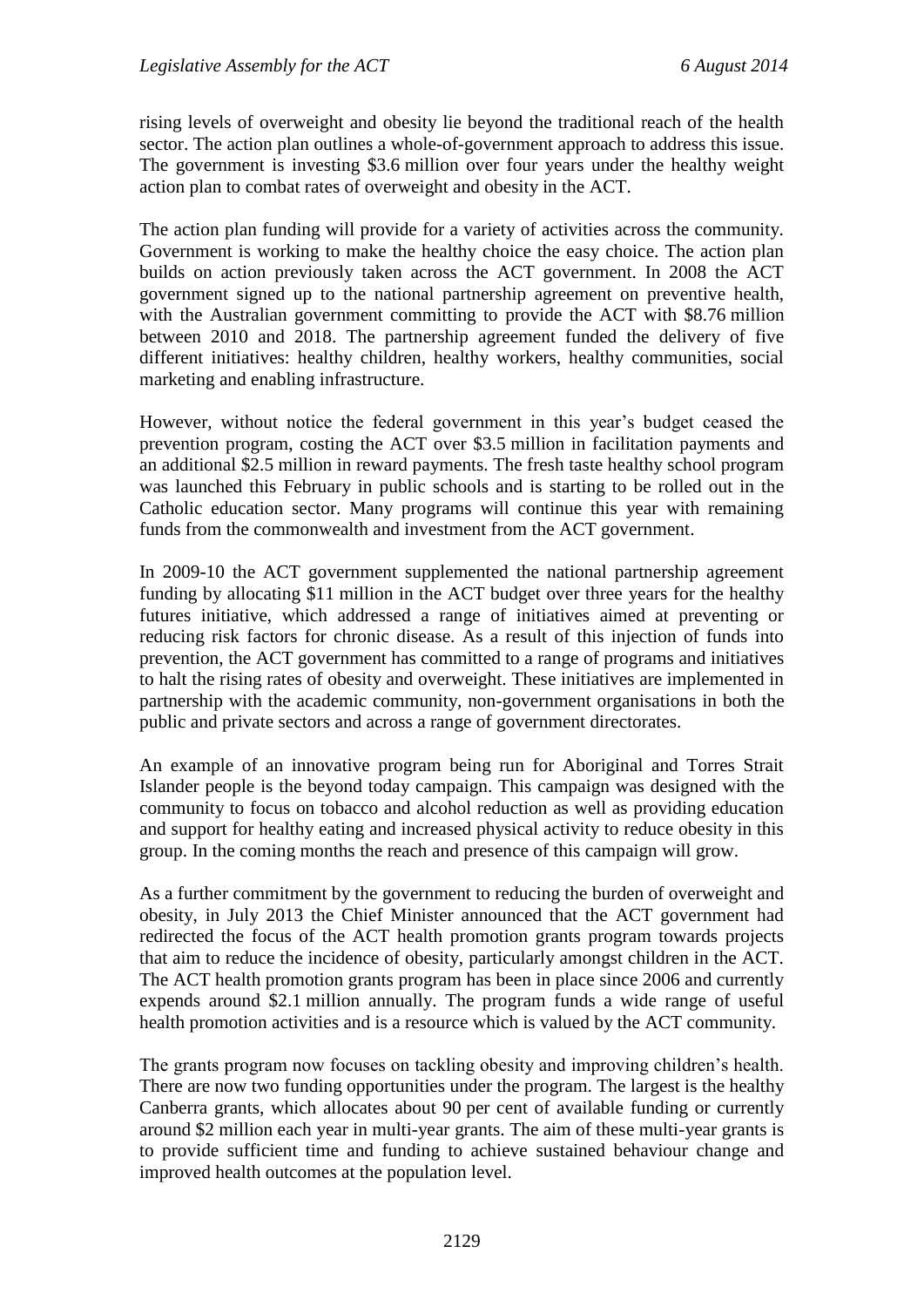rising levels of overweight and obesity lie beyond the traditional reach of the health sector. The action plan outlines a whole-of-government approach to address this issue. The government is investing $3.6 million over four years under the healthy weight action plan to combat rates of overweight and obesity in the ACT.

The action plan funding will provide for a variety of activities across the community. Government is working to make the healthy choice the easy choice. The action plan builds on action previously taken across the ACT government. In 2008 the ACT government signed up to the national partnership agreement on preventive health, with the Australian government committing to provide the ACT with $8.76 million between 2010 and 2018. The partnership agreement funded the delivery of five different initiatives: healthy children, healthy workers, healthy communities, social marketing and enabling infrastructure.

However, without notice the federal government in this year's budget ceased the prevention program, costing the ACT over $3.5 million in facilitation payments and an additional $2.5 million in reward payments. The fresh taste healthy school program was launched this February in public schools and is starting to be rolled out in the Catholic education sector. Many programs will continue this year with remaining funds from the commonwealth and investment from the ACT government.

In 2009-10 the ACT government supplemented the national partnership agreement funding by allocating $11 million in the ACT budget over three years for the healthy futures initiative, which addressed a range of initiatives aimed at preventing or reducing risk factors for chronic disease. As a result of this injection of funds into prevention, the ACT government has committed to a range of programs and initiatives to halt the rising rates of obesity and overweight. These initiatives are implemented in partnership with the academic community, non-government organisations in both the public and private sectors and across a range of government directorates.

An example of an innovative program being run for Aboriginal and Torres Strait Islander people is the beyond today campaign. This campaign was designed with the community to focus on tobacco and alcohol reduction as well as providing education and support for healthy eating and increased physical activity to reduce obesity in this group. In the coming months the reach and presence of this campaign will grow.

As a further commitment by the government to reducing the burden of overweight and obesity, in July 2013 the Chief Minister announced that the ACT government had redirected the focus of the ACT health promotion grants program towards projects that aim to reduce the incidence of obesity, particularly amongst children in the ACT. The ACT health promotion grants program has been in place since 2006 and currently expends around $2.1 million annually. The program funds a wide range of useful health promotion activities and is a resource which is valued by the ACT community.

The grants program now focuses on tackling obesity and improving children's health. There are now two funding opportunities under the program. The largest is the healthy Canberra grants, which allocates about 90 per cent of available funding or currently around $2 million each year in multi-year grants. The aim of these multi-year grants is to provide sufficient time and funding to achieve sustained behaviour change and improved health outcomes at the population level.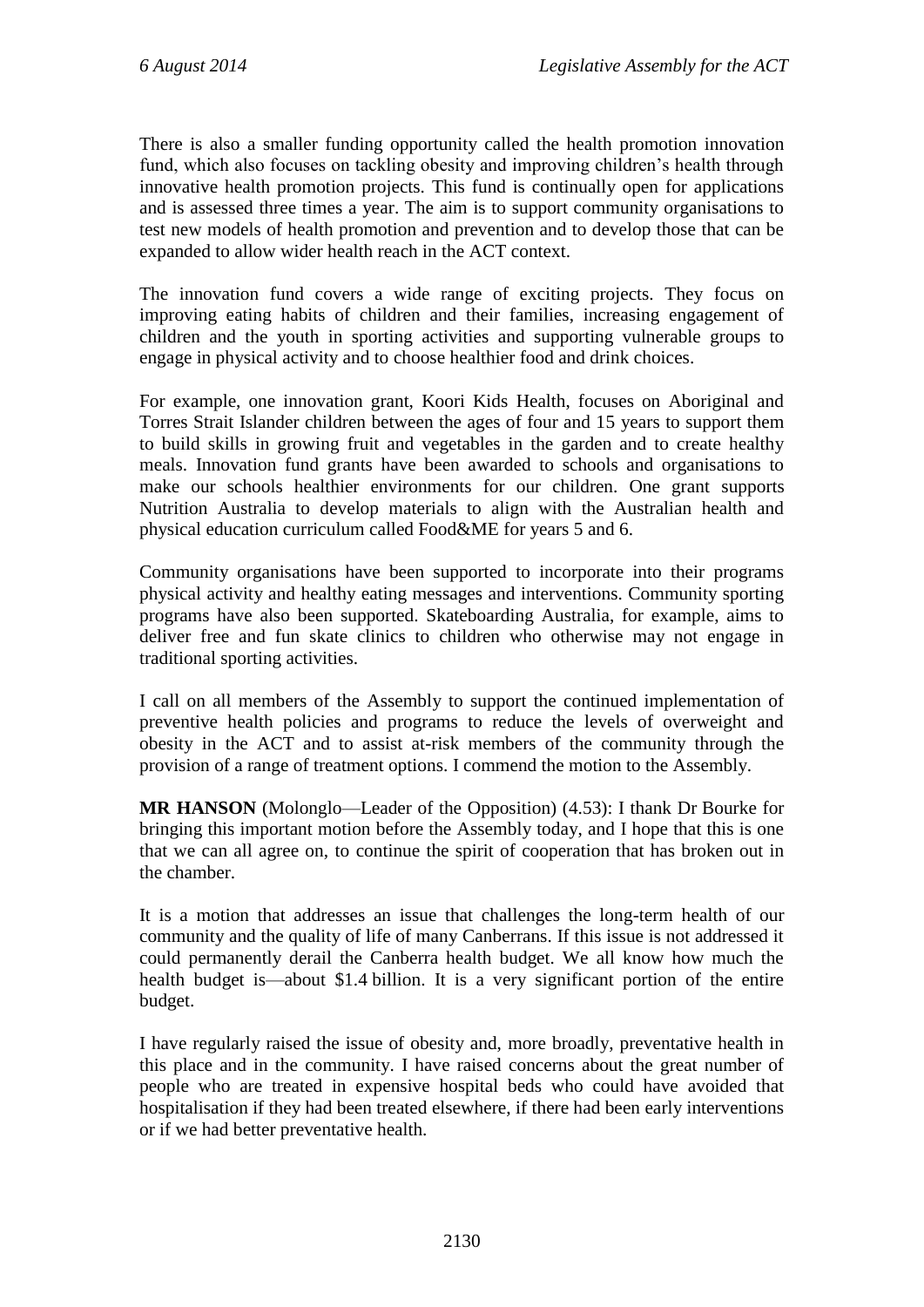There is also a smaller funding opportunity called the health promotion innovation fund, which also focuses on tackling obesity and improving children's health through innovative health promotion projects. This fund is continually open for applications and is assessed three times a year. The aim is to support community organisations to test new models of health promotion and prevention and to develop those that can be expanded to allow wider health reach in the ACT context.

The innovation fund covers a wide range of exciting projects. They focus on improving eating habits of children and their families, increasing engagement of children and the youth in sporting activities and supporting vulnerable groups to engage in physical activity and to choose healthier food and drink choices.

For example, one innovation grant, Koori Kids Health, focuses on Aboriginal and Torres Strait Islander children between the ages of four and 15 years to support them to build skills in growing fruit and vegetables in the garden and to create healthy meals. Innovation fund grants have been awarded to schools and organisations to make our schools healthier environments for our children. One grant supports Nutrition Australia to develop materials to align with the Australian health and physical education curriculum called Food&ME for years 5 and 6.

Community organisations have been supported to incorporate into their programs physical activity and healthy eating messages and interventions. Community sporting programs have also been supported. Skateboarding Australia, for example, aims to deliver free and fun skate clinics to children who otherwise may not engage in traditional sporting activities.

I call on all members of the Assembly to support the continued implementation of preventive health policies and programs to reduce the levels of overweight and obesity in the ACT and to assist at-risk members of the community through the provision of a range of treatment options. I commend the motion to the Assembly.

**MR HANSON** (Molonglo—Leader of the Opposition) (4.53): I thank Dr Bourke for bringing this important motion before the Assembly today, and I hope that this is one that we can all agree on, to continue the spirit of cooperation that has broken out in the chamber.

It is a motion that addresses an issue that challenges the long-term health of our community and the quality of life of many Canberrans. If this issue is not addressed it could permanently derail the Canberra health budget. We all know how much the health budget is—about $1.4 billion. It is a very significant portion of the entire budget.

I have regularly raised the issue of obesity and, more broadly, preventative health in this place and in the community. I have raised concerns about the great number of people who are treated in expensive hospital beds who could have avoided that hospitalisation if they had been treated elsewhere, if there had been early interventions or if we had better preventative health.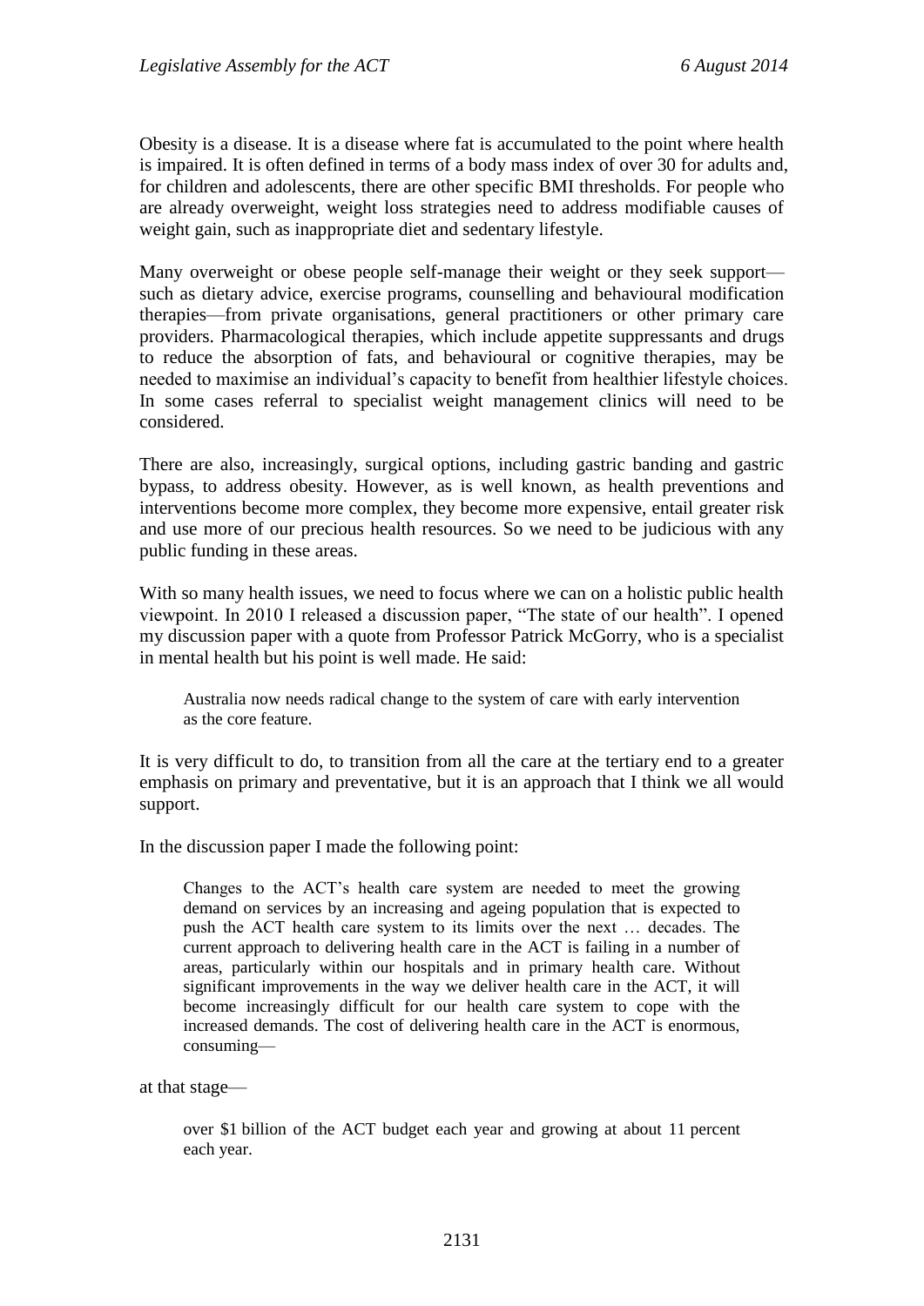Obesity is a disease. It is a disease where fat is accumulated to the point where health is impaired. It is often defined in terms of a body mass index of over 30 for adults and, for children and adolescents, there are other specific BMI thresholds. For people who are already overweight, weight loss strategies need to address modifiable causes of weight gain, such as inappropriate diet and sedentary lifestyle.

Many overweight or obese people self-manage their weight or they seek support—such as dietary advice, exercise programs, counselling and behavioural modification therapies—from private organisations, general practitioners or other primary care providers. Pharmacological therapies, which include appetite suppressants and drugs to reduce the absorption of fats, and behavioural or cognitive therapies, may be needed to maximise an individual's capacity to benefit from healthier lifestyle choices. In some cases referral to specialist weight management clinics will need to be considered.

There are also, increasingly, surgical options, including gastric banding and gastric bypass, to address obesity. However, as is well known, as health preventions and interventions become more complex, they become more expensive, entail greater risk and use more of our precious health resources. So we need to be judicious with any public funding in these areas.

With so many health issues, we need to focus where we can on a holistic public health viewpoint. In 2010 I released a discussion paper, "The state of our health". I opened my discussion paper with a quote from Professor Patrick McGorry, who is a specialist in mental health but his point is well made. He said:

> Australia now needs radical change to the system of care with early intervention as the core feature.

It is very difficult to do, to transition from all the care at the tertiary end to a greater emphasis on primary and preventative, but it is an approach that I think we all would support.

In the discussion paper I made the following point:

> Changes to the ACT's health care system are needed to meet the growing demand on services by an increasing and ageing population that is expected to push the ACT health care system to its limits over the next … decades. The current approach to delivering health care in the ACT is failing in a number of areas, particularly within our hospitals and in primary health care. Without significant improvements in the way we deliver health care in the ACT, it will become increasingly difficult for our health care system to cope with the increased demands. The cost of delivering health care in the ACT is enormous, consuming—

at that stage—

> over $1 billion of the ACT budget each year and growing at about 11 percent each year.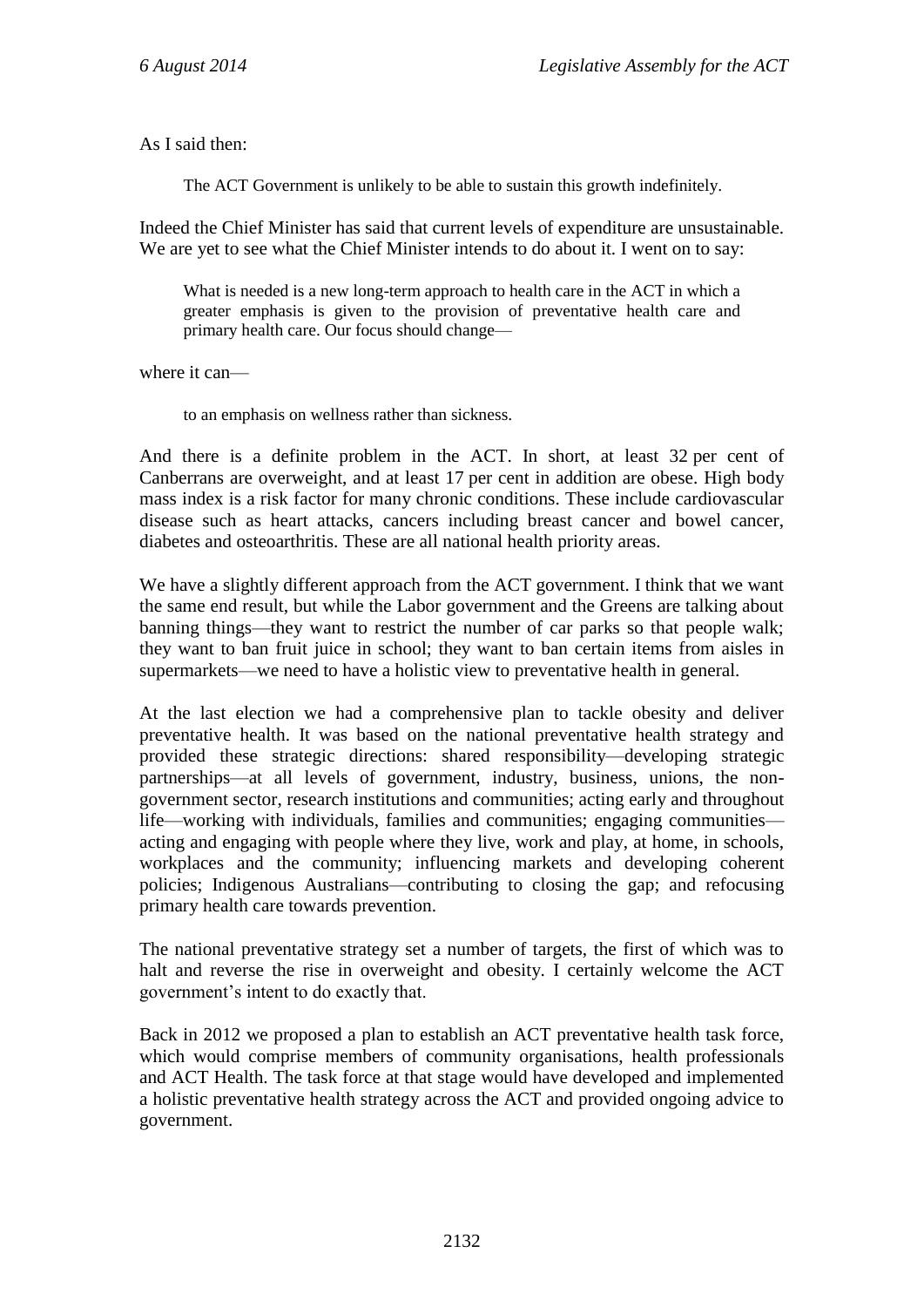As I said then:

> The ACT Government is unlikely to be able to sustain this growth indefinitely.

Indeed the Chief Minister has said that current levels of expenditure are unsustainable. We are yet to see what the Chief Minister intends to do about it. I went on to say:

> What is needed is a new long-term approach to health care in the ACT in which a greater emphasis is given to the provision of preventative health care and primary health care. Our focus should change—

where it can—

> to an emphasis on wellness rather than sickness.

And there is a definite problem in the ACT. In short, at least 32 per cent of Canberrans are overweight, and at least 17 per cent in addition are obese. High body mass index is a risk factor for many chronic conditions. These include cardiovascular disease such as heart attacks, cancers including breast cancer and bowel cancer, diabetes and osteoarthritis. These are all national health priority areas.

We have a slightly different approach from the ACT government. I think that we want the same end result, but while the Labor government and the Greens are talking about banning things—they want to restrict the number of car parks so that people walk; they want to ban fruit juice in school; they want to ban certain items from aisles in supermarkets—we need to have a holistic view to preventative health in general.

At the last election we had a comprehensive plan to tackle obesity and deliver preventative health. It was based on the national preventative health strategy and provided these strategic directions: shared responsibility—developing strategic partnerships—at all levels of government, industry, business, unions, the non-government sector, research institutions and communities; acting early and throughout life—working with individuals, families and communities; engaging communities—acting and engaging with people where they live, work and play, at home, in schools, workplaces and the community; influencing markets and developing coherent policies; Indigenous Australians—contributing to closing the gap; and refocusing primary health care towards prevention.

The national preventative strategy set a number of targets, the first of which was to halt and reverse the rise in overweight and obesity. I certainly welcome the ACT government's intent to do exactly that.

Back in 2012 we proposed a plan to establish an ACT preventative health task force, which would comprise members of community organisations, health professionals and ACT Health. The task force at that stage would have developed and implemented a holistic preventative health strategy across the ACT and provided ongoing advice to government.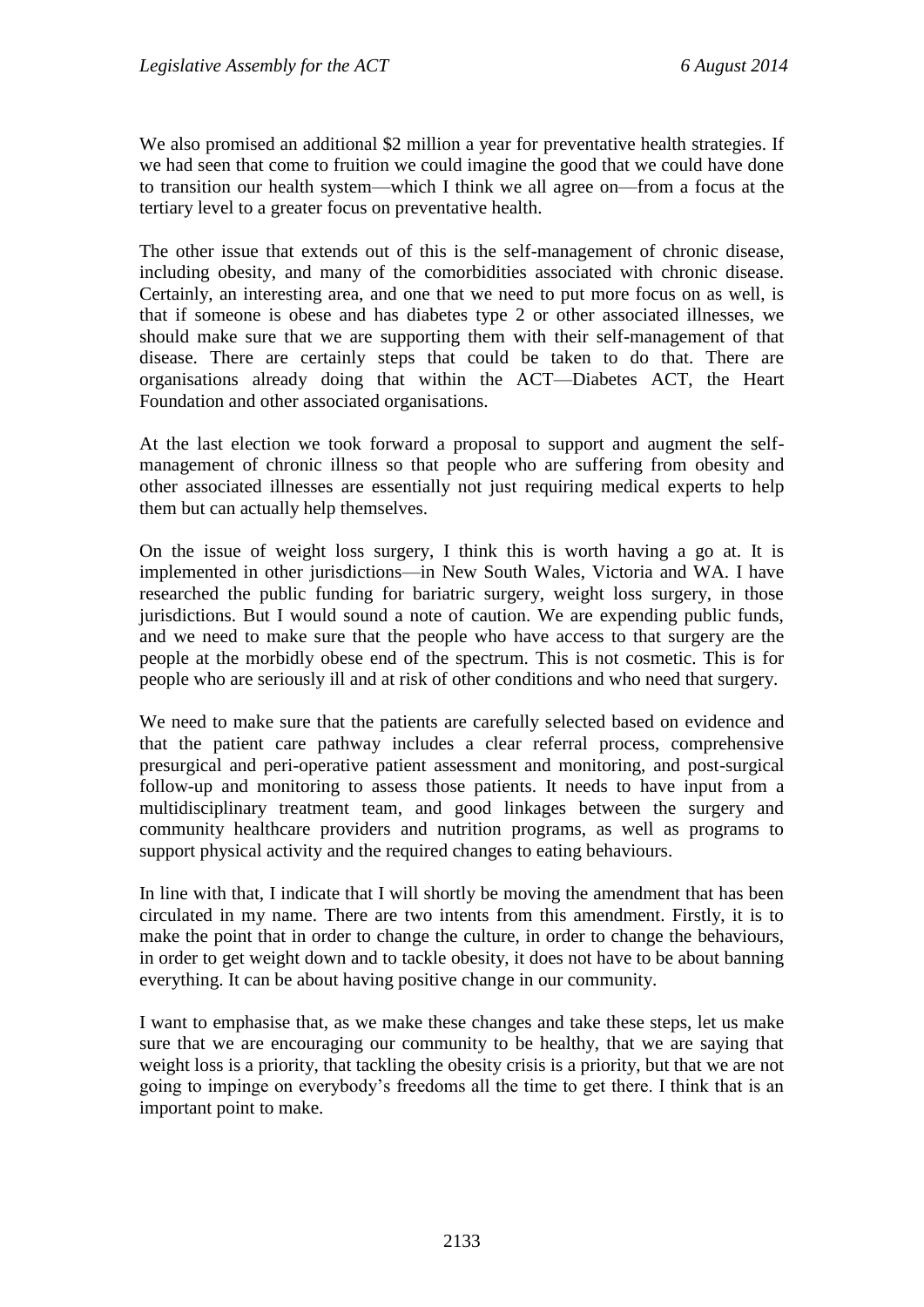We also promised an additional $2 million a year for preventative health strategies. If we had seen that come to fruition we could imagine the good that we could have done to transition our health system—which I think we all agree on—from a focus at the tertiary level to a greater focus on preventative health.

The other issue that extends out of this is the self-management of chronic disease, including obesity, and many of the comorbidities associated with chronic disease. Certainly, an interesting area, and one that we need to put more focus on as well, is that if someone is obese and has diabetes type 2 or other associated illnesses, we should make sure that we are supporting them with their self-management of that disease. There are certainly steps that could be taken to do that. There are organisations already doing that within the ACT—Diabetes ACT, the Heart Foundation and other associated organisations.

At the last election we took forward a proposal to support and augment the self-management of chronic illness so that people who are suffering from obesity and other associated illnesses are essentially not just requiring medical experts to help them but can actually help themselves.

On the issue of weight loss surgery, I think this is worth having a go at. It is implemented in other jurisdictions—in New South Wales, Victoria and WA. I have researched the public funding for bariatric surgery, weight loss surgery, in those jurisdictions. But I would sound a note of caution. We are expending public funds, and we need to make sure that the people who have access to that surgery are the people at the morbidly obese end of the spectrum. This is not cosmetic. This is for people who are seriously ill and at risk of other conditions and who need that surgery.

We need to make sure that the patients are carefully selected based on evidence and that the patient care pathway includes a clear referral process, comprehensive presurgical and peri-operative patient assessment and monitoring, and post-surgical follow-up and monitoring to assess those patients. It needs to have input from a multidisciplinary treatment team, and good linkages between the surgery and community healthcare providers and nutrition programs, as well as programs to support physical activity and the required changes to eating behaviours.

In line with that, I indicate that I will shortly be moving the amendment that has been circulated in my name. There are two intents from this amendment. Firstly, it is to make the point that in order to change the culture, in order to change the behaviours, in order to get weight down and to tackle obesity, it does not have to be about banning everything. It can be about having positive change in our community.

I want to emphasise that, as we make these changes and take these steps, let us make sure that we are encouraging our community to be healthy, that we are saying that weight loss is a priority, that tackling the obesity crisis is a priority, but that we are not going to impinge on everybody's freedoms all the time to get there. I think that is an important point to make.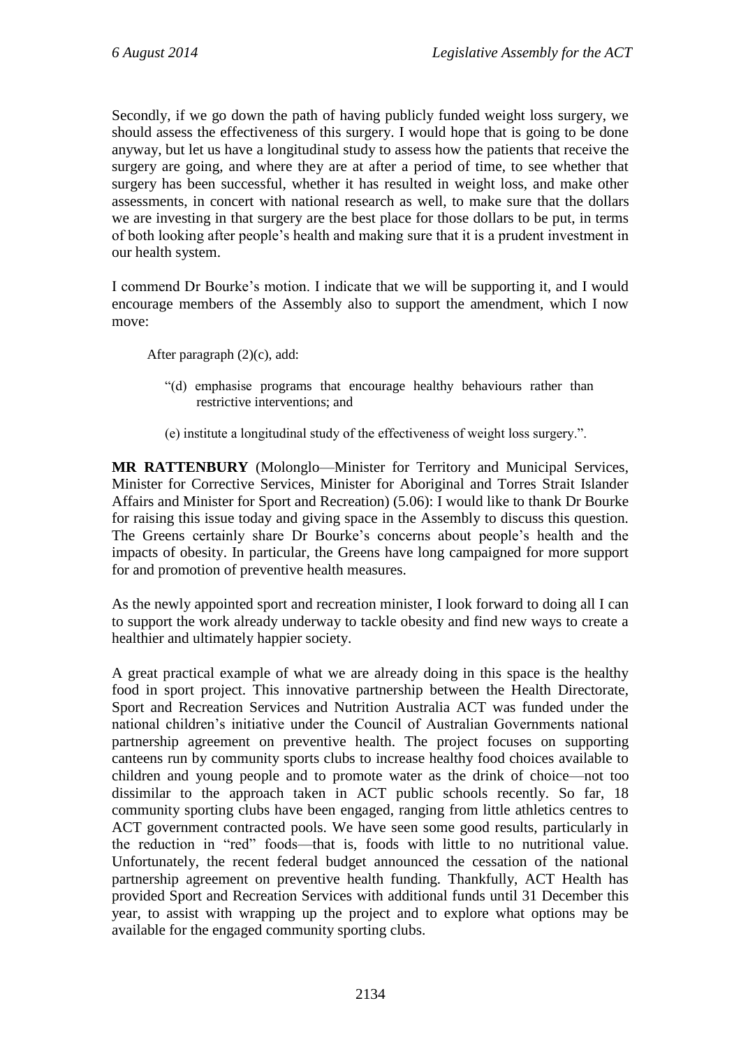Secondly, if we go down the path of having publicly funded weight loss surgery, we should assess the effectiveness of this surgery. I would hope that is going to be done anyway, but let us have a longitudinal study to assess how the patients that receive the surgery are going, and where they are at after a period of time, to see whether that surgery has been successful, whether it has resulted in weight loss, and make other assessments, in concert with national research as well, to make sure that the dollars we are investing in that surgery are the best place for those dollars to be put, in terms of both looking after people's health and making sure that it is a prudent investment in our health system.

I commend Dr Bourke's motion. I indicate that we will be supporting it, and I would encourage members of the Assembly also to support the amendment, which I now move:

> After paragraph (2)(c), add:
>
> "(d) emphasise programs that encourage healthy behaviours rather than restrictive interventions; and
>
> (e) institute a longitudinal study of the effectiveness of weight loss surgery.".

**MR RATTENBURY** (Molonglo—Minister for Territory and Municipal Services, Minister for Corrective Services, Minister for Aboriginal and Torres Strait Islander Affairs and Minister for Sport and Recreation) (5.06): I would like to thank Dr Bourke for raising this issue today and giving space in the Assembly to discuss this question. The Greens certainly share Dr Bourke's concerns about people's health and the impacts of obesity. In particular, the Greens have long campaigned for more support for and promotion of preventive health measures.

As the newly appointed sport and recreation minister, I look forward to doing all I can to support the work already underway to tackle obesity and find new ways to create a healthier and ultimately happier society.

A great practical example of what we are already doing in this space is the healthy food in sport project. This innovative partnership between the Health Directorate, Sport and Recreation Services and Nutrition Australia ACT was funded under the national children's initiative under the Council of Australian Governments national partnership agreement on preventive health. The project focuses on supporting canteens run by community sports clubs to increase healthy food choices available to children and young people and to promote water as the drink of choice—not too dissimilar to the approach taken in ACT public schools recently. So far, 18 community sporting clubs have been engaged, ranging from little athletics centres to ACT government contracted pools. We have seen some good results, particularly in the reduction in "red" foods—that is, foods with little to no nutritional value. Unfortunately, the recent federal budget announced the cessation of the national partnership agreement on preventive health funding. Thankfully, ACT Health has provided Sport and Recreation Services with additional funds until 31 December this year, to assist with wrapping up the project and to explore what options may be available for the engaged community sporting clubs.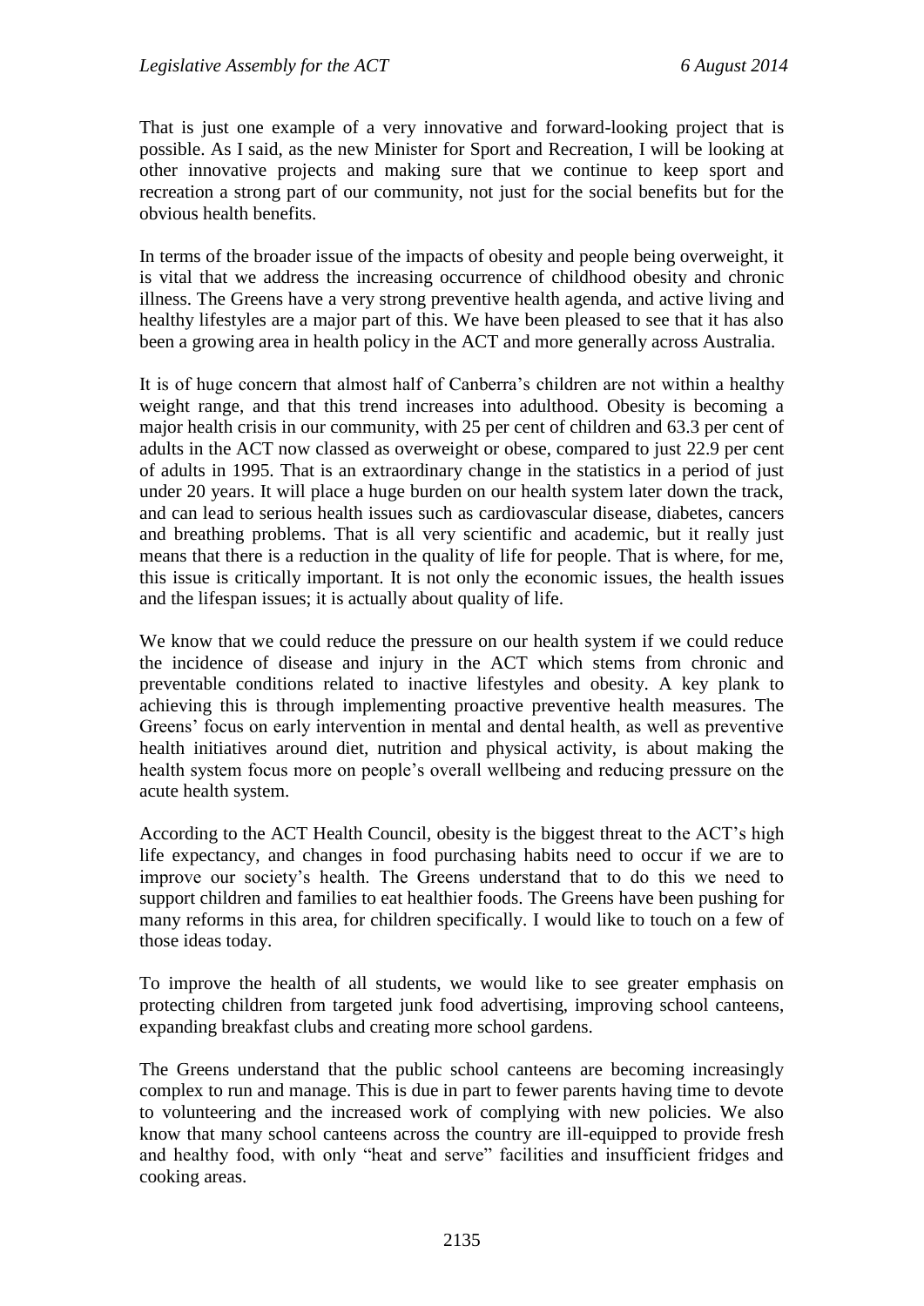That is just one example of a very innovative and forward-looking project that is possible. As I said, as the new Minister for Sport and Recreation, I will be looking at other innovative projects and making sure that we continue to keep sport and recreation a strong part of our community, not just for the social benefits but for the obvious health benefits.

In terms of the broader issue of the impacts of obesity and people being overweight, it is vital that we address the increasing occurrence of childhood obesity and chronic illness. The Greens have a very strong preventive health agenda, and active living and healthy lifestyles are a major part of this. We have been pleased to see that it has also been a growing area in health policy in the ACT and more generally across Australia.

It is of huge concern that almost half of Canberra's children are not within a healthy weight range, and that this trend increases into adulthood. Obesity is becoming a major health crisis in our community, with 25 per cent of children and 63.3 per cent of adults in the ACT now classed as overweight or obese, compared to just 22.9 per cent of adults in 1995. That is an extraordinary change in the statistics in a period of just under 20 years. It will place a huge burden on our health system later down the track, and can lead to serious health issues such as cardiovascular disease, diabetes, cancers and breathing problems. That is all very scientific and academic, but it really just means that there is a reduction in the quality of life for people. That is where, for me, this issue is critically important. It is not only the economic issues, the health issues and the lifespan issues; it is actually about quality of life.

We know that we could reduce the pressure on our health system if we could reduce the incidence of disease and injury in the ACT which stems from chronic and preventable conditions related to inactive lifestyles and obesity. A key plank to achieving this is through implementing proactive preventive health measures. The Greens' focus on early intervention in mental and dental health, as well as preventive health initiatives around diet, nutrition and physical activity, is about making the health system focus more on people's overall wellbeing and reducing pressure on the acute health system.

According to the ACT Health Council, obesity is the biggest threat to the ACT's high life expectancy, and changes in food purchasing habits need to occur if we are to improve our society's health. The Greens understand that to do this we need to support children and families to eat healthier foods. The Greens have been pushing for many reforms in this area, for children specifically. I would like to touch on a few of those ideas today.

To improve the health of all students, we would like to see greater emphasis on protecting children from targeted junk food advertising, improving school canteens, expanding breakfast clubs and creating more school gardens.

The Greens understand that the public school canteens are becoming increasingly complex to run and manage. This is due in part to fewer parents having time to devote to volunteering and the increased work of complying with new policies. We also know that many school canteens across the country are ill-equipped to provide fresh and healthy food, with only "heat and serve" facilities and insufficient fridges and cooking areas.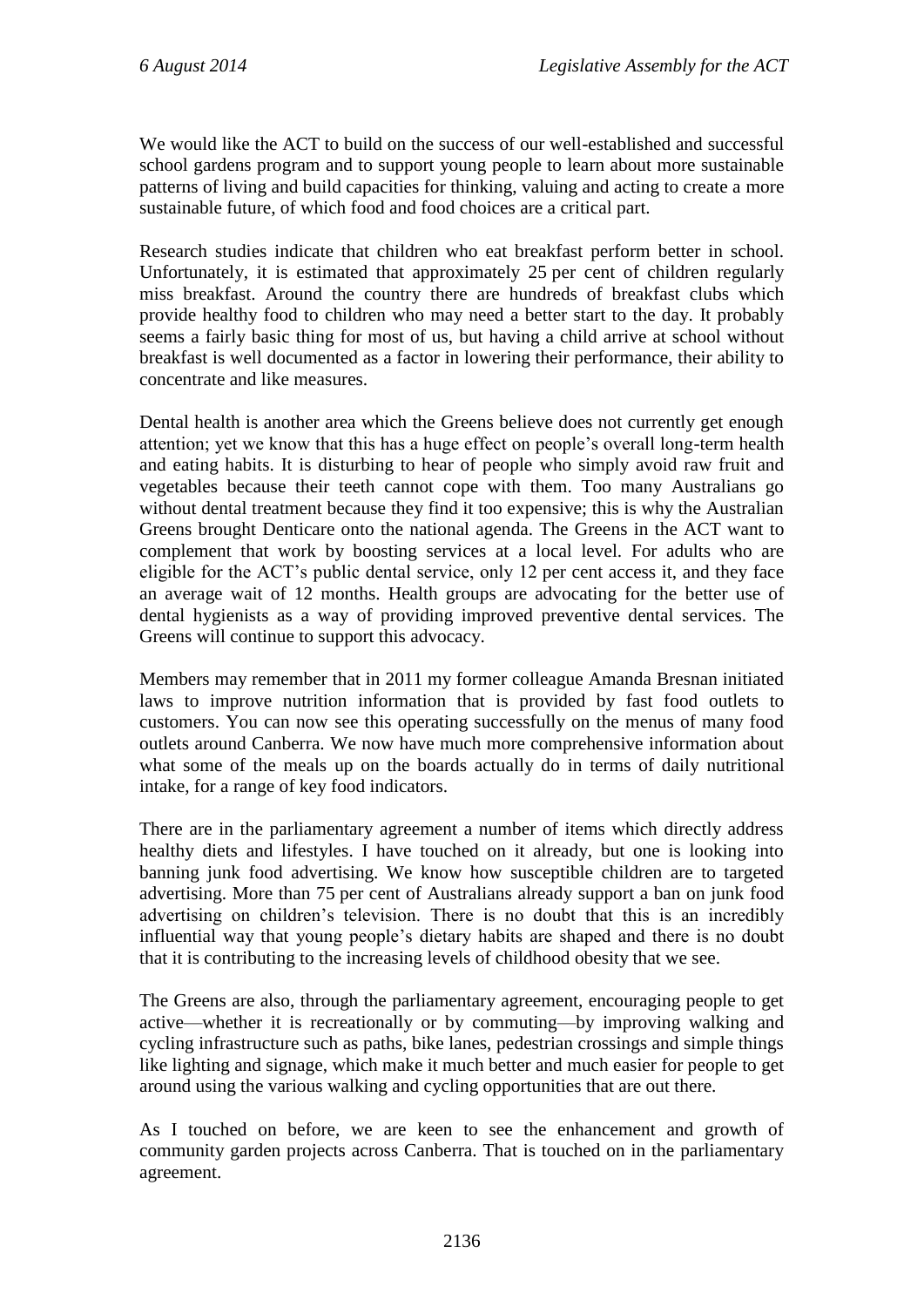We would like the ACT to build on the success of our well-established and successful school gardens program and to support young people to learn about more sustainable patterns of living and build capacities for thinking, valuing and acting to create a more sustainable future, of which food and food choices are a critical part.

Research studies indicate that children who eat breakfast perform better in school. Unfortunately, it is estimated that approximately 25 per cent of children regularly miss breakfast. Around the country there are hundreds of breakfast clubs which provide healthy food to children who may need a better start to the day. It probably seems a fairly basic thing for most of us, but having a child arrive at school without breakfast is well documented as a factor in lowering their performance, their ability to concentrate and like measures.

Dental health is another area which the Greens believe does not currently get enough attention; yet we know that this has a huge effect on people's overall long-term health and eating habits. It is disturbing to hear of people who simply avoid raw fruit and vegetables because their teeth cannot cope with them. Too many Australians go without dental treatment because they find it too expensive; this is why the Australian Greens brought Denticare onto the national agenda. The Greens in the ACT want to complement that work by boosting services at a local level. For adults who are eligible for the ACT's public dental service, only 12 per cent access it, and they face an average wait of 12 months. Health groups are advocating for the better use of dental hygienists as a way of providing improved preventive dental services. The Greens will continue to support this advocacy.

Members may remember that in 2011 my former colleague Amanda Bresnan initiated laws to improve nutrition information that is provided by fast food outlets to customers. You can now see this operating successfully on the menus of many food outlets around Canberra. We now have much more comprehensive information about what some of the meals up on the boards actually do in terms of daily nutritional intake, for a range of key food indicators.

There are in the parliamentary agreement a number of items which directly address healthy diets and lifestyles. I have touched on it already, but one is looking into banning junk food advertising. We know how susceptible children are to targeted advertising. More than 75 per cent of Australians already support a ban on junk food advertising on children's television. There is no doubt that this is an incredibly influential way that young people's dietary habits are shaped and there is no doubt that it is contributing to the increasing levels of childhood obesity that we see.

The Greens are also, through the parliamentary agreement, encouraging people to get active—whether it is recreationally or by commuting—by improving walking and cycling infrastructure such as paths, bike lanes, pedestrian crossings and simple things like lighting and signage, which make it much better and much easier for people to get around using the various walking and cycling opportunities that are out there.

As I touched on before, we are keen to see the enhancement and growth of community garden projects across Canberra. That is touched on in the parliamentary agreement.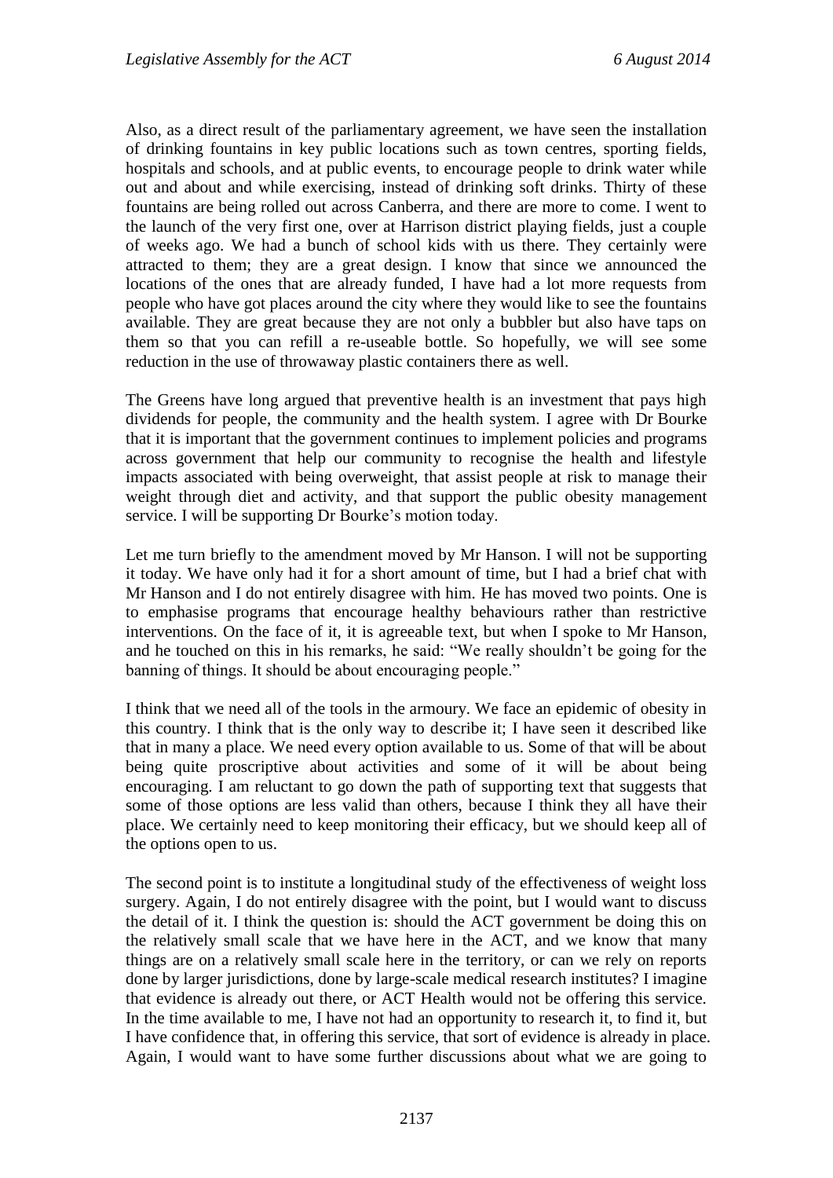Also, as a direct result of the parliamentary agreement, we have seen the installation of drinking fountains in key public locations such as town centres, sporting fields, hospitals and schools, and at public events, to encourage people to drink water while out and about and while exercising, instead of drinking soft drinks. Thirty of these fountains are being rolled out across Canberra, and there are more to come. I went to the launch of the very first one, over at Harrison district playing fields, just a couple of weeks ago. We had a bunch of school kids with us there. They certainly were attracted to them; they are a great design. I know that since we announced the locations of the ones that are already funded, I have had a lot more requests from people who have got places around the city where they would like to see the fountains available. They are great because they are not only a bubbler but also have taps on them so that you can refill a re-useable bottle. So hopefully, we will see some reduction in the use of throwaway plastic containers there as well.

The Greens have long argued that preventive health is an investment that pays high dividends for people, the community and the health system. I agree with Dr Bourke that it is important that the government continues to implement policies and programs across government that help our community to recognise the health and lifestyle impacts associated with being overweight, that assist people at risk to manage their weight through diet and activity, and that support the public obesity management service. I will be supporting Dr Bourke's motion today.

Let me turn briefly to the amendment moved by Mr Hanson. I will not be supporting it today. We have only had it for a short amount of time, but I had a brief chat with Mr Hanson and I do not entirely disagree with him. He has moved two points. One is to emphasise programs that encourage healthy behaviours rather than restrictive interventions. On the face of it, it is agreeable text, but when I spoke to Mr Hanson, and he touched on this in his remarks, he said: "We really shouldn't be going for the banning of things. It should be about encouraging people."

I think that we need all of the tools in the armoury. We face an epidemic of obesity in this country. I think that is the only way to describe it; I have seen it described like that in many a place. We need every option available to us. Some of that will be about being quite proscriptive about activities and some of it will be about being encouraging. I am reluctant to go down the path of supporting text that suggests that some of those options are less valid than others, because I think they all have their place. We certainly need to keep monitoring their efficacy, but we should keep all of the options open to us.

The second point is to institute a longitudinal study of the effectiveness of weight loss surgery. Again, I do not entirely disagree with the point, but I would want to discuss the detail of it. I think the question is: should the ACT government be doing this on the relatively small scale that we have here in the ACT, and we know that many things are on a relatively small scale here in the territory, or can we rely on reports done by larger jurisdictions, done by large-scale medical research institutes? I imagine that evidence is already out there, or ACT Health would not be offering this service. In the time available to me, I have not had an opportunity to research it, to find it, but I have confidence that, in offering this service, that sort of evidence is already in place. Again, I would want to have some further discussions about what we are going to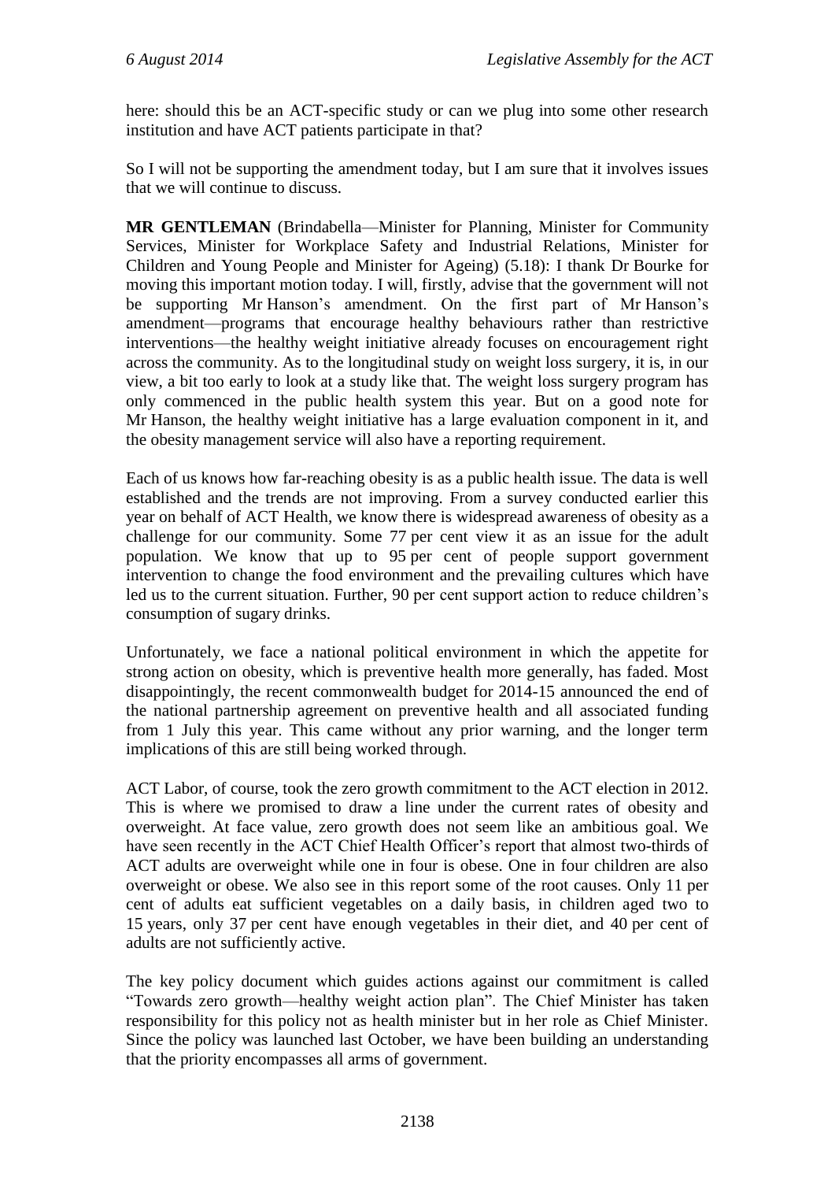here: should this be an ACT-specific study or can we plug into some other research institution and have ACT patients participate in that?

So I will not be supporting the amendment today, but I am sure that it involves issues that we will continue to discuss.

**MR GENTLEMAN** (Brindabella—Minister for Planning, Minister for Community Services, Minister for Workplace Safety and Industrial Relations, Minister for Children and Young People and Minister for Ageing) (5.18): I thank Dr Bourke for moving this important motion today. I will, firstly, advise that the government will not be supporting Mr Hanson's amendment. On the first part of Mr Hanson's amendment—programs that encourage healthy behaviours rather than restrictive interventions—the healthy weight initiative already focuses on encouragement right across the community. As to the longitudinal study on weight loss surgery, it is, in our view, a bit too early to look at a study like that. The weight loss surgery program has only commenced in the public health system this year. But on a good note for Mr Hanson, the healthy weight initiative has a large evaluation component in it, and the obesity management service will also have a reporting requirement.

Each of us knows how far-reaching obesity is as a public health issue. The data is well established and the trends are not improving. From a survey conducted earlier this year on behalf of ACT Health, we know there is widespread awareness of obesity as a challenge for our community. Some 77 per cent view it as an issue for the adult population. We know that up to 95 per cent of people support government intervention to change the food environment and the prevailing cultures which have led us to the current situation. Further, 90 per cent support action to reduce children's consumption of sugary drinks.

Unfortunately, we face a national political environment in which the appetite for strong action on obesity, which is preventive health more generally, has faded. Most disappointingly, the recent commonwealth budget for 2014-15 announced the end of the national partnership agreement on preventive health and all associated funding from 1 July this year. This came without any prior warning, and the longer term implications of this are still being worked through.

ACT Labor, of course, took the zero growth commitment to the ACT election in 2012. This is where we promised to draw a line under the current rates of obesity and overweight. At face value, zero growth does not seem like an ambitious goal. We have seen recently in the ACT Chief Health Officer's report that almost two-thirds of ACT adults are overweight while one in four is obese. One in four children are also overweight or obese. We also see in this report some of the root causes. Only 11 per cent of adults eat sufficient vegetables on a daily basis, in children aged two to 15 years, only 37 per cent have enough vegetables in their diet, and 40 per cent of adults are not sufficiently active.

The key policy document which guides actions against our commitment is called "Towards zero growth—healthy weight action plan". The Chief Minister has taken responsibility for this policy not as health minister but in her role as Chief Minister. Since the policy was launched last October, we have been building an understanding that the priority encompasses all arms of government.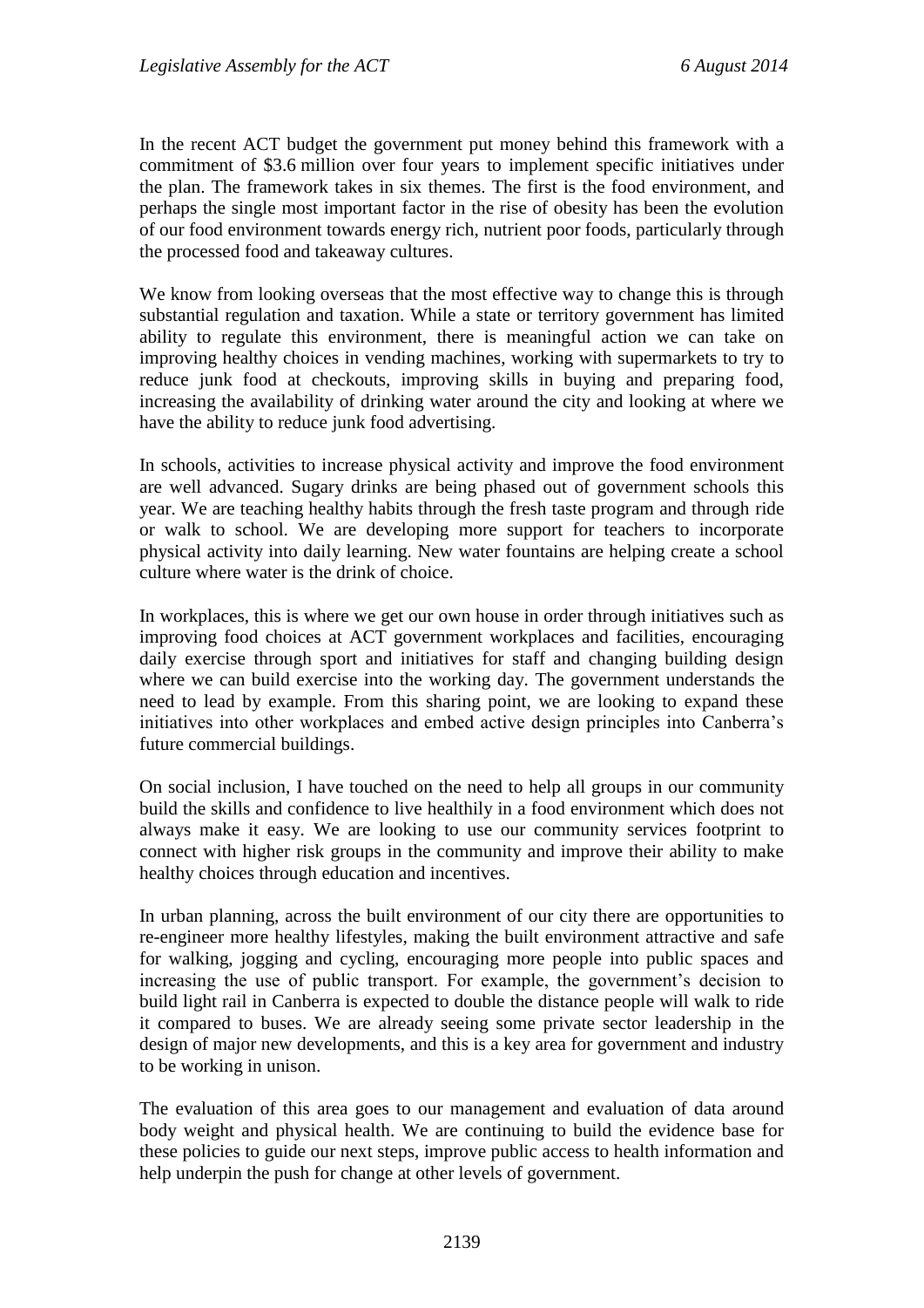In the recent ACT budget the government put money behind this framework with a commitment of $3.6 million over four years to implement specific initiatives under the plan. The framework takes in six themes. The first is the food environment, and perhaps the single most important factor in the rise of obesity has been the evolution of our food environment towards energy rich, nutrient poor foods, particularly through the processed food and takeaway cultures.

We know from looking overseas that the most effective way to change this is through substantial regulation and taxation. While a state or territory government has limited ability to regulate this environment, there is meaningful action we can take on improving healthy choices in vending machines, working with supermarkets to try to reduce junk food at checkouts, improving skills in buying and preparing food, increasing the availability of drinking water around the city and looking at where we have the ability to reduce junk food advertising.

In schools, activities to increase physical activity and improve the food environment are well advanced. Sugary drinks are being phased out of government schools this year. We are teaching healthy habits through the fresh taste program and through ride or walk to school. We are developing more support for teachers to incorporate physical activity into daily learning. New water fountains are helping create a school culture where water is the drink of choice.

In workplaces, this is where we get our own house in order through initiatives such as improving food choices at ACT government workplaces and facilities, encouraging daily exercise through sport and initiatives for staff and changing building design where we can build exercise into the working day. The government understands the need to lead by example. From this sharing point, we are looking to expand these initiatives into other workplaces and embed active design principles into Canberra's future commercial buildings.

On social inclusion, I have touched on the need to help all groups in our community build the skills and confidence to live healthily in a food environment which does not always make it easy. We are looking to use our community services footprint to connect with higher risk groups in the community and improve their ability to make healthy choices through education and incentives.

In urban planning, across the built environment of our city there are opportunities to re-engineer more healthy lifestyles, making the built environment attractive and safe for walking, jogging and cycling, encouraging more people into public spaces and increasing the use of public transport. For example, the government's decision to build light rail in Canberra is expected to double the distance people will walk to ride it compared to buses. We are already seeing some private sector leadership in the design of major new developments, and this is a key area for government and industry to be working in unison.

The evaluation of this area goes to our management and evaluation of data around body weight and physical health. We are continuing to build the evidence base for these policies to guide our next steps, improve public access to health information and help underpin the push for change at other levels of government.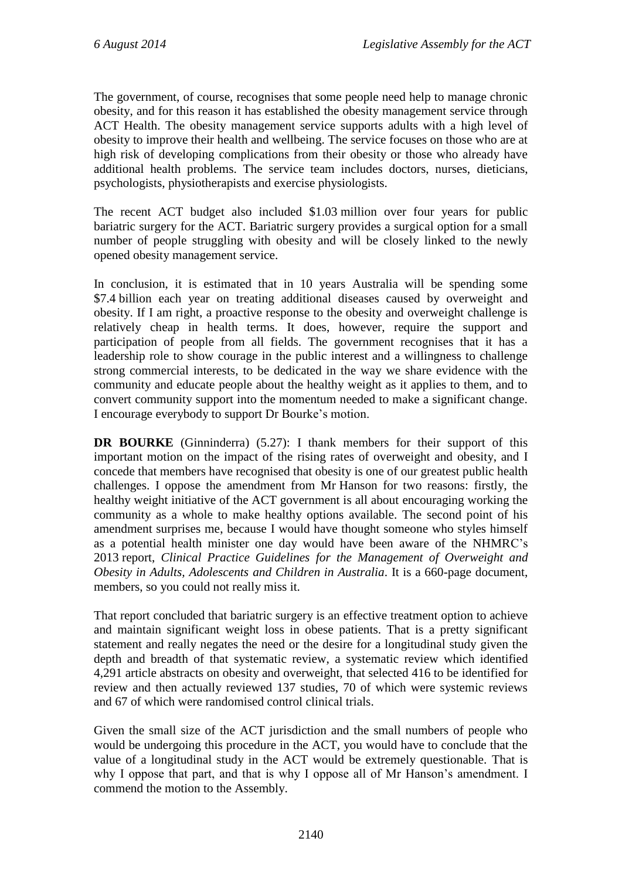The government, of course, recognises that some people need help to manage chronic obesity, and for this reason it has established the obesity management service through ACT Health. The obesity management service supports adults with a high level of obesity to improve their health and wellbeing. The service focuses on those who are at high risk of developing complications from their obesity or those who already have additional health problems. The service team includes doctors, nurses, dieticians, psychologists, physiotherapists and exercise physiologists.

The recent ACT budget also included $1.03 million over four years for public bariatric surgery for the ACT. Bariatric surgery provides a surgical option for a small number of people struggling with obesity and will be closely linked to the newly opened obesity management service.

In conclusion, it is estimated that in 10 years Australia will be spending some $7.4 billion each year on treating additional diseases caused by overweight and obesity. If I am right, a proactive response to the obesity and overweight challenge is relatively cheap in health terms. It does, however, require the support and participation of people from all fields. The government recognises that it has a leadership role to show courage in the public interest and a willingness to challenge strong commercial interests, to be dedicated in the way we share evidence with the community and educate people about the healthy weight as it applies to them, and to convert community support into the momentum needed to make a significant change. I encourage everybody to support Dr Bourke's motion.

**DR BOURKE** (Ginninderra) (5.27): I thank members for their support of this important motion on the impact of the rising rates of overweight and obesity, and I concede that members have recognised that obesity is one of our greatest public health challenges. I oppose the amendment from Mr Hanson for two reasons: firstly, the healthy weight initiative of the ACT government is all about encouraging working the community as a whole to make healthy options available. The second point of his amendment surprises me, because I would have thought someone who styles himself as a potential health minister one day would have been aware of the NHMRC's 2013 report, *Clinical Practice Guidelines for the Management of Overweight and Obesity in Adults, Adolescents and Children in Australia*. It is a 660-page document, members, so you could not really miss it.

That report concluded that bariatric surgery is an effective treatment option to achieve and maintain significant weight loss in obese patients. That is a pretty significant statement and really negates the need or the desire for a longitudinal study given the depth and breadth of that systematic review, a systematic review which identified 4,291 article abstracts on obesity and overweight, that selected 416 to be identified for review and then actually reviewed 137 studies, 70 of which were systemic reviews and 67 of which were randomised control clinical trials.

Given the small size of the ACT jurisdiction and the small numbers of people who would be undergoing this procedure in the ACT, you would have to conclude that the value of a longitudinal study in the ACT would be extremely questionable. That is why I oppose that part, and that is why I oppose all of Mr Hanson's amendment. I commend the motion to the Assembly.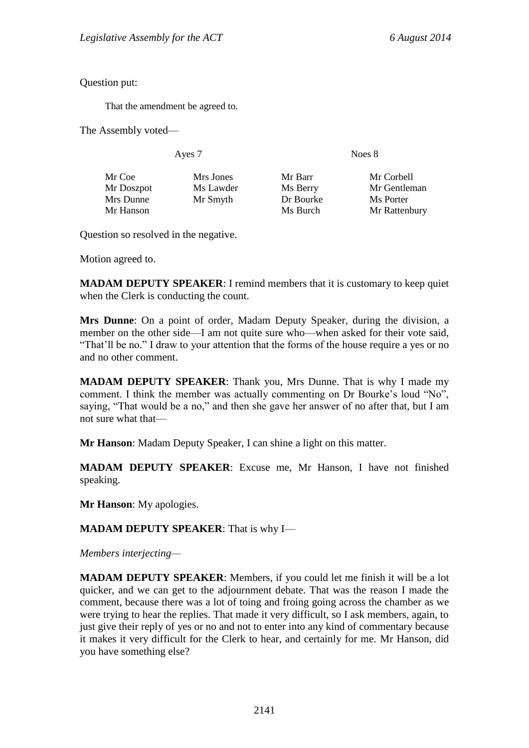Question put:

That the amendment be agreed to.

The Assembly voted—

| Ayes 7 | | Noes 8 | |
|---|---|---|---|
| Mr Coe | Mrs Jones | Mr Barr | Mr Corbell |
| Mr Doszpot | Ms Lawder | Ms Berry | Mr Gentleman |
| Mrs Dunne | Mr Smyth | Dr Bourke | Ms Porter |
| Mr Hanson | | Ms Burch | Mr Rattenbury |

Question so resolved in the negative.

Motion agreed to.

**MADAM DEPUTY SPEAKER**: I remind members that it is customary to keep quiet when the Clerk is conducting the count.

**Mrs Dunne**: On a point of order, Madam Deputy Speaker, during the division, a member on the other side—I am not quite sure who—when asked for their vote said, "That'll be no." I draw to your attention that the forms of the house require a yes or no and no other comment.

**MADAM DEPUTY SPEAKER**: Thank you, Mrs Dunne. That is why I made my comment. I think the member was actually commenting on Dr Bourke's loud "No", saying, "That would be a no," and then she gave her answer of no after that, but I am not sure what that—

**Mr Hanson**: Madam Deputy Speaker, I can shine a light on this matter.

**MADAM DEPUTY SPEAKER**: Excuse me, Mr Hanson, I have not finished speaking.

**Mr Hanson**: My apologies.

**MADAM DEPUTY SPEAKER**: That is why I—

*Members interjecting—*

**MADAM DEPUTY SPEAKER**: Members, if you could let me finish it will be a lot quicker, and we can get to the adjournment debate. That was the reason I made the comment, because there was a lot of toing and froing going across the chamber as we were trying to hear the replies. That made it very difficult, so I ask members, again, to just give their reply of yes or no and not to enter into any kind of commentary because it makes it very difficult for the Clerk to hear, and certainly for me. Mr Hanson, did you have something else?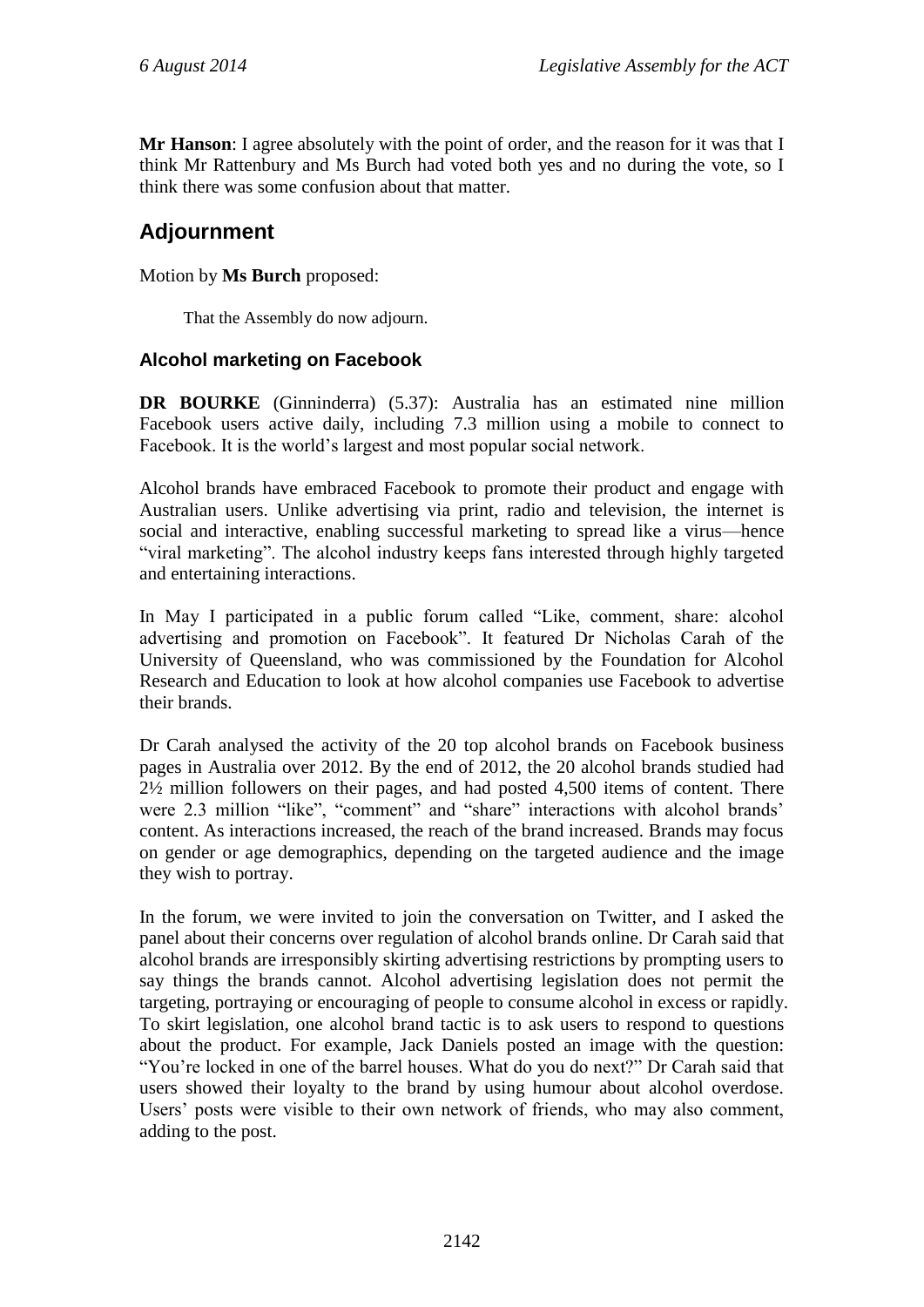**Mr Hanson**: I agree absolutely with the point of order, and the reason for it was that I think Mr Rattenbury and Ms Burch had voted both yes and no during the vote, so I think there was some confusion about that matter.

## Adjournment

Motion by **Ms Burch** proposed:

> That the Assembly do now adjourn.

### Alcohol marketing on Facebook

**DR BOURKE** (Ginninderra) (5.37): Australia has an estimated nine million Facebook users active daily, including 7.3 million using a mobile to connect to Facebook. It is the world's largest and most popular social network.

Alcohol brands have embraced Facebook to promote their product and engage with Australian users. Unlike advertising via print, radio and television, the internet is social and interactive, enabling successful marketing to spread like a virus—hence "viral marketing". The alcohol industry keeps fans interested through highly targeted and entertaining interactions.

In May I participated in a public forum called "Like, comment, share: alcohol advertising and promotion on Facebook". It featured Dr Nicholas Carah of the University of Queensland, who was commissioned by the Foundation for Alcohol Research and Education to look at how alcohol companies use Facebook to advertise their brands.

Dr Carah analysed the activity of the 20 top alcohol brands on Facebook business pages in Australia over 2012. By the end of 2012, the 20 alcohol brands studied had 2½ million followers on their pages, and had posted 4,500 items of content. There were 2.3 million "like", "comment" and "share" interactions with alcohol brands' content. As interactions increased, the reach of the brand increased. Brands may focus on gender or age demographics, depending on the targeted audience and the image they wish to portray.

In the forum, we were invited to join the conversation on Twitter, and I asked the panel about their concerns over regulation of alcohol brands online. Dr Carah said that alcohol brands are irresponsibly skirting advertising restrictions by prompting users to say things the brands cannot. Alcohol advertising legislation does not permit the targeting, portraying or encouraging of people to consume alcohol in excess or rapidly. To skirt legislation, one alcohol brand tactic is to ask users to respond to questions about the product. For example, Jack Daniels posted an image with the question: "You're locked in one of the barrel houses. What do you do next?" Dr Carah said that users showed their loyalty to the brand by using humour about alcohol overdose. Users' posts were visible to their own network of friends, who may also comment, adding to the post.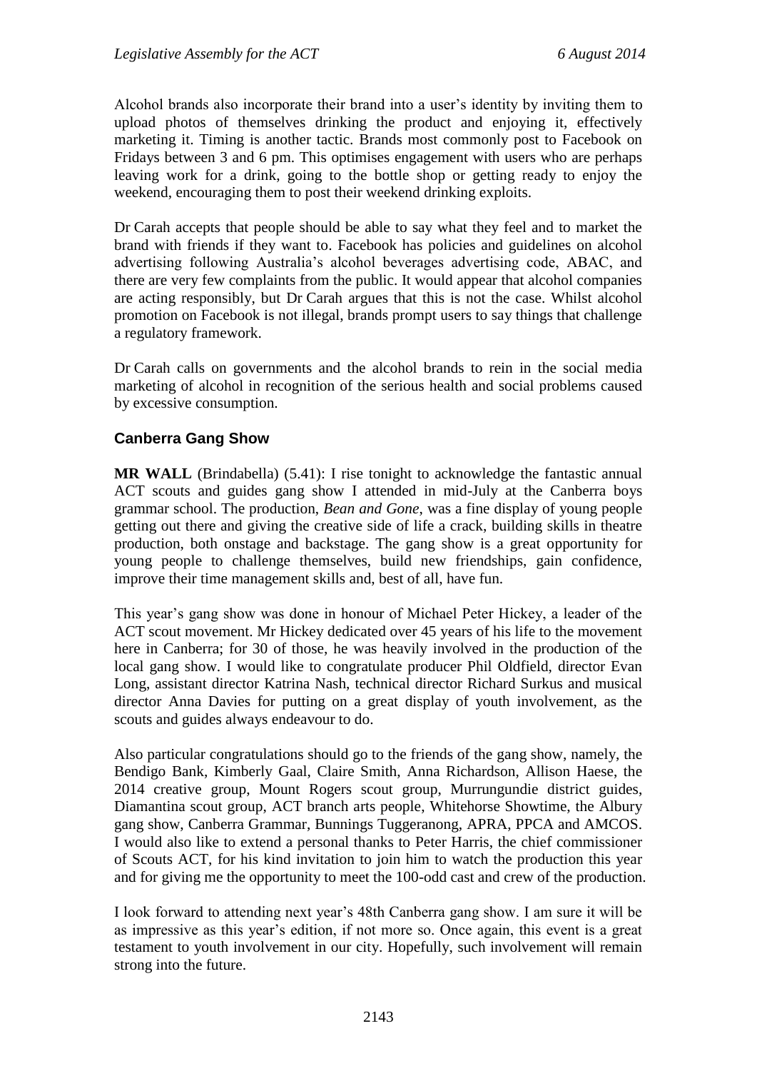Alcohol brands also incorporate their brand into a user's identity by inviting them to upload photos of themselves drinking the product and enjoying it, effectively marketing it. Timing is another tactic. Brands most commonly post to Facebook on Fridays between 3 and 6 pm. This optimises engagement with users who are perhaps leaving work for a drink, going to the bottle shop or getting ready to enjoy the weekend, encouraging them to post their weekend drinking exploits.

Dr Carah accepts that people should be able to say what they feel and to market the brand with friends if they want to. Facebook has policies and guidelines on alcohol advertising following Australia's alcohol beverages advertising code, ABAC, and there are very few complaints from the public. It would appear that alcohol companies are acting responsibly, but Dr Carah argues that this is not the case. Whilst alcohol promotion on Facebook is not illegal, brands prompt users to say things that challenge a regulatory framework.

Dr Carah calls on governments and the alcohol brands to rein in the social media marketing of alcohol in recognition of the serious health and social problems caused by excessive consumption.

### Canberra Gang Show

**MR WALL** (Brindabella) (5.41): I rise tonight to acknowledge the fantastic annual ACT scouts and guides gang show I attended in mid-July at the Canberra boys grammar school. The production, *Bean and Gone*, was a fine display of young people getting out there and giving the creative side of life a crack, building skills in theatre production, both onstage and backstage. The gang show is a great opportunity for young people to challenge themselves, build new friendships, gain confidence, improve their time management skills and, best of all, have fun.

This year's gang show was done in honour of Michael Peter Hickey, a leader of the ACT scout movement. Mr Hickey dedicated over 45 years of his life to the movement here in Canberra; for 30 of those, he was heavily involved in the production of the local gang show. I would like to congratulate producer Phil Oldfield, director Evan Long, assistant director Katrina Nash, technical director Richard Surkus and musical director Anna Davies for putting on a great display of youth involvement, as the scouts and guides always endeavour to do.

Also particular congratulations should go to the friends of the gang show, namely, the Bendigo Bank, Kimberly Gaal, Claire Smith, Anna Richardson, Allison Haese, the 2014 creative group, Mount Rogers scout group, Murrungundie district guides, Diamantina scout group, ACT branch arts people, Whitehorse Showtime, the Albury gang show, Canberra Grammar, Bunnings Tuggeranong, APRA, PPCA and AMCOS. I would also like to extend a personal thanks to Peter Harris, the chief commissioner of Scouts ACT, for his kind invitation to join him to watch the production this year and for giving me the opportunity to meet the 100-odd cast and crew of the production.

I look forward to attending next year's 48th Canberra gang show. I am sure it will be as impressive as this year's edition, if not more so. Once again, this event is a great testament to youth involvement in our city. Hopefully, such involvement will remain strong into the future.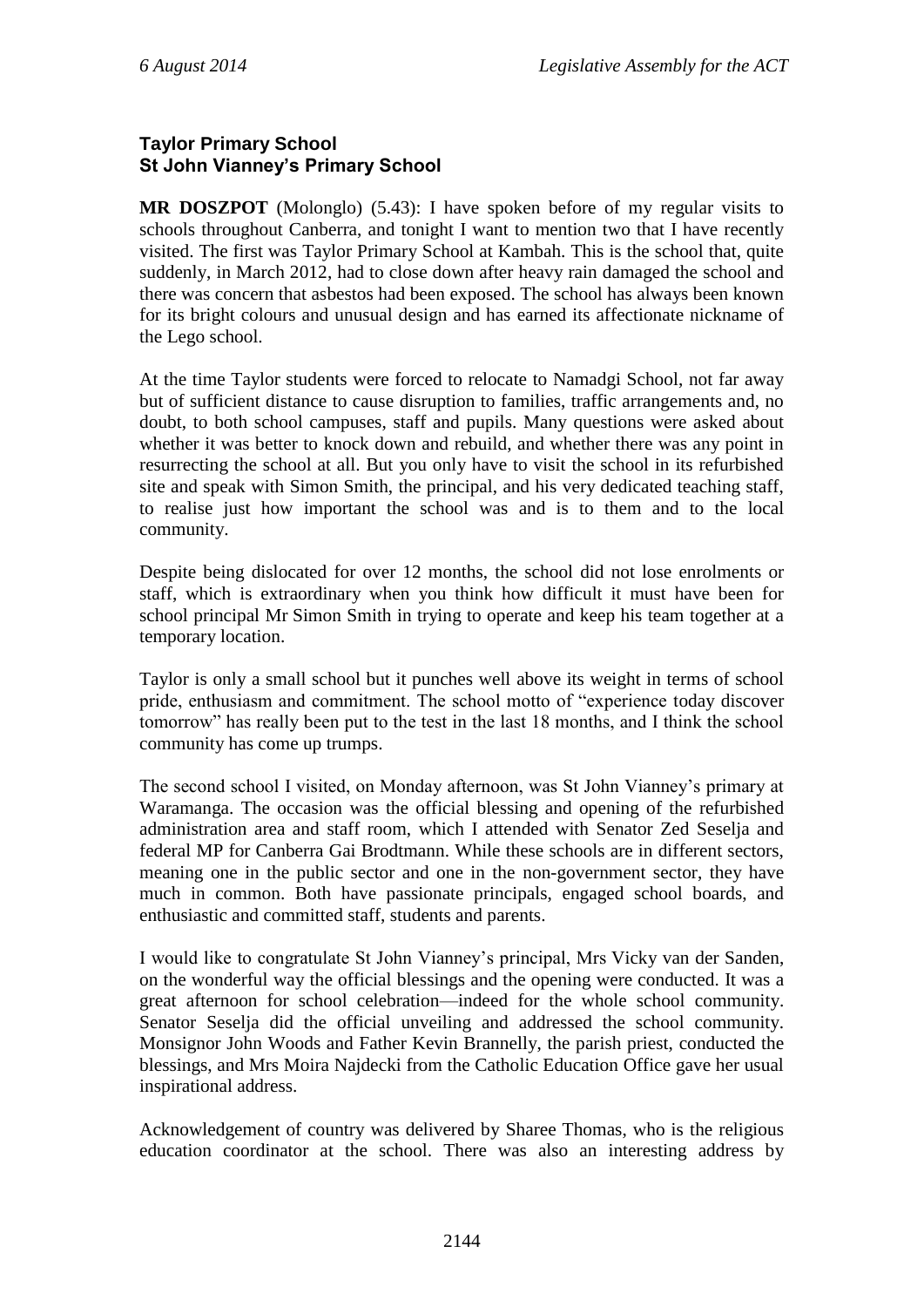**Taylor Primary School**
**St John Vianney's Primary School**

**MR DOSZPOT** (Molonglo) (5.43): I have spoken before of my regular visits to schools throughout Canberra, and tonight I want to mention two that I have recently visited. The first was Taylor Primary School at Kambah. This is the school that, quite suddenly, in March 2012, had to close down after heavy rain damaged the school and there was concern that asbestos had been exposed. The school has always been known for its bright colours and unusual design and has earned its affectionate nickname of the Lego school.

At the time Taylor students were forced to relocate to Namadgi School, not far away but of sufficient distance to cause disruption to families, traffic arrangements and, no doubt, to both school campuses, staff and pupils. Many questions were asked about whether it was better to knock down and rebuild, and whether there was any point in resurrecting the school at all. But you only have to visit the school in its refurbished site and speak with Simon Smith, the principal, and his very dedicated teaching staff, to realise just how important the school was and is to them and to the local community.

Despite being dislocated for over 12 months, the school did not lose enrolments or staff, which is extraordinary when you think how difficult it must have been for school principal Mr Simon Smith in trying to operate and keep his team together at a temporary location.

Taylor is only a small school but it punches well above its weight in terms of school pride, enthusiasm and commitment. The school motto of "experience today discover tomorrow" has really been put to the test in the last 18 months, and I think the school community has come up trumps.

The second school I visited, on Monday afternoon, was St John Vianney's primary at Waramanga. The occasion was the official blessing and opening of the refurbished administration area and staff room, which I attended with Senator Zed Seselja and federal MP for Canberra Gai Brodtmann. While these schools are in different sectors, meaning one in the public sector and one in the non-government sector, they have much in common. Both have passionate principals, engaged school boards, and enthusiastic and committed staff, students and parents.

I would like to congratulate St John Vianney's principal, Mrs Vicky van der Sanden, on the wonderful way the official blessings and the opening were conducted. It was a great afternoon for school celebration—indeed for the whole school community. Senator Seselja did the official unveiling and addressed the school community. Monsignor John Woods and Father Kevin Brannelly, the parish priest, conducted the blessings, and Mrs Moira Najdecki from the Catholic Education Office gave her usual inspirational address.

Acknowledgement of country was delivered by Sharee Thomas, who is the religious education coordinator at the school. There was also an interesting address by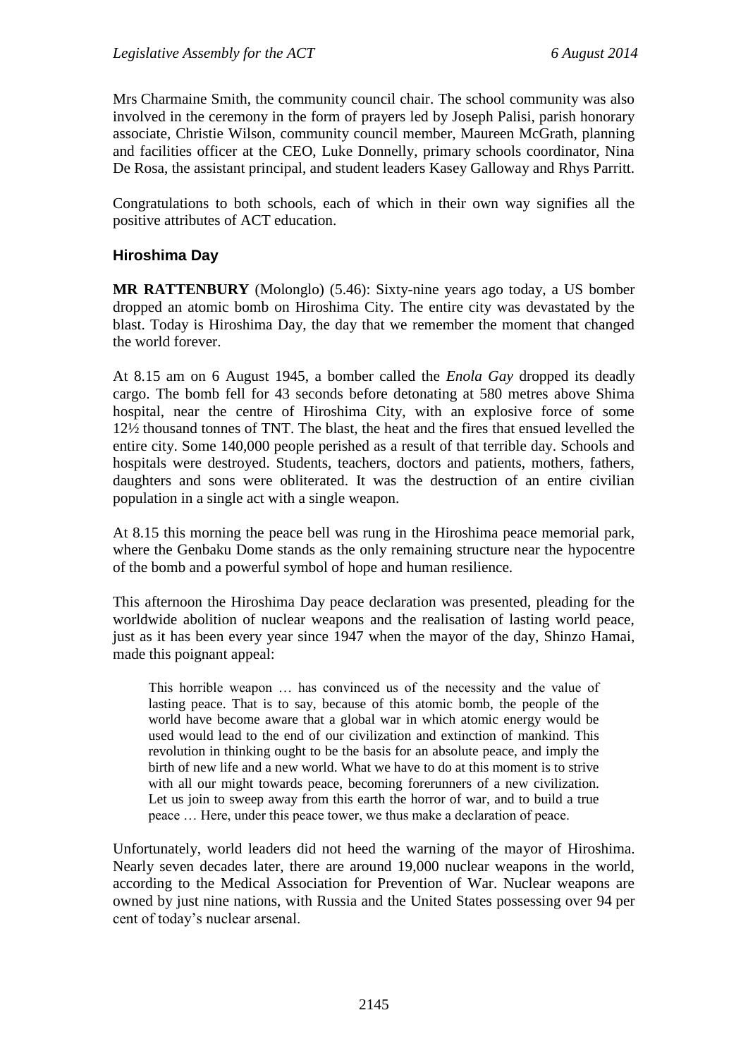Mrs Charmaine Smith, the community council chair. The school community was also involved in the ceremony in the form of prayers led by Joseph Palisi, parish honorary associate, Christie Wilson, community council member, Maureen McGrath, planning and facilities officer at the CEO, Luke Donnelly, primary schools coordinator, Nina De Rosa, the assistant principal, and student leaders Kasey Galloway and Rhys Parritt.

Congratulations to both schools, each of which in their own way signifies all the positive attributes of ACT education.

### Hiroshima Day

**MR RATTENBURY** (Molonglo) (5.46): Sixty-nine years ago today, a US bomber dropped an atomic bomb on Hiroshima City. The entire city was devastated by the blast. Today is Hiroshima Day, the day that we remember the moment that changed the world forever.

At 8.15 am on 6 August 1945, a bomber called the *Enola Gay* dropped its deadly cargo. The bomb fell for 43 seconds before detonating at 580 metres above Shima hospital, near the centre of Hiroshima City, with an explosive force of some 12½ thousand tonnes of TNT. The blast, the heat and the fires that ensued levelled the entire city. Some 140,000 people perished as a result of that terrible day. Schools and hospitals were destroyed. Students, teachers, doctors and patients, mothers, fathers, daughters and sons were obliterated. It was the destruction of an entire civilian population in a single act with a single weapon.

At 8.15 this morning the peace bell was rung in the Hiroshima peace memorial park, where the Genbaku Dome stands as the only remaining structure near the hypocentre of the bomb and a powerful symbol of hope and human resilience.

This afternoon the Hiroshima Day peace declaration was presented, pleading for the worldwide abolition of nuclear weapons and the realisation of lasting world peace, just as it has been every year since 1947 when the mayor of the day, Shinzo Hamai, made this poignant appeal:

> This horrible weapon … has convinced us of the necessity and the value of lasting peace. That is to say, because of this atomic bomb, the people of the world have become aware that a global war in which atomic energy would be used would lead to the end of our civilization and extinction of mankind. This revolution in thinking ought to be the basis for an absolute peace, and imply the birth of new life and a new world. What we have to do at this moment is to strive with all our might towards peace, becoming forerunners of a new civilization. Let us join to sweep away from this earth the horror of war, and to build a true peace … Here, under this peace tower, we thus make a declaration of peace.

Unfortunately, world leaders did not heed the warning of the mayor of Hiroshima. Nearly seven decades later, there are around 19,000 nuclear weapons in the world, according to the Medical Association for Prevention of War. Nuclear weapons are owned by just nine nations, with Russia and the United States possessing over 94 per cent of today's nuclear arsenal.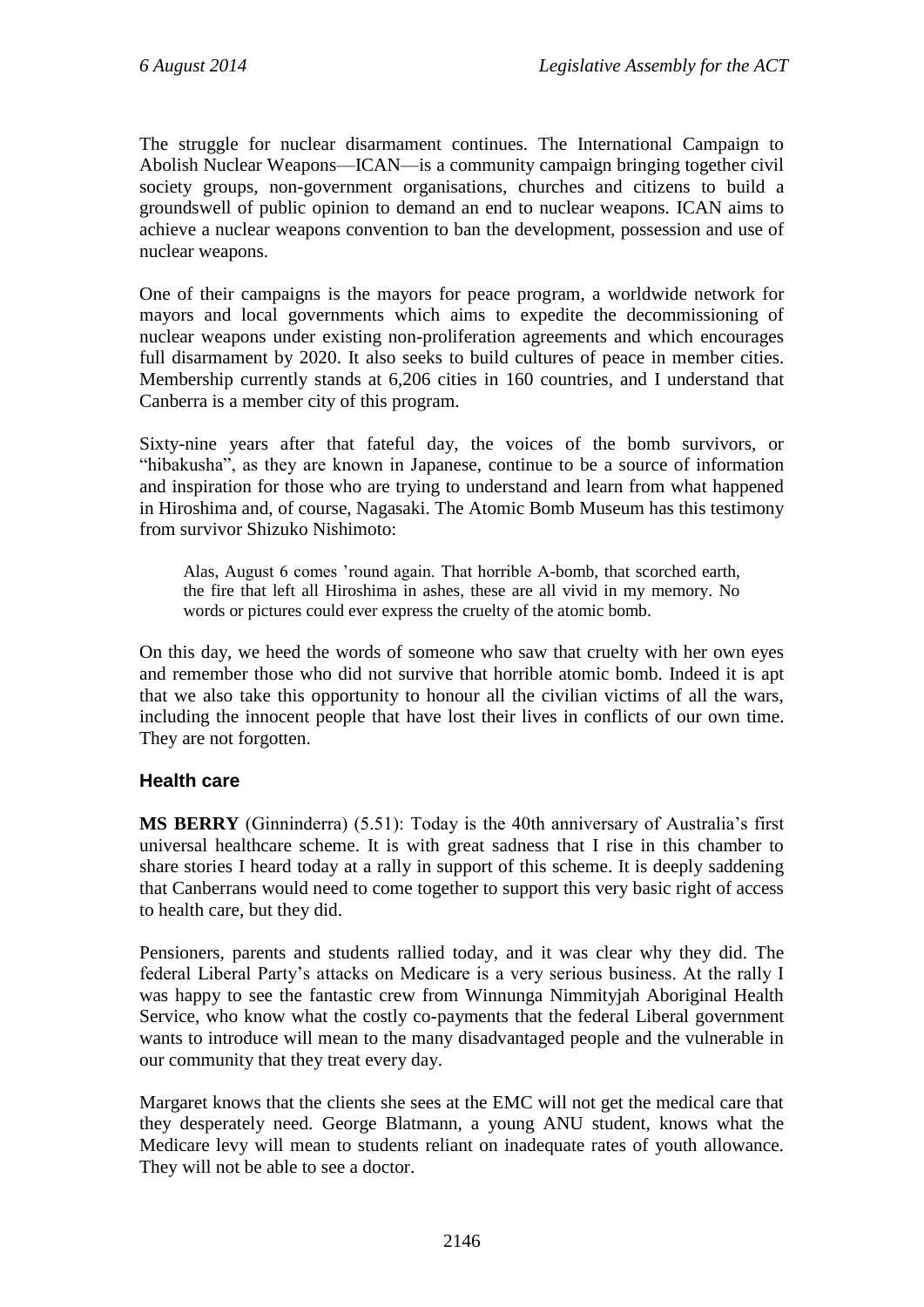The struggle for nuclear disarmament continues. The International Campaign to Abolish Nuclear Weapons—ICAN—is a community campaign bringing together civil society groups, non-government organisations, churches and citizens to build a groundswell of public opinion to demand an end to nuclear weapons. ICAN aims to achieve a nuclear weapons convention to ban the development, possession and use of nuclear weapons.

One of their campaigns is the mayors for peace program, a worldwide network for mayors and local governments which aims to expedite the decommissioning of nuclear weapons under existing non-proliferation agreements and which encourages full disarmament by 2020. It also seeks to build cultures of peace in member cities. Membership currently stands at 6,206 cities in 160 countries, and I understand that Canberra is a member city of this program.

Sixty-nine years after that fateful day, the voices of the bomb survivors, or "hibakusha", as they are known in Japanese, continue to be a source of information and inspiration for those who are trying to understand and learn from what happened in Hiroshima and, of course, Nagasaki. The Atomic Bomb Museum has this testimony from survivor Shizuko Nishimoto:

> Alas, August 6 comes 'round again. That horrible A-bomb, that scorched earth, the fire that left all Hiroshima in ashes, these are all vivid in my memory. No words or pictures could ever express the cruelty of the atomic bomb.

On this day, we heed the words of someone who saw that cruelty with her own eyes and remember those who did not survive that horrible atomic bomb. Indeed it is apt that we also take this opportunity to honour all the civilian victims of all the wars, including the innocent people that have lost their lives in conflicts of our own time. They are not forgotten.

## Health care

**MS BERRY** (Ginninderra) (5.51): Today is the 40th anniversary of Australia's first universal healthcare scheme. It is with great sadness that I rise in this chamber to share stories I heard today at a rally in support of this scheme. It is deeply saddening that Canberrans would need to come together to support this very basic right of access to health care, but they did.

Pensioners, parents and students rallied today, and it was clear why they did. The federal Liberal Party's attacks on Medicare is a very serious business. At the rally I was happy to see the fantastic crew from Winnunga Nimmityjah Aboriginal Health Service, who know what the costly co-payments that the federal Liberal government wants to introduce will mean to the many disadvantaged people and the vulnerable in our community that they treat every day.

Margaret knows that the clients she sees at the EMC will not get the medical care that they desperately need. George Blatmann, a young ANU student, knows what the Medicare levy will mean to students reliant on inadequate rates of youth allowance. They will not be able to see a doctor.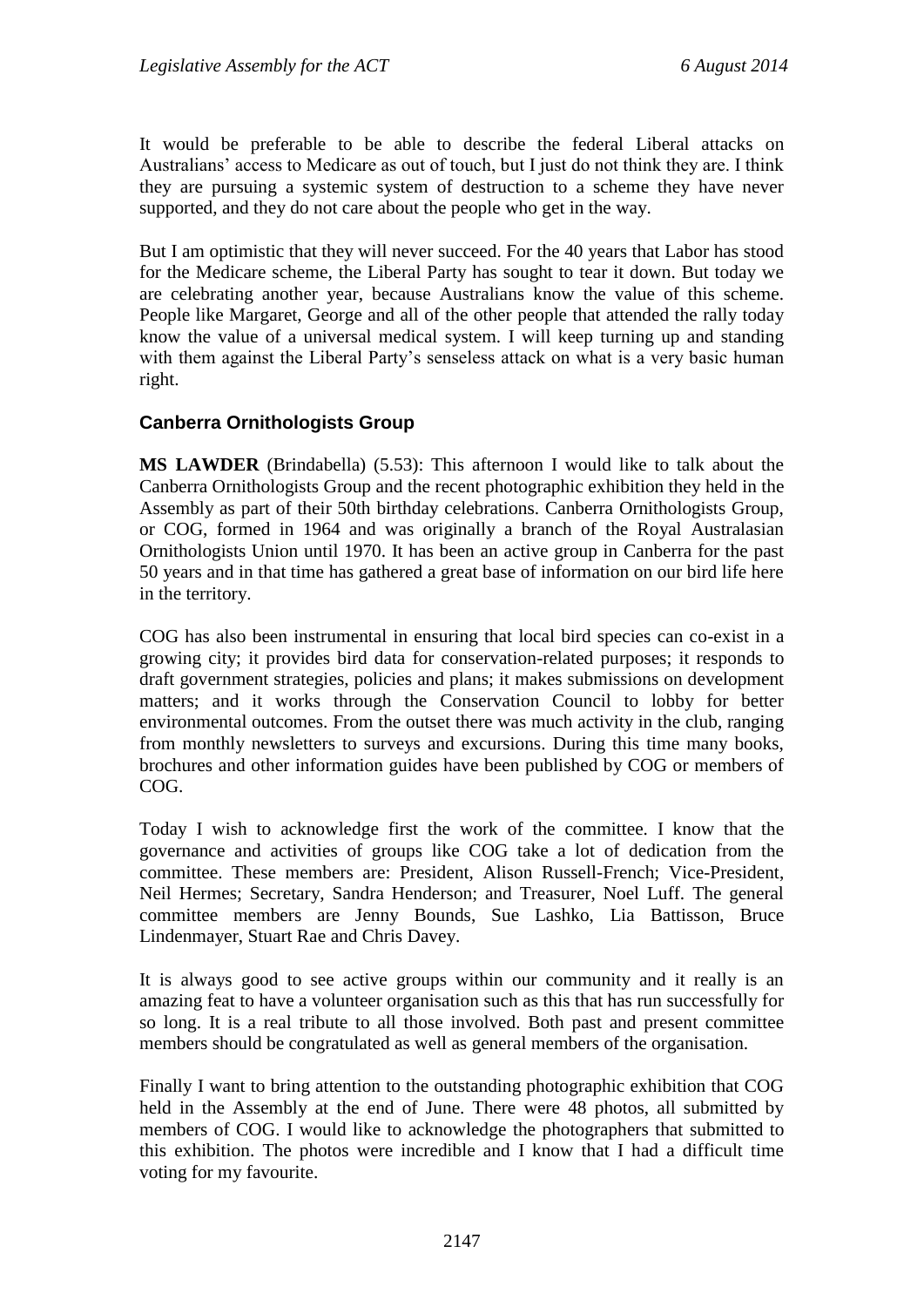It would be preferable to be able to describe the federal Liberal attacks on Australians' access to Medicare as out of touch, but I just do not think they are. I think they are pursuing a systemic system of destruction to a scheme they have never supported, and they do not care about the people who get in the way.

But I am optimistic that they will never succeed. For the 40 years that Labor has stood for the Medicare scheme, the Liberal Party has sought to tear it down. But today we are celebrating another year, because Australians know the value of this scheme. People like Margaret, George and all of the other people that attended the rally today know the value of a universal medical system. I will keep turning up and standing with them against the Liberal Party's senseless attack on what is a very basic human right.

## Canberra Ornithologists Group

**MS LAWDER** (Brindabella) (5.53): This afternoon I would like to talk about the Canberra Ornithologists Group and the recent photographic exhibition they held in the Assembly as part of their 50th birthday celebrations. Canberra Ornithologists Group, or COG, formed in 1964 and was originally a branch of the Royal Australasian Ornithologists Union until 1970. It has been an active group in Canberra for the past 50 years and in that time has gathered a great base of information on our bird life here in the territory.

COG has also been instrumental in ensuring that local bird species can co-exist in a growing city; it provides bird data for conservation-related purposes; it responds to draft government strategies, policies and plans; it makes submissions on development matters; and it works through the Conservation Council to lobby for better environmental outcomes. From the outset there was much activity in the club, ranging from monthly newsletters to surveys and excursions. During this time many books, brochures and other information guides have been published by COG or members of COG.

Today I wish to acknowledge first the work of the committee. I know that the governance and activities of groups like COG take a lot of dedication from the committee. These members are: President, Alison Russell-French; Vice-President, Neil Hermes; Secretary, Sandra Henderson; and Treasurer, Noel Luff. The general committee members are Jenny Bounds, Sue Lashko, Lia Battisson, Bruce Lindenmayer, Stuart Rae and Chris Davey.

It is always good to see active groups within our community and it really is an amazing feat to have a volunteer organisation such as this that has run successfully for so long. It is a real tribute to all those involved. Both past and present committee members should be congratulated as well as general members of the organisation.

Finally I want to bring attention to the outstanding photographic exhibition that COG held in the Assembly at the end of June. There were 48 photos, all submitted by members of COG. I would like to acknowledge the photographers that submitted to this exhibition. The photos were incredible and I know that I had a difficult time voting for my favourite.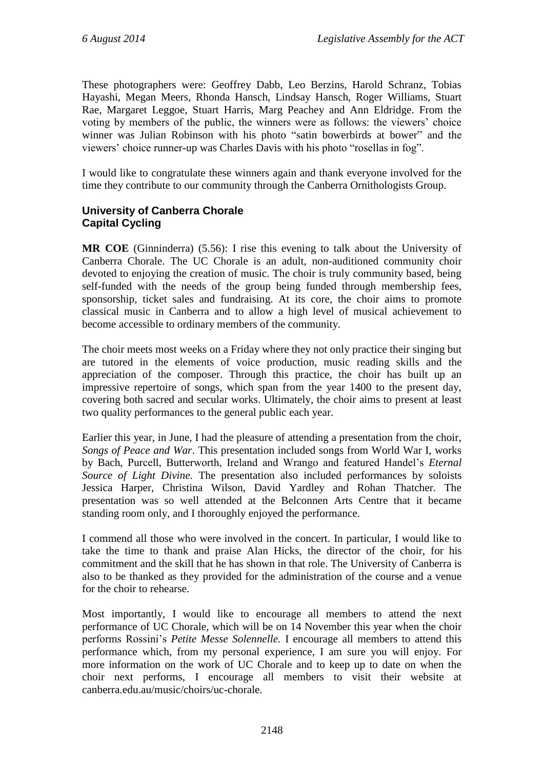These photographers were: Geoffrey Dabb, Leo Berzins, Harold Schranz, Tobias Hayashi, Megan Meers, Rhonda Hansch, Lindsay Hansch, Roger Williams, Stuart Rae, Margaret Leggoe, Stuart Harris, Marg Peachey and Ann Eldridge. From the voting by members of the public, the winners were as follows: the viewers' choice winner was Julian Robinson with his photo "satin bowerbirds at bower" and the viewers' choice runner-up was Charles Davis with his photo "rosellas in fog".

I would like to congratulate these winners again and thank everyone involved for the time they contribute to our community through the Canberra Ornithologists Group.

### University of Canberra Chorale
### Capital Cycling

**MR COE** (Ginninderra) (5.56): I rise this evening to talk about the University of Canberra Chorale. The UC Chorale is an adult, non-auditioned community choir devoted to enjoying the creation of music. The choir is truly community based, being self-funded with the needs of the group being funded through membership fees, sponsorship, ticket sales and fundraising. At its core, the choir aims to promote classical music in Canberra and to allow a high level of musical achievement to become accessible to ordinary members of the community.

The choir meets most weeks on a Friday where they not only practice their singing but are tutored in the elements of voice production, music reading skills and the appreciation of the composer. Through this practice, the choir has built up an impressive repertoire of songs, which span from the year 1400 to the present day, covering both sacred and secular works. Ultimately, the choir aims to present at least two quality performances to the general public each year.

Earlier this year, in June, I had the pleasure of attending a presentation from the choir, *Songs of Peace and War*. This presentation included songs from World War I, works by Bach, Purcell, Butterworth, Ireland and Wrango and featured Handel's *Eternal Source of Light Divine.* The presentation also included performances by soloists Jessica Harper, Christina Wilson, David Yardley and Rohan Thatcher. The presentation was so well attended at the Belconnen Arts Centre that it became standing room only, and I thoroughly enjoyed the performance.

I commend all those who were involved in the concert. In particular, I would like to take the time to thank and praise Alan Hicks, the director of the choir, for his commitment and the skill that he has shown in that role. The University of Canberra is also to be thanked as they provided for the administration of the course and a venue for the choir to rehearse.

Most importantly, I would like to encourage all members to attend the next performance of UC Chorale, which will be on 14 November this year when the choir performs Rossini's *Petite Messe Solennelle.* I encourage all members to attend this performance which, from my personal experience, I am sure you will enjoy. For more information on the work of UC Chorale and to keep up to date on when the choir next performs, I encourage all members to visit their website at canberra.edu.au/music/choirs/uc-chorale.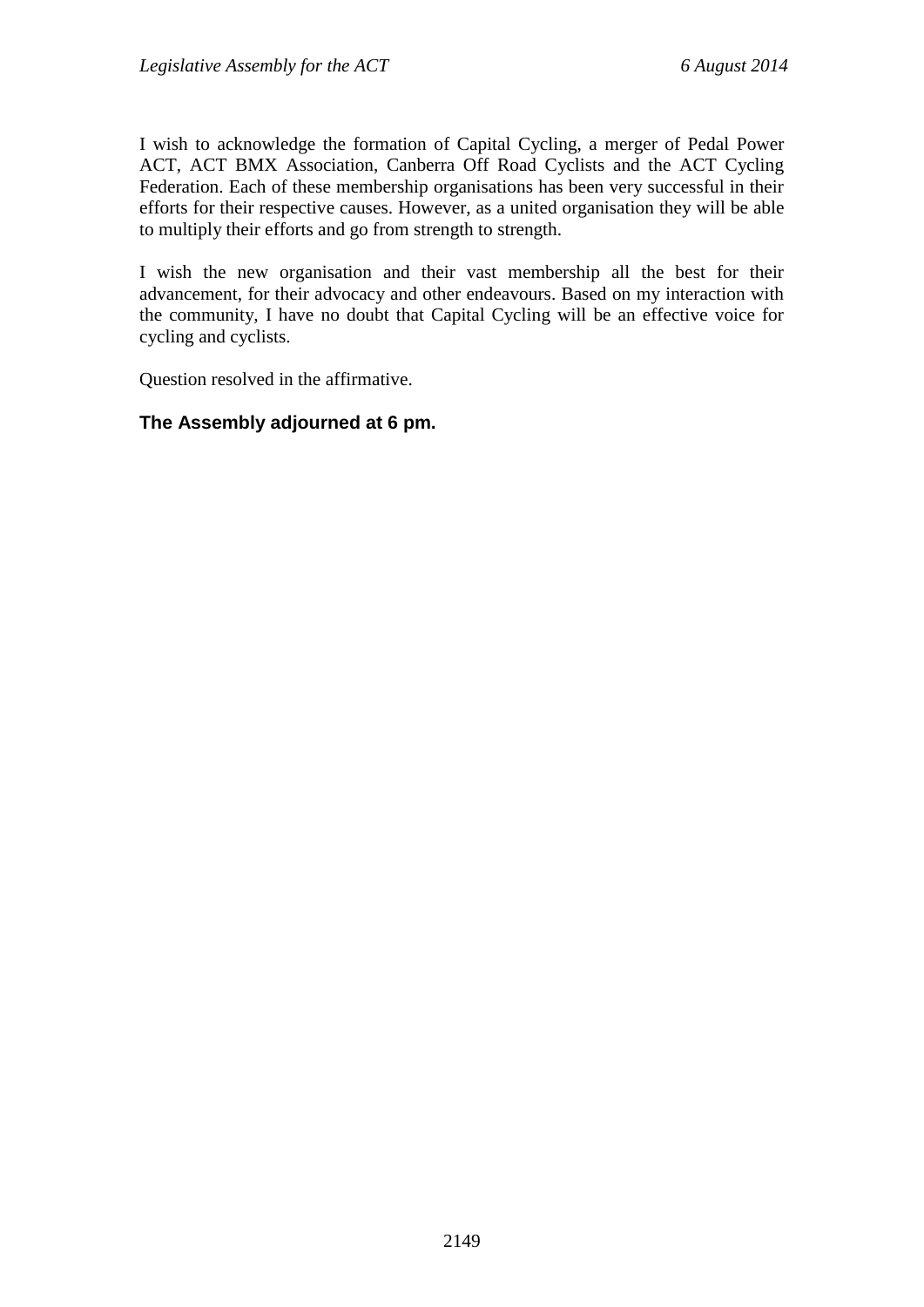I wish to acknowledge the formation of Capital Cycling, a merger of Pedal Power ACT, ACT BMX Association, Canberra Off Road Cyclists and the ACT Cycling Federation. Each of these membership organisations has been very successful in their efforts for their respective causes. However, as a united organisation they will be able to multiply their efforts and go from strength to strength.

I wish the new organisation and their vast membership all the best for their advancement, for their advocacy and other endeavours. Based on my interaction with the community, I have no doubt that Capital Cycling will be an effective voice for cycling and cyclists.

Question resolved in the affirmative.

**The Assembly adjourned at 6 pm.**